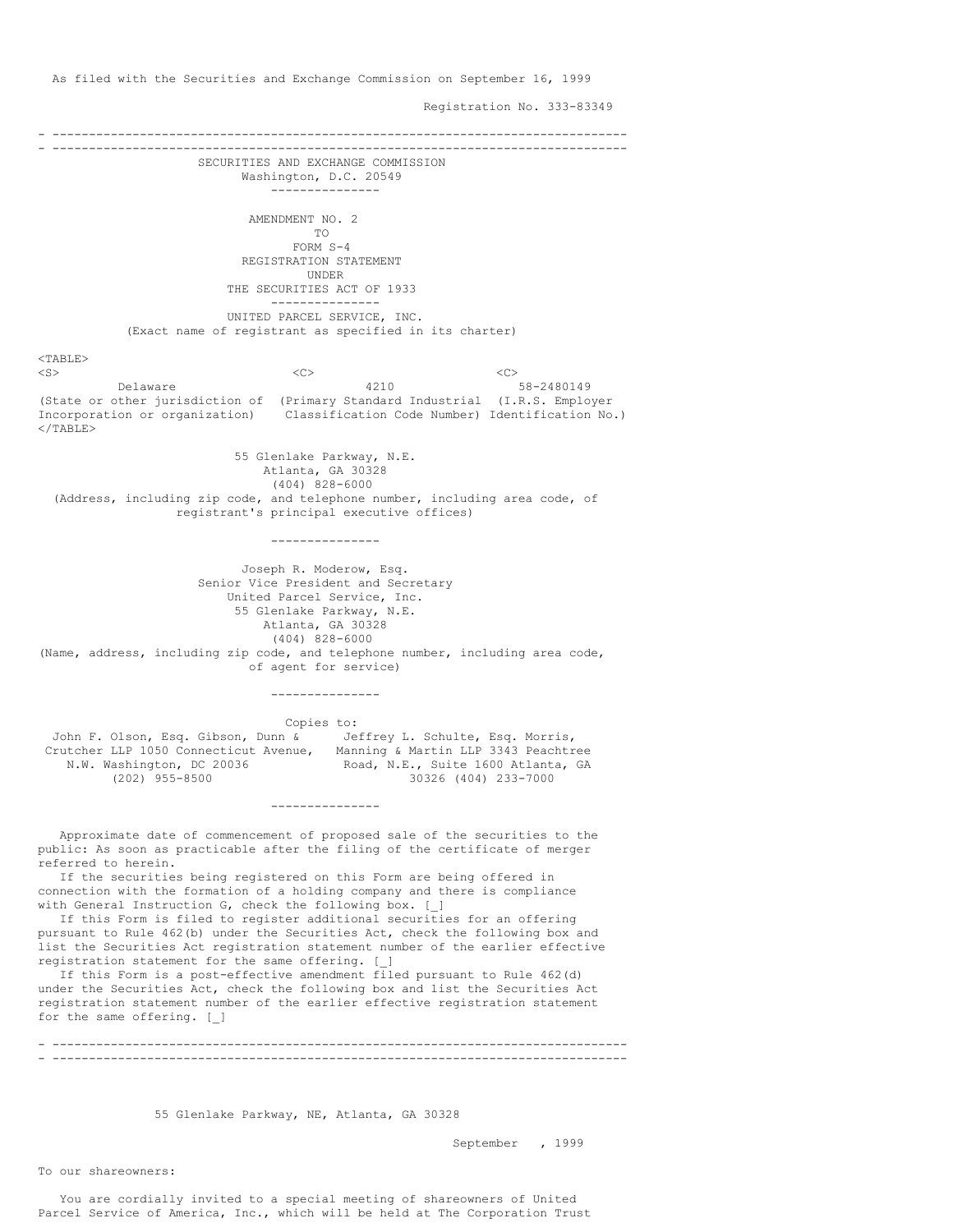As filed with the Securities and Exchange Commission on September 16, 1999

Registration No. 333-83349

---

SECURITIES AND EXCHANGE COMMISSION
Washington, D.C. 20549

---

AMENDMENT NO. 2
TO
FORM S-4
REGISTRATION STATEMENT
UNDER
THE SECURITIES ACT OF 1933

---

UNITED PARCEL SERVICE, INC.
(Exact name of registrant as specified in its charter)

| Delaware | 4210 | 58-2480149 |
|---|---|---|
| (State or other jurisdiction of Incorporation or organization) | (Primary Standard Industrial Classification Code Number) | (I.R.S. Employer Identification No.) |

55 Glenlake Parkway, N.E.
Atlanta, GA 30328
(404) 828-6000
(Address, including zip code, and telephone number, including area code, of registrant's principal executive offices)

---

Joseph R. Moderow, Esq.
Senior Vice President and Secretary
United Parcel Service, Inc.
55 Glenlake Parkway, N.E.
Atlanta, GA 30328
(404) 828-6000
(Name, address, including zip code, and telephone number, including area code, of agent for service)

---

Copies to:

John F. Olson, Esq. Gibson, Dunn & Crutcher LLP 1050 Connecticut Avenue, N.W. Washington, DC 20036 (202) 955-8500

Jeffrey L. Schulte, Esq. Morris, Manning & Martin LLP 3343 Peachtree Road, N.E., Suite 1600 Atlanta, GA 30326 (404) 233-7000

---

Approximate date of commencement of proposed sale of the securities to the public: As soon as practicable after the filing of the certificate of merger referred to herein.

If the securities being registered on this Form are being offered in connection with the formation of a holding company and there is compliance with General Instruction G, check the following box. [_]

If this Form is filed to register additional securities for an offering pursuant to Rule 462(b) under the Securities Act, check the following box and list the Securities Act registration statement number of the earlier effective registration statement for the same offering. [_]

If this Form is a post-effective amendment filed pursuant to Rule 462(d) under the Securities Act, check the following box and list the Securities Act registration statement number of the earlier effective registration statement for the same offering. [_]

---

55 Glenlake Parkway, NE, Atlanta, GA 30328

September , 1999

To our shareowners:

You are cordially invited to a special meeting of shareowners of United Parcel Service of America, Inc., which will be held at The Corporation Trust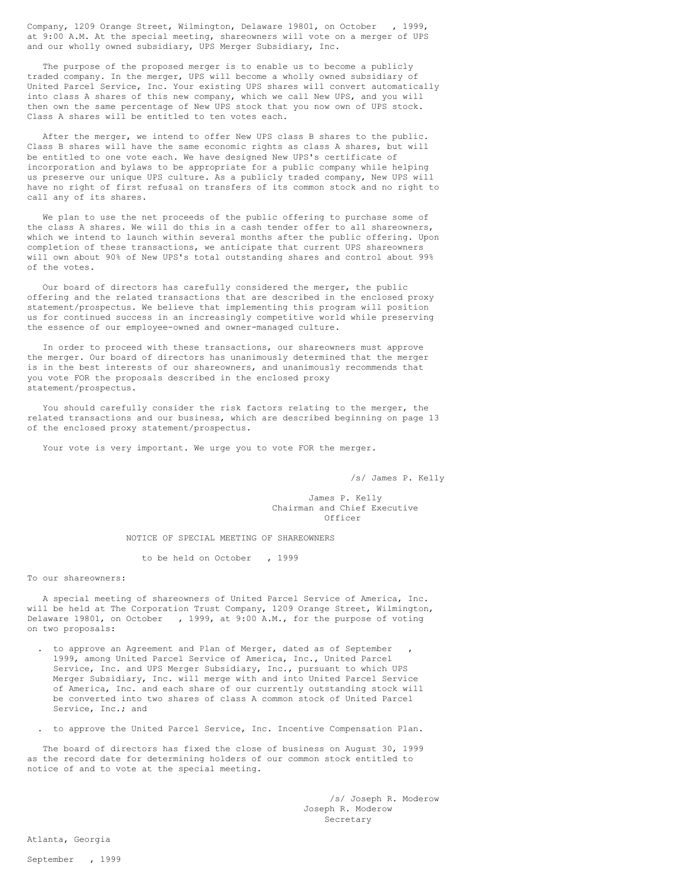Company, 1209 Orange Street, Wilmington, Delaware 19801, on October , 1999, at 9:00 A.M. At the special meeting, shareowners will vote on a merger of UPS and our wholly owned subsidiary, UPS Merger Subsidiary, Inc.

The purpose of the proposed merger is to enable us to become a publicly traded company. In the merger, UPS will become a wholly owned subsidiary of United Parcel Service, Inc. Your existing UPS shares will convert automatically into class A shares of this new company, which we call New UPS, and you will then own the same percentage of New UPS stock that you now own of UPS stock. Class A shares will be entitled to ten votes each.

After the merger, we intend to offer New UPS class B shares to the public. Class B shares will have the same economic rights as class A shares, but will be entitled to one vote each. We have designed New UPS's certificate of incorporation and bylaws to be appropriate for a public company while helping us preserve our unique UPS culture. As a publicly traded company, New UPS will have no right of first refusal on transfers of its common stock and no right to call any of its shares.

We plan to use the net proceeds of the public offering to purchase some of the class A shares. We will do this in a cash tender offer to all shareowners, which we intend to launch within several months after the public offering. Upon completion of these transactions, we anticipate that current UPS shareowners will own about 90% of New UPS's total outstanding shares and control about 99% of the votes.

Our board of directors has carefully considered the merger, the public offering and the related transactions that are described in the enclosed proxy statement/prospectus. We believe that implementing this program will position us for continued success in an increasingly competitive world while preserving the essence of our employee-owned and owner-managed culture.

In order to proceed with these transactions, our shareowners must approve the merger. Our board of directors has unanimously determined that the merger is in the best interests of our shareowners, and unanimously recommends that you vote FOR the proposals described in the enclosed proxy statement/prospectus.

You should carefully consider the risk factors relating to the merger, the related transactions and our business, which are described beginning on page 13 of the enclosed proxy statement/prospectus.

Your vote is very important. We urge you to vote FOR the merger.

/s/ James P. Kelly

James P. Kelly
Chairman and Chief Executive Officer

## NOTICE OF SPECIAL MEETING OF SHAREOWNERS

to be held on October , 1999

To our shareowners:

A special meeting of shareowners of United Parcel Service of America, Inc. will be held at The Corporation Trust Company, 1209 Orange Street, Wilmington, Delaware 19801, on October , 1999, at 9:00 A.M., for the purpose of voting on two proposals:

- to approve an Agreement and Plan of Merger, dated as of September , 1999, among United Parcel Service of America, Inc., United Parcel Service, Inc. and UPS Merger Subsidiary, Inc., pursuant to which UPS Merger Subsidiary, Inc. will merge with and into United Parcel Service of America, Inc. and each share of our currently outstanding stock will be converted into two shares of class A common stock of United Parcel Service, Inc.; and
- to approve the United Parcel Service, Inc. Incentive Compensation Plan.

The board of directors has fixed the close of business on August 30, 1999 as the record date for determining holders of our common stock entitled to notice of and to vote at the special meeting.

/s/ Joseph R. Moderow
Joseph R. Moderow
Secretary

Atlanta, Georgia

September , 1999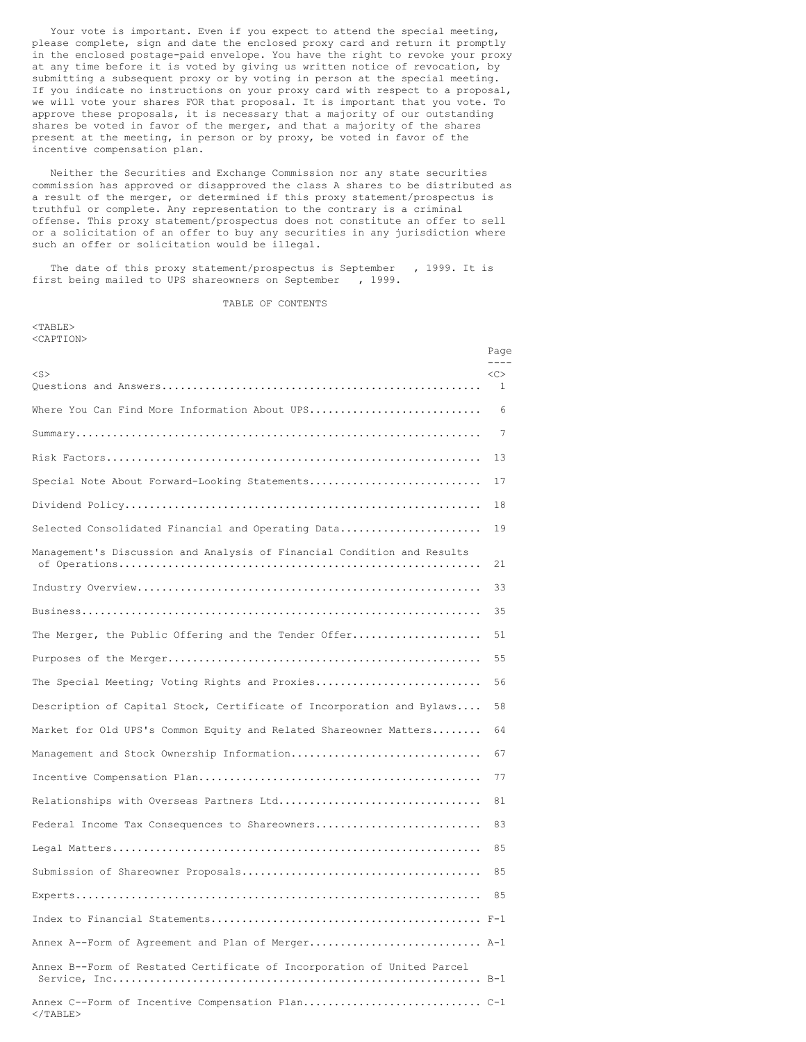Your vote is important. Even if you expect to attend the special meeting, please complete, sign and date the enclosed proxy card and return it promptly in the enclosed postage-paid envelope. You have the right to revoke your proxy at any time before it is voted by giving us written notice of revocation, by submitting a subsequent proxy or by voting in person at the special meeting. If you indicate no instructions on your proxy card with respect to a proposal, we will vote your shares FOR that proposal. It is important that you vote. To approve these proposals, it is necessary that a majority of our outstanding shares be voted in favor of the merger, and that a majority of the shares present at the meeting, in person or by proxy, be voted in favor of the incentive compensation plan.

Neither the Securities and Exchange Commission nor any state securities commission has approved or disapproved the class A shares to be distributed as a result of the merger, or determined if this proxy statement/prospectus is truthful or complete. Any representation to the contrary is a criminal offense. This proxy statement/prospectus does not constitute an offer to sell or a solicitation of an offer to buy any securities in any jurisdiction where such an offer or solicitation would be illegal.

The date of this proxy statement/prospectus is September , 1999. It is first being mailed to UPS shareowners on September , 1999.

## TABLE OF CONTENTS

| | Page |
|---|---|
| Questions and Answers | 1 |
| Where You Can Find More Information About UPS | 6 |
| Summary | 7 |
| Risk Factors | 13 |
| Special Note About Forward-Looking Statements | 17 |
| Dividend Policy | 18 |
| Selected Consolidated Financial and Operating Data | 19 |
| Management's Discussion and Analysis of Financial Condition and Results of Operations | 21 |
| Industry Overview | 33 |
| Business | 35 |
| The Merger, the Public Offering and the Tender Offer | 51 |
| Purposes of the Merger | 55 |
| The Special Meeting; Voting Rights and Proxies | 56 |
| Description of Capital Stock, Certificate of Incorporation and Bylaws | 58 |
| Market for Old UPS's Common Equity and Related Shareowner Matters | 64 |
| Management and Stock Ownership Information | 67 |
| Incentive Compensation Plan | 77 |
| Relationships with Overseas Partners Ltd | 81 |
| Federal Income Tax Consequences to Shareowners | 83 |
| Legal Matters | 85 |
| Submission of Shareowner Proposals | 85 |
| Experts | 85 |
| Index to Financial Statements | F-1 |
| Annex A--Form of Agreement and Plan of Merger | A-1 |
| Annex B--Form of Restated Certificate of Incorporation of United Parcel Service, Inc. | B-1 |
| Annex C--Form of Incentive Compensation Plan | C-1 |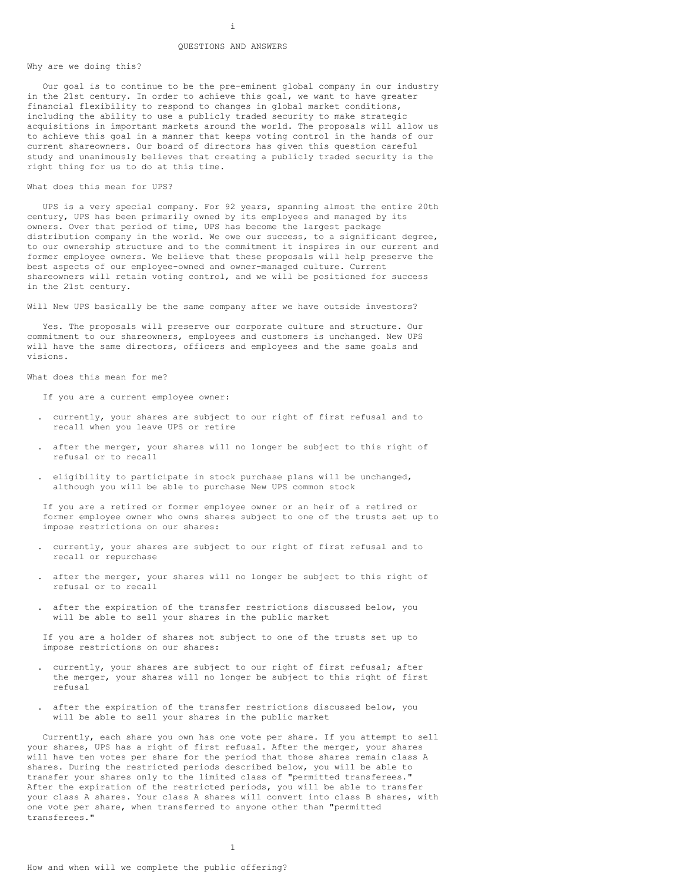## QUESTIONS AND ANSWERS

### Why are we doing this?

Our goal is to continue to be the pre-eminent global company in our industry in the 21st century. In order to achieve this goal, we want to have greater financial flexibility to respond to changes in global market conditions, including the ability to use a publicly traded security to make strategic acquisitions in important markets around the world. The proposals will allow us to achieve this goal in a manner that keeps voting control in the hands of our current shareowners. Our board of directors has given this question careful study and unanimously believes that creating a publicly traded security is the right thing for us to do at this time.

### What does this mean for UPS?

UPS is a very special company. For 92 years, spanning almost the entire 20th century, UPS has been primarily owned by its employees and managed by its owners. Over that period of time, UPS has become the largest package distribution company in the world. We owe our success, to a significant degree, to our ownership structure and to the commitment it inspires in our current and former employee owners. We believe that these proposals will help preserve the best aspects of our employee-owned and owner-managed culture. Current shareowners will retain voting control, and we will be positioned for success in the 21st century.

### Will New UPS basically be the same company after we have outside investors?

Yes. The proposals will preserve our corporate culture and structure. Our commitment to our shareowners, employees and customers is unchanged. New UPS will have the same directors, officers and employees and the same goals and visions.

### What does this mean for me?

If you are a current employee owner:

- currently, your shares are subject to our right of first refusal and to recall when you leave UPS or retire
- after the merger, your shares will no longer be subject to this right of refusal or to recall
- eligibility to participate in stock purchase plans will be unchanged, although you will be able to purchase New UPS common stock

If you are a retired or former employee owner or an heir of a retired or former employee owner who owns shares subject to one of the trusts set up to impose restrictions on our shares:

- currently, your shares are subject to our right of first refusal and to recall or repurchase
- after the merger, your shares will no longer be subject to this right of refusal or to recall
- after the expiration of the transfer restrictions discussed below, you will be able to sell your shares in the public market

If you are a holder of shares not subject to one of the trusts set up to impose restrictions on our shares:

- currently, your shares are subject to our right of first refusal; after the merger, your shares will no longer be subject to this right of first refusal
- after the expiration of the transfer restrictions discussed below, you will be able to sell your shares in the public market

Currently, each share you own has one vote per share. If you attempt to sell your shares, UPS has a right of first refusal. After the merger, your shares will have ten votes per share for the period that those shares remain class A shares. During the restricted periods described below, you will be able to transfer your shares only to the limited class of "permitted transferees." After the expiration of the restricted periods, you will be able to transfer your class A shares. Your class A shares will convert into class B shares, with one vote per share, when transferred to anyone other than "permitted transferees."

### How and when will we complete the public offering?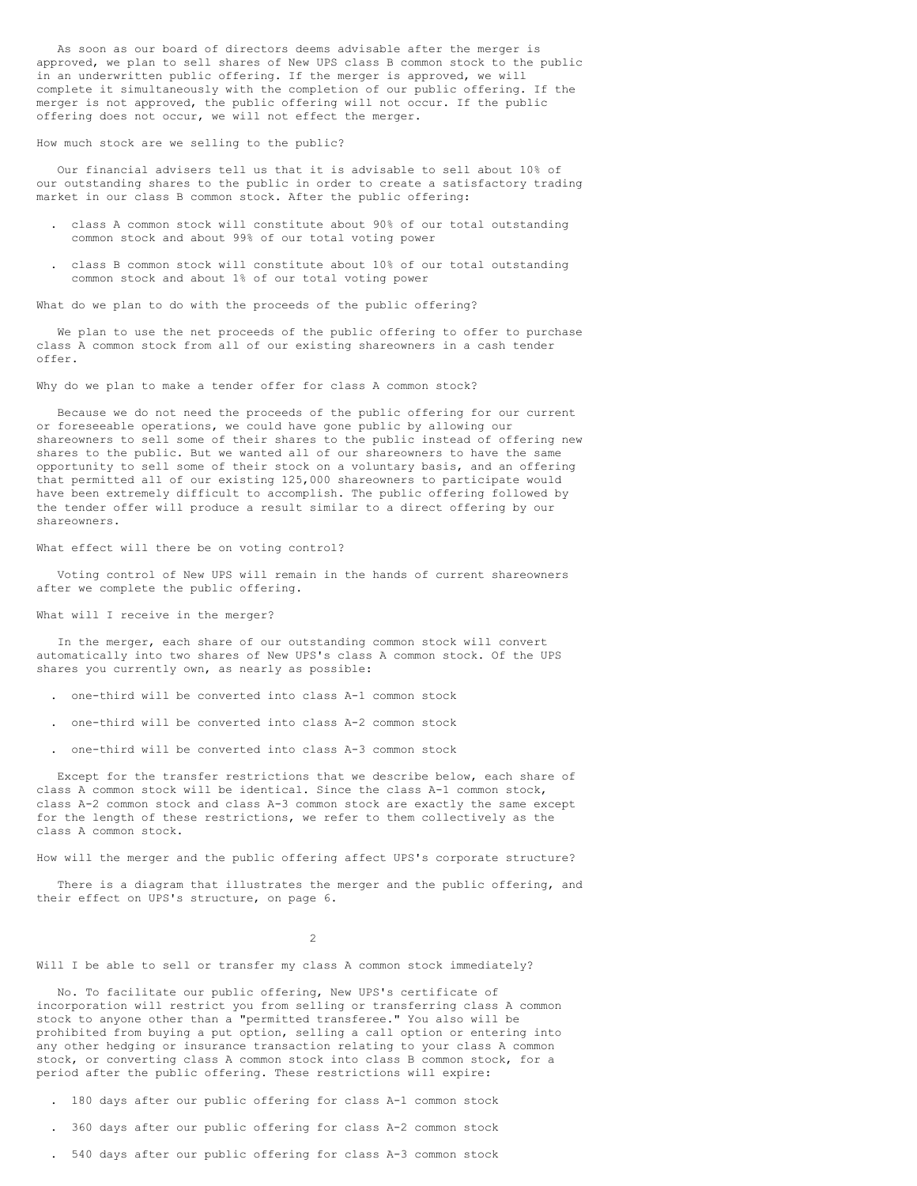As soon as our board of directors deems advisable after the merger is approved, we plan to sell shares of New UPS class B common stock to the public in an underwritten public offering. If the merger is approved, we will complete it simultaneously with the completion of our public offering. If the merger is not approved, the public offering will not occur. If the public offering does not occur, we will not effect the merger.

### How much stock are we selling to the public?

Our financial advisers tell us that it is advisable to sell about 10% of our outstanding shares to the public in order to create a satisfactory trading market in our class B common stock. After the public offering:

- class A common stock will constitute about 90% of our total outstanding common stock and about 99% of our total voting power
- class B common stock will constitute about 10% of our total outstanding common stock and about 1% of our total voting power

### What do we plan to do with the proceeds of the public offering?

We plan to use the net proceeds of the public offering to offer to purchase class A common stock from all of our existing shareowners in a cash tender offer.

### Why do we plan to make a tender offer for class A common stock?

Because we do not need the proceeds of the public offering for our current or foreseeable operations, we could have gone public by allowing our shareowners to sell some of their shares to the public instead of offering new shares to the public. But we wanted all of our shareowners to have the same opportunity to sell some of their stock on a voluntary basis, and an offering that permitted all of our existing 125,000 shareowners to participate would have been extremely difficult to accomplish. The public offering followed by the tender offer will produce a result similar to a direct offering by our shareowners.

### What effect will there be on voting control?

Voting control of New UPS will remain in the hands of current shareowners after we complete the public offering.

### What will I receive in the merger?

In the merger, each share of our outstanding common stock will convert automatically into two shares of New UPS's class A common stock. Of the UPS shares you currently own, as nearly as possible:

- one-third will be converted into class A-1 common stock
- one-third will be converted into class A-2 common stock
- one-third will be converted into class A-3 common stock

Except for the transfer restrictions that we describe below, each share of class A common stock will be identical. Since the class A-1 common stock, class A-2 common stock and class A-3 common stock are exactly the same except for the length of these restrictions, we refer to them collectively as the class A common stock.

### How will the merger and the public offering affect UPS's corporate structure?

There is a diagram that illustrates the merger and the public offering, and their effect on UPS's structure, on page 6.

### Will I be able to sell or transfer my class A common stock immediately?

No. To facilitate our public offering, New UPS's certificate of incorporation will restrict you from selling or transferring class A common stock to anyone other than a "permitted transferee." You also will be prohibited from buying a put option, selling a call option or entering into any other hedging or insurance transaction relating to your class A common stock, or converting class A common stock into class B common stock, for a period after the public offering. These restrictions will expire:

- 180 days after our public offering for class A-1 common stock
- 360 days after our public offering for class A-2 common stock
- 540 days after our public offering for class A-3 common stock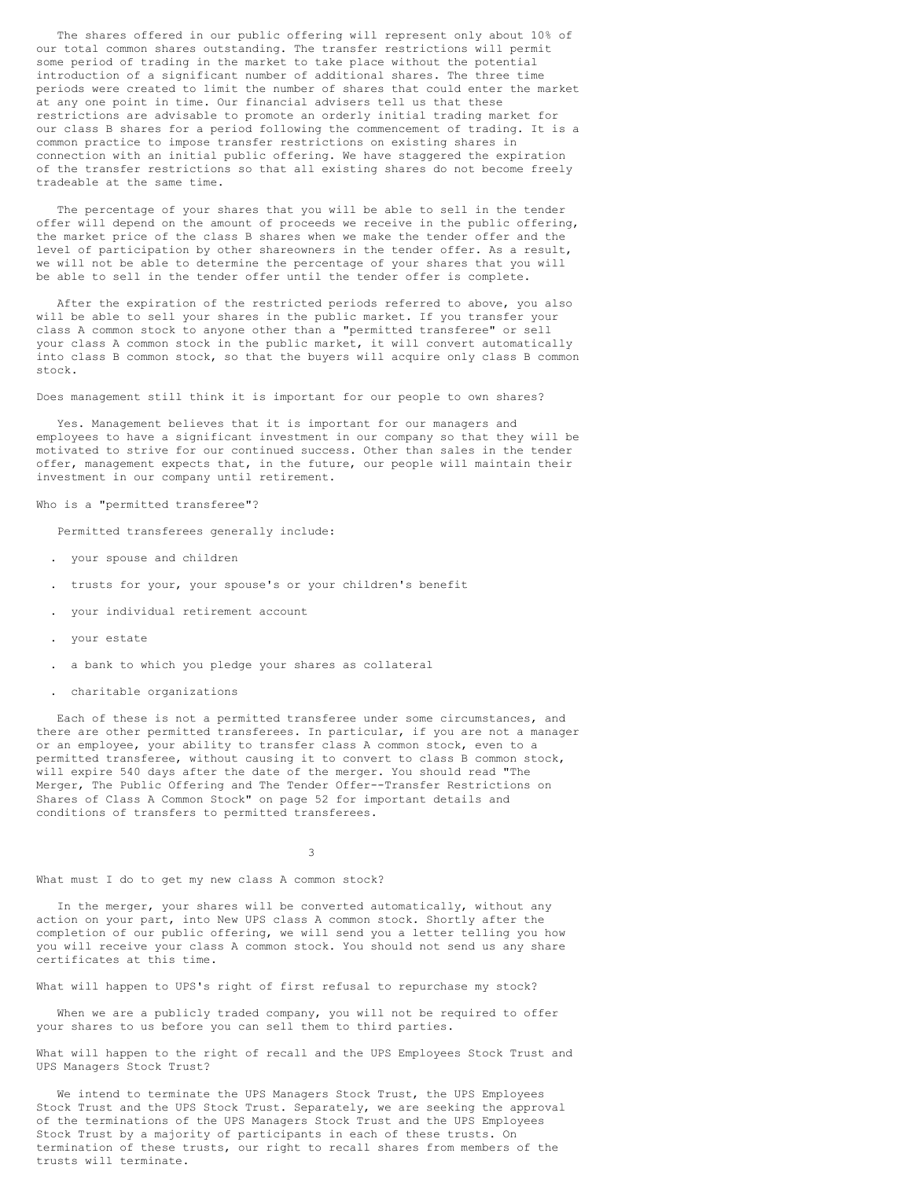The shares offered in our public offering will represent only about 10% of our total common shares outstanding. The transfer restrictions will permit some period of trading in the market to take place without the potential introduction of a significant number of additional shares. The three time periods were created to limit the number of shares that could enter the market at any one point in time. Our financial advisers tell us that these restrictions are advisable to promote an orderly initial trading market for our class B shares for a period following the commencement of trading. It is a common practice to impose transfer restrictions on existing shares in connection with an initial public offering. We have staggered the expiration of the transfer restrictions so that all existing shares do not become freely tradeable at the same time.

The percentage of your shares that you will be able to sell in the tender offer will depend on the amount of proceeds we receive in the public offering, the market price of the class B shares when we make the tender offer and the level of participation by other shareowners in the tender offer. As a result, we will not be able to determine the percentage of your shares that you will be able to sell in the tender offer until the tender offer is complete.

After the expiration of the restricted periods referred to above, you also will be able to sell your shares in the public market. If you transfer your class A common stock to anyone other than a "permitted transferee" or sell your class A common stock in the public market, it will convert automatically into class B common stock, so that the buyers will acquire only class B common stock.

Does management still think it is important for our people to own shares?

Yes. Management believes that it is important for our managers and employees to have a significant investment in our company so that they will be motivated to strive for our continued success. Other than sales in the tender offer, management expects that, in the future, our people will maintain their investment in our company until retirement.

Who is a "permitted transferee"?

Permitted transferees generally include:

- your spouse and children
- trusts for your, your spouse's or your children's benefit
- your individual retirement account
- your estate
- a bank to which you pledge your shares as collateral
- charitable organizations

Each of these is not a permitted transferee under some circumstances, and there are other permitted transferees. In particular, if you are not a manager or an employee, your ability to transfer class A common stock, even to a permitted transferee, without causing it to convert to class B common stock, will expire 540 days after the date of the merger. You should read "The Merger, The Public Offering and The Tender Offer--Transfer Restrictions on Shares of Class A Common Stock" on page 52 for important details and conditions of transfers to permitted transferees.

What must I do to get my new class A common stock?

In the merger, your shares will be converted automatically, without any action on your part, into New UPS class A common stock. Shortly after the completion of our public offering, we will send you a letter telling you how you will receive your class A common stock. You should not send us any share certificates at this time.

What will happen to UPS's right of first refusal to repurchase my stock?

When we are a publicly traded company, you will not be required to offer your shares to us before you can sell them to third parties.

What will happen to the right of recall and the UPS Employees Stock Trust and UPS Managers Stock Trust?

We intend to terminate the UPS Managers Stock Trust, the UPS Employees Stock Trust and the UPS Stock Trust. Separately, we are seeking the approval of the terminations of the UPS Managers Stock Trust and the UPS Employees Stock Trust by a majority of participants in each of these trusts. On termination of these trusts, our right to recall shares from members of the trusts will terminate.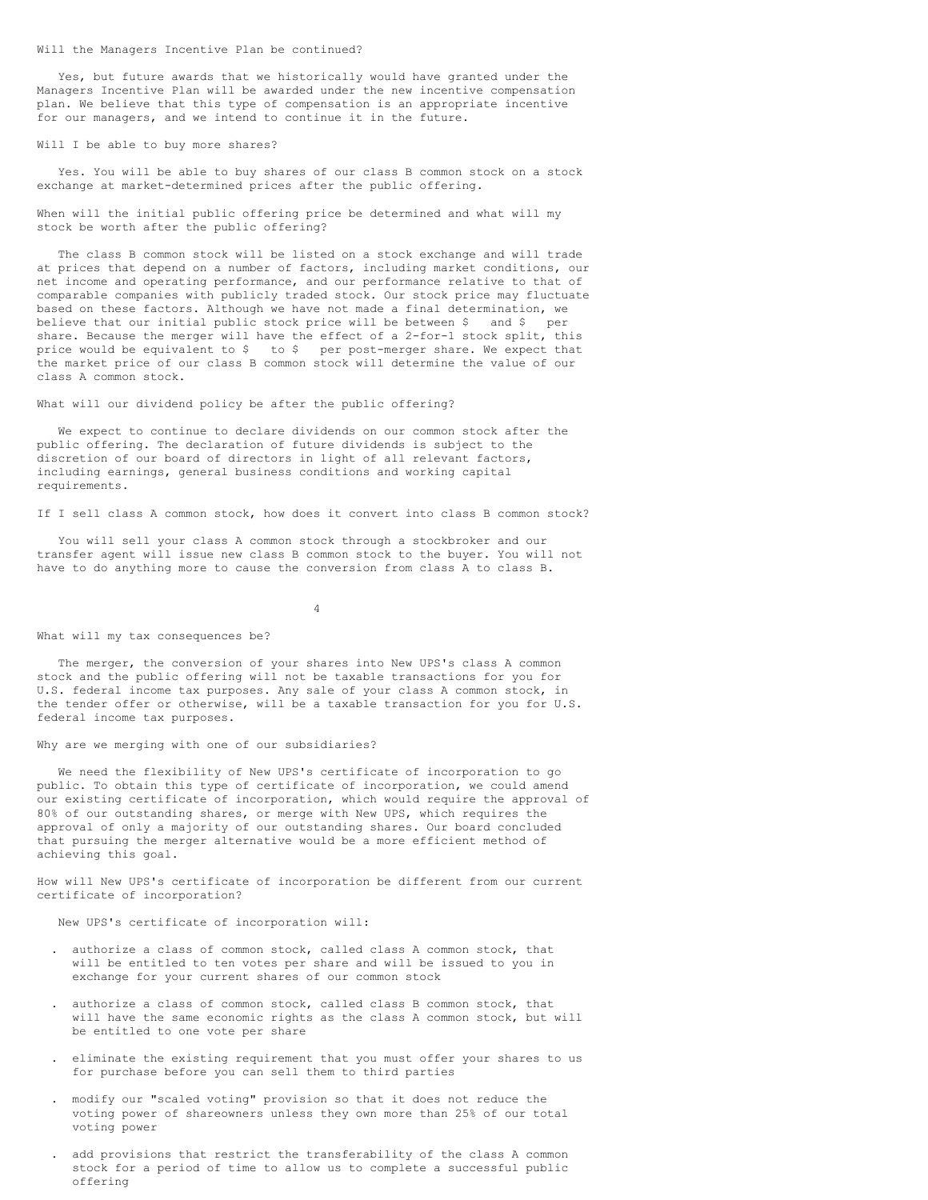Will the Managers Incentive Plan be continued?

Yes, but future awards that we historically would have granted under the Managers Incentive Plan will be awarded under the new incentive compensation plan. We believe that this type of compensation is an appropriate incentive for our managers, and we intend to continue it in the future.

Will I be able to buy more shares?

Yes. You will be able to buy shares of our class B common stock on a stock exchange at market-determined prices after the public offering.

When will the initial public offering price be determined and what will my stock be worth after the public offering?

The class B common stock will be listed on a stock exchange and will trade at prices that depend on a number of factors, including market conditions, our net income and operating performance, and our performance relative to that of comparable companies with publicly traded stock. Our stock price may fluctuate based on these factors. Although we have not made a final determination, we believe that our initial public stock price will be between $   and $   per share. Because the merger will have the effect of a 2-for-1 stock split, this price would be equivalent to $   to $   per post-merger share. We expect that the market price of our class B common stock will determine the value of our class A common stock.

What will our dividend policy be after the public offering?

We expect to continue to declare dividends on our common stock after the public offering. The declaration of future dividends is subject to the discretion of our board of directors in light of all relevant factors, including earnings, general business conditions and working capital requirements.

If I sell class A common stock, how does it convert into class B common stock?

You will sell your class A common stock through a stockbroker and our transfer agent will issue new class B common stock to the buyer. You will not have to do anything more to cause the conversion from class A to class B.

What will my tax consequences be?

The merger, the conversion of your shares into New UPS's class A common stock and the public offering will not be taxable transactions for you for U.S. federal income tax purposes. Any sale of your class A common stock, in the tender offer or otherwise, will be a taxable transaction for you for U.S. federal income tax purposes.

Why are we merging with one of our subsidiaries?

We need the flexibility of New UPS's certificate of incorporation to go public. To obtain this type of certificate of incorporation, we could amend our existing certificate of incorporation, which would require the approval of 80% of our outstanding shares, or merge with New UPS, which requires the approval of only a majority of our outstanding shares. Our board concluded that pursuing the merger alternative would be a more efficient method of achieving this goal.

How will New UPS's certificate of incorporation be different from our current certificate of incorporation?

New UPS's certificate of incorporation will:

- authorize a class of common stock, called class A common stock, that will be entitled to ten votes per share and will be issued to you in exchange for your current shares of our common stock
- authorize a class of common stock, called class B common stock, that will have the same economic rights as the class A common stock, but will be entitled to one vote per share
- eliminate the existing requirement that you must offer your shares to us for purchase before you can sell them to third parties
- modify our "scaled voting" provision so that it does not reduce the voting power of shareowners unless they own more than 25% of our total voting power
- add provisions that restrict the transferability of the class A common stock for a period of time to allow us to complete a successful public offering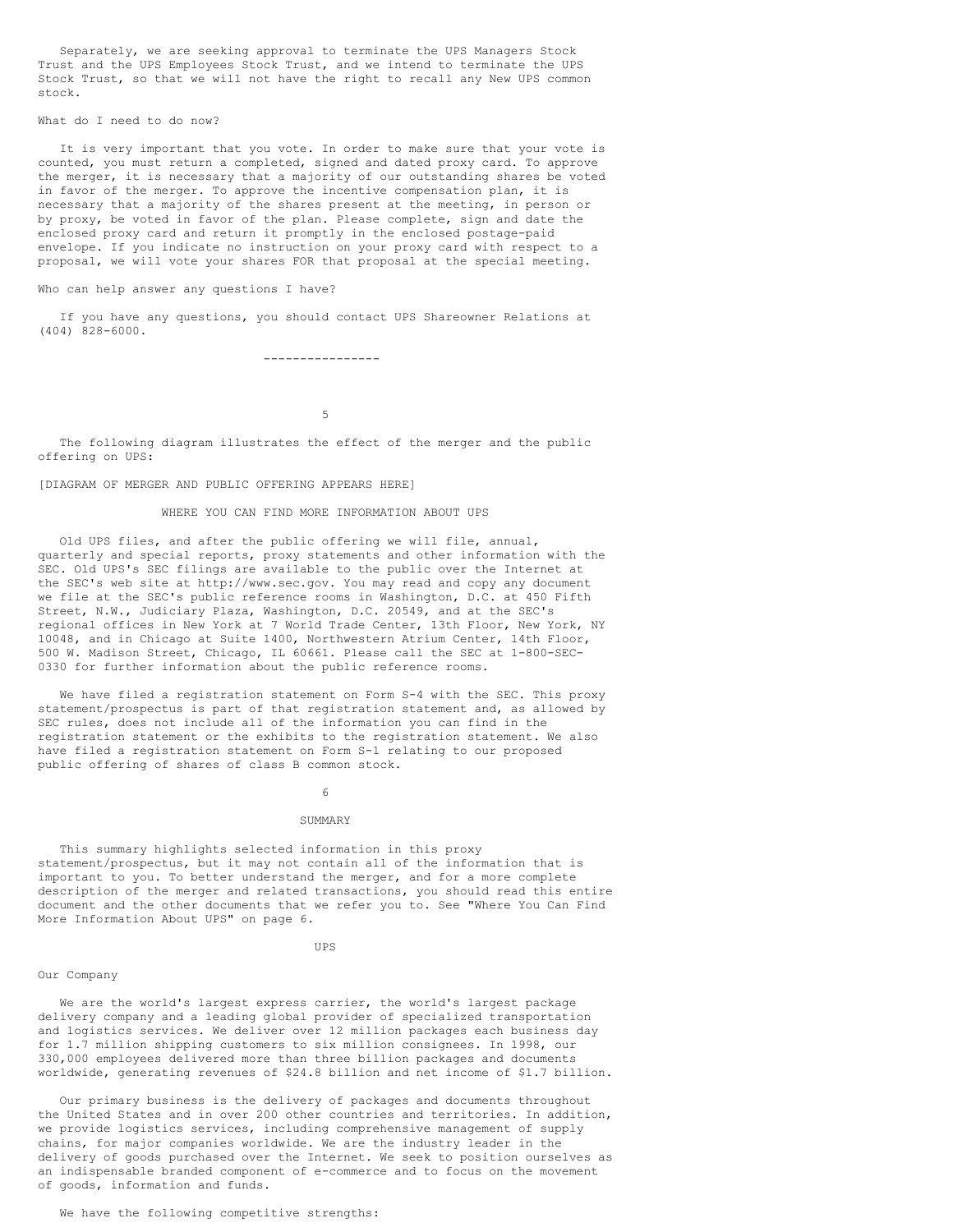Separately, we are seeking approval to terminate the UPS Managers Stock Trust and the UPS Employees Stock Trust, and we intend to terminate the UPS Stock Trust, so that we will not have the right to recall any New UPS common stock.

What do I need to do now?

It is very important that you vote. In order to make sure that your vote is counted, you must return a completed, signed and dated proxy card. To approve the merger, it is necessary that a majority of our outstanding shares be voted in favor of the merger. To approve the incentive compensation plan, it is necessary that a majority of the shares present at the meeting, in person or by proxy, be voted in favor of the plan. Please complete, sign and date the enclosed proxy card and return it promptly in the enclosed postage-paid envelope. If you indicate no instruction on your proxy card with respect to a proposal, we will vote your shares FOR that proposal at the special meeting.

Who can help answer any questions I have?

If you have any questions, you should contact UPS Shareowner Relations at (404) 828-6000.

---

The following diagram illustrates the effect of the merger and the public offering on UPS:

[DIAGRAM OF MERGER AND PUBLIC OFFERING APPEARS HERE]

## WHERE YOU CAN FIND MORE INFORMATION ABOUT UPS

Old UPS files, and after the public offering we will file, annual, quarterly and special reports, proxy statements and other information with the SEC. Old UPS's SEC filings are available to the public over the Internet at the SEC's web site at http://www.sec.gov. You may read and copy any document we file at the SEC's public reference rooms in Washington, D.C. at 450 Fifth Street, N.W., Judiciary Plaza, Washington, D.C. 20549, and at the SEC's regional offices in New York at 7 World Trade Center, 13th Floor, New York, NY 10048, and in Chicago at Suite 1400, Northwestern Atrium Center, 14th Floor, 500 W. Madison Street, Chicago, IL 60661. Please call the SEC at 1-800-SEC-0330 for further information about the public reference rooms.

We have filed a registration statement on Form S-4 with the SEC. This proxy statement/prospectus is part of that registration statement and, as allowed by SEC rules, does not include all of the information you can find in the registration statement or the exhibits to the registration statement. We also have filed a registration statement on Form S-1 relating to our proposed public offering of shares of class B common stock.

## SUMMARY

This summary highlights selected information in this proxy statement/prospectus, but it may not contain all of the information that is important to you. To better understand the merger, and for a more complete description of the merger and related transactions, you should read this entire document and the other documents that we refer you to. See "Where You Can Find More Information About UPS" on page 6.

### UPS

Our Company

We are the world's largest express carrier, the world's largest package delivery company and a leading global provider of specialized transportation and logistics services. We deliver over 12 million packages each business day for 1.7 million shipping customers to six million consignees. In 1998, our 330,000 employees delivered more than three billion packages and documents worldwide, generating revenues of $24.8 billion and net income of $1.7 billion.

Our primary business is the delivery of packages and documents throughout the United States and in over 200 other countries and territories. In addition, we provide logistics services, including comprehensive management of supply chains, for major companies worldwide. We are the industry leader in the delivery of goods purchased over the Internet. We seek to position ourselves as an indispensable branded component of e-commerce and to focus on the movement of goods, information and funds.

We have the following competitive strengths: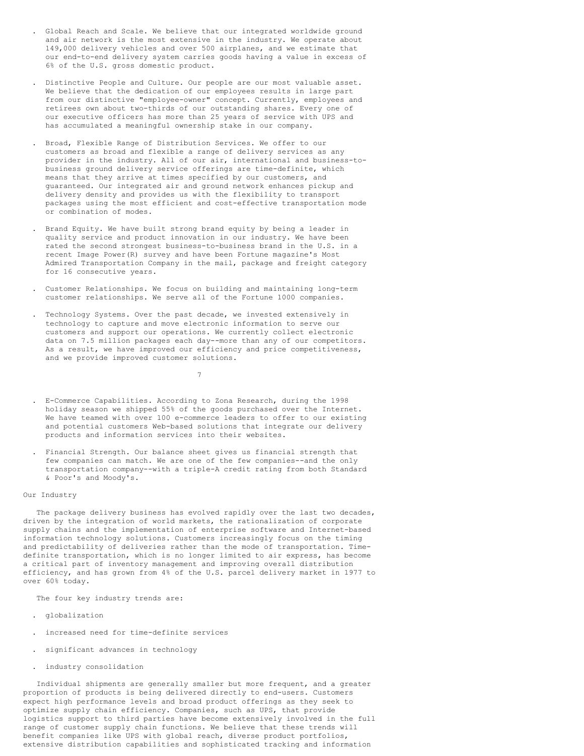- Global Reach and Scale. We believe that our integrated worldwide ground and air network is the most extensive in the industry. We operate about 149,000 delivery vehicles and over 500 airplanes, and we estimate that our end-to-end delivery system carries goods having a value in excess of 6% of the U.S. gross domestic product.

- Distinctive People and Culture. Our people are our most valuable asset. We believe that the dedication of our employees results in large part from our distinctive "employee-owner" concept. Currently, employees and retirees own about two-thirds of our outstanding shares. Every one of our executive officers has more than 25 years of service with UPS and has accumulated a meaningful ownership stake in our company.

- Broad, Flexible Range of Distribution Services. We offer to our customers as broad and flexible a range of delivery services as any provider in the industry. All of our air, international and business-to-business ground delivery service offerings are time-definite, which means that they arrive at times specified by our customers, and guaranteed. Our integrated air and ground network enhances pickup and delivery density and provides us with the flexibility to transport packages using the most efficient and cost-effective transportation mode or combination of modes.

- Brand Equity. We have built strong brand equity by being a leader in quality service and product innovation in our industry. We have been rated the second strongest business-to-business brand in the U.S. in a recent Image Power(R) survey and have been Fortune magazine's Most Admired Transportation Company in the mail, package and freight category for 16 consecutive years.

- Customer Relationships. We focus on building and maintaining long-term customer relationships. We serve all of the Fortune 1000 companies.

- Technology Systems. Over the past decade, we invested extensively in technology to capture and move electronic information to serve our customers and support our operations. We currently collect electronic data on 7.5 million packages each day--more than any of our competitors. As a result, we have improved our efficiency and price competitiveness, and we provide improved customer solutions.

- E-Commerce Capabilities. According to Zona Research, during the 1998 holiday season we shipped 55% of the goods purchased over the Internet. We have teamed with over 100 e-commerce leaders to offer to our existing and potential customers Web-based solutions that integrate our delivery products and information services into their websites.

- Financial Strength. Our balance sheet gives us financial strength that few companies can match. We are one of the few companies--and the only transportation company--with a triple-A credit rating from both Standard & Poor's and Moody's.

## Our Industry

The package delivery business has evolved rapidly over the last two decades, driven by the integration of world markets, the rationalization of corporate supply chains and the implementation of enterprise software and Internet-based information technology solutions. Customers increasingly focus on the timing and predictability of deliveries rather than the mode of transportation. Time-definite transportation, which is no longer limited to air express, has become a critical part of inventory management and improving overall distribution efficiency, and has grown from 4% of the U.S. parcel delivery market in 1977 to over 60% today.

The four key industry trends are:

- globalization

- increased need for time-definite services

- significant advances in technology

- industry consolidation

Individual shipments are generally smaller but more frequent, and a greater proportion of products is being delivered directly to end-users. Customers expect high performance levels and broad product offerings as they seek to optimize supply chain efficiency. Companies, such as UPS, that provide logistics support to third parties have become extensively involved in the full range of customer supply chain functions. We believe that these trends will benefit companies like UPS with global reach, diverse product portfolios, extensive distribution capabilities and sophisticated tracking and information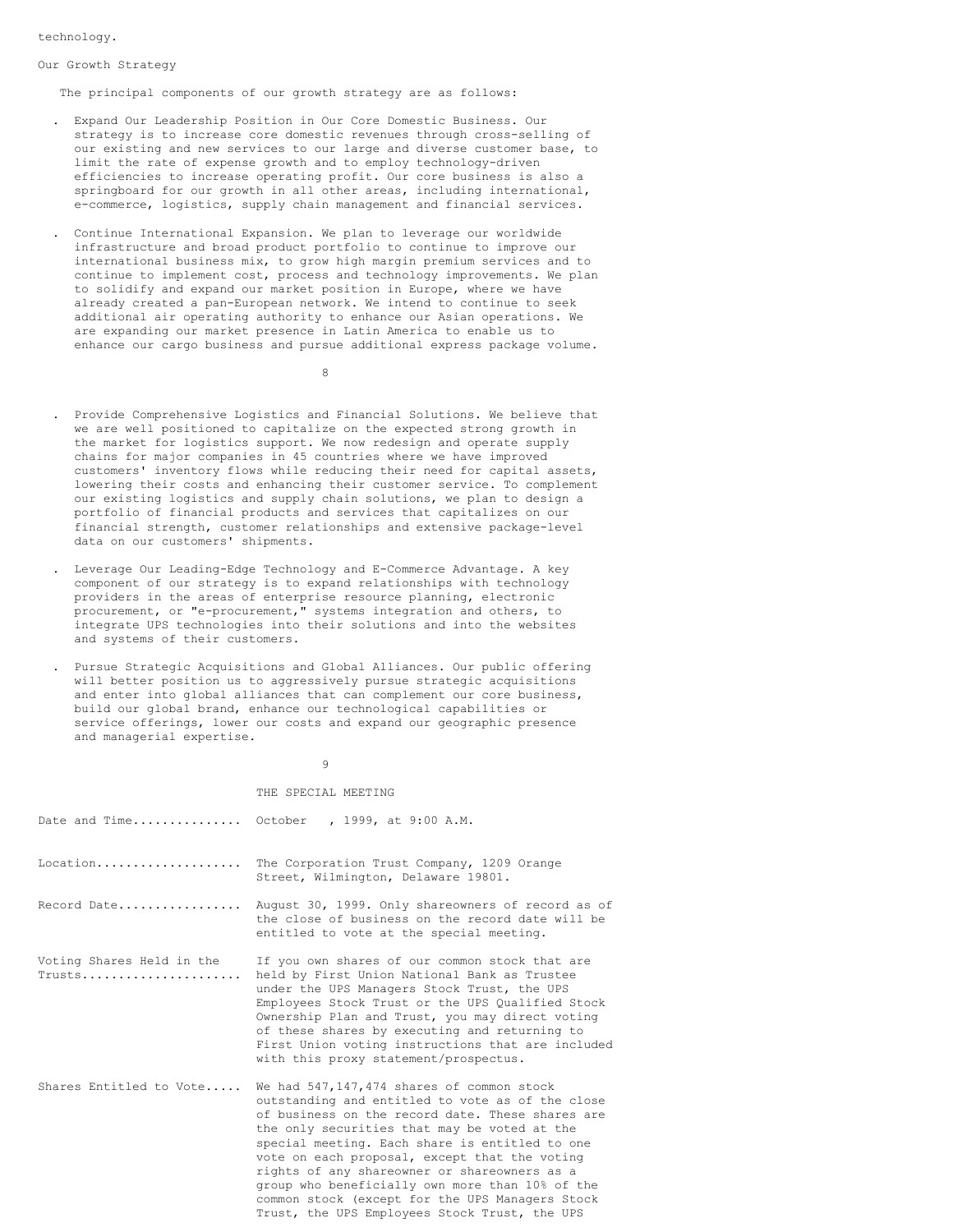technology.

## Our Growth Strategy

The principal components of our growth strategy are as follows:

- Expand Our Leadership Position in Our Core Domestic Business. Our strategy is to increase core domestic revenues through cross-selling of our existing and new services to our large and diverse customer base, to limit the rate of expense growth and to employ technology-driven efficiencies to increase operating profit. Our core business is also a springboard for our growth in all other areas, including international, e-commerce, logistics, supply chain management and financial services.

- Continue International Expansion. We plan to leverage our worldwide infrastructure and broad product portfolio to continue to improve our international business mix, to grow high margin premium services and to continue to implement cost, process and technology improvements. We plan to solidify and expand our market position in Europe, where we have already created a pan-European network. We intend to continue to seek additional air operating authority to enhance our Asian operations. We are expanding our market presence in Latin America to enable us to enhance our cargo business and pursue additional express package volume.

- Provide Comprehensive Logistics and Financial Solutions. We believe that we are well positioned to capitalize on the expected strong growth in the market for logistics support. We now redesign and operate supply chains for major companies in 45 countries where we have improved customers' inventory flows while reducing their need for capital assets, lowering their costs and enhancing their customer service. To complement our existing logistics and supply chain solutions, we plan to design a portfolio of financial products and services that capitalizes on our financial strength, customer relationships and extensive package-level data on our customers' shipments.

- Leverage Our Leading-Edge Technology and E-Commerce Advantage. A key component of our strategy is to expand relationships with technology providers in the areas of enterprise resource planning, electronic procurement, or "e-procurement," systems integration and others, to integrate UPS technologies into their solutions and into the websites and systems of their customers.

- Pursue Strategic Acquisitions and Global Alliances. Our public offering will better position us to aggressively pursue strategic acquisitions and enter into global alliances that can complement our core business, build our global brand, enhance our technological capabilities or service offerings, lower our costs and expand our geographic presence and managerial expertise.

## THE SPECIAL MEETING

| | |
|---|---|
| Date and Time.............. | October , 1999, at 9:00 A.M. |
| Location................... | The Corporation Trust Company, 1209 Orange Street, Wilmington, Delaware 19801. |
| Record Date................ | August 30, 1999. Only shareowners of record as of the close of business on the record date will be entitled to vote at the special meeting. |
| Voting Shares Held in the Trusts..................... | If you own shares of our common stock that are held by First Union National Bank as Trustee under the UPS Managers Stock Trust, the UPS Employees Stock Trust or the UPS Qualified Stock Ownership Plan and Trust, you may direct voting of these shares by executing and returning to First Union voting instructions that are included with this proxy statement/prospectus. |
| Shares Entitled to Vote..... | We had 547,147,474 shares of common stock outstanding and entitled to vote as of the close of business on the record date. These shares are the only securities that may be voted at the special meeting. Each share is entitled to one vote on each proposal, except that the voting rights of any shareowner or shareowners as a group who beneficially own more than 10% of the common stock (except for the UPS Managers Stock Trust, the UPS Employees Stock Trust, the UPS |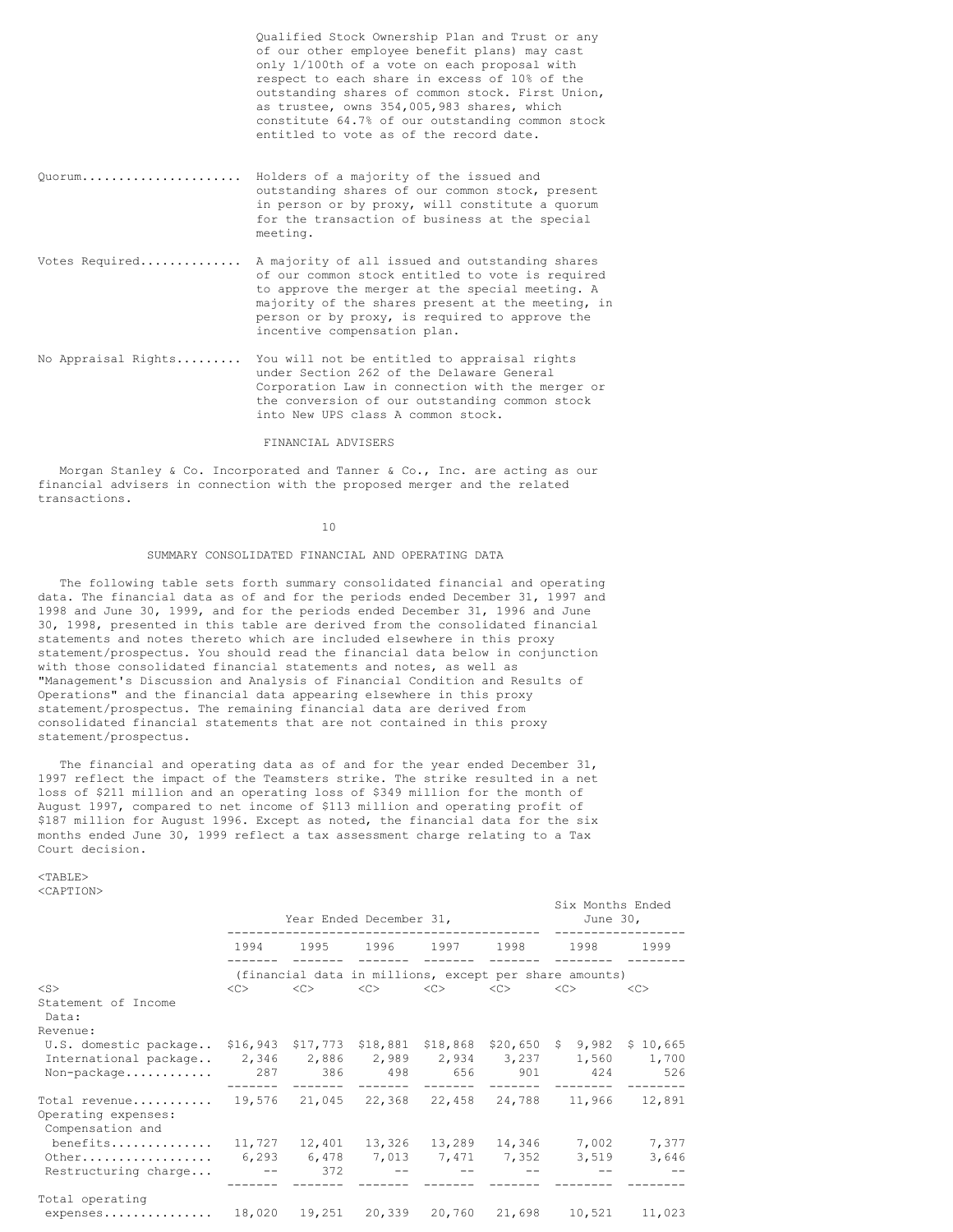Qualified Stock Ownership Plan and Trust or any of our other employee benefit plans) may cast only 1/100th of a vote on each proposal with respect to each share in excess of 10% of the outstanding shares of common stock. First Union, as trustee, owns 354,005,983 shares, which constitute 64.7% of our outstanding common stock entitled to vote as of the record date.

**Quorum**...................... Holders of a majority of the issued and outstanding shares of our common stock, present in person or by proxy, will constitute a quorum for the transaction of business at the special meeting.

**Votes Required**............. A majority of all issued and outstanding shares of our common stock entitled to vote is required to approve the merger at the special meeting. A majority of the shares present at the meeting, in person or by proxy, is required to approve the incentive compensation plan.

**No Appraisal Rights**......... You will not be entitled to appraisal rights under Section 262 of the Delaware General Corporation Law in connection with the merger or the conversion of our outstanding common stock into New UPS class A common stock.

## FINANCIAL ADVISERS

Morgan Stanley & Co. Incorporated and Tanner & Co., Inc. are acting as our financial advisers in connection with the proposed merger and the related transactions.

## SUMMARY CONSOLIDATED FINANCIAL AND OPERATING DATA

The following table sets forth summary consolidated financial and operating data. The financial data as of and for the periods ended December 31, 1997 and 1998 and June 30, 1999, and for the periods ended December 31, 1996 and June 30, 1998, presented in this table are derived from the consolidated financial statements and notes thereto which are included elsewhere in this proxy statement/prospectus. You should read the financial data below in conjunction with those consolidated financial statements and notes, as well as "Management's Discussion and Analysis of Financial Condition and Results of Operations" and the financial data appearing elsewhere in this proxy statement/prospectus. The remaining financial data are derived from consolidated financial statements that are not contained in this proxy statement/prospectus.

The financial and operating data as of and for the year ended December 31, 1997 reflect the impact of the Teamsters strike. The strike resulted in a net loss of $211 million and an operating loss of $349 million for the month of August 1997, compared to net income of $113 million and operating profit of $187 million for August 1996. Except as noted, the financial data for the six months ended June 30, 1999 reflect a tax assessment charge relating to a Tax Court decision.

| | Year Ended December 31, | | | | | Six Months Ended June 30, | |
|---|---|---|---|---|---|---|---|
| | 1994 | 1995 | 1996 | 1997 | 1998 | 1998 | 1999 |
| | (financial data in millions, except per share amounts) | | | | | | |
| Statement of Income Data: | | | | | | | |
| Revenue: | | | | | | | |
| U.S. domestic package | $16,943 | $17,773 | $18,881 | $18,868 | $20,650 | $ 9,982 | $ 10,665 |
| International package | 2,346 | 2,886 | 2,989 | 2,934 | 3,237 | 1,560 | 1,700 |
| Non-package | 287 | 386 | 498 | 656 | 901 | 424 | 526 |
| Total revenue | 19,576 | 21,045 | 22,368 | 22,458 | 24,788 | 11,966 | 12,891 |
| Operating expenses: | | | | | | | |
| Compensation and benefits | 11,727 | 12,401 | 13,326 | 13,289 | 14,346 | 7,002 | 7,377 |
| Other | 6,293 | 6,478 | 7,013 | 7,471 | 7,352 | 3,519 | 3,646 |
| Restructuring charge | -- | 372 | -- | -- | -- | -- | -- |
| Total operating expenses | 18,020 | 19,251 | 20,339 | 20,760 | 21,698 | 10,521 | 11,023 |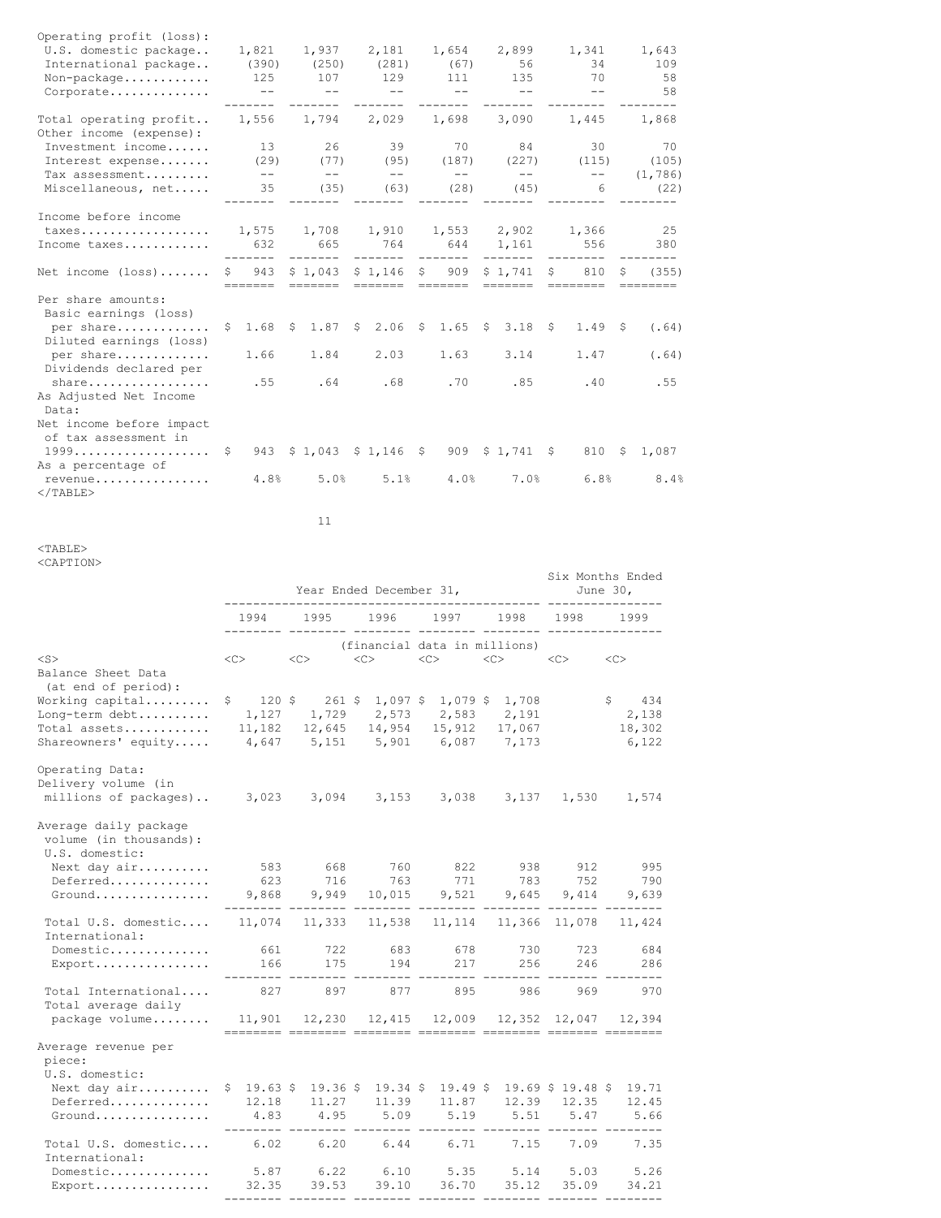| | 1994 | 1995 | 1996 | 1997 | 1998 | 1998 | 1999 |
|---|---|---|---|---|---|---|---|
| Operating profit (loss): | | | | | | | |
| U.S. domestic package | 1,821 | 1,937 | 2,181 | 1,654 | 2,899 | 1,341 | 1,643 |
| International package | (390) | (250) | (281) | (67) | 56 | 34 | 109 |
| Non-package | 125 | 107 | 129 | 111 | 135 | 70 | 58 |
| Corporate | -- | -- | -- | -- | -- | -- | 58 |
| Total operating profit | 1,556 | 1,794 | 2,029 | 1,698 | 3,090 | 1,445 | 1,868 |
| Other income (expense): | | | | | | | |
| Investment income | 13 | 26 | 39 | 70 | 84 | 30 | 70 |
| Interest expense | (29) | (77) | (95) | (187) | (227) | (115) | (105) |
| Tax assessment | -- | -- | -- | -- | -- | -- | (1,786) |
| Miscellaneous, net | 35 | (35) | (63) | (28) | (45) | 6 | (22) |
| Income before income taxes | 1,575 | 1,708 | 1,910 | 1,553 | 2,902 | 1,366 | 25 |
| Income taxes | 632 | 665 | 764 | 644 | 1,161 | 556 | 380 |
| Net income (loss) | $ 943 | $ 1,043 | $ 1,146 | $ 909 | $ 1,741 | $ 810 | $ (355) |
| Per share amounts: | | | | | | | |
| Basic earnings (loss) per share | $ 1.68 | $ 1.87 | $ 2.06 | $ 1.65 | $ 3.18 | $ 1.49 | $ (.64) |
| Diluted earnings (loss) per share | 1.66 | 1.84 | 2.03 | 1.63 | 3.14 | 1.47 | (.64) |
| Dividends declared per share | .55 | .64 | .68 | .70 | .85 | .40 | .55 |
| As Adjusted Net Income Data: | | | | | | | |
| Net income before impact of tax assessment in 1999 | $ 943 | $ 1,043 | $ 1,146 | $ 909 | $ 1,741 | $ 810 | $ 1,087 |
| As a percentage of revenue | 4.8% | 5.0% | 5.1% | 4.0% | 7.0% | 6.8% | 8.4% |

| | Year Ended December 31, | | | | | Six Months Ended June 30, | |
|---|---|---|---|---|---|---|---|
| | 1994 | 1995 | 1996 | 1997 | 1998 | 1998 | 1999 |
| | (financial data in millions) | | | | | | |
| Balance Sheet Data (at end of period): | | | | | | | |
| Working capital | $ 120 | $ 261 | $ 1,097 | $ 1,079 | $ 1,708 | | $ 434 |
| Long-term debt | 1,127 | 1,729 | 2,573 | 2,583 | 2,191 | | 2,138 |
| Total assets | 11,182 | 12,645 | 14,954 | 15,912 | 17,067 | | 18,302 |
| Shareowners' equity | 4,647 | 5,151 | 5,901 | 6,087 | 7,173 | | 6,122 |
| Operating Data: | | | | | | | |
| Delivery volume (in millions of packages) | 3,023 | 3,094 | 3,153 | 3,038 | 3,137 | 1,530 | 1,574 |
| Average daily package volume (in thousands): | | | | | | | |
| U.S. domestic: | | | | | | | |
| Next day air | 583 | 668 | 760 | 822 | 938 | 912 | 995 |
| Deferred | 623 | 716 | 763 | 771 | 783 | 752 | 790 |
| Ground | 9,868 | 9,949 | 10,015 | 9,521 | 9,645 | 9,414 | 9,639 |
| Total U.S. domestic | 11,074 | 11,333 | 11,538 | 11,114 | 11,366 | 11,078 | 11,424 |
| International: | | | | | | | |
| Domestic | 661 | 722 | 683 | 678 | 730 | 723 | 684 |
| Export | 166 | 175 | 194 | 217 | 256 | 246 | 286 |
| Total International | 827 | 897 | 877 | 895 | 986 | 969 | 970 |
| Total average daily package volume | 11,901 | 12,230 | 12,415 | 12,009 | 12,352 | 12,047 | 12,394 |
| Average revenue per piece: | | | | | | | |
| U.S. domestic: | | | | | | | |
| Next day air | $ 19.63 | $ 19.36 | $ 19.34 | $ 19.49 | $ 19.69 | $ 19.48 | $ 19.71 |
| Deferred | 12.18 | 11.27 | 11.39 | 11.87 | 12.39 | 12.35 | 12.45 |
| Ground | 4.83 | 4.95 | 5.09 | 5.19 | 5.51 | 5.47 | 5.66 |
| Total U.S. domestic | 6.02 | 6.20 | 6.44 | 6.71 | 7.15 | 7.09 | 7.35 |
| International: | | | | | | | |
| Domestic | 5.87 | 6.22 | 6.10 | 5.35 | 5.14 | 5.03 | 5.26 |
| Export | 32.35 | 39.53 | 39.10 | 36.70 | 35.12 | 35.09 | 34.21 |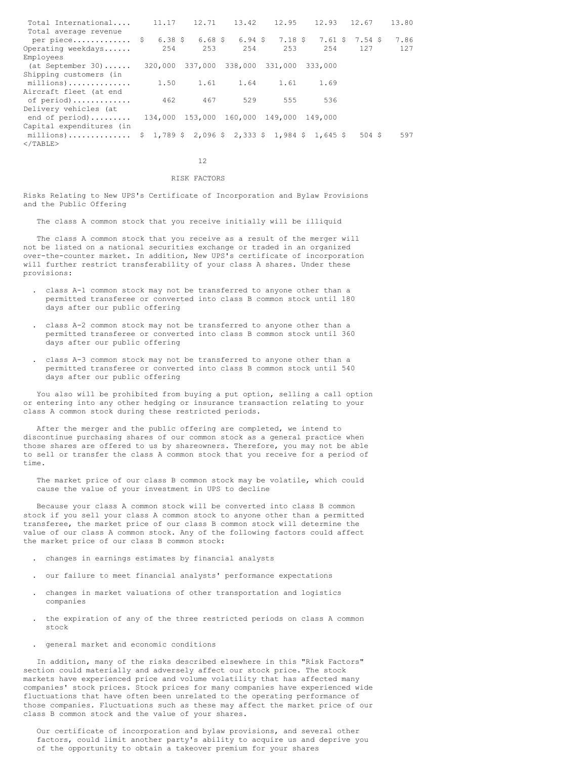| | | | | | | | |
|---|---|---|---|---|---|---|---|
| Total International.... | 11.17 | 12.71 | 13.42 | 12.95 | 12.93 | 12.67 | 13.80 |
| Total average revenue per piece............ | $ 6.38 | $ 6.68 | $ 6.94 | $ 7.18 | $ 7.61 | $ 7.54 | $ 7.86 |
| Operating weekdays...... | 254 | 253 | 254 | 253 | 254 | 127 | 127 |
| Employees (at September 30)...... | 320,000 | 337,000 | 338,000 | 331,000 | 333,000 | | |
| Shipping customers (in millions)............. | 1.50 | 1.61 | 1.64 | 1.61 | 1.69 | | |
| Aircraft fleet (at end of period)............ | 462 | 467 | 529 | 555 | 536 | | |
| Delivery vehicles (at end of period)......... | 134,000 | 153,000 | 160,000 | 149,000 | 149,000 | | |
| Capital expenditures (in millions)............. | $ 1,789 | $ 2,096 | $ 2,333 | $ 1,984 | $ 1,645 | $ 504 | $ 597 |

## RISK FACTORS

### Risks Relating to New UPS's Certificate of Incorporation and Bylaw Provisions and the Public Offering

#### The class A common stock that you receive initially will be illiquid

The class A common stock that you receive as a result of the merger will not be listed on a national securities exchange or traded in an organized over-the-counter market. In addition, New UPS's certificate of incorporation will further restrict transferability of your class A shares. Under these provisions:

- class A-1 common stock may not be transferred to anyone other than a permitted transferee or converted into class B common stock until 180 days after our public offering
- class A-2 common stock may not be transferred to anyone other than a permitted transferee or converted into class B common stock until 360 days after our public offering
- class A-3 common stock may not be transferred to anyone other than a permitted transferee or converted into class B common stock until 540 days after our public offering

You also will be prohibited from buying a put option, selling a call option or entering into any other hedging or insurance transaction relating to your class A common stock during these restricted periods.

After the merger and the public offering are completed, we intend to discontinue purchasing shares of our common stock as a general practice when those shares are offered to us by shareowners. Therefore, you may not be able to sell or transfer the class A common stock that you receive for a period of time.

#### The market price of our class B common stock may be volatile, which could cause the value of your investment in UPS to decline

Because your class A common stock will be converted into class B common stock if you sell your class A common stock to anyone other than a permitted transferee, the market price of our class B common stock will determine the value of our class A common stock. Any of the following factors could affect the market price of our class B common stock:

- changes in earnings estimates by financial analysts
- our failure to meet financial analysts' performance expectations
- changes in market valuations of other transportation and logistics companies
- the expiration of any of the three restricted periods on class A common stock
- general market and economic conditions

In addition, many of the risks described elsewhere in this "Risk Factors" section could materially and adversely affect our stock price. The stock markets have experienced price and volume volatility that has affected many companies' stock prices. Stock prices for many companies have experienced wide fluctuations that have often been unrelated to the operating performance of those companies. Fluctuations such as these may affect the market price of our class B common stock and the value of your shares.

#### Our certificate of incorporation and bylaw provisions, and several other factors, could limit another party's ability to acquire us and deprive you of the opportunity to obtain a takeover premium for your shares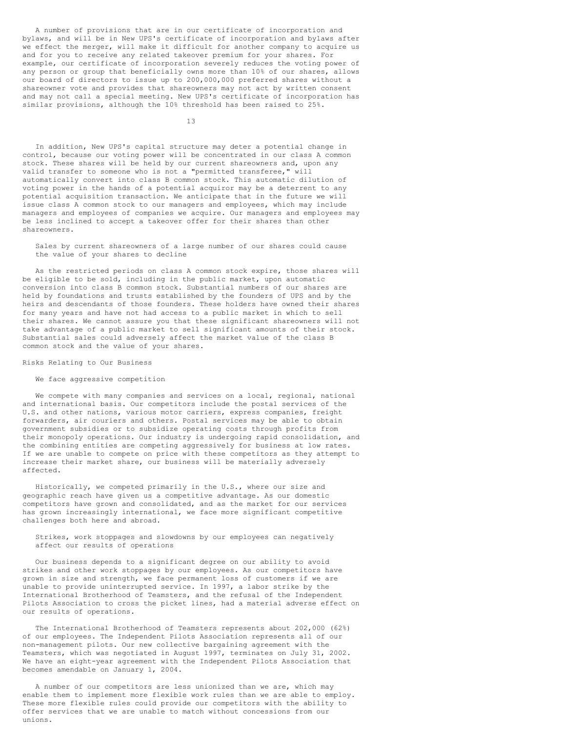A number of provisions that are in our certificate of incorporation and bylaws, and will be in New UPS's certificate of incorporation and bylaws after we effect the merger, will make it difficult for another company to acquire us and for you to receive any related takeover premium for your shares. For example, our certificate of incorporation severely reduces the voting power of any person or group that beneficially owns more than 10% of our shares, allows our board of directors to issue up to 200,000,000 preferred shares without a shareowner vote and provides that shareowners may not act by written consent and may not call a special meeting. New UPS's certificate of incorporation has similar provisions, although the 10% threshold has been raised to 25%.

In addition, New UPS's capital structure may deter a potential change in control, because our voting power will be concentrated in our class A common stock. These shares will be held by our current shareowners and, upon any valid transfer to someone who is not a "permitted transferee," will automatically convert into class B common stock. This automatic dilution of voting power in the hands of a potential acquiror may be a deterrent to any potential acquisition transaction. We anticipate that in the future we will issue class A common stock to our managers and employees, which may include managers and employees of companies we acquire. Our managers and employees may be less inclined to accept a takeover offer for their shares than other shareowners.

### Sales by current shareowners of a large number of our shares could cause the value of your shares to decline

As the restricted periods on class A common stock expire, those shares will be eligible to be sold, including in the public market, upon automatic conversion into class B common stock. Substantial numbers of our shares are held by foundations and trusts established by the founders of UPS and by the heirs and descendants of those founders. These holders have owned their shares for many years and have not had access to a public market in which to sell their shares. We cannot assure you that these significant shareowners will not take advantage of a public market to sell significant amounts of their stock. Substantial sales could adversely affect the market value of the class B common stock and the value of your shares.

## Risks Relating to Our Business

### We face aggressive competition

We compete with many companies and services on a local, regional, national and international basis. Our competitors include the postal services of the U.S. and other nations, various motor carriers, express companies, freight forwarders, air couriers and others. Postal services may be able to obtain government subsidies or to subsidize operating costs through profits from their monopoly operations. Our industry is undergoing rapid consolidation, and the combining entities are competing aggressively for business at low rates. If we are unable to compete on price with these competitors as they attempt to increase their market share, our business will be materially adversely affected.

Historically, we competed primarily in the U.S., where our size and geographic reach have given us a competitive advantage. As our domestic competitors have grown and consolidated, and as the market for our services has grown increasingly international, we face more significant competitive challenges both here and abroad.

### Strikes, work stoppages and slowdowns by our employees can negatively affect our results of operations

Our business depends to a significant degree on our ability to avoid strikes and other work stoppages by our employees. As our competitors have grown in size and strength, we face permanent loss of customers if we are unable to provide uninterrupted service. In 1997, a labor strike by the International Brotherhood of Teamsters, and the refusal of the Independent Pilots Association to cross the picket lines, had a material adverse effect on our results of operations.

The International Brotherhood of Teamsters represents about 202,000 (62%) of our employees. The Independent Pilots Association represents all of our non-management pilots. Our new collective bargaining agreement with the Teamsters, which was negotiated in August 1997, terminates on July 31, 2002. We have an eight-year agreement with the Independent Pilots Association that becomes amendable on January 1, 2004.

A number of our competitors are less unionized than we are, which may enable them to implement more flexible work rules than we are able to employ. These more flexible rules could provide our competitors with the ability to offer services that we are unable to match without concessions from our unions.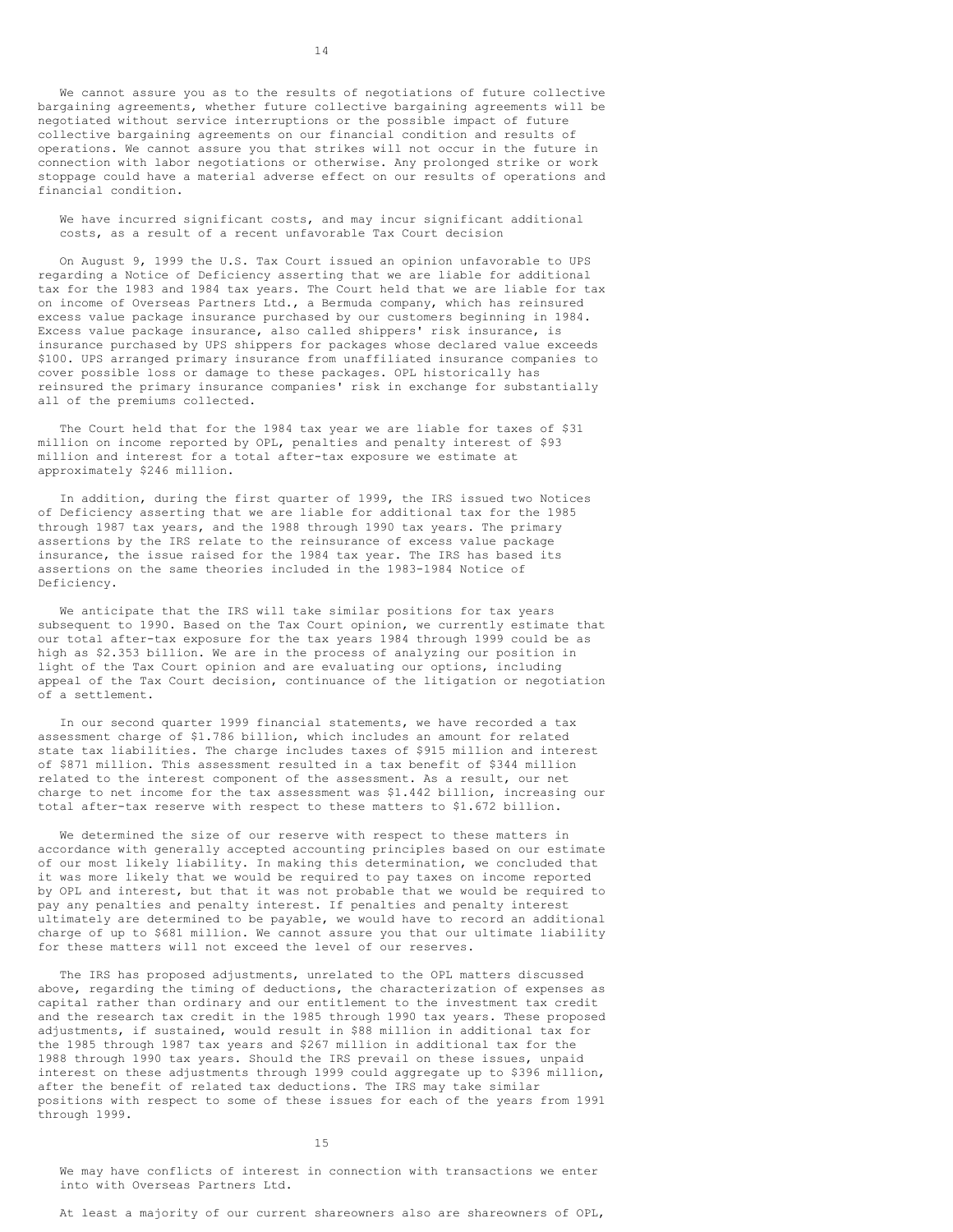We cannot assure you as to the results of negotiations of future collective bargaining agreements, whether future collective bargaining agreements will be negotiated without service interruptions or the possible impact of future collective bargaining agreements on our financial condition and results of operations. We cannot assure you that strikes will not occur in the future in connection with labor negotiations or otherwise. Any prolonged strike or work stoppage could have a material adverse effect on our results of operations and financial condition.

### We have incurred significant costs, and may incur significant additional costs, as a result of a recent unfavorable Tax Court decision

On August 9, 1999 the U.S. Tax Court issued an opinion unfavorable to UPS regarding a Notice of Deficiency asserting that we are liable for additional tax for the 1983 and 1984 tax years. The Court held that we are liable for tax on income of Overseas Partners Ltd., a Bermuda company, which has reinsured excess value package insurance purchased by our customers beginning in 1984. Excess value package insurance, also called shippers' risk insurance, is insurance purchased by UPS shippers for packages whose declared value exceeds $100. UPS arranged primary insurance from unaffiliated insurance companies to cover possible loss or damage to these packages. OPL historically has reinsured the primary insurance companies' risk in exchange for substantially all of the premiums collected.

The Court held that for the 1984 tax year we are liable for taxes of $31 million on income reported by OPL, penalties and penalty interest of $93 million and interest for a total after-tax exposure we estimate at approximately $246 million.

In addition, during the first quarter of 1999, the IRS issued two Notices of Deficiency asserting that we are liable for additional tax for the 1985 through 1987 tax years, and the 1988 through 1990 tax years. The primary assertions by the IRS relate to the reinsurance of excess value package insurance, the issue raised for the 1984 tax year. The IRS has based its assertions on the same theories included in the 1983-1984 Notice of Deficiency.

We anticipate that the IRS will take similar positions for tax years subsequent to 1990. Based on the Tax Court opinion, we currently estimate that our total after-tax exposure for the tax years 1984 through 1999 could be as high as $2.353 billion. We are in the process of analyzing our position in light of the Tax Court opinion and are evaluating our options, including appeal of the Tax Court decision, continuance of the litigation or negotiation of a settlement.

In our second quarter 1999 financial statements, we have recorded a tax assessment charge of $1.786 billion, which includes an amount for related state tax liabilities. The charge includes taxes of $915 million and interest of $871 million. This assessment resulted in a tax benefit of $344 million related to the interest component of the assessment. As a result, our net charge to net income for the tax assessment was $1.442 billion, increasing our total after-tax reserve with respect to these matters to $1.672 billion.

We determined the size of our reserve with respect to these matters in accordance with generally accepted accounting principles based on our estimate of our most likely liability. In making this determination, we concluded that it was more likely that we would be required to pay taxes on income reported by OPL and interest, but that it was not probable that we would be required to pay any penalties and penalty interest. If penalties and penalty interest ultimately are determined to be payable, we would have to record an additional charge of up to $681 million. We cannot assure you that our ultimate liability for these matters will not exceed the level of our reserves.

The IRS has proposed adjustments, unrelated to the OPL matters discussed above, regarding the timing of deductions, the characterization of expenses as capital rather than ordinary and our entitlement to the investment tax credit and the research tax credit in the 1985 through 1990 tax years. These proposed adjustments, if sustained, would result in $88 million in additional tax for the 1985 through 1987 tax years and $267 million in additional tax for the 1988 through 1990 tax years. Should the IRS prevail on these issues, unpaid interest on these adjustments through 1999 could aggregate up to $396 million, after the benefit of related tax deductions. The IRS may take similar positions with respect to some of these issues for each of the years from 1991 through 1999.

### We may have conflicts of interest in connection with transactions we enter into with Overseas Partners Ltd.

At least a majority of our current shareowners also are shareowners of OPL,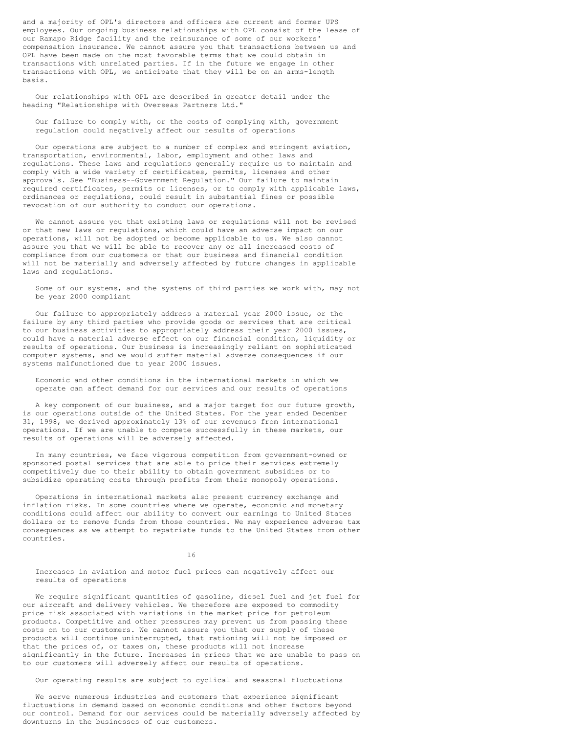and a majority of OPL's directors and officers are current and former UPS employees. Our ongoing business relationships with OPL consist of the lease of our Ramapo Ridge facility and the reinsurance of some of our workers' compensation insurance. We cannot assure you that transactions between us and OPL have been made on the most favorable terms that we could obtain in transactions with unrelated parties. If in the future we engage in other transactions with OPL, we anticipate that they will be on an arms-length basis.

Our relationships with OPL are described in greater detail under the heading "Relationships with Overseas Partners Ltd."

### Our failure to comply with, or the costs of complying with, government regulation could negatively affect our results of operations

Our operations are subject to a number of complex and stringent aviation, transportation, environmental, labor, employment and other laws and regulations. These laws and regulations generally require us to maintain and comply with a wide variety of certificates, permits, licenses and other approvals. See "Business--Government Regulation." Our failure to maintain required certificates, permits or licenses, or to comply with applicable laws, ordinances or regulations, could result in substantial fines or possible revocation of our authority to conduct our operations.

We cannot assure you that existing laws or regulations will not be revised or that new laws or regulations, which could have an adverse impact on our operations, will not be adopted or become applicable to us. We also cannot assure you that we will be able to recover any or all increased costs of compliance from our customers or that our business and financial condition will not be materially and adversely affected by future changes in applicable laws and regulations.

### Some of our systems, and the systems of third parties we work with, may not be year 2000 compliant

Our failure to appropriately address a material year 2000 issue, or the failure by any third parties who provide goods or services that are critical to our business activities to appropriately address their year 2000 issues, could have a material adverse effect on our financial condition, liquidity or results of operations. Our business is increasingly reliant on sophisticated computer systems, and we would suffer material adverse consequences if our systems malfunctioned due to year 2000 issues.

### Economic and other conditions in the international markets in which we operate can affect demand for our services and our results of operations

A key component of our business, and a major target for our future growth, is our operations outside of the United States. For the year ended December 31, 1998, we derived approximately 13% of our revenues from international operations. If we are unable to compete successfully in these markets, our results of operations will be adversely affected.

In many countries, we face vigorous competition from government-owned or sponsored postal services that are able to price their services extremely competitively due to their ability to obtain government subsidies or to subsidize operating costs through profits from their monopoly operations.

Operations in international markets also present currency exchange and inflation risks. In some countries where we operate, economic and monetary conditions could affect our ability to convert our earnings to United States dollars or to remove funds from those countries. We may experience adverse tax consequences as we attempt to repatriate funds to the United States from other countries.

### Increases in aviation and motor fuel prices can negatively affect our results of operations

We require significant quantities of gasoline, diesel fuel and jet fuel for our aircraft and delivery vehicles. We therefore are exposed to commodity price risk associated with variations in the market price for petroleum products. Competitive and other pressures may prevent us from passing these costs on to our customers. We cannot assure you that our supply of these products will continue uninterrupted, that rationing will not be imposed or that the prices of, or taxes on, these products will not increase significantly in the future. Increases in prices that we are unable to pass on to our customers will adversely affect our results of operations.

### Our operating results are subject to cyclical and seasonal fluctuations

We serve numerous industries and customers that experience significant fluctuations in demand based on economic conditions and other factors beyond our control. Demand for our services could be materially adversely affected by downturns in the businesses of our customers.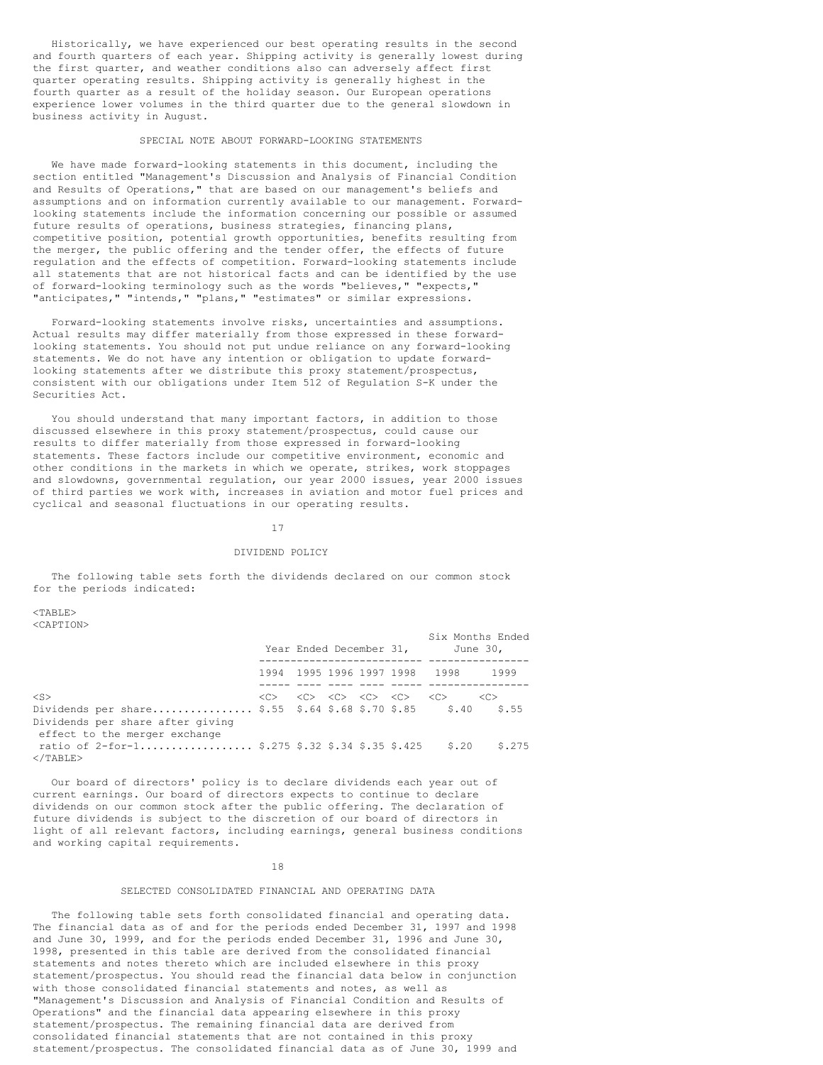Historically, we have experienced our best operating results in the second and fourth quarters of each year. Shipping activity is generally lowest during the first quarter, and weather conditions also can adversely affect first quarter operating results. Shipping activity is generally highest in the fourth quarter as a result of the holiday season. Our European operations experience lower volumes in the third quarter due to the general slowdown in business activity in August.

## SPECIAL NOTE ABOUT FORWARD-LOOKING STATEMENTS

We have made forward-looking statements in this document, including the section entitled "Management's Discussion and Analysis of Financial Condition and Results of Operations," that are based on our management's beliefs and assumptions and on information currently available to our management. Forward-looking statements include the information concerning our possible or assumed future results of operations, business strategies, financing plans, competitive position, potential growth opportunities, benefits resulting from the merger, the public offering and the tender offer, the effects of future regulation and the effects of competition. Forward-looking statements include all statements that are not historical facts and can be identified by the use of forward-looking terminology such as the words "believes," "expects," "anticipates," "intends," "plans," "estimates" or similar expressions.

Forward-looking statements involve risks, uncertainties and assumptions. Actual results may differ materially from those expressed in these forward-looking statements. You should not put undue reliance on any forward-looking statements. We do not have any intention or obligation to update forward-looking statements after we distribute this proxy statement/prospectus, consistent with our obligations under Item 512 of Regulation S-K under the Securities Act.

You should understand that many important factors, in addition to those discussed elsewhere in this proxy statement/prospectus, could cause our results to differ materially from those expressed in forward-looking statements. These factors include our competitive environment, economic and other conditions in the markets in which we operate, strikes, work stoppages and slowdowns, governmental regulation, our year 2000 issues, year 2000 issues of third parties we work with, increases in aviation and motor fuel prices and cyclical and seasonal fluctuations in our operating results.

## DIVIDEND POLICY

The following table sets forth the dividends declared on our common stock for the periods indicated:

| | Year Ended December 31, | | | | | Six Months Ended June 30, | |
|---|---|---|---|---|---|---|---|
| | 1994 | 1995 | 1996 | 1997 | 1998 | 1998 | 1999 |
| Dividends per share | $.55 | $.64 | $.68 | $.70 | $.85 | $.40 | $.55 |
| Dividends per share after giving effect to the merger exchange ratio of 2-for-1 | $.275 | $.32 | $.34 | $.35 | $.425 | $.20 | $.275 |

Our board of directors' policy is to declare dividends each year out of current earnings. Our board of directors expects to continue to declare dividends on our common stock after the public offering. The declaration of future dividends is subject to the discretion of our board of directors in light of all relevant factors, including earnings, general business conditions and working capital requirements.

## SELECTED CONSOLIDATED FINANCIAL AND OPERATING DATA

The following table sets forth consolidated financial and operating data. The financial data as of and for the periods ended December 31, 1997 and 1998 and June 30, 1999, and for the periods ended December 31, 1996 and June 30, 1998, presented in this table are derived from the consolidated financial statements and notes thereto which are included elsewhere in this proxy statement/prospectus. You should read the financial data below in conjunction with those consolidated financial statements and notes, as well as "Management's Discussion and Analysis of Financial Condition and Results of Operations" and the financial data appearing elsewhere in this proxy statement/prospectus. The remaining financial data are derived from consolidated financial statements that are not contained in this proxy statement/prospectus. The consolidated financial data as of June 30, 1999 and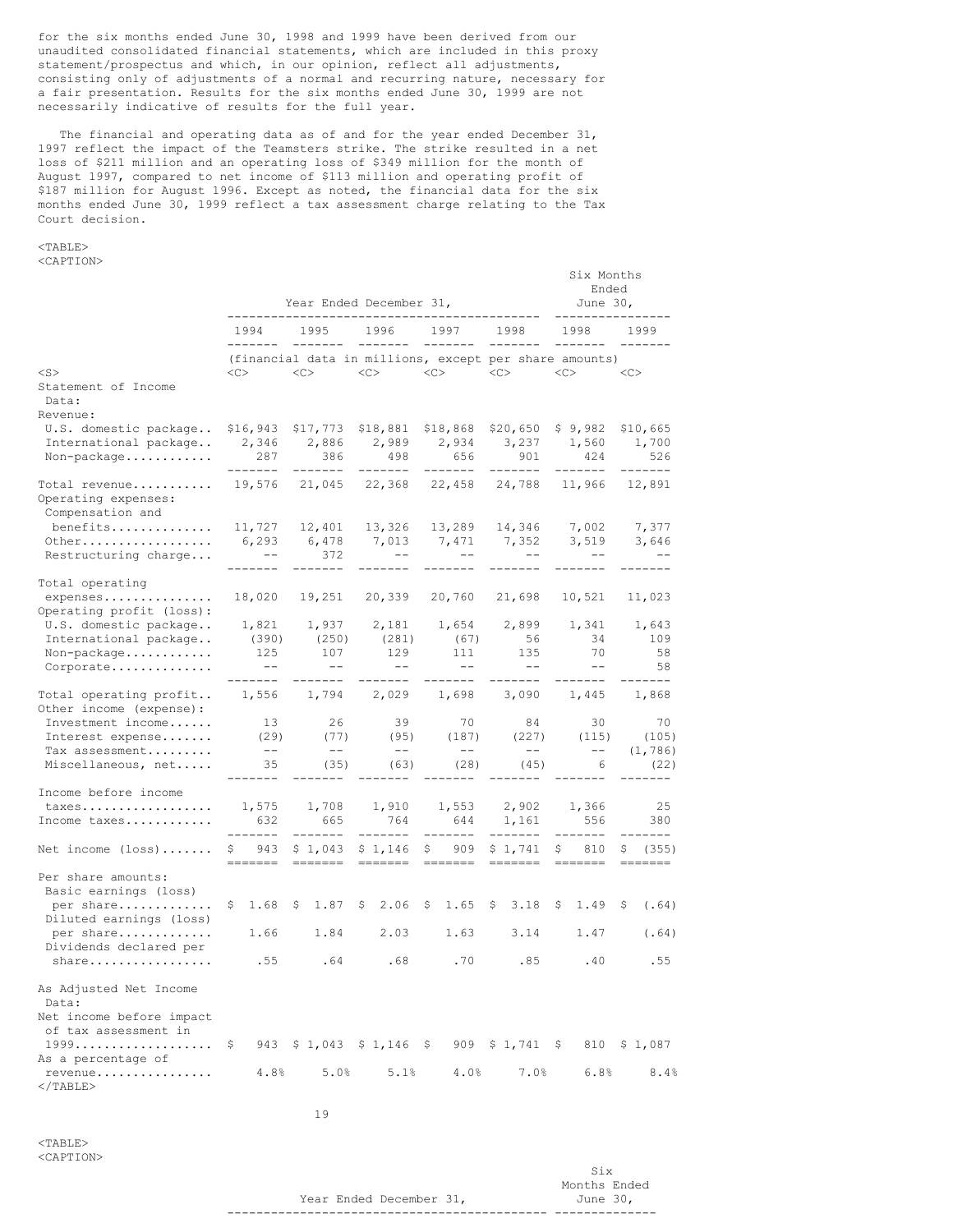for the six months ended June 30, 1998 and 1999 have been derived from our unaudited consolidated financial statements, which are included in this proxy statement/prospectus and which, in our opinion, reflect all adjustments, consisting only of adjustments of a normal and recurring nature, necessary for a fair presentation. Results for the six months ended June 30, 1999 are not necessarily indicative of results for the full year.

The financial and operating data as of and for the year ended December 31, 1997 reflect the impact of the Teamsters strike. The strike resulted in a net loss of $211 million and an operating loss of $349 million for the month of August 1997, compared to net income of $113 million and operating profit of $187 million for August 1996. Except as noted, the financial data for the six months ended June 30, 1999 reflect a tax assessment charge relating to the Tax Court decision.

| | Year Ended December 31, | | | | | Six Months Ended June 30, | |
|---|---|---|---|---|---|---|---|
| | 1994 | 1995 | 1996 | 1997 | 1998 | 1998 | 1999 |
| | (financial data in millions, except per share amounts) | | | | | | |
| **Statement of Income Data:** | | | | | | | |
| Revenue: | | | | | | | |
| U.S. domestic package | $16,943 | $17,773 | $18,881 | $18,868 | $20,650 | $ 9,982 | $10,665 |
| International package | 2,346 | 2,886 | 2,989 | 2,934 | 3,237 | 1,560 | 1,700 |
| Non-package | 287 | 386 | 498 | 656 | 901 | 424 | 526 |
| Total revenue | 19,576 | 21,045 | 22,368 | 22,458 | 24,788 | 11,966 | 12,891 |
| Operating expenses: | | | | | | | |
| Compensation and benefits | 11,727 | 12,401 | 13,326 | 13,289 | 14,346 | 7,002 | 7,377 |
| Other | 6,293 | 6,478 | 7,013 | 7,471 | 7,352 | 3,519 | 3,646 |
| Restructuring charge | -- | 372 | -- | -- | -- | -- | -- |
| Total operating expenses | 18,020 | 19,251 | 20,339 | 20,760 | 21,698 | 10,521 | 11,023 |
| Operating profit (loss): | | | | | | | |
| U.S. domestic package | 1,821 | 1,937 | 2,181 | 1,654 | 2,899 | 1,341 | 1,643 |
| International package | (390) | (250) | (281) | (67) | 56 | 34 | 109 |
| Non-package | 125 | 107 | 129 | 111 | 135 | 70 | 58 |
| Corporate | -- | -- | -- | -- | -- | -- | 58 |
| Total operating profit | 1,556 | 1,794 | 2,029 | 1,698 | 3,090 | 1,445 | 1,868 |
| Other income (expense): | | | | | | | |
| Investment income | 13 | 26 | 39 | 70 | 84 | 30 | 70 |
| Interest expense | (29) | (77) | (95) | (187) | (227) | (115) | (105) |
| Tax assessment | -- | -- | -- | -- | -- | -- | (1,786) |
| Miscellaneous, net | 35 | (35) | (63) | (28) | (45) | 6 | (22) |
| Income before income taxes | 1,575 | 1,708 | 1,910 | 1,553 | 2,902 | 1,366 | 25 |
| Income taxes | 632 | 665 | 764 | 644 | 1,161 | 556 | 380 |
| Net income (loss) | $ 943 | $ 1,043 | $ 1,146 | $ 909 | $ 1,741 | $ 810 | $ (355) |
| Per share amounts: | | | | | | | |
| Basic earnings (loss) per share | $ 1.68 | $ 1.87 | $ 2.06 | $ 1.65 | $ 3.18 | $ 1.49 | $ (.64) |
| Diluted earnings (loss) per share | 1.66 | 1.84 | 2.03 | 1.63 | 3.14 | 1.47 | (.64) |
| Dividends declared per share | .55 | .64 | .68 | .70 | .85 | .40 | .55 |
| **As Adjusted Net Income Data:** | | | | | | | |
| Net income before impact of tax assessment in 1999 | $ 943 | $ 1,043 | $ 1,146 | $ 909 | $ 1,741 | $ 810 | $ 1,087 |
| As a percentage of revenue | 4.8% | 5.0% | 5.1% | 4.0% | 7.0% | 6.8% | 8.4% |

| | Year Ended December 31, | Six Months Ended June 30, |
|---|---|---|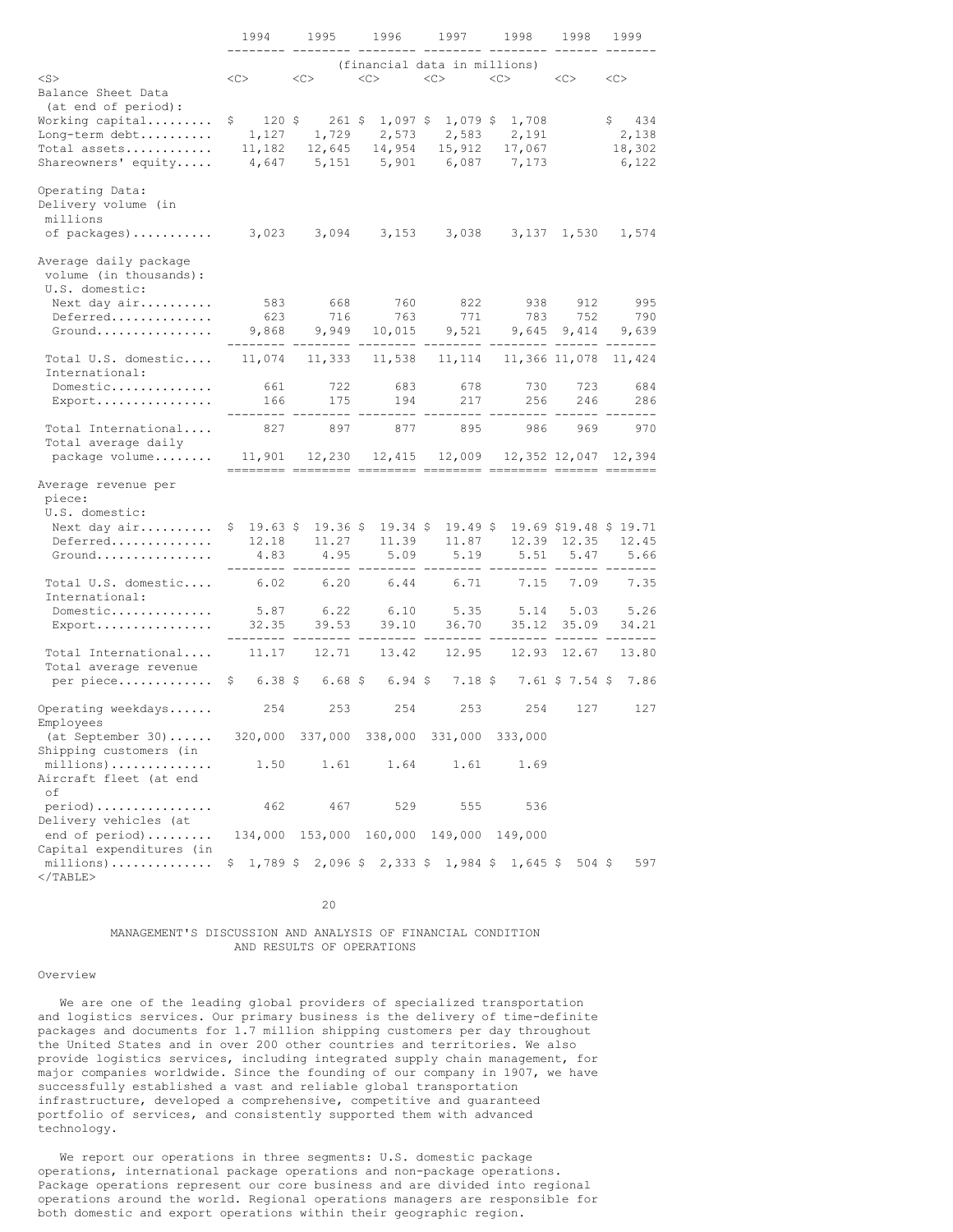| | 1994 | 1995 | 1996 | 1997 | 1998 | 1998 | 1999 |
|---|---|---|---|---|---|---|---|
| | (financial data in millions) | | | | | | |
| **Balance Sheet Data (at end of period):** | | | | | | | |
| Working capital | $ 120 | $ 261 | $ 1,097 | $ 1,079 | $ 1,708 | | $ 434 |
| Long-term debt | 1,127 | 1,729 | 2,573 | 2,583 | 2,191 | | 2,138 |
| Total assets | 11,182 | 12,645 | 14,954 | 15,912 | 17,067 | | 18,302 |
| Shareowners' equity | 4,647 | 5,151 | 5,901 | 6,087 | 7,173 | | 6,122 |
| **Operating Data:** | | | | | | | |
| Delivery volume (in millions of packages) | 3,023 | 3,094 | 3,153 | 3,038 | 3,137 | 1,530 | 1,574 |
| Average daily package volume (in thousands): | | | | | | | |
| U.S. domestic: | | | | | | | |
| Next day air | 583 | 668 | 760 | 822 | 938 | 912 | 995 |
| Deferred | 623 | 716 | 763 | 771 | 783 | 752 | 790 |
| Ground | 9,868 | 9,949 | 10,015 | 9,521 | 9,645 | 9,414 | 9,639 |
| Total U.S. domestic | 11,074 | 11,333 | 11,538 | 11,114 | 11,366 | 11,078 | 11,424 |
| International: | | | | | | | |
| Domestic | 661 | 722 | 683 | 678 | 730 | 723 | 684 |
| Export | 166 | 175 | 194 | 217 | 256 | 246 | 286 |
| Total International | 827 | 897 | 877 | 895 | 986 | 969 | 970 |
| Total average daily package volume | 11,901 | 12,230 | 12,415 | 12,009 | 12,352 | 12,047 | 12,394 |
| Average revenue per piece: | | | | | | | |
| U.S. domestic: | | | | | | | |
| Next day air | $ 19.63 | $ 19.36 | $ 19.34 | $ 19.49 | $ 19.69 | $19.48 | $ 19.71 |
| Deferred | 12.18 | 11.27 | 11.39 | 11.87 | 12.39 | 12.35 | 12.45 |
| Ground | 4.83 | 4.95 | 5.09 | 5.19 | 5.51 | 5.47 | 5.66 |
| Total U.S. domestic | 6.02 | 6.20 | 6.44 | 6.71 | 7.15 | 7.09 | 7.35 |
| International: | | | | | | | |
| Domestic | 5.87 | 6.22 | 6.10 | 5.35 | 5.14 | 5.03 | 5.26 |
| Export | 32.35 | 39.53 | 39.10 | 36.70 | 35.12 | 35.09 | 34.21 |
| Total International | 11.17 | 12.71 | 13.42 | 12.95 | 12.93 | 12.67 | 13.80 |
| Total average revenue per piece | $ 6.38 | $ 6.68 | $ 6.94 | $ 7.18 | $ 7.61 | $ 7.54 | $ 7.86 |
| Operating weekdays | 254 | 253 | 254 | 253 | 254 | 127 | 127 |
| Employees (at September 30) | 320,000 | 337,000 | 338,000 | 331,000 | 333,000 | | |
| Shipping customers (in millions) | 1.50 | 1.61 | 1.64 | 1.61 | 1.69 | | |
| Aircraft fleet (at end of period) | 462 | 467 | 529 | 555 | 536 | | |
| Delivery vehicles (at end of period) | 134,000 | 153,000 | 160,000 | 149,000 | 149,000 | | |
| Capital expenditures (in millions) | $ 1,789 | $ 2,096 | $ 2,333 | $ 1,984 | $ 1,645 | $ 504 | $ 597 |

## MANAGEMENT'S DISCUSSION AND ANALYSIS OF FINANCIAL CONDITION AND RESULTS OF OPERATIONS

### Overview

We are one of the leading global providers of specialized transportation and logistics services. Our primary business is the delivery of time-definite packages and documents for 1.7 million shipping customers per day throughout the United States and in over 200 other countries and territories. We also provide logistics services, including integrated supply chain management, for major companies worldwide. Since the founding of our company in 1907, we have successfully established a vast and reliable global transportation infrastructure, developed a comprehensive, competitive and guaranteed portfolio of services, and consistently supported them with advanced technology.

We report our operations in three segments: U.S. domestic package operations, international package operations and non-package operations. Package operations represent our core business and are divided into regional operations around the world. Regional operations managers are responsible for both domestic and export operations within their geographic region.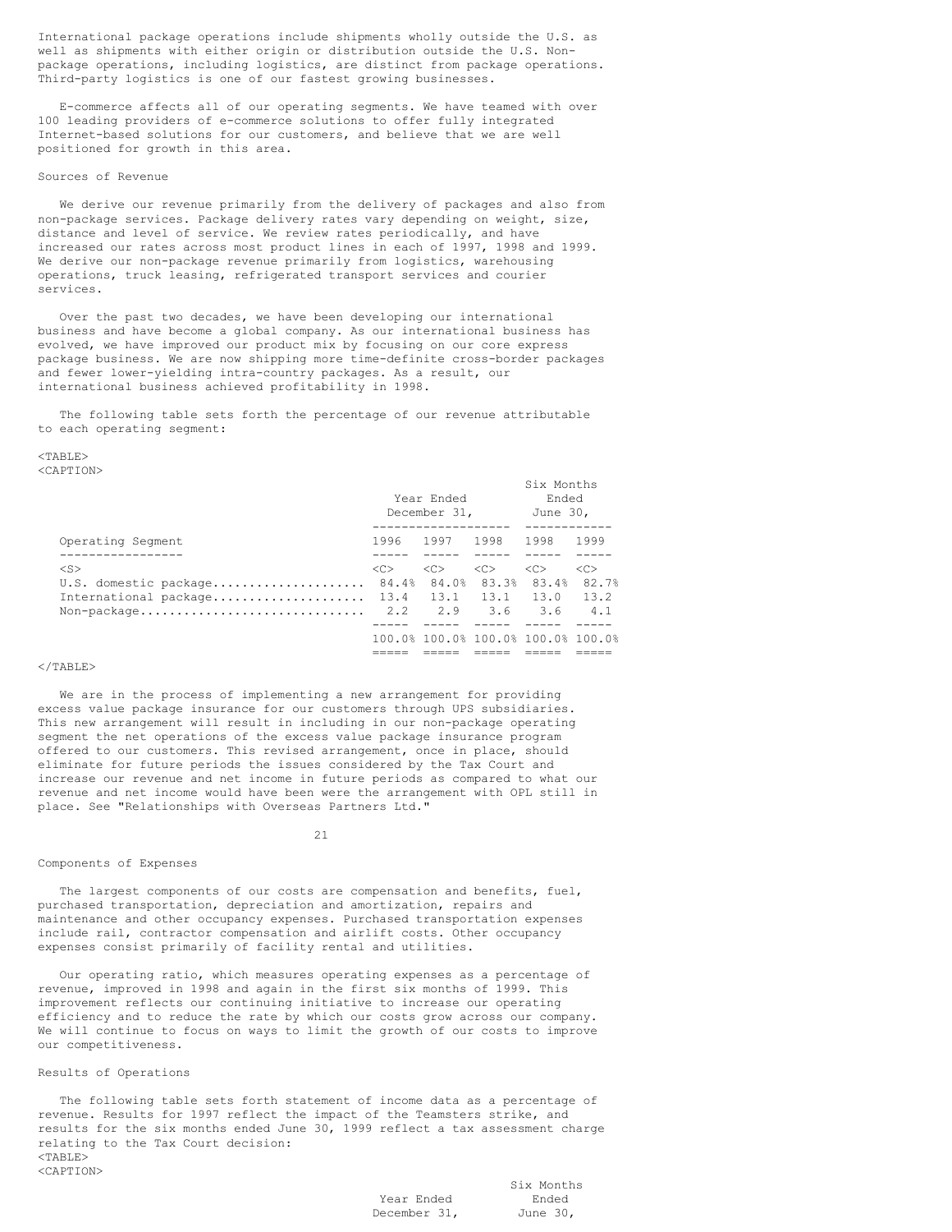International package operations include shipments wholly outside the U.S. as well as shipments with either origin or distribution outside the U.S. Non-package operations, including logistics, are distinct from package operations. Third-party logistics is one of our fastest growing businesses.

E-commerce affects all of our operating segments. We have teamed with over 100 leading providers of e-commerce solutions to offer fully integrated Internet-based solutions for our customers, and believe that we are well positioned for growth in this area.

### Sources of Revenue

We derive our revenue primarily from the delivery of packages and also from non-package services. Package delivery rates vary depending on weight, size, distance and level of service. We review rates periodically, and have increased our rates across most product lines in each of 1997, 1998 and 1999. We derive our non-package revenue primarily from logistics, warehousing operations, truck leasing, refrigerated transport services and courier services.

Over the past two decades, we have been developing our international business and have become a global company. As our international business has evolved, we have improved our product mix by focusing on our core express package business. We are now shipping more time-definite cross-border packages and fewer lower-yielding intra-country packages. As a result, our international business achieved profitability in 1998.

The following table sets forth the percentage of our revenue attributable to each operating segment:

| | Year Ended December 31, | | | Six Months Ended June 30, | |
|---|---|---|---|---|---|
| Operating Segment | 1996 | 1997 | 1998 | 1998 | 1999 |
| U.S. domestic package | 84.4% | 84.0% | 83.3% | 83.4% | 82.7% |
| International package | 13.4 | 13.1 | 13.1 | 13.0 | 13.2 |
| Non-package | 2.2 | 2.9 | 3.6 | 3.6 | 4.1 |
| | 100.0% | 100.0% | 100.0% | 100.0% | 100.0% |

We are in the process of implementing a new arrangement for providing excess value package insurance for our customers through UPS subsidiaries. This new arrangement will result in including in our non-package operating segment the net operations of the excess value package insurance program offered to our customers. This revised arrangement, once in place, should eliminate for future periods the issues considered by the Tax Court and increase our revenue and net income in future periods as compared to what our revenue and net income would have been were the arrangement with OPL still in place. See "Relationships with Overseas Partners Ltd."

### Components of Expenses

The largest components of our costs are compensation and benefits, fuel, purchased transportation, depreciation and amortization, repairs and maintenance and other occupancy expenses. Purchased transportation expenses include rail, contractor compensation and airlift costs. Other occupancy expenses consist primarily of facility rental and utilities.

Our operating ratio, which measures operating expenses as a percentage of revenue, improved in 1998 and again in the first six months of 1999. This improvement reflects our continuing initiative to increase our operating efficiency and to reduce the rate by which our costs grow across our company. We will continue to focus on ways to limit the growth of our costs to improve our competitiveness.

### Results of Operations

The following table sets forth statement of income data as a percentage of revenue. Results for 1997 reflect the impact of the Teamsters strike, and results for the six months ended June 30, 1999 reflect a tax assessment charge relating to the Tax Court decision:

| | Year Ended December 31, | Six Months Ended June 30, |
|---|---|---|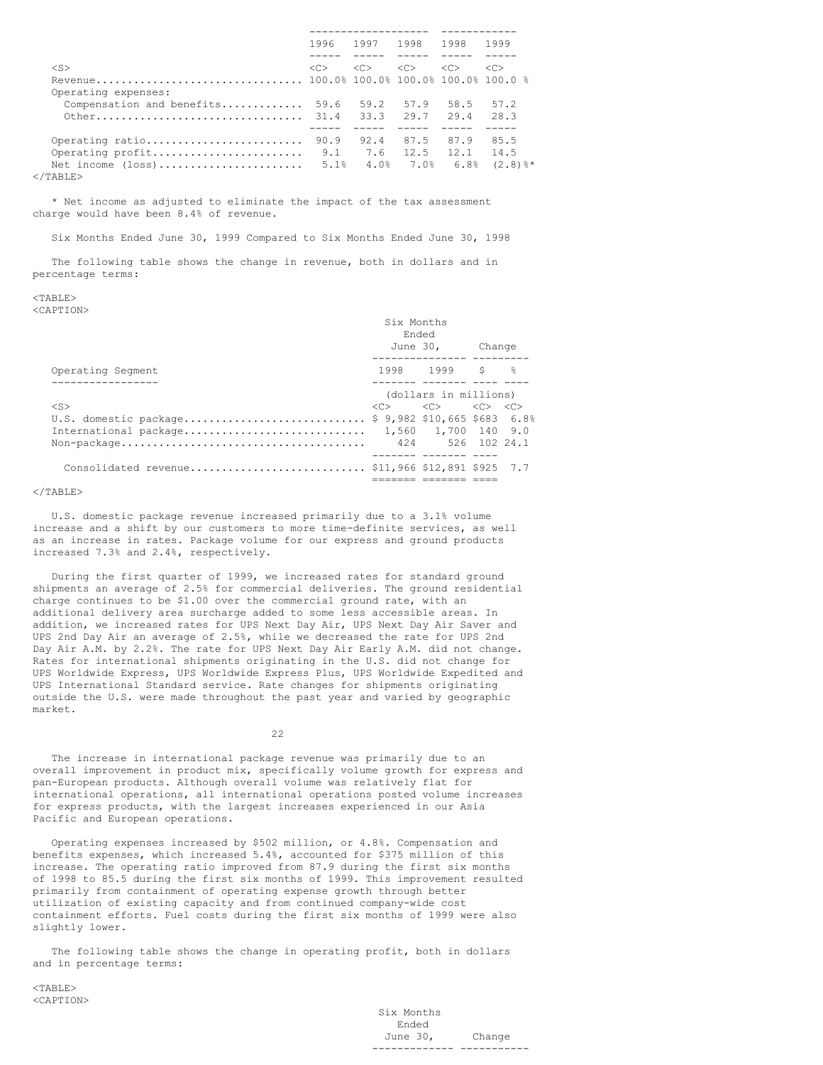| | 1996 | 1997 | 1998 | 1998 | 1999 |
|---|---|---|---|---|---|
| Revenue | 100.0% | 100.0% | 100.0% | 100.0% | 100.0 % |
| Operating expenses: | | | | | |
| Compensation and benefits | 59.6 | 59.2 | 57.9 | 58.5 | 57.2 |
| Other | 31.4 | 33.3 | 29.7 | 29.4 | 28.3 |
| Operating ratio | 90.9 | 92.4 | 87.5 | 87.9 | 85.5 |
| Operating profit | 9.1 | 7.6 | 12.5 | 12.1 | 14.5 |
| Net income (loss) | 5.1% | 4.0% | 7.0% | 6.8% | (2.8)%* |

* Net income as adjusted to eliminate the impact of the tax assessment charge would have been 8.4% of revenue.

Six Months Ended June 30, 1999 Compared to Six Months Ended June 30, 1998

The following table shows the change in revenue, both in dollars and in percentage terms:

| | Six Months Ended June 30, | | Change | |
|---|---|---|---|---|
| Operating Segment | 1998 | 1999 | $ | % |
| | (dollars in millions) | | | |
| U.S. domestic package | $ 9,982 | $10,665 | $683 | 6.8% |
| International package | 1,560 | 1,700 | 140 | 9.0 |
| Non-package | 424 | 526 | 102 | 24.1 |
| Consolidated revenue | $11,966 | $12,891 | $925 | 7.7 |

U.S. domestic package revenue increased primarily due to a 3.1% volume increase and a shift by our customers to more time-definite services, as well as an increase in rates. Package volume for our express and ground products increased 7.3% and 2.4%, respectively.

During the first quarter of 1999, we increased rates for standard ground shipments an average of 2.5% for commercial deliveries. The ground residential charge continues to be $1.00 over the commercial ground rate, with an additional delivery area surcharge added to some less accessible areas. In addition, we increased rates for UPS Next Day Air, UPS Next Day Air Saver and UPS 2nd Day Air an average of 2.5%, while we decreased the rate for UPS 2nd Day Air A.M. by 2.2%. The rate for UPS Next Day Air Early A.M. did not change. Rates for international shipments originating in the U.S. did not change for UPS Worldwide Express, UPS Worldwide Express Plus, UPS Worldwide Expedited and UPS International Standard service. Rate changes for shipments originating outside the U.S. were made throughout the past year and varied by geographic market.

The increase in international package revenue was primarily due to an overall improvement in product mix, specifically volume growth for express and pan-European products. Although overall volume was relatively flat for international operations, all international operations posted volume increases for express products, with the largest increases experienced in our Asia Pacific and European operations.

Operating expenses increased by $502 million, or 4.8%. Compensation and benefits expenses, which increased 5.4%, accounted for $375 million of this increase. The operating ratio improved from 87.9 during the first six months of 1998 to 85.5 during the first six months of 1999. This improvement resulted primarily from containment of operating expense growth through better utilization of existing capacity and from continued company-wide cost containment efforts. Fuel costs during the first six months of 1999 were also slightly lower.

The following table shows the change in operating profit, both in dollars and in percentage terms:

| | Six Months Ended June 30, | | Change | |
|---|---|---|---|---|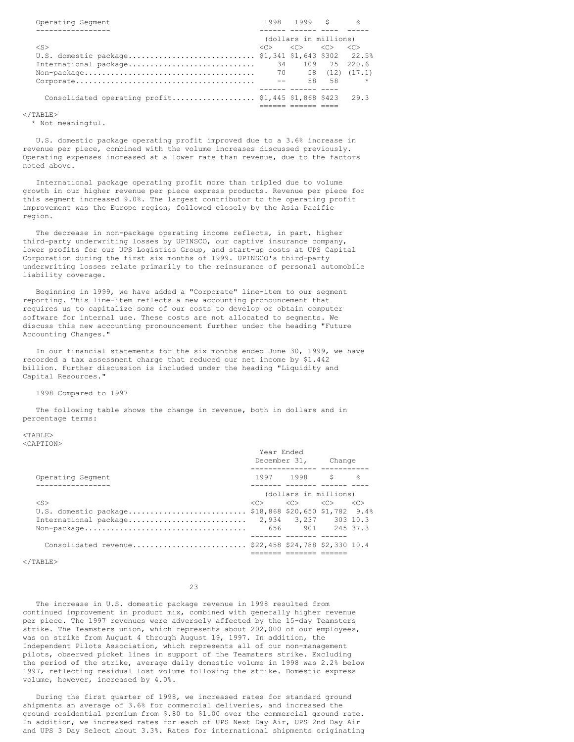| Operating Segment | 1998 | 1999 | $ | % |
|---|---|---|---|---|
| | (dollars in millions) | | | |
| U.S. domestic package | $1,341 | $1,643 | $302 | 22.5% |
| International package | 34 | 109 | 75 | 220.6 |
| Non-package | 70 | 58 | (12) | (17.1) |
| Corporate | -- | 58 | 58 | * |
| Consolidated operating profit | $1,445 | $1,868 | $423 | 29.3 |

* Not meaningful.

U.S. domestic package operating profit improved due to a 3.6% increase in revenue per piece, combined with the volume increases discussed previously. Operating expenses increased at a lower rate than revenue, due to the factors noted above.

International package operating profit more than tripled due to volume growth in our higher revenue per piece express products. Revenue per piece for this segment increased 9.0%. The largest contributor to the operating profit improvement was the Europe region, followed closely by the Asia Pacific region.

The decrease in non-package operating income reflects, in part, higher third-party underwriting losses by UPINSCO, our captive insurance company, lower profits for our UPS Logistics Group, and start-up costs at UPS Capital Corporation during the first six months of 1999. UPINSCO's third-party underwriting losses relate primarily to the reinsurance of personal automobile liability coverage.

Beginning in 1999, we have added a "Corporate" line-item to our segment reporting. This line-item reflects a new accounting pronouncement that requires us to capitalize some of our costs to develop or obtain computer software for internal use. These costs are not allocated to segments. We discuss this new accounting pronouncement further under the heading "Future Accounting Changes."

In our financial statements for the six months ended June 30, 1999, we have recorded a tax assessment charge that reduced our net income by $1.442 billion. Further discussion is included under the heading "Liquidity and Capital Resources."

1998 Compared to 1997

The following table shows the change in revenue, both in dollars and in percentage terms:

| | Year Ended December 31, | | Change | |
|---|---|---|---|---|
| Operating Segment | 1997 | 1998 | $ | % |
| | (dollars in millions) | | | |
| U.S. domestic package | $18,868 | $20,650 | $1,782 | 9.4% |
| International package | 2,934 | 3,237 | 303 | 10.3 |
| Non-package | 656 | 901 | 245 | 37.3 |
| Consolidated revenue | $22,458 | $24,788 | $2,330 | 10.4 |

The increase in U.S. domestic package revenue in 1998 resulted from continued improvement in product mix, combined with generally higher revenue per piece. The 1997 revenues were adversely affected by the 15-day Teamsters strike. The Teamsters union, which represents about 202,000 of our employees, was on strike from August 4 through August 19, 1997. In addition, the Independent Pilots Association, which represents all of our non-management pilots, observed picket lines in support of the Teamsters strike. Excluding the period of the strike, average daily domestic volume in 1998 was 2.2% below 1997, reflecting residual lost volume following the strike. Domestic express volume, however, increased by 4.0%.

During the first quarter of 1998, we increased rates for standard ground shipments an average of 3.6% for commercial deliveries, and increased the ground residential premium from $.80 to $1.00 over the commercial ground rate. In addition, we increased rates for each of UPS Next Day Air, UPS 2nd Day Air and UPS 3 Day Select about 3.3%. Rates for international shipments originating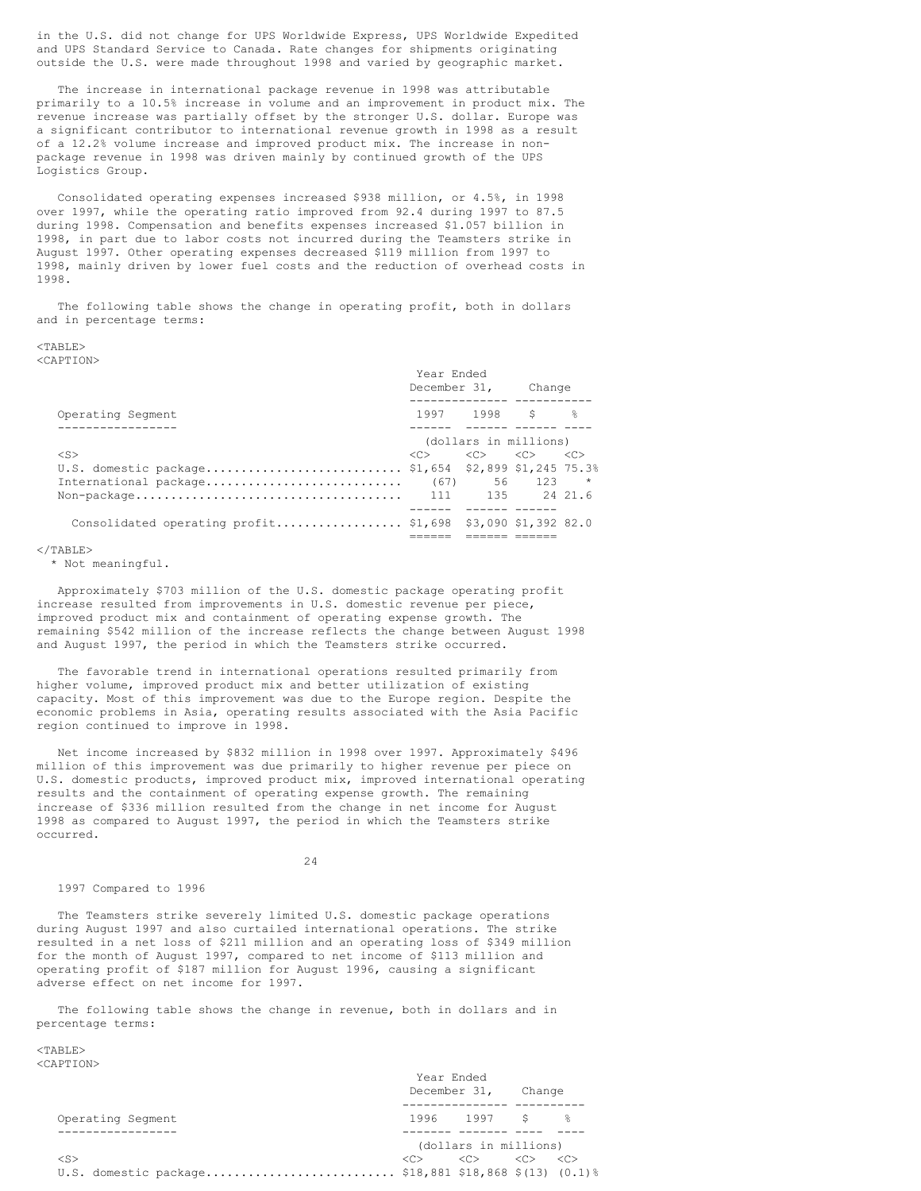in the U.S. did not change for UPS Worldwide Express, UPS Worldwide Expedited and UPS Standard Service to Canada. Rate changes for shipments originating outside the U.S. were made throughout 1998 and varied by geographic market.

The increase in international package revenue in 1998 was attributable primarily to a 10.5% increase in volume and an improvement in product mix. The revenue increase was partially offset by the stronger U.S. dollar. Europe was a significant contributor to international revenue growth in 1998 as a result of a 12.2% volume increase and improved product mix. The increase in non-package revenue in 1998 was driven mainly by continued growth of the UPS Logistics Group.

Consolidated operating expenses increased $938 million, or 4.5%, in 1998 over 1997, while the operating ratio improved from 92.4 during 1997 to 87.5 during 1998. Compensation and benefits expenses increased $1.057 billion in 1998, in part due to labor costs not incurred during the Teamsters strike in August 1997. Other operating expenses decreased $119 million from 1997 to 1998, mainly driven by lower fuel costs and the reduction of overhead costs in 1998.

The following table shows the change in operating profit, both in dollars and in percentage terms:

| Operating Segment | Year Ended December 31, 1997 | 1998 | Change $ | % |
|---|---|---|---|---|
| | (dollars in millions) | | | |
| U.S. domestic package | $1,654 | $2,899 | $1,245 | 75.3% |
| International package | (67) | 56 | 123 | * |
| Non-package | 111 | 135 | 24 | 21.6 |
| Consolidated operating profit | $1,698 | $3,090 | $1,392 | 82.0 |

\* Not meaningful.

Approximately $703 million of the U.S. domestic package operating profit increase resulted from improvements in U.S. domestic revenue per piece, improved product mix and containment of operating expense growth. The remaining $542 million of the increase reflects the change between August 1998 and August 1997, the period in which the Teamsters strike occurred.

The favorable trend in international operations resulted primarily from higher volume, improved product mix and better utilization of existing capacity. Most of this improvement was due to the Europe region. Despite the economic problems in Asia, operating results associated with the Asia Pacific region continued to improve in 1998.

Net income increased by $832 million in 1998 over 1997. Approximately $496 million of this improvement was due primarily to higher revenue per piece on U.S. domestic products, improved product mix, improved international operating results and the containment of operating expense growth. The remaining increase of $336 million resulted from the change in net income for August 1998 as compared to August 1997, the period in which the Teamsters strike occurred.

1997 Compared to 1996

The Teamsters strike severely limited U.S. domestic package operations during August 1997 and also curtailed international operations. The strike resulted in a net loss of $211 million and an operating loss of $349 million for the month of August 1997, compared to net income of $113 million and operating profit of $187 million for August 1996, causing a significant adverse effect on net income for 1997.

The following table shows the change in revenue, both in dollars and in percentage terms:

| Operating Segment | Year Ended December 31, 1996 | 1997 | Change $ | % |
|---|---|---|---|---|
| | (dollars in millions) | | | |
| U.S. domestic package | $18,881 | $18,868 | $(13) | (0.1)% |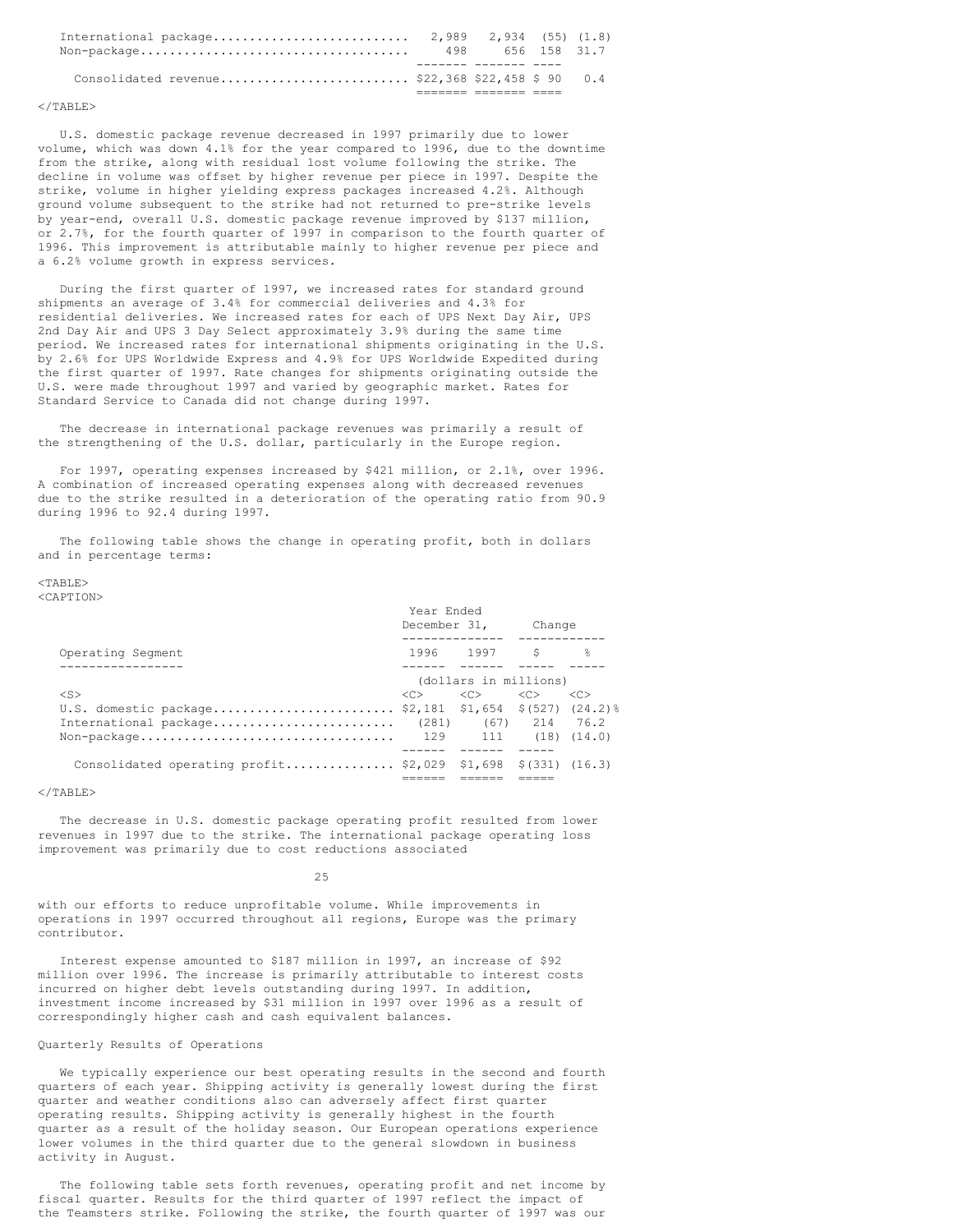| | | | | |
|---|---|---|---|---|
| International package | 2,989 | 2,934 | (55) | (1.8) |
| Non-package | 498 | 656 | 158 | 31.7 |
| Consolidated revenue | $22,368 | $22,458 | $ 90 | 0.4 |

U.S. domestic package revenue decreased in 1997 primarily due to lower volume, which was down 4.1% for the year compared to 1996, due to the downtime from the strike, along with residual lost volume following the strike. The decline in volume was offset by higher revenue per piece in 1997. Despite the strike, volume in higher yielding express packages increased 4.2%. Although ground volume subsequent to the strike had not returned to pre-strike levels by year-end, overall U.S. domestic package revenue improved by $137 million, or 2.7%, for the fourth quarter of 1997 in comparison to the fourth quarter of 1996. This improvement is attributable mainly to higher revenue per piece and a 6.2% volume growth in express services.

During the first quarter of 1997, we increased rates for standard ground shipments an average of 3.4% for commercial deliveries and 4.3% for residential deliveries. We increased rates for each of UPS Next Day Air, UPS 2nd Day Air and UPS 3 Day Select approximately 3.9% during the same time period. We increased rates for international shipments originating in the U.S. by 2.6% for UPS Worldwide Express and 4.9% for UPS Worldwide Expedited during the first quarter of 1997. Rate changes for shipments originating outside the U.S. were made throughout 1997 and varied by geographic market. Rates for Standard Service to Canada did not change during 1997.

The decrease in international package revenues was primarily a result of the strengthening of the U.S. dollar, particularly in the Europe region.

For 1997, operating expenses increased by $421 million, or 2.1%, over 1996. A combination of increased operating expenses along with decreased revenues due to the strike resulted in a deterioration of the operating ratio from 90.9 during 1996 to 92.4 during 1997.

The following table shows the change in operating profit, both in dollars and in percentage terms:

| Operating Segment | Year Ended December 31, 1996 | 1997 | Change $ | % |
|---|---|---|---|---|
| | (dollars in millions) | | | |
| U.S. domestic package | $2,181 | $1,654 | $(527) | (24.2)% |
| International package | (281) | (67) | 214 | 76.2 |
| Non-package | 129 | 111 | (18) | (14.0) |
| Consolidated operating profit | $2,029 | $1,698 | $(331) | (16.3) |

The decrease in U.S. domestic package operating profit resulted from lower revenues in 1997 due to the strike. The international package operating loss improvement was primarily due to cost reductions associated with our efforts to reduce unprofitable volume. While improvements in operations in 1997 occurred throughout all regions, Europe was the primary contributor.

Interest expense amounted to $187 million in 1997, an increase of $92 million over 1996. The increase is primarily attributable to interest costs incurred on higher debt levels outstanding during 1997. In addition, investment income increased by $31 million in 1997 over 1996 as a result of correspondingly higher cash and cash equivalent balances.

Quarterly Results of Operations

We typically experience our best operating results in the second and fourth quarters of each year. Shipping activity is generally lowest during the first quarter and weather conditions also can adversely affect first quarter operating results. Shipping activity is generally highest in the fourth quarter as a result of the holiday season. Our European operations experience lower volumes in the third quarter due to the general slowdown in business activity in August.

The following table sets forth revenues, operating profit and net income by fiscal quarter. Results for the third quarter of 1997 reflect the impact of the Teamsters strike. Following the strike, the fourth quarter of 1997 was our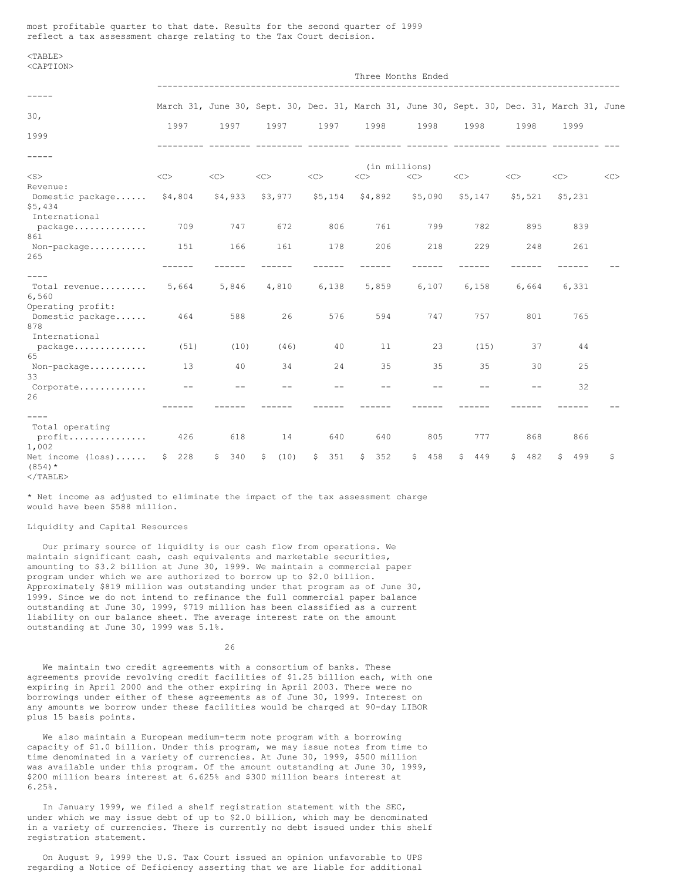most profitable quarter to that date. Results for the second quarter of 1999 reflect a tax assessment charge relating to the Tax Court decision.

| | Three Months Ended | | | | | | | | | |
|---|---|---|---|---|---|---|---|---|---|---|
| | March 31, 1997 | June 30, 1997 | Sept. 30, 1997 | Dec. 31, 1997 | March 31, 1998 | June 30, 1998 | Sept. 30, 1998 | Dec. 31, 1998 | March 31, 1999 | June 30, 1999 |
| | (in millions) | | | | | | | | | |
| Revenue: | | | | | | | | | | |
| Domestic package | $4,804 | $4,933 | $3,977 | $5,154 | $4,892 | $5,090 | $5,147 | $5,521 | $5,231 | $5,434 |
| International package | 709 | 747 | 672 | 806 | 761 | 799 | 782 | 895 | 839 | 861 |
| Non-package | 151 | 166 | 161 | 178 | 206 | 218 | 229 | 248 | 261 | 265 |
| Total revenue | 5,664 | 5,846 | 4,810 | 6,138 | 5,859 | 6,107 | 6,158 | 6,664 | 6,331 | 6,560 |
| Operating profit: | | | | | | | | | | |
| Domestic package | 464 | 588 | 26 | 576 | 594 | 747 | 757 | 801 | 765 | 878 |
| International package | (51) | (10) | (46) | 40 | 11 | 23 | (15) | 37 | 44 | 65 |
| Non-package | 13 | 40 | 34 | 24 | 35 | 35 | 35 | 30 | 25 | 33 |
| Corporate | -- | -- | -- | -- | -- | -- | -- | -- | 32 | 26 |
| Total operating profit | 426 | 618 | 14 | 640 | 640 | 805 | 777 | 868 | 866 | 1,002 |
| Net income (loss) | $ 228 | $ 340 | $ (10) | $ 351 | $ 352 | $ 458 | $ 449 | $ 482 | $ 499 | $ (854)* |

* Net income as adjusted to eliminate the impact of the tax assessment charge would have been $588 million.

## Liquidity and Capital Resources

Our primary source of liquidity is our cash flow from operations. We maintain significant cash, cash equivalents and marketable securities, amounting to $3.2 billion at June 30, 1999. We maintain a commercial paper program under which we are authorized to borrow up to $2.0 billion. Approximately $819 million was outstanding under that program as of June 30, 1999. Since we do not intend to refinance the full commercial paper balance outstanding at June 30, 1999, $719 million has been classified as a current liability on our balance sheet. The average interest rate on the amount outstanding at June 30, 1999 was 5.1%.

We maintain two credit agreements with a consortium of banks. These agreements provide revolving credit facilities of $1.25 billion each, with one expiring in April 2000 and the other expiring in April 2003. There were no borrowings under either of these agreements as of June 30, 1999. Interest on any amounts we borrow under these facilities would be charged at 90-day LIBOR plus 15 basis points.

We also maintain a European medium-term note program with a borrowing capacity of $1.0 billion. Under this program, we may issue notes from time to time denominated in a variety of currencies. At June 30, 1999, $500 million was available under this program. Of the amount outstanding at June 30, 1999, $200 million bears interest at 6.625% and $300 million bears interest at 6.25%.

In January 1999, we filed a shelf registration statement with the SEC, under which we may issue debt of up to $2.0 billion, which may be denominated in a variety of currencies. There is currently no debt issued under this shelf registration statement.

On August 9, 1999 the U.S. Tax Court issued an opinion unfavorable to UPS regarding a Notice of Deficiency asserting that we are liable for additional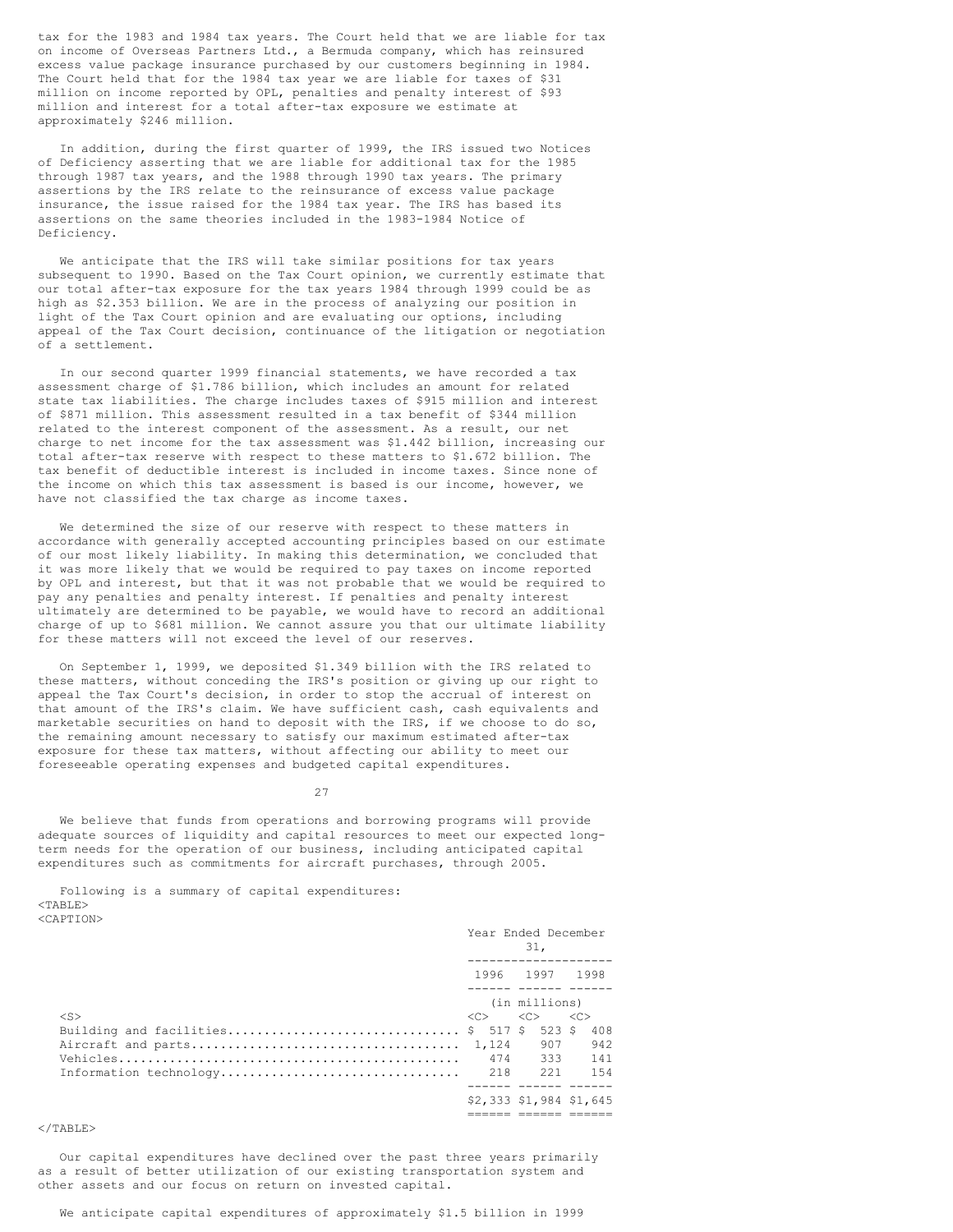tax for the 1983 and 1984 tax years. The Court held that we are liable for tax on income of Overseas Partners Ltd., a Bermuda company, which has reinsured excess value package insurance purchased by our customers beginning in 1984. The Court held that for the 1984 tax year we are liable for taxes of $31 million on income reported by OPL, penalties and penalty interest of $93 million and interest for a total after-tax exposure we estimate at approximately $246 million.

In addition, during the first quarter of 1999, the IRS issued two Notices of Deficiency asserting that we are liable for additional tax for the 1985 through 1987 tax years, and the 1988 through 1990 tax years. The primary assertions by the IRS relate to the reinsurance of excess value package insurance, the issue raised for the 1984 tax year. The IRS has based its assertions on the same theories included in the 1983-1984 Notice of Deficiency.

We anticipate that the IRS will take similar positions for tax years subsequent to 1990. Based on the Tax Court opinion, we currently estimate that our total after-tax exposure for the tax years 1984 through 1999 could be as high as $2.353 billion. We are in the process of analyzing our position in light of the Tax Court opinion and are evaluating our options, including appeal of the Tax Court decision, continuance of the litigation or negotiation of a settlement.

In our second quarter 1999 financial statements, we have recorded a tax assessment charge of $1.786 billion, which includes an amount for related state tax liabilities. The charge includes taxes of $915 million and interest of $871 million. This assessment resulted in a tax benefit of $344 million related to the interest component of the assessment. As a result, our net charge to net income for the tax assessment was $1.442 billion, increasing our total after-tax reserve with respect to these matters to $1.672 billion. The tax benefit of deductible interest is included in income taxes. Since none of the income on which this tax assessment is based is our income, however, we have not classified the tax charge as income taxes.

We determined the size of our reserve with respect to these matters in accordance with generally accepted accounting principles based on our estimate of our most likely liability. In making this determination, we concluded that it was more likely that we would be required to pay taxes on income reported by OPL and interest, but that it was not probable that we would be required to pay any penalties and penalty interest. If penalties and penalty interest ultimately are determined to be payable, we would have to record an additional charge of up to $681 million. We cannot assure you that our ultimate liability for these matters will not exceed the level of our reserves.

On September 1, 1999, we deposited $1.349 billion with the IRS related to these matters, without conceding the IRS's position or giving up our right to appeal the Tax Court's decision, in order to stop the accrual of interest on that amount of the IRS's claim. We have sufficient cash, cash equivalents and marketable securities on hand to deposit with the IRS, if we choose to do so, the remaining amount necessary to satisfy our maximum estimated after-tax exposure for these tax matters, without affecting our ability to meet our foreseeable operating expenses and budgeted capital expenditures.

We believe that funds from operations and borrowing programs will provide adequate sources of liquidity and capital resources to meet our expected long-term needs for the operation of our business, including anticipated capital expenditures such as commitments for aircraft purchases, through 2005.

Following is a summary of capital expenditures:

| | Year Ended December 31, | | |
|---|---|---|---|
| | 1996 | 1997 | 1998 |
| | (in millions) | | |
| Building and facilities | $ 517 | $ 523 | $ 408 |
| Aircraft and parts | 1,124 | 907 | 942 |
| Vehicles | 474 | 333 | 141 |
| Information technology | 218 | 221 | 154 |
| | $2,333 | $1,984 | $1,645 |

Our capital expenditures have declined over the past three years primarily as a result of better utilization of our existing transportation system and other assets and our focus on return on invested capital.

We anticipate capital expenditures of approximately $1.5 billion in 1999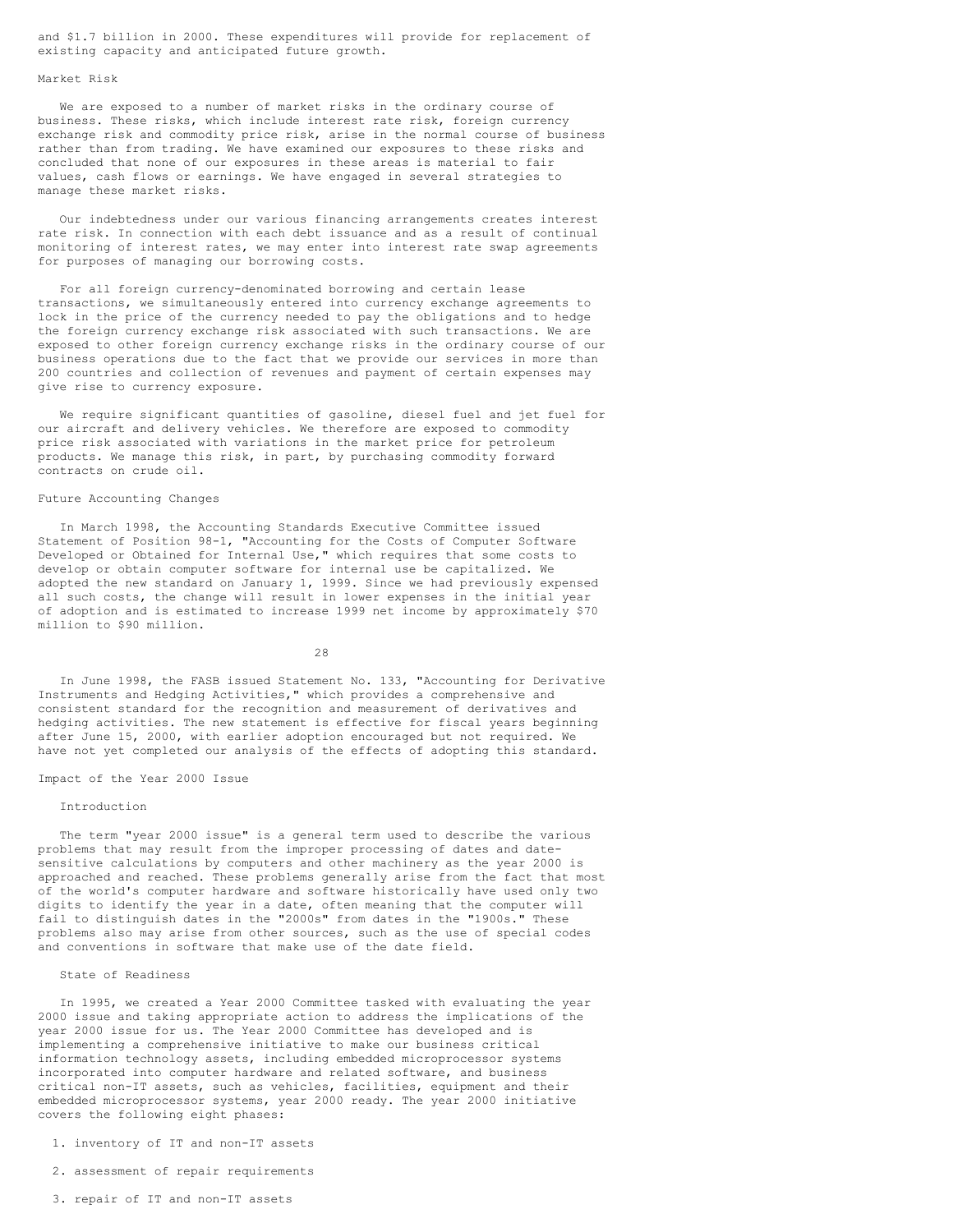and $1.7 billion in 2000. These expenditures will provide for replacement of existing capacity and anticipated future growth.

### Market Risk

We are exposed to a number of market risks in the ordinary course of business. These risks, which include interest rate risk, foreign currency exchange risk and commodity price risk, arise in the normal course of business rather than from trading. We have examined our exposures to these risks and concluded that none of our exposures in these areas is material to fair values, cash flows or earnings. We have engaged in several strategies to manage these market risks.

Our indebtedness under our various financing arrangements creates interest rate risk. In connection with each debt issuance and as a result of continual monitoring of interest rates, we may enter into interest rate swap agreements for purposes of managing our borrowing costs.

For all foreign currency-denominated borrowing and certain lease transactions, we simultaneously entered into currency exchange agreements to lock in the price of the currency needed to pay the obligations and to hedge the foreign currency exchange risk associated with such transactions. We are exposed to other foreign currency exchange risks in the ordinary course of our business operations due to the fact that we provide our services in more than 200 countries and collection of revenues and payment of certain expenses may give rise to currency exposure.

We require significant quantities of gasoline, diesel fuel and jet fuel for our aircraft and delivery vehicles. We therefore are exposed to commodity price risk associated with variations in the market price for petroleum products. We manage this risk, in part, by purchasing commodity forward contracts on crude oil.

### Future Accounting Changes

In March 1998, the Accounting Standards Executive Committee issued Statement of Position 98-1, "Accounting for the Costs of Computer Software Developed or Obtained for Internal Use," which requires that some costs to develop or obtain computer software for internal use be capitalized. We adopted the new standard on January 1, 1999. Since we had previously expensed all such costs, the change will result in lower expenses in the initial year of adoption and is estimated to increase 1999 net income by approximately $70 million to $90 million.

In June 1998, the FASB issued Statement No. 133, "Accounting for Derivative Instruments and Hedging Activities," which provides a comprehensive and consistent standard for the recognition and measurement of derivatives and hedging activities. The new statement is effective for fiscal years beginning after June 15, 2000, with earlier adoption encouraged but not required. We have not yet completed our analysis of the effects of adopting this standard.

### Impact of the Year 2000 Issue

#### Introduction

The term "year 2000 issue" is a general term used to describe the various problems that may result from the improper processing of dates and date-sensitive calculations by computers and other machinery as the year 2000 is approached and reached. These problems generally arise from the fact that most of the world's computer hardware and software historically have used only two digits to identify the year in a date, often meaning that the computer will fail to distinguish dates in the "2000s" from dates in the "1900s." These problems also may arise from other sources, such as the use of special codes and conventions in software that make use of the date field.

#### State of Readiness

In 1995, we created a Year 2000 Committee tasked with evaluating the year 2000 issue and taking appropriate action to address the implications of the year 2000 issue for us. The Year 2000 Committee has developed and is implementing a comprehensive initiative to make our business critical information technology assets, including embedded microprocessor systems incorporated into computer hardware and related software, and business critical non-IT assets, such as vehicles, facilities, equipment and their embedded microprocessor systems, year 2000 ready. The year 2000 initiative covers the following eight phases:

1. inventory of IT and non-IT assets

2. assessment of repair requirements

3. repair of IT and non-IT assets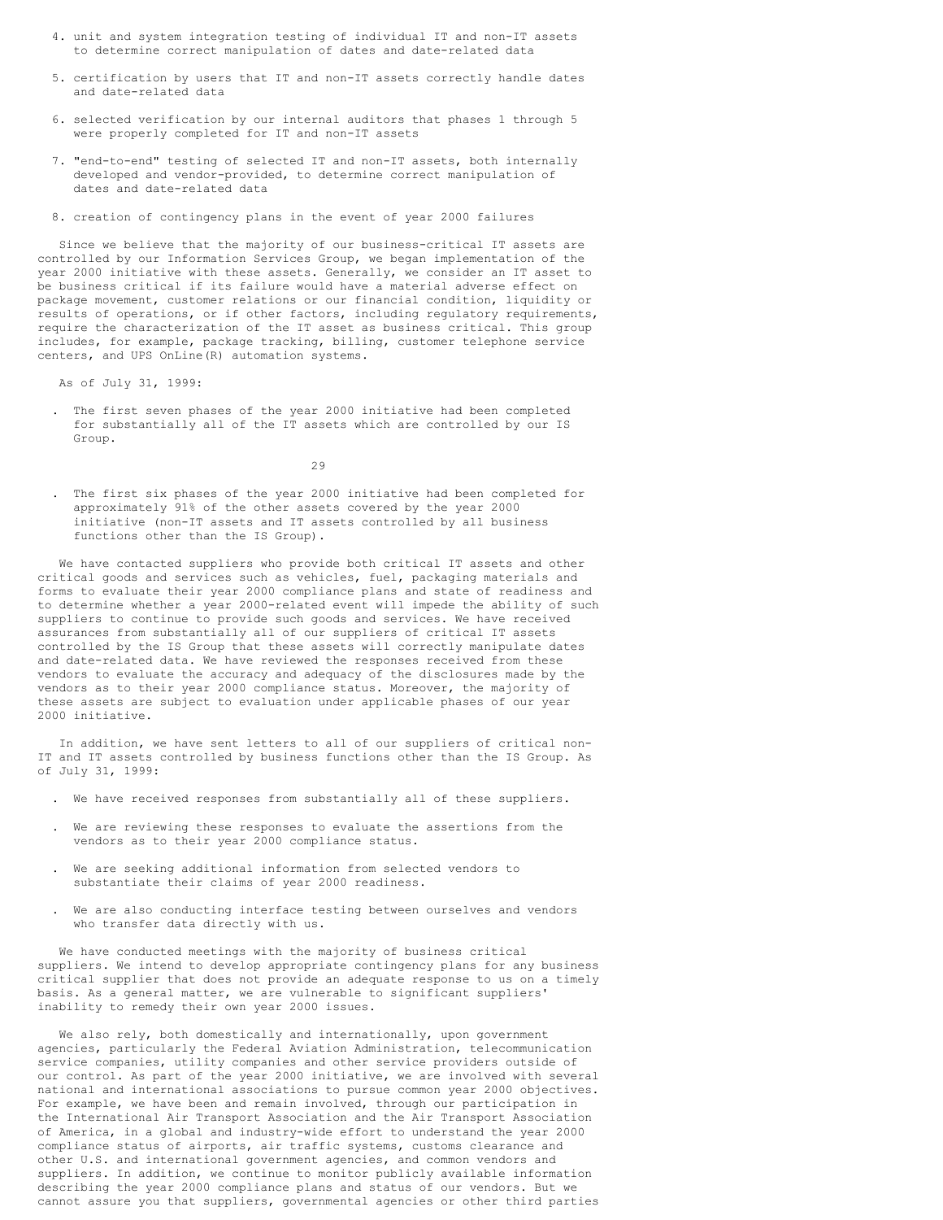4. unit and system integration testing of individual IT and non-IT assets to determine correct manipulation of dates and date-related data

5. certification by users that IT and non-IT assets correctly handle dates and date-related data

6. selected verification by our internal auditors that phases 1 through 5 were properly completed for IT and non-IT assets

7. "end-to-end" testing of selected IT and non-IT assets, both internally developed and vendor-provided, to determine correct manipulation of dates and date-related data

8. creation of contingency plans in the event of year 2000 failures

Since we believe that the majority of our business-critical IT assets are controlled by our Information Services Group, we began implementation of the year 2000 initiative with these assets. Generally, we consider an IT asset to be business critical if its failure would have a material adverse effect on package movement, customer relations or our financial condition, liquidity or results of operations, or if other factors, including regulatory requirements, require the characterization of the IT asset as business critical. This group includes, for example, package tracking, billing, customer telephone service centers, and UPS OnLine(R) automation systems.

As of July 31, 1999:

- The first seven phases of the year 2000 initiative had been completed for substantially all of the IT assets which are controlled by our IS Group.

- The first six phases of the year 2000 initiative had been completed for approximately 91% of the other assets covered by the year 2000 initiative (non-IT assets and IT assets controlled by all business functions other than the IS Group).

We have contacted suppliers who provide both critical IT assets and other critical goods and services such as vehicles, fuel, packaging materials and forms to evaluate their year 2000 compliance plans and state of readiness and to determine whether a year 2000-related event will impede the ability of such suppliers to continue to provide such goods and services. We have received assurances from substantially all of our suppliers of critical IT assets controlled by the IS Group that these assets will correctly manipulate dates and date-related data. We have reviewed the responses received from these vendors to evaluate the accuracy and adequacy of the disclosures made by the vendors as to their year 2000 compliance status. Moreover, the majority of these assets are subject to evaluation under applicable phases of our year 2000 initiative.

In addition, we have sent letters to all of our suppliers of critical non-IT and IT assets controlled by business functions other than the IS Group. As of July 31, 1999:

- We have received responses from substantially all of these suppliers.

- We are reviewing these responses to evaluate the assertions from the vendors as to their year 2000 compliance status.

- We are seeking additional information from selected vendors to substantiate their claims of year 2000 readiness.

- We are also conducting interface testing between ourselves and vendors who transfer data directly with us.

We have conducted meetings with the majority of business critical suppliers. We intend to develop appropriate contingency plans for any business critical supplier that does not provide an adequate response to us on a timely basis. As a general matter, we are vulnerable to significant suppliers' inability to remedy their own year 2000 issues.

We also rely, both domestically and internationally, upon government agencies, particularly the Federal Aviation Administration, telecommunication service companies, utility companies and other service providers outside of our control. As part of the year 2000 initiative, we are involved with several national and international associations to pursue common year 2000 objectives. For example, we have been and remain involved, through our participation in the International Air Transport Association and the Air Transport Association of America, in a global and industry-wide effort to understand the year 2000 compliance status of airports, air traffic systems, customs clearance and other U.S. and international government agencies, and common vendors and suppliers. In addition, we continue to monitor publicly available information describing the year 2000 compliance plans and status of our vendors. But we cannot assure you that suppliers, governmental agencies or other third parties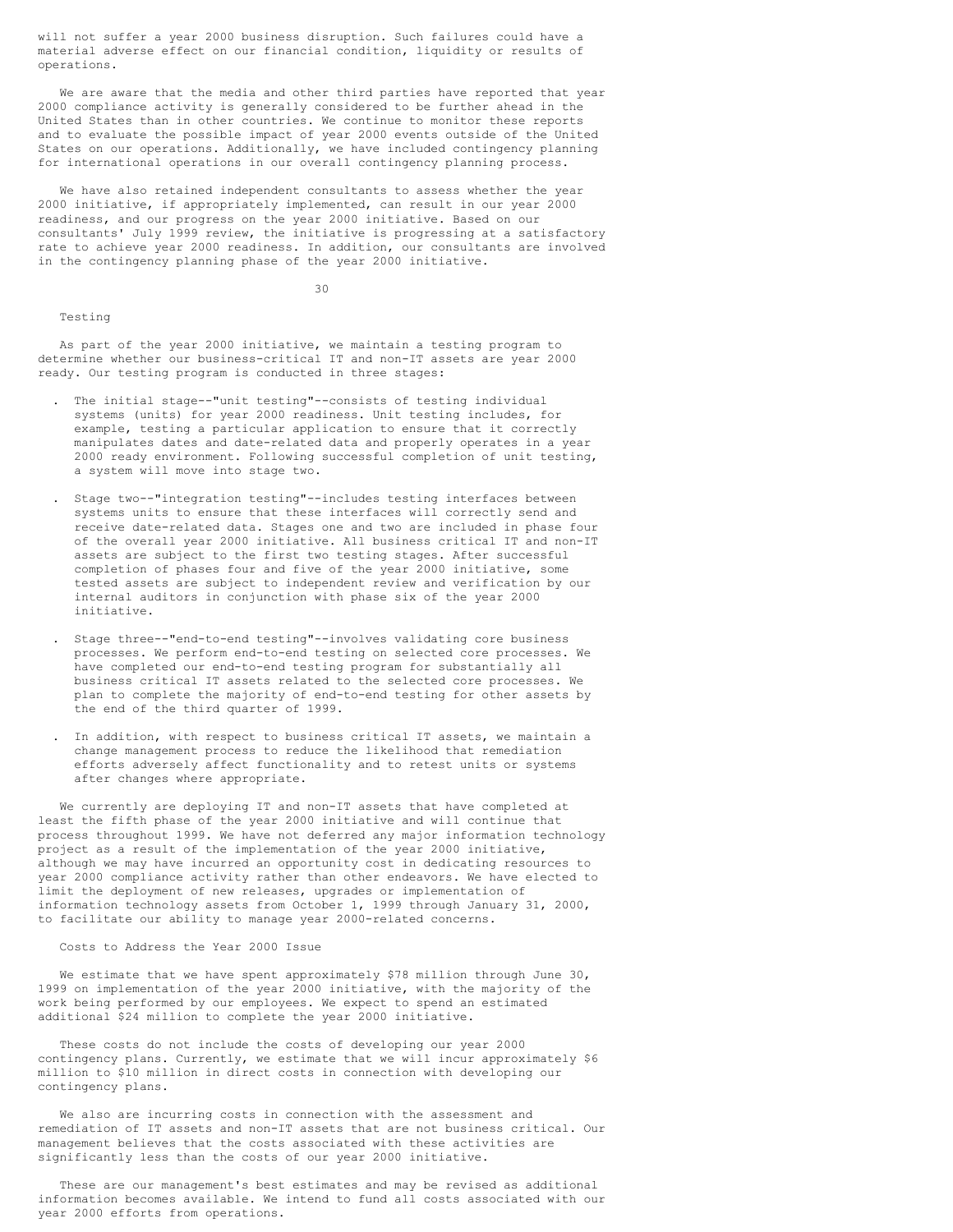will not suffer a year 2000 business disruption. Such failures could have a material adverse effect on our financial condition, liquidity or results of operations.

We are aware that the media and other third parties have reported that year 2000 compliance activity is generally considered to be further ahead in the United States than in other countries. We continue to monitor these reports and to evaluate the possible impact of year 2000 events outside of the United States on our operations. Additionally, we have included contingency planning for international operations in our overall contingency planning process.

We have also retained independent consultants to assess whether the year 2000 initiative, if appropriately implemented, can result in our year 2000 readiness, and our progress on the year 2000 initiative. Based on our consultants' July 1999 review, the initiative is progressing at a satisfactory rate to achieve year 2000 readiness. In addition, our consultants are involved in the contingency planning phase of the year 2000 initiative.

### Testing

As part of the year 2000 initiative, we maintain a testing program to determine whether our business-critical IT and non-IT assets are year 2000 ready. Our testing program is conducted in three stages:

- The initial stage--"unit testing"--consists of testing individual systems (units) for year 2000 readiness. Unit testing includes, for example, testing a particular application to ensure that it correctly manipulates dates and date-related data and properly operates in a year 2000 ready environment. Following successful completion of unit testing, a system will move into stage two.

- Stage two--"integration testing"--includes testing interfaces between systems units to ensure that these interfaces will correctly send and receive date-related data. Stages one and two are included in phase four of the overall year 2000 initiative. All business critical IT and non-IT assets are subject to the first two testing stages. After successful completion of phases four and five of the year 2000 initiative, some tested assets are subject to independent review and verification by our internal auditors in conjunction with phase six of the year 2000 initiative.

- Stage three--"end-to-end testing"--involves validating core business processes. We perform end-to-end testing on selected core processes. We have completed our end-to-end testing program for substantially all business critical IT assets related to the selected core processes. We plan to complete the majority of end-to-end testing for other assets by the end of the third quarter of 1999.

- In addition, with respect to business critical IT assets, we maintain a change management process to reduce the likelihood that remediation efforts adversely affect functionality and to retest units or systems after changes where appropriate.

We currently are deploying IT and non-IT assets that have completed at least the fifth phase of the year 2000 initiative and will continue that process throughout 1999. We have not deferred any major information technology project as a result of the implementation of the year 2000 initiative, although we may have incurred an opportunity cost in dedicating resources to year 2000 compliance activity rather than other endeavors. We have elected to limit the deployment of new releases, upgrades or implementation of information technology assets from October 1, 1999 through January 31, 2000, to facilitate our ability to manage year 2000-related concerns.

### Costs to Address the Year 2000 Issue

We estimate that we have spent approximately $78 million through June 30, 1999 on implementation of the year 2000 initiative, with the majority of the work being performed by our employees. We expect to spend an estimated additional $24 million to complete the year 2000 initiative.

These costs do not include the costs of developing our year 2000 contingency plans. Currently, we estimate that we will incur approximately $6 million to $10 million in direct costs in connection with developing our contingency plans.

We also are incurring costs in connection with the assessment and remediation of IT assets and non-IT assets that are not business critical. Our management believes that the costs associated with these activities are significantly less than the costs of our year 2000 initiative.

These are our management's best estimates and may be revised as additional information becomes available. We intend to fund all costs associated with our year 2000 efforts from operations.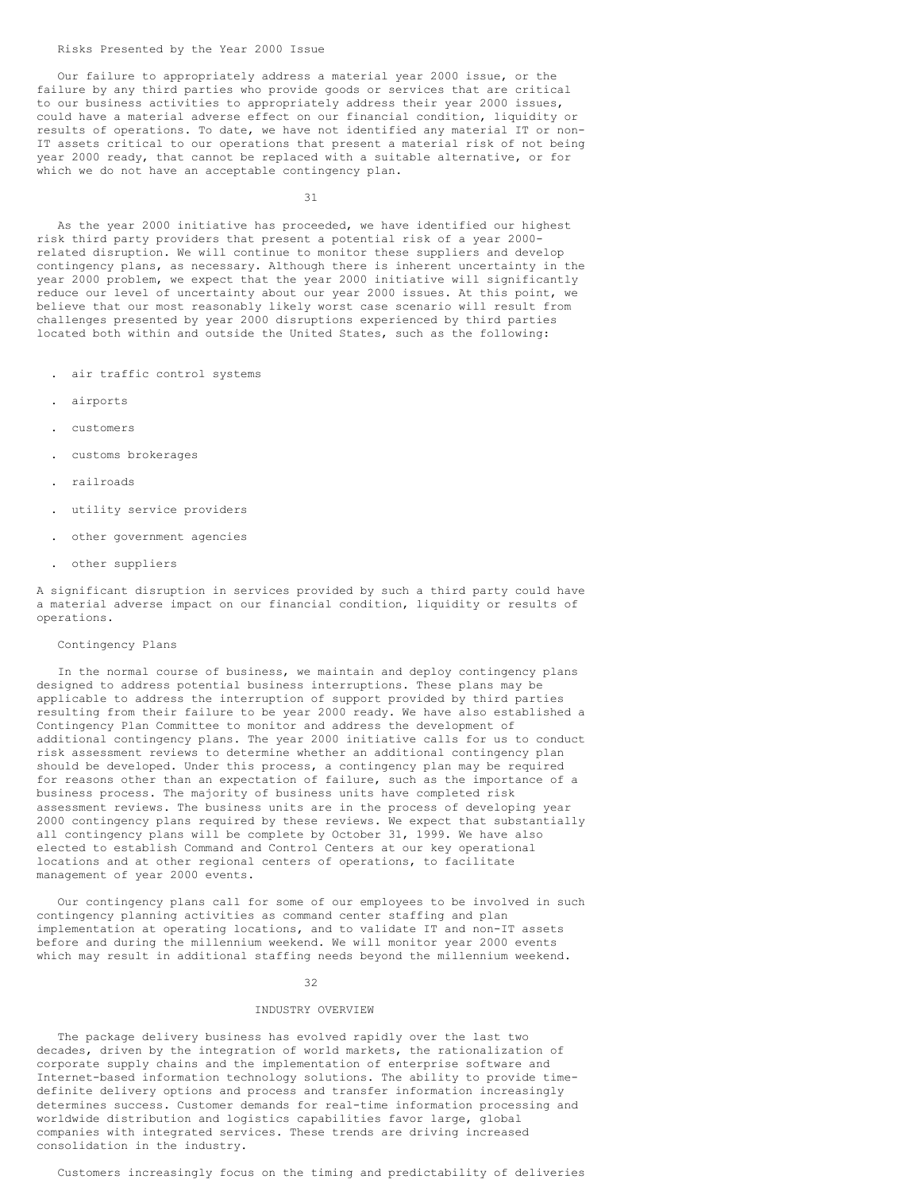### Risks Presented by the Year 2000 Issue

Our failure to appropriately address a material year 2000 issue, or the failure by any third parties who provide goods or services that are critical to our business activities to appropriately address their year 2000 issues, could have a material adverse effect on our financial condition, liquidity or results of operations. To date, we have not identified any material IT or non-IT assets critical to our operations that present a material risk of not being year 2000 ready, that cannot be replaced with a suitable alternative, or for which we do not have an acceptable contingency plan.

As the year 2000 initiative has proceeded, we have identified our highest risk third party providers that present a potential risk of a year 2000-related disruption. We will continue to monitor these suppliers and develop contingency plans, as necessary. Although there is inherent uncertainty in the year 2000 problem, we expect that the year 2000 initiative will significantly reduce our level of uncertainty about our year 2000 issues. At this point, we believe that our most reasonably likely worst case scenario will result from challenges presented by year 2000 disruptions experienced by third parties located both within and outside the United States, such as the following:

- air traffic control systems
- airports
- customers
- customs brokerages
- railroads
- utility service providers
- other government agencies
- other suppliers

A significant disruption in services provided by such a third party could have a material adverse impact on our financial condition, liquidity or results of operations.

### Contingency Plans

In the normal course of business, we maintain and deploy contingency plans designed to address potential business interruptions. These plans may be applicable to address the interruption of support provided by third parties resulting from their failure to be year 2000 ready. We have also established a Contingency Plan Committee to monitor and address the development of additional contingency plans. The year 2000 initiative calls for us to conduct risk assessment reviews to determine whether an additional contingency plan should be developed. Under this process, a contingency plan may be required for reasons other than an expectation of failure, such as the importance of a business process. The majority of business units have completed risk assessment reviews. The business units are in the process of developing year 2000 contingency plans required by these reviews. We expect that substantially all contingency plans will be complete by October 31, 1999. We have also elected to establish Command and Control Centers at our key operational locations and at other regional centers of operations, to facilitate management of year 2000 events.

Our contingency plans call for some of our employees to be involved in such contingency planning activities as command center staffing and plan implementation at operating locations, and to validate IT and non-IT assets before and during the millennium weekend. We will monitor year 2000 events which may result in additional staffing needs beyond the millennium weekend.

## INDUSTRY OVERVIEW

The package delivery business has evolved rapidly over the last two decades, driven by the integration of world markets, the rationalization of corporate supply chains and the implementation of enterprise software and Internet-based information technology solutions. The ability to provide time-definite delivery options and process and transfer information increasingly determines success. Customer demands for real-time information processing and worldwide distribution and logistics capabilities favor large, global companies with integrated services. These trends are driving increased consolidation in the industry.

Customers increasingly focus on the timing and predictability of deliveries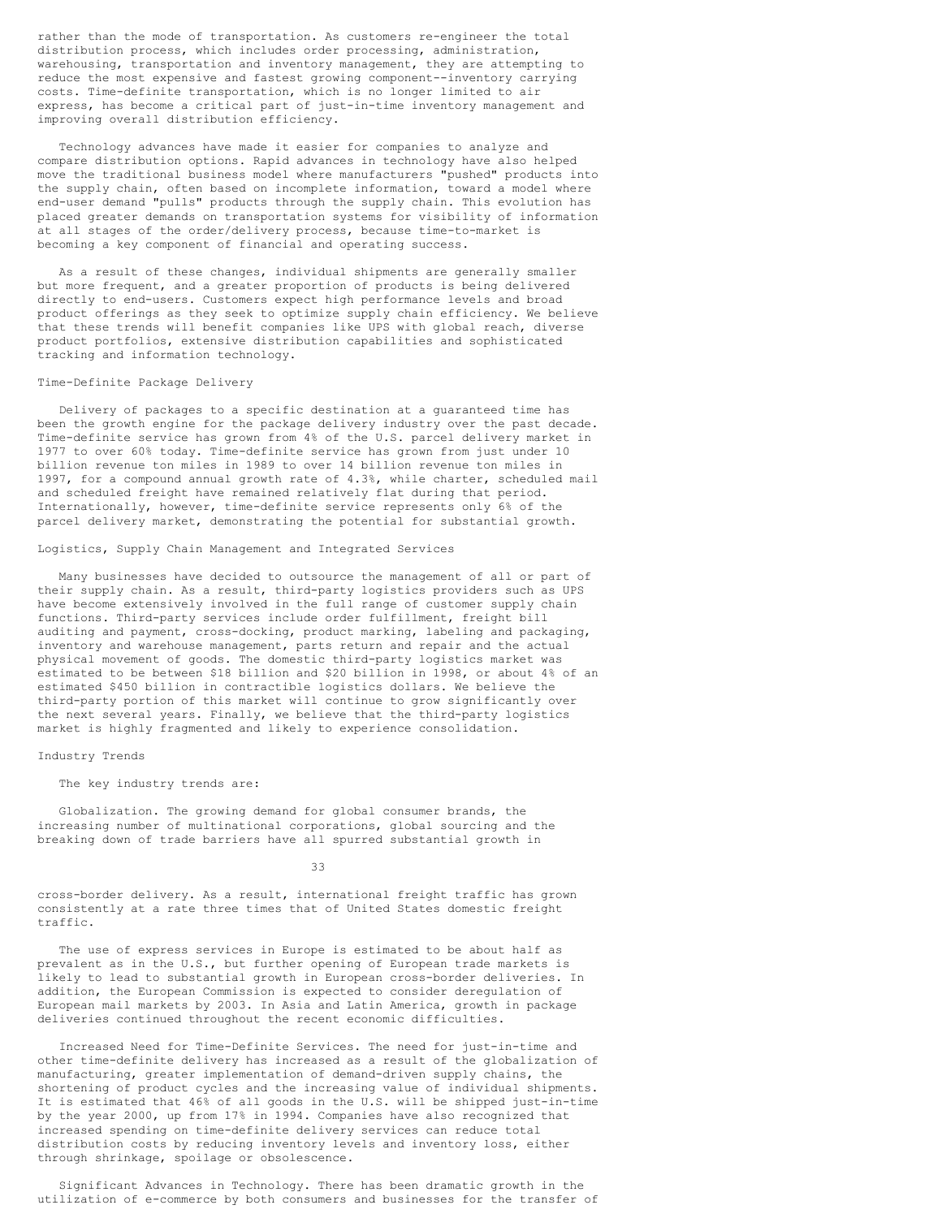rather than the mode of transportation. As customers re-engineer the total distribution process, which includes order processing, administration, warehousing, transportation and inventory management, they are attempting to reduce the most expensive and fastest growing component--inventory carrying costs. Time-definite transportation, which is no longer limited to air express, has become a critical part of just-in-time inventory management and improving overall distribution efficiency.

Technology advances have made it easier for companies to analyze and compare distribution options. Rapid advances in technology have also helped move the traditional business model where manufacturers "pushed" products into the supply chain, often based on incomplete information, toward a model where end-user demand "pulls" products through the supply chain. This evolution has placed greater demands on transportation systems for visibility of information at all stages of the order/delivery process, because time-to-market is becoming a key component of financial and operating success.

As a result of these changes, individual shipments are generally smaller but more frequent, and a greater proportion of products is being delivered directly to end-users. Customers expect high performance levels and broad product offerings as they seek to optimize supply chain efficiency. We believe that these trends will benefit companies like UPS with global reach, diverse product portfolios, extensive distribution capabilities and sophisticated tracking and information technology.

### Time-Definite Package Delivery

Delivery of packages to a specific destination at a guaranteed time has been the growth engine for the package delivery industry over the past decade. Time-definite service has grown from 4% of the U.S. parcel delivery market in 1977 to over 60% today. Time-definite service has grown from just under 10 billion revenue ton miles in 1989 to over 14 billion revenue ton miles in 1997, for a compound annual growth rate of 4.3%, while charter, scheduled mail and scheduled freight have remained relatively flat during that period. Internationally, however, time-definite service represents only 6% of the parcel delivery market, demonstrating the potential for substantial growth.

### Logistics, Supply Chain Management and Integrated Services

Many businesses have decided to outsource the management of all or part of their supply chain. As a result, third-party logistics providers such as UPS have become extensively involved in the full range of customer supply chain functions. Third-party services include order fulfillment, freight bill auditing and payment, cross-docking, product marking, labeling and packaging, inventory and warehouse management, parts return and repair and the actual physical movement of goods. The domestic third-party logistics market was estimated to be between $18 billion and $20 billion in 1998, or about 4% of an estimated $450 billion in contractible logistics dollars. We believe the third-party portion of this market will continue to grow significantly over the next several years. Finally, we believe that the third-party logistics market is highly fragmented and likely to experience consolidation.

### Industry Trends

The key industry trends are:

Globalization. The growing demand for global consumer brands, the increasing number of multinational corporations, global sourcing and the breaking down of trade barriers have all spurred substantial growth in cross-border delivery. As a result, international freight traffic has grown consistently at a rate three times that of United States domestic freight traffic.

The use of express services in Europe is estimated to be about half as prevalent as in the U.S., but further opening of European trade markets is likely to lead to substantial growth in European cross-border deliveries. In addition, the European Commission is expected to consider deregulation of European mail markets by 2003. In Asia and Latin America, growth in package deliveries continued throughout the recent economic difficulties.

Increased Need for Time-Definite Services. The need for just-in-time and other time-definite delivery has increased as a result of the globalization of manufacturing, greater implementation of demand-driven supply chains, the shortening of product cycles and the increasing value of individual shipments. It is estimated that 46% of all goods in the U.S. will be shipped just-in-time by the year 2000, up from 17% in 1994. Companies have also recognized that increased spending on time-definite delivery services can reduce total distribution costs by reducing inventory levels and inventory loss, either through shrinkage, spoilage or obsolescence.

Significant Advances in Technology. There has been dramatic growth in the utilization of e-commerce by both consumers and businesses for the transfer of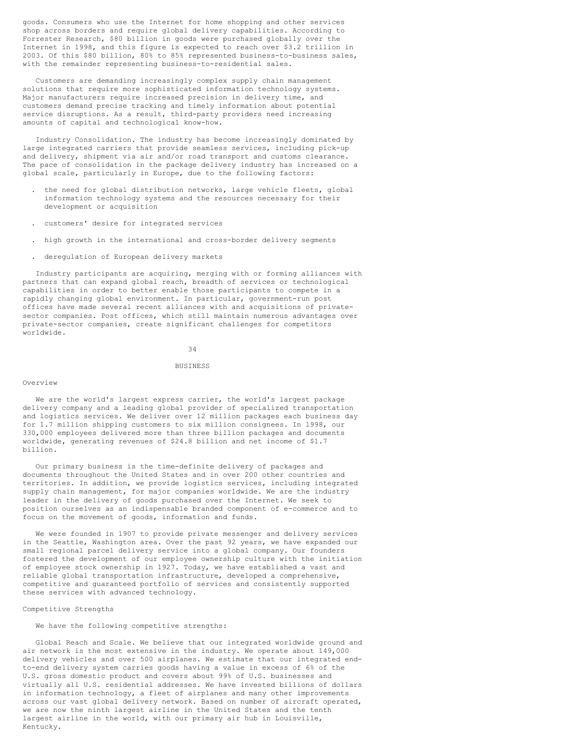goods. Consumers who use the Internet for home shopping and other services shop across borders and require global delivery capabilities. According to Forrester Research, $80 billion in goods were purchased globally over the Internet in 1998, and this figure is expected to reach over $3.2 trillion in 2003. Of this $80 billion, 80% to 85% represented business-to-business sales, with the remainder representing business-to-residential sales.

Customers are demanding increasingly complex supply chain management solutions that require more sophisticated information technology systems. Major manufacturers require increased precision in delivery time, and customers demand precise tracking and timely information about potential service disruptions. As a result, third-party providers need increasing amounts of capital and technological know-how.

Industry Consolidation. The industry has become increasingly dominated by large integrated carriers that provide seamless services, including pick-up and delivery, shipment via air and/or road transport and customs clearance. The pace of consolidation in the package delivery industry has increased on a global scale, particularly in Europe, due to the following factors:

- the need for global distribution networks, large vehicle fleets, global information technology systems and the resources necessary for their development or acquisition
- customers' desire for integrated services
- high growth in the international and cross-border delivery segments
- deregulation of European delivery markets

Industry participants are acquiring, merging with or forming alliances with partners that can expand global reach, breadth of services or technological capabilities in order to better enable those participants to compete in a rapidly changing global environment. In particular, government-run post offices have made several recent alliances with and acquisitions of private-sector companies. Post offices, which still maintain numerous advantages over private-sector companies, create significant challenges for competitors worldwide.

# BUSINESS

## Overview

We are the world's largest express carrier, the world's largest package delivery company and a leading global provider of specialized transportation and logistics services. We deliver over 12 million packages each business day for 1.7 million shipping customers to six million consignees. In 1998, our 330,000 employees delivered more than three billion packages and documents worldwide, generating revenues of $24.8 billion and net income of $1.7 billion.

Our primary business is the time-definite delivery of packages and documents throughout the United States and in over 200 other countries and territories. In addition, we provide logistics services, including integrated supply chain management, for major companies worldwide. We are the industry leader in the delivery of goods purchased over the Internet. We seek to position ourselves as an indispensable branded component of e-commerce and to focus on the movement of goods, information and funds.

We were founded in 1907 to provide private messenger and delivery services in the Seattle, Washington area. Over the past 92 years, we have expanded our small regional parcel delivery service into a global company. Our founders fostered the development of our employee ownership culture with the initiation of employee stock ownership in 1927. Today, we have established a vast and reliable global transportation infrastructure, developed a comprehensive, competitive and guaranteed portfolio of services and consistently supported these services with advanced technology.

## Competitive Strengths

We have the following competitive strengths:

Global Reach and Scale. We believe that our integrated worldwide ground and air network is the most extensive in the industry. We operate about 149,000 delivery vehicles and over 500 airplanes. We estimate that our integrated end-to-end delivery system carries goods having a value in excess of 6% of the U.S. gross domestic product and covers about 99% of U.S. businesses and virtually all U.S. residential addresses. We have invested billions of dollars in information technology, a fleet of airplanes and many other improvements across our vast global delivery network. Based on number of aircraft operated, we are now the ninth largest airline in the United States and the tenth largest airline in the world, with our primary air hub in Louisville, Kentucky.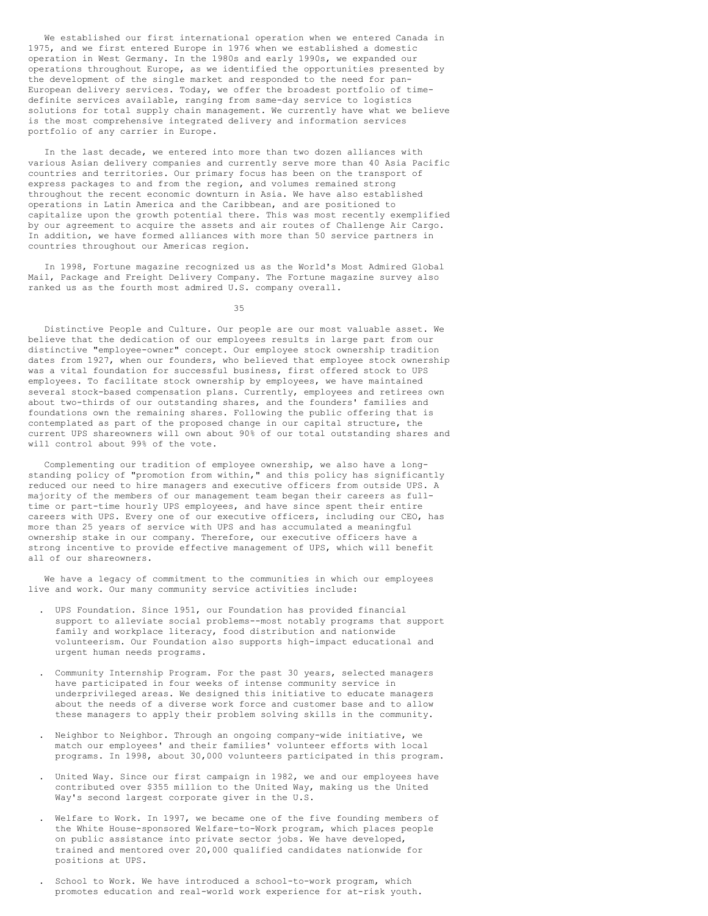We established our first international operation when we entered Canada in 1975, and we first entered Europe in 1976 when we established a domestic operation in West Germany. In the 1980s and early 1990s, we expanded our operations throughout Europe, as we identified the opportunities presented by the development of the single market and responded to the need for pan-European delivery services. Today, we offer the broadest portfolio of time-definite services available, ranging from same-day service to logistics solutions for total supply chain management. We currently have what we believe is the most comprehensive integrated delivery and information services portfolio of any carrier in Europe.

In the last decade, we entered into more than two dozen alliances with various Asian delivery companies and currently serve more than 40 Asia Pacific countries and territories. Our primary focus has been on the transport of express packages to and from the region, and volumes remained strong throughout the recent economic downturn in Asia. We have also established operations in Latin America and the Caribbean, and are positioned to capitalize upon the growth potential there. This was most recently exemplified by our agreement to acquire the assets and air routes of Challenge Air Cargo. In addition, we have formed alliances with more than 50 service partners in countries throughout our Americas region.

In 1998, Fortune magazine recognized us as the World's Most Admired Global Mail, Package and Freight Delivery Company. The Fortune magazine survey also ranked us as the fourth most admired U.S. company overall.

Distinctive People and Culture. Our people are our most valuable asset. We believe that the dedication of our employees results in large part from our distinctive "employee-owner" concept. Our employee stock ownership tradition dates from 1927, when our founders, who believed that employee stock ownership was a vital foundation for successful business, first offered stock to UPS employees. To facilitate stock ownership by employees, we have maintained several stock-based compensation plans. Currently, employees and retirees own about two-thirds of our outstanding shares, and the founders' families and foundations own the remaining shares. Following the public offering that is contemplated as part of the proposed change in our capital structure, the current UPS shareowners will own about 90% of our total outstanding shares and will control about 99% of the vote.

Complementing our tradition of employee ownership, we also have a long-standing policy of "promotion from within," and this policy has significantly reduced our need to hire managers and executive officers from outside UPS. A majority of the members of our management team began their careers as full-time or part-time hourly UPS employees, and have since spent their entire careers with UPS. Every one of our executive officers, including our CEO, has more than 25 years of service with UPS and has accumulated a meaningful ownership stake in our company. Therefore, our executive officers have a strong incentive to provide effective management of UPS, which will benefit all of our shareowners.

We have a legacy of commitment to the communities in which our employees live and work. Our many community service activities include:

- UPS Foundation. Since 1951, our Foundation has provided financial support to alleviate social problems--most notably programs that support family and workplace literacy, food distribution and nationwide volunteerism. Our Foundation also supports high-impact educational and urgent human needs programs.

- Community Internship Program. For the past 30 years, selected managers have participated in four weeks of intense community service in underprivileged areas. We designed this initiative to educate managers about the needs of a diverse work force and customer base and to allow these managers to apply their problem solving skills in the community.

- Neighbor to Neighbor. Through an ongoing company-wide initiative, we match our employees' and their families' volunteer efforts with local programs. In 1998, about 30,000 volunteers participated in this program.

- United Way. Since our first campaign in 1982, we and our employees have contributed over $355 million to the United Way, making us the United Way's second largest corporate giver in the U.S.

- Welfare to Work. In 1997, we became one of the five founding members of the White House-sponsored Welfare-to-Work program, which places people on public assistance into private sector jobs. We have developed, trained and mentored over 20,000 qualified candidates nationwide for positions at UPS.

- School to Work. We have introduced a school-to-work program, which promotes education and real-world work experience for at-risk youth.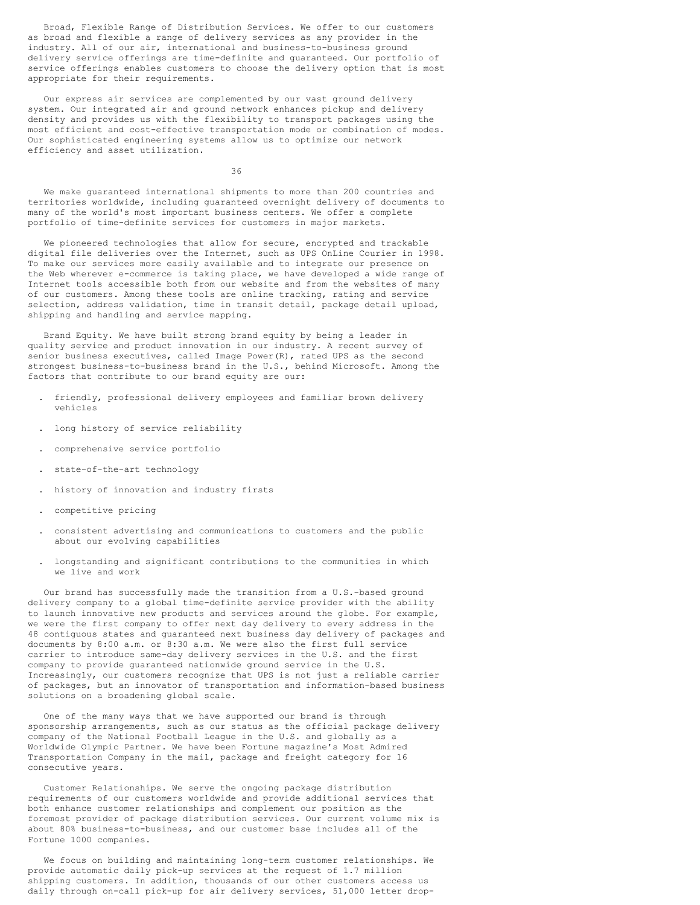**Broad, Flexible Range of Distribution Services.** We offer to our customers as broad and flexible a range of delivery services as any provider in the industry. All of our air, international and business-to-business ground delivery service offerings are time-definite and guaranteed. Our portfolio of service offerings enables customers to choose the delivery option that is most appropriate for their requirements.

Our express air services are complemented by our vast ground delivery system. Our integrated air and ground network enhances pickup and delivery density and provides us with the flexibility to transport packages using the most efficient and cost-effective transportation mode or combination of modes. Our sophisticated engineering systems allow us to optimize our network efficiency and asset utilization.

We make guaranteed international shipments to more than 200 countries and territories worldwide, including guaranteed overnight delivery of documents to many of the world's most important business centers. We offer a complete portfolio of time-definite services for customers in major markets.

We pioneered technologies that allow for secure, encrypted and trackable digital file deliveries over the Internet, such as UPS OnLine Courier in 1998. To make our services more easily available and to integrate our presence on the Web wherever e-commerce is taking place, we have developed a wide range of Internet tools accessible both from our website and from the websites of many of our customers. Among these tools are online tracking, rating and service selection, address validation, time in transit detail, package detail upload, shipping and handling and service mapping.

**Brand Equity.** We have built strong brand equity by being a leader in quality service and product innovation in our industry. A recent survey of senior business executives, called Image Power(R), rated UPS as the second strongest business-to-business brand in the U.S., behind Microsoft. Among the factors that contribute to our brand equity are our:

- friendly, professional delivery employees and familiar brown delivery vehicles
- long history of service reliability
- comprehensive service portfolio
- state-of-the-art technology
- history of innovation and industry firsts
- competitive pricing
- consistent advertising and communications to customers and the public about our evolving capabilities
- longstanding and significant contributions to the communities in which we live and work

Our brand has successfully made the transition from a U.S.-based ground delivery company to a global time-definite service provider with the ability to launch innovative new products and services around the globe. For example, we were the first company to offer next day delivery to every address in the 48 contiguous states and guaranteed next business day delivery of packages and documents by 8:00 a.m. or 8:30 a.m. We were also the first full service carrier to introduce same-day delivery services in the U.S. and the first company to provide guaranteed nationwide ground service in the U.S. Increasingly, our customers recognize that UPS is not just a reliable carrier of packages, but an innovator of transportation and information-based business solutions on a broadening global scale.

One of the many ways that we have supported our brand is through sponsorship arrangements, such as our status as the official package delivery company of the National Football League in the U.S. and globally as a Worldwide Olympic Partner. We have been Fortune magazine's Most Admired Transportation Company in the mail, package and freight category for 16 consecutive years.

**Customer Relationships.** We serve the ongoing package distribution requirements of our customers worldwide and provide additional services that both enhance customer relationships and complement our position as the foremost provider of package distribution services. Our current volume mix is about 80% business-to-business, and our customer base includes all of the Fortune 1000 companies.

We focus on building and maintaining long-term customer relationships. We provide automatic daily pick-up services at the request of 1.7 million shipping customers. In addition, thousands of our other customers access us daily through on-call pick-up for air delivery services, 51,000 letter drop-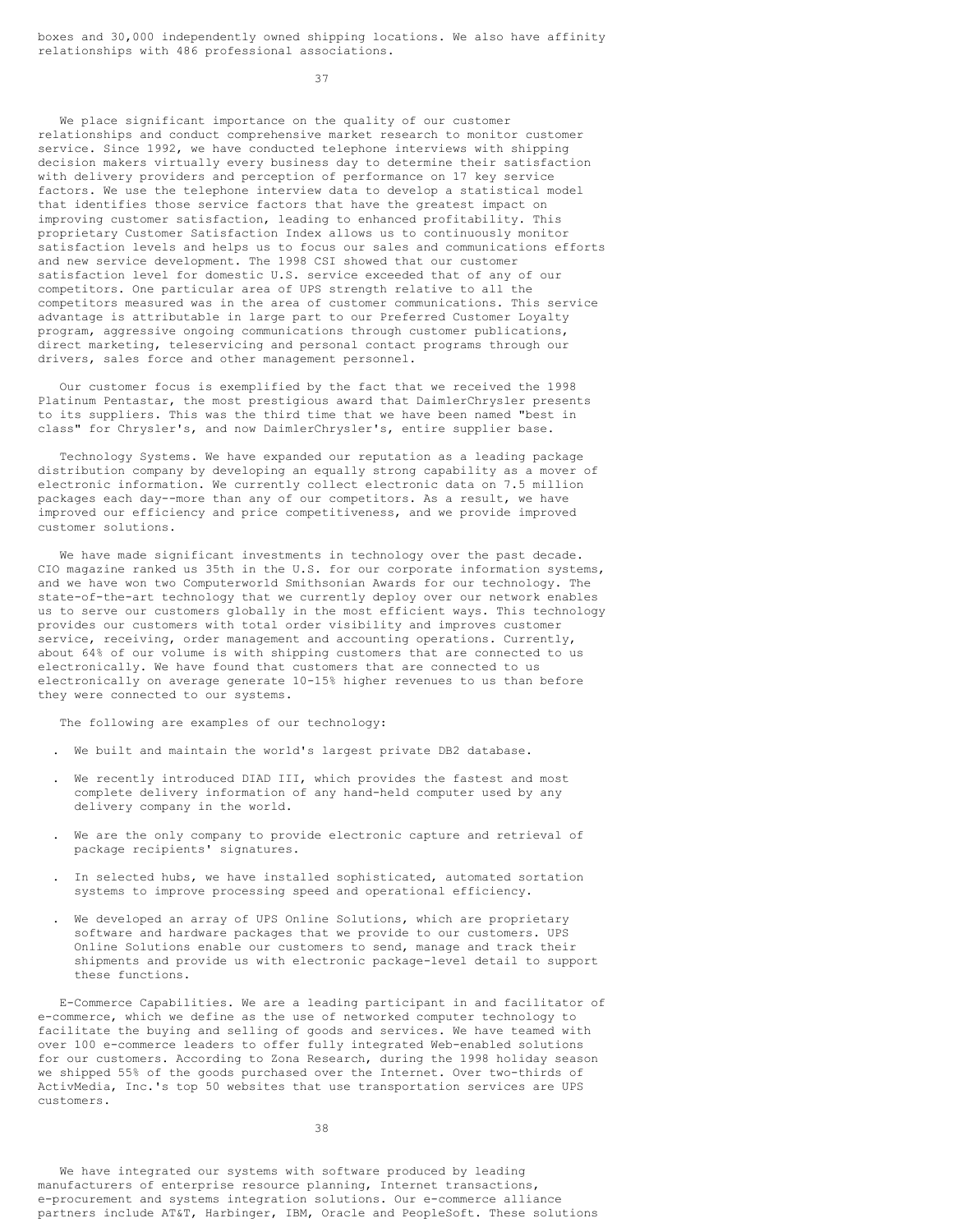boxes and 30,000 independently owned shipping locations. We also have affinity relationships with 486 professional associations.

We place significant importance on the quality of our customer relationships and conduct comprehensive market research to monitor customer service. Since 1992, we have conducted telephone interviews with shipping decision makers virtually every business day to determine their satisfaction with delivery providers and perception of performance on 17 key service factors. We use the telephone interview data to develop a statistical model that identifies those service factors that have the greatest impact on improving customer satisfaction, leading to enhanced profitability. This proprietary Customer Satisfaction Index allows us to continuously monitor satisfaction levels and helps us to focus our sales and communications efforts and new service development. The 1998 CSI showed that our customer satisfaction level for domestic U.S. service exceeded that of any of our competitors. One particular area of UPS strength relative to all the competitors measured was in the area of customer communications. This service advantage is attributable in large part to our Preferred Customer Loyalty program, aggressive ongoing communications through customer publications, direct marketing, teleservicing and personal contact programs through our drivers, sales force and other management personnel.

Our customer focus is exemplified by the fact that we received the 1998 Platinum Pentastar, the most prestigious award that DaimlerChrysler presents to its suppliers. This was the third time that we have been named "best in class" for Chrysler's, and now DaimlerChrysler's, entire supplier base.

Technology Systems. We have expanded our reputation as a leading package distribution company by developing an equally strong capability as a mover of electronic information. We currently collect electronic data on 7.5 million packages each day--more than any of our competitors. As a result, we have improved our efficiency and price competitiveness, and we provide improved customer solutions.

We have made significant investments in technology over the past decade. CIO magazine ranked us 35th in the U.S. for our corporate information systems, and we have won two Computerworld Smithsonian Awards for our technology. The state-of-the-art technology that we currently deploy over our network enables us to serve our customers globally in the most efficient ways. This technology provides our customers with total order visibility and improves customer service, receiving, order management and accounting operations. Currently, about 64% of our volume is with shipping customers that are connected to us electronically. We have found that customers that are connected to us electronically on average generate 10-15% higher revenues to us than before they were connected to our systems.

The following are examples of our technology:

- We built and maintain the world's largest private DB2 database.
- We recently introduced DIAD III, which provides the fastest and most complete delivery information of any hand-held computer used by any delivery company in the world.
- We are the only company to provide electronic capture and retrieval of package recipients' signatures.
- In selected hubs, we have installed sophisticated, automated sortation systems to improve processing speed and operational efficiency.
- We developed an array of UPS Online Solutions, which are proprietary software and hardware packages that we provide to our customers. UPS Online Solutions enable our customers to send, manage and track their shipments and provide us with electronic package-level detail to support these functions.

E-Commerce Capabilities. We are a leading participant in and facilitator of e-commerce, which we define as the use of networked computer technology to facilitate the buying and selling of goods and services. We have teamed with over 100 e-commerce leaders to offer fully integrated Web-enabled solutions for our customers. According to Zona Research, during the 1998 holiday season we shipped 55% of the goods purchased over the Internet. Over two-thirds of ActivMedia, Inc.'s top 50 websites that use transportation services are UPS customers.

We have integrated our systems with software produced by leading manufacturers of enterprise resource planning, Internet transactions, e-procurement and systems integration solutions. Our e-commerce alliance partners include AT&T, Harbinger, IBM, Oracle and PeopleSoft. These solutions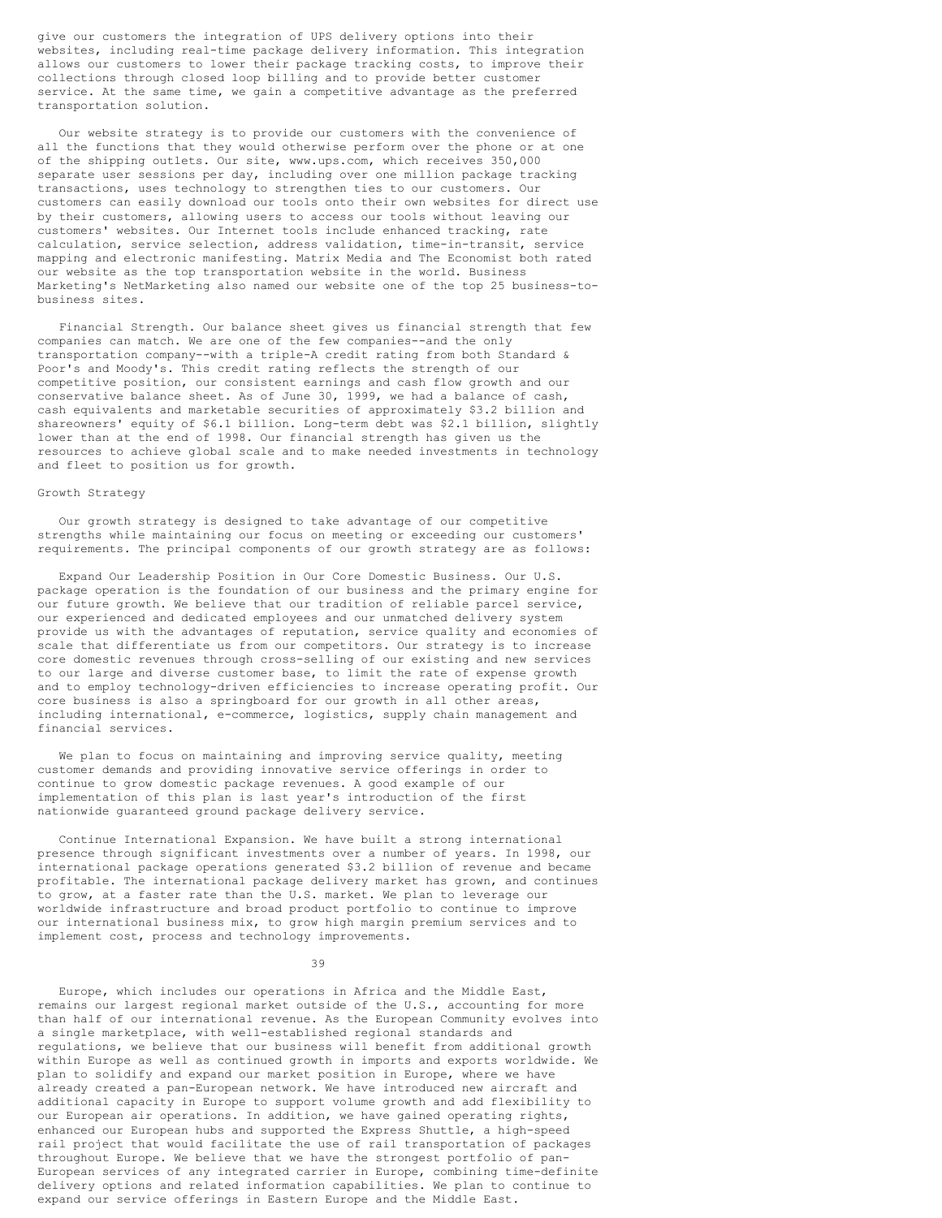give our customers the integration of UPS delivery options into their websites, including real-time package delivery information. This integration allows our customers to lower their package tracking costs, to improve their collections through closed loop billing and to provide better customer service. At the same time, we gain a competitive advantage as the preferred transportation solution.

Our website strategy is to provide our customers with the convenience of all the functions that they would otherwise perform over the phone or at one of the shipping outlets. Our site, www.ups.com, which receives 350,000 separate user sessions per day, including over one million package tracking transactions, uses technology to strengthen ties to our customers. Our customers can easily download our tools onto their own websites for direct use by their customers, allowing users to access our tools without leaving our customers' websites. Our Internet tools include enhanced tracking, rate calculation, service selection, address validation, time-in-transit, service mapping and electronic manifesting. Matrix Media and The Economist both rated our website as the top transportation website in the world. Business Marketing's NetMarketing also named our website one of the top 25 business-to-business sites.

Financial Strength. Our balance sheet gives us financial strength that few companies can match. We are one of the few companies--and the only transportation company--with a triple-A credit rating from both Standard & Poor's and Moody's. This credit rating reflects the strength of our competitive position, our consistent earnings and cash flow growth and our conservative balance sheet. As of June 30, 1999, we had a balance of cash, cash equivalents and marketable securities of approximately $3.2 billion and shareowners' equity of $6.1 billion. Long-term debt was $2.1 billion, slightly lower than at the end of 1998. Our financial strength has given us the resources to achieve global scale and to make needed investments in technology and fleet to position us for growth.

## Growth Strategy

Our growth strategy is designed to take advantage of our competitive strengths while maintaining our focus on meeting or exceeding our customers' requirements. The principal components of our growth strategy are as follows:

Expand Our Leadership Position in Our Core Domestic Business. Our U.S. package operation is the foundation of our business and the primary engine for our future growth. We believe that our tradition of reliable parcel service, our experienced and dedicated employees and our unmatched delivery system provide us with the advantages of reputation, service quality and economies of scale that differentiate us from our competitors. Our strategy is to increase core domestic revenues through cross-selling of our existing and new services to our large and diverse customer base, to limit the rate of expense growth and to employ technology-driven efficiencies to increase operating profit. Our core business is also a springboard for our growth in all other areas, including international, e-commerce, logistics, supply chain management and financial services.

We plan to focus on maintaining and improving service quality, meeting customer demands and providing innovative service offerings in order to continue to grow domestic package revenues. A good example of our implementation of this plan is last year's introduction of the first nationwide guaranteed ground package delivery service.

Continue International Expansion. We have built a strong international presence through significant investments over a number of years. In 1998, our international package operations generated $3.2 billion of revenue and became profitable. The international package delivery market has grown, and continues to grow, at a faster rate than the U.S. market. We plan to leverage our worldwide infrastructure and broad product portfolio to continue to improve our international business mix, to grow high margin premium services and to implement cost, process and technology improvements.

Europe, which includes our operations in Africa and the Middle East, remains our largest regional market outside of the U.S., accounting for more than half of our international revenue. As the European Community evolves into a single marketplace, with well-established regional standards and regulations, we believe that our business will benefit from additional growth within Europe as well as continued growth in imports and exports worldwide. We plan to solidify and expand our market position in Europe, where we have already created a pan-European network. We have introduced new aircraft and additional capacity in Europe to support volume growth and add flexibility to our European air operations. In addition, we have gained operating rights, enhanced our European hubs and supported the Express Shuttle, a high-speed rail project that would facilitate the use of rail transportation of packages throughout Europe. We believe that we have the strongest portfolio of pan-European services of any integrated carrier in Europe, combining time-definite delivery options and related information capabilities. We plan to continue to expand our service offerings in Eastern Europe and the Middle East.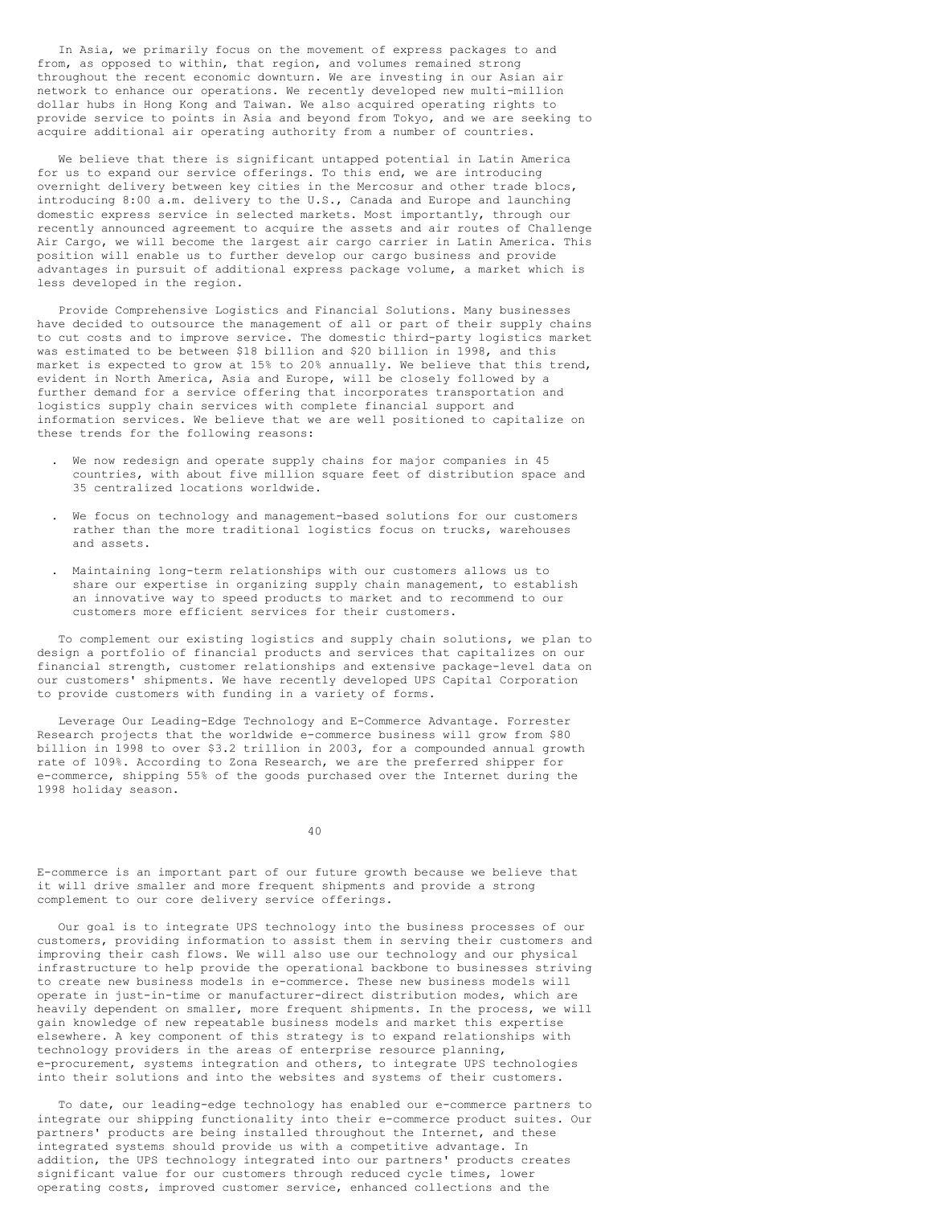In Asia, we primarily focus on the movement of express packages to and from, as opposed to within, that region, and volumes remained strong throughout the recent economic downturn. We are investing in our Asian air network to enhance our operations. We recently developed new multi-million dollar hubs in Hong Kong and Taiwan. We also acquired operating rights to provide service to points in Asia and beyond from Tokyo, and we are seeking to acquire additional air operating authority from a number of countries.

We believe that there is significant untapped potential in Latin America for us to expand our service offerings. To this end, we are introducing overnight delivery between key cities in the Mercosur and other trade blocs, introducing 8:00 a.m. delivery to the U.S., Canada and Europe and launching domestic express service in selected markets. Most importantly, through our recently announced agreement to acquire the assets and air routes of Challenge Air Cargo, we will become the largest air cargo carrier in Latin America. This position will enable us to further develop our cargo business and provide advantages in pursuit of additional express package volume, a market which is less developed in the region.

Provide Comprehensive Logistics and Financial Solutions. Many businesses have decided to outsource the management of all or part of their supply chains to cut costs and to improve service. The domestic third-party logistics market was estimated to be between $18 billion and $20 billion in 1998, and this market is expected to grow at 15% to 20% annually. We believe that this trend, evident in North America, Asia and Europe, will be closely followed by a further demand for a service offering that incorporates transportation and logistics supply chain services with complete financial support and information services. We believe that we are well positioned to capitalize on these trends for the following reasons:

- We now redesign and operate supply chains for major companies in 45 countries, with about five million square feet of distribution space and 35 centralized locations worldwide.
- We focus on technology and management-based solutions for our customers rather than the more traditional logistics focus on trucks, warehouses and assets.
- Maintaining long-term relationships with our customers allows us to share our expertise in organizing supply chain management, to establish an innovative way to speed products to market and to recommend to our customers more efficient services for their customers.

To complement our existing logistics and supply chain solutions, we plan to design a portfolio of financial products and services that capitalizes on our financial strength, customer relationships and extensive package-level data on our customers' shipments. We have recently developed UPS Capital Corporation to provide customers with funding in a variety of forms.

Leverage Our Leading-Edge Technology and E-Commerce Advantage. Forrester Research projects that the worldwide e-commerce business will grow from $80 billion in 1998 to over $3.2 trillion in 2003, for a compounded annual growth rate of 109%. According to Zona Research, we are the preferred shipper for e-commerce, shipping 55% of the goods purchased over the Internet during the 1998 holiday season.

E-commerce is an important part of our future growth because we believe that it will drive smaller and more frequent shipments and provide a strong complement to our core delivery service offerings.

Our goal is to integrate UPS technology into the business processes of our customers, providing information to assist them in serving their customers and improving their cash flows. We will also use our technology and our physical infrastructure to help provide the operational backbone to businesses striving to create new business models in e-commerce. These new business models will operate in just-in-time or manufacturer-direct distribution modes, which are heavily dependent on smaller, more frequent shipments. In the process, we will gain knowledge of new repeatable business models and market this expertise elsewhere. A key component of this strategy is to expand relationships with technology providers in the areas of enterprise resource planning, e-procurement, systems integration and others, to integrate UPS technologies into their solutions and into the websites and systems of their customers.

To date, our leading-edge technology has enabled our e-commerce partners to integrate our shipping functionality into their e-commerce product suites. Our partners' products are being installed throughout the Internet, and these integrated systems should provide us with a competitive advantage. In addition, the UPS technology integrated into our partners' products creates significant value for our customers through reduced cycle times, lower operating costs, improved customer service, enhanced collections and the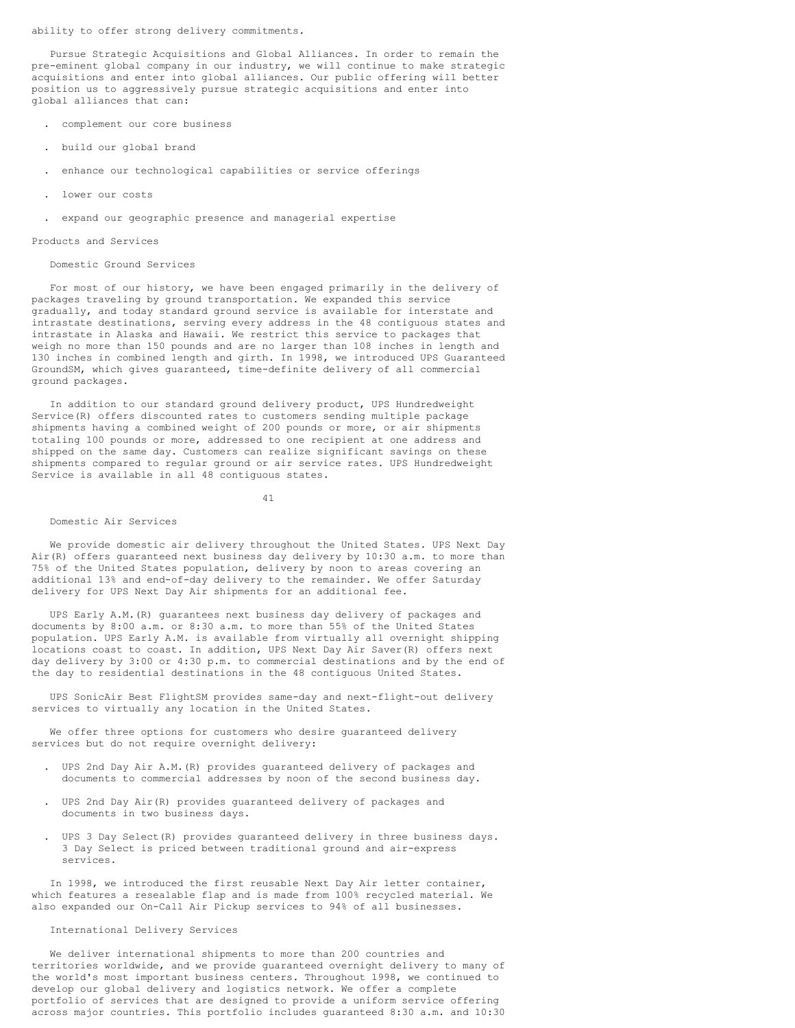ability to offer strong delivery commitments.

Pursue Strategic Acquisitions and Global Alliances. In order to remain the pre-eminent global company in our industry, we will continue to make strategic acquisitions and enter into global alliances. Our public offering will better position us to aggressively pursue strategic acquisitions and enter into global alliances that can:

- complement our core business
- build our global brand
- enhance our technological capabilities or service offerings
- lower our costs
- expand our geographic presence and managerial expertise

## Products and Services

### Domestic Ground Services

For most of our history, we have been engaged primarily in the delivery of packages traveling by ground transportation. We expanded this service gradually, and today standard ground service is available for interstate and intrastate destinations, serving every address in the 48 contiguous states and intrastate in Alaska and Hawaii. We restrict this service to packages that weigh no more than 150 pounds and are no larger than 108 inches in length and 130 inches in combined length and girth. In 1998, we introduced UPS Guaranteed GroundSM, which gives guaranteed, time-definite delivery of all commercial ground packages.

In addition to our standard ground delivery product, UPS Hundredweight Service(R) offers discounted rates to customers sending multiple package shipments having a combined weight of 200 pounds or more, or air shipments totaling 100 pounds or more, addressed to one recipient at one address and shipped on the same day. Customers can realize significant savings on these shipments compared to regular ground or air service rates. UPS Hundredweight Service is available in all 48 contiguous states.

### Domestic Air Services

We provide domestic air delivery throughout the United States. UPS Next Day Air(R) offers guaranteed next business day delivery by 10:30 a.m. to more than 75% of the United States population, delivery by noon to areas covering an additional 13% and end-of-day delivery to the remainder. We offer Saturday delivery for UPS Next Day Air shipments for an additional fee.

UPS Early A.M.(R) guarantees next business day delivery of packages and documents by 8:00 a.m. or 8:30 a.m. to more than 55% of the United States population. UPS Early A.M. is available from virtually all overnight shipping locations coast to coast. In addition, UPS Next Day Air Saver(R) offers next day delivery by 3:00 or 4:30 p.m. to commercial destinations and by the end of the day to residential destinations in the 48 contiguous United States.

UPS SonicAir Best FlightSM provides same-day and next-flight-out delivery services to virtually any location in the United States.

We offer three options for customers who desire guaranteed delivery services but do not require overnight delivery:

- UPS 2nd Day Air A.M.(R) provides guaranteed delivery of packages and documents to commercial addresses by noon of the second business day.
- UPS 2nd Day Air(R) provides guaranteed delivery of packages and documents in two business days.
- UPS 3 Day Select(R) provides guaranteed delivery in three business days. 3 Day Select is priced between traditional ground and air-express services.

In 1998, we introduced the first reusable Next Day Air letter container, which features a resealable flap and is made from 100% recycled material. We also expanded our On-Call Air Pickup services to 94% of all businesses.

### International Delivery Services

We deliver international shipments to more than 200 countries and territories worldwide, and we provide guaranteed overnight delivery to many of the world's most important business centers. Throughout 1998, we continued to develop our global delivery and logistics network. We offer a complete portfolio of services that are designed to provide a uniform service offering across major countries. This portfolio includes guaranteed 8:30 a.m. and 10:30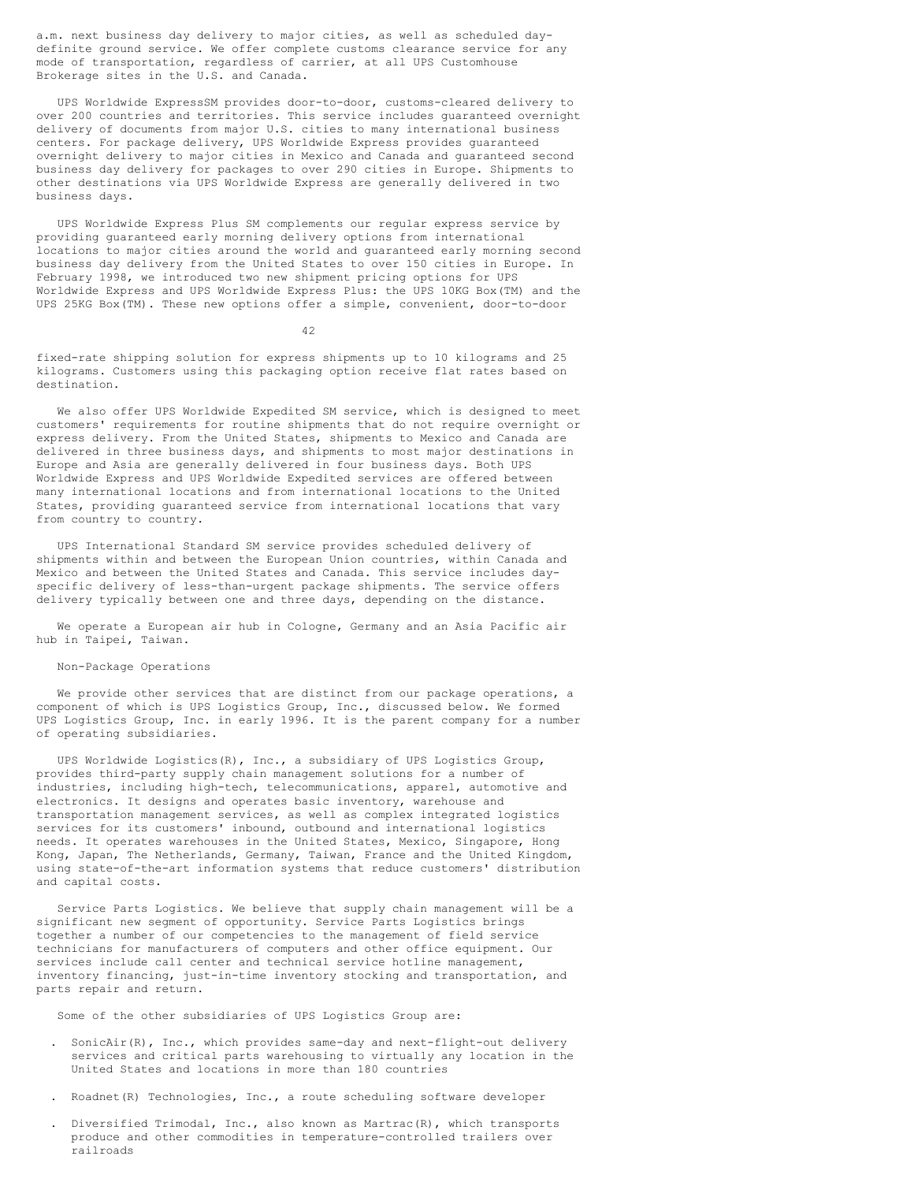a.m. next business day delivery to major cities, as well as scheduled day-definite ground service. We offer complete customs clearance service for any mode of transportation, regardless of carrier, at all UPS Customhouse Brokerage sites in the U.S. and Canada.

UPS Worldwide ExpressSM provides door-to-door, customs-cleared delivery to over 200 countries and territories. This service includes guaranteed overnight delivery of documents from major U.S. cities to many international business centers. For package delivery, UPS Worldwide Express provides guaranteed overnight delivery to major cities in Mexico and Canada and guaranteed second business day delivery for packages to over 290 cities in Europe. Shipments to other destinations via UPS Worldwide Express are generally delivered in two business days.

UPS Worldwide Express Plus SM complements our regular express service by providing guaranteed early morning delivery options from international locations to major cities around the world and guaranteed early morning second business day delivery from the United States to over 150 cities in Europe. In February 1998, we introduced two new shipment pricing options for UPS Worldwide Express and UPS Worldwide Express Plus: the UPS 10KG Box(TM) and the UPS 25KG Box(TM). These new options offer a simple, convenient, door-to-door fixed-rate shipping solution for express shipments up to 10 kilograms and 25 kilograms. Customers using this packaging option receive flat rates based on destination.

We also offer UPS Worldwide Expedited SM service, which is designed to meet customers' requirements for routine shipments that do not require overnight or express delivery. From the United States, shipments to Mexico and Canada are delivered in three business days, and shipments to most major destinations in Europe and Asia are generally delivered in four business days. Both UPS Worldwide Express and UPS Worldwide Expedited services are offered between many international locations and from international locations to the United States, providing guaranteed service from international locations that vary from country to country.

UPS International Standard SM service provides scheduled delivery of shipments within and between the European Union countries, within Canada and Mexico and between the United States and Canada. This service includes day-specific delivery of less-than-urgent package shipments. The service offers delivery typically between one and three days, depending on the distance.

We operate a European air hub in Cologne, Germany and an Asia Pacific air hub in Taipei, Taiwan.

## Non-Package Operations

We provide other services that are distinct from our package operations, a component of which is UPS Logistics Group, Inc., discussed below. We formed UPS Logistics Group, Inc. in early 1996. It is the parent company for a number of operating subsidiaries.

UPS Worldwide Logistics(R), Inc., a subsidiary of UPS Logistics Group, provides third-party supply chain management solutions for a number of industries, including high-tech, telecommunications, apparel, automotive and electronics. It designs and operates basic inventory, warehouse and transportation management services, as well as complex integrated logistics services for its customers' inbound, outbound and international logistics needs. It operates warehouses in the United States, Mexico, Singapore, Hong Kong, Japan, The Netherlands, Germany, Taiwan, France and the United Kingdom, using state-of-the-art information systems that reduce customers' distribution and capital costs.

Service Parts Logistics. We believe that supply chain management will be a significant new segment of opportunity. Service Parts Logistics brings together a number of our competencies to the management of field service technicians for manufacturers of computers and other office equipment. Our services include call center and technical service hotline management, inventory financing, just-in-time inventory stocking and transportation, and parts repair and return.

Some of the other subsidiaries of UPS Logistics Group are:

- SonicAir(R), Inc., which provides same-day and next-flight-out delivery services and critical parts warehousing to virtually any location in the United States and locations in more than 180 countries
- Roadnet(R) Technologies, Inc., a route scheduling software developer
- Diversified Trimodal, Inc., also known as Martrac(R), which transports produce and other commodities in temperature-controlled trailers over railroads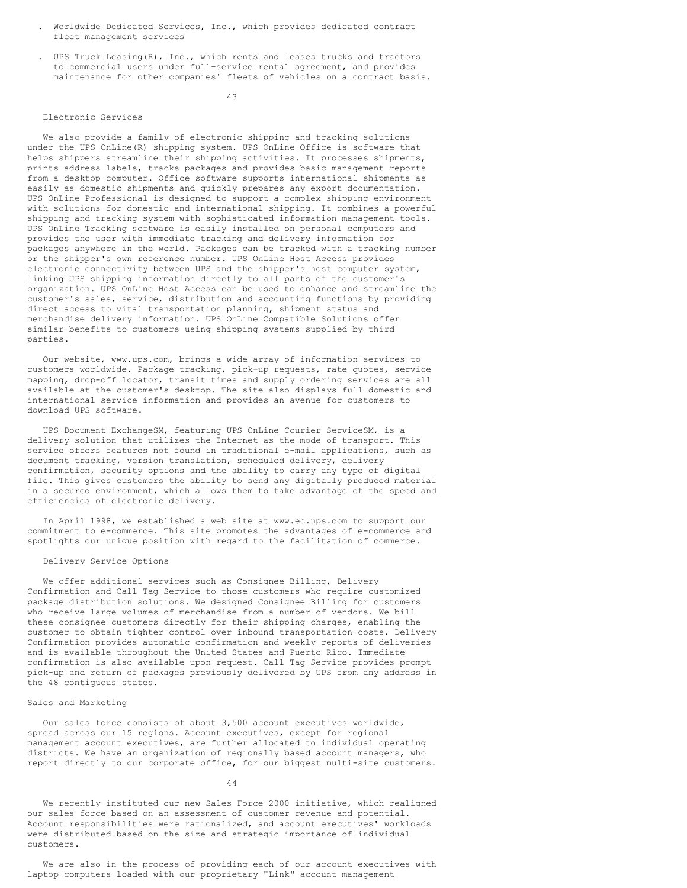- Worldwide Dedicated Services, Inc., which provides dedicated contract fleet management services

- UPS Truck Leasing(R), Inc., which rents and leases trucks and tractors to commercial users under full-service rental agreement, and provides maintenance for other companies' fleets of vehicles on a contract basis.

### Electronic Services

We also provide a family of electronic shipping and tracking solutions under the UPS OnLine(R) shipping system. UPS OnLine Office is software that helps shippers streamline their shipping activities. It processes shipments, prints address labels, tracks packages and provides basic management reports from a desktop computer. Office software supports international shipments as easily as domestic shipments and quickly prepares any export documentation. UPS OnLine Professional is designed to support a complex shipping environment with solutions for domestic and international shipping. It combines a powerful shipping and tracking system with sophisticated information management tools. UPS OnLine Tracking software is easily installed on personal computers and provides the user with immediate tracking and delivery information for packages anywhere in the world. Packages can be tracked with a tracking number or the shipper's own reference number. UPS OnLine Host Access provides electronic connectivity between UPS and the shipper's host computer system, linking UPS shipping information directly to all parts of the customer's organization. UPS OnLine Host Access can be used to enhance and streamline the customer's sales, service, distribution and accounting functions by providing direct access to vital transportation planning, shipment status and merchandise delivery information. UPS OnLine Compatible Solutions offer similar benefits to customers using shipping systems supplied by third parties.

Our website, www.ups.com, brings a wide array of information services to customers worldwide. Package tracking, pick-up requests, rate quotes, service mapping, drop-off locator, transit times and supply ordering services are all available at the customer's desktop. The site also displays full domestic and international service information and provides an avenue for customers to download UPS software.

UPS Document ExchangeSM, featuring UPS OnLine Courier ServiceSM, is a delivery solution that utilizes the Internet as the mode of transport. This service offers features not found in traditional e-mail applications, such as document tracking, version translation, scheduled delivery, delivery confirmation, security options and the ability to carry any type of digital file. This gives customers the ability to send any digitally produced material in a secured environment, which allows them to take advantage of the speed and efficiencies of electronic delivery.

In April 1998, we established a web site at www.ec.ups.com to support our commitment to e-commerce. This site promotes the advantages of e-commerce and spotlights our unique position with regard to the facilitation of commerce.

### Delivery Service Options

We offer additional services such as Consignee Billing, Delivery Confirmation and Call Tag Service to those customers who require customized package distribution solutions. We designed Consignee Billing for customers who receive large volumes of merchandise from a number of vendors. We bill these consignee customers directly for their shipping charges, enabling the customer to obtain tighter control over inbound transportation costs. Delivery Confirmation provides automatic confirmation and weekly reports of deliveries and is available throughout the United States and Puerto Rico. Immediate confirmation is also available upon request. Call Tag Service provides prompt pick-up and return of packages previously delivered by UPS from any address in the 48 contiguous states.

## Sales and Marketing

Our sales force consists of about 3,500 account executives worldwide, spread across our 15 regions. Account executives, except for regional management account executives, are further allocated to individual operating districts. We have an organization of regionally based account managers, who report directly to our corporate office, for our biggest multi-site customers.

We recently instituted our new Sales Force 2000 initiative, which realigned our sales force based on an assessment of customer revenue and potential. Account responsibilities were rationalized, and account executives' workloads were distributed based on the size and strategic importance of individual customers.

We are also in the process of providing each of our account executives with laptop computers loaded with our proprietary "Link" account management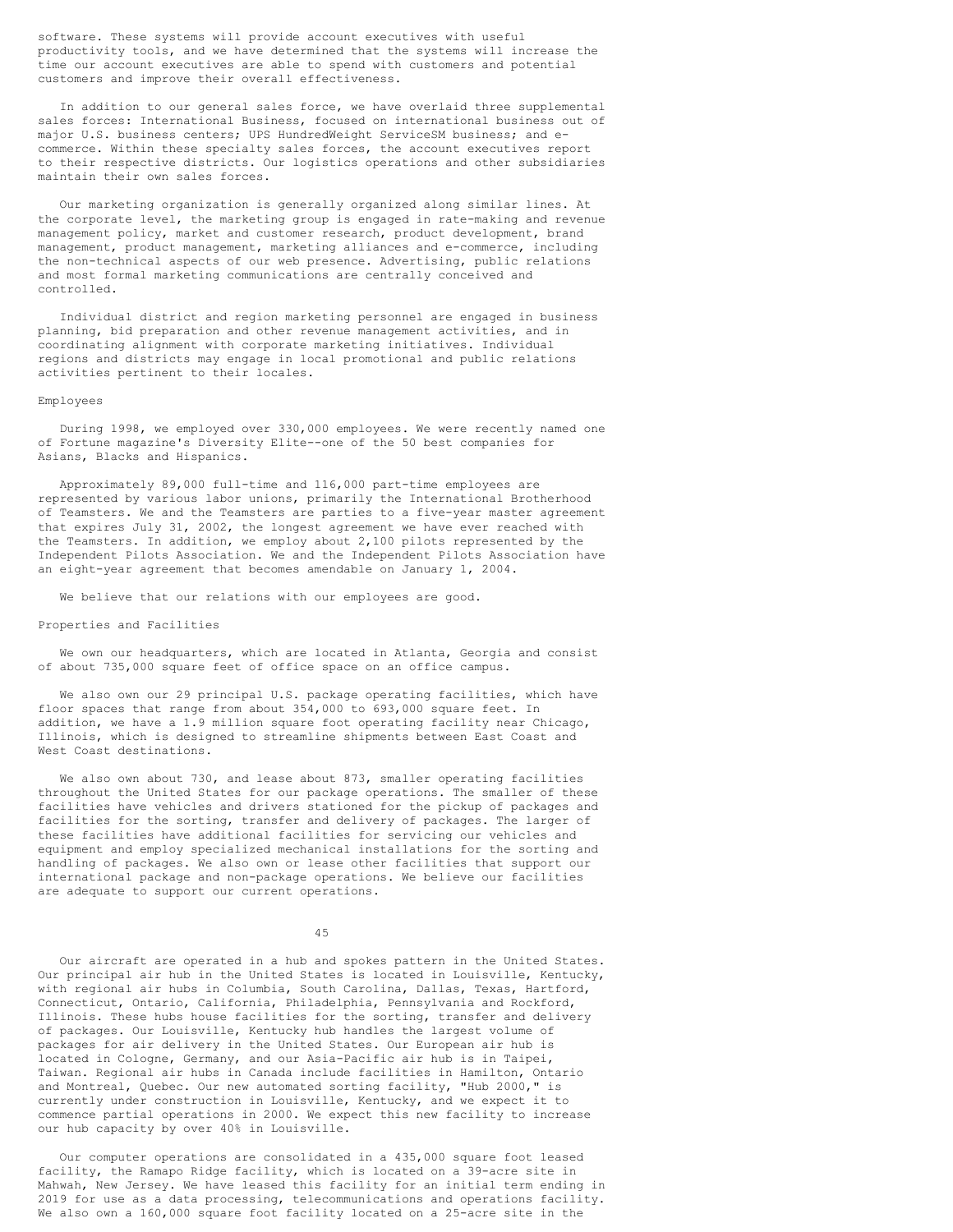software. These systems will provide account executives with useful productivity tools, and we have determined that the systems will increase the time our account executives are able to spend with customers and potential customers and improve their overall effectiveness.

In addition to our general sales force, we have overlaid three supplemental sales forces: International Business, focused on international business out of major U.S. business centers; UPS HundredWeight ServiceSM business; and e-commerce. Within these specialty sales forces, the account executives report to their respective districts. Our logistics operations and other subsidiaries maintain their own sales forces.

Our marketing organization is generally organized along similar lines. At the corporate level, the marketing group is engaged in rate-making and revenue management policy, market and customer research, product development, brand management, product management, marketing alliances and e-commerce, including the non-technical aspects of our web presence. Advertising, public relations and most formal marketing communications are centrally conceived and controlled.

Individual district and region marketing personnel are engaged in business planning, bid preparation and other revenue management activities, and in coordinating alignment with corporate marketing initiatives. Individual regions and districts may engage in local promotional and public relations activities pertinent to their locales.

## Employees

During 1998, we employed over 330,000 employees. We were recently named one of Fortune magazine's Diversity Elite--one of the 50 best companies for Asians, Blacks and Hispanics.

Approximately 89,000 full-time and 116,000 part-time employees are represented by various labor unions, primarily the International Brotherhood of Teamsters. We and the Teamsters are parties to a five-year master agreement that expires July 31, 2002, the longest agreement we have ever reached with the Teamsters. In addition, we employ about 2,100 pilots represented by the Independent Pilots Association. We and the Independent Pilots Association have an eight-year agreement that becomes amendable on January 1, 2004.

We believe that our relations with our employees are good.

## Properties and Facilities

We own our headquarters, which are located in Atlanta, Georgia and consist of about 735,000 square feet of office space on an office campus.

We also own our 29 principal U.S. package operating facilities, which have floor spaces that range from about 354,000 to 693,000 square feet. In addition, we have a 1.9 million square foot operating facility near Chicago, Illinois, which is designed to streamline shipments between East Coast and West Coast destinations.

We also own about 730, and lease about 873, smaller operating facilities throughout the United States for our package operations. The smaller of these facilities have vehicles and drivers stationed for the pickup of packages and facilities for the sorting, transfer and delivery of packages. The larger of these facilities have additional facilities for servicing our vehicles and equipment and employ specialized mechanical installations for the sorting and handling of packages. We also own or lease other facilities that support our international package and non-package operations. We believe our facilities are adequate to support our current operations.

Our aircraft are operated in a hub and spokes pattern in the United States. Our principal air hub in the United States is located in Louisville, Kentucky, with regional air hubs in Columbia, South Carolina, Dallas, Texas, Hartford, Connecticut, Ontario, California, Philadelphia, Pennsylvania and Rockford, Illinois. These hubs house facilities for the sorting, transfer and delivery of packages. Our Louisville, Kentucky hub handles the largest volume of packages for air delivery in the United States. Our European air hub is located in Cologne, Germany, and our Asia-Pacific air hub is in Taipei, Taiwan. Regional air hubs in Canada include facilities in Hamilton, Ontario and Montreal, Quebec. Our new automated sorting facility, "Hub 2000," is currently under construction in Louisville, Kentucky, and we expect it to commence partial operations in 2000. We expect this new facility to increase our hub capacity by over 40% in Louisville.

Our computer operations are consolidated in a 435,000 square foot leased facility, the Ramapo Ridge facility, which is located on a 39-acre site in Mahwah, New Jersey. We have leased this facility for an initial term ending in 2019 for use as a data processing, telecommunications and operations facility. We also own a 160,000 square foot facility located on a 25-acre site in the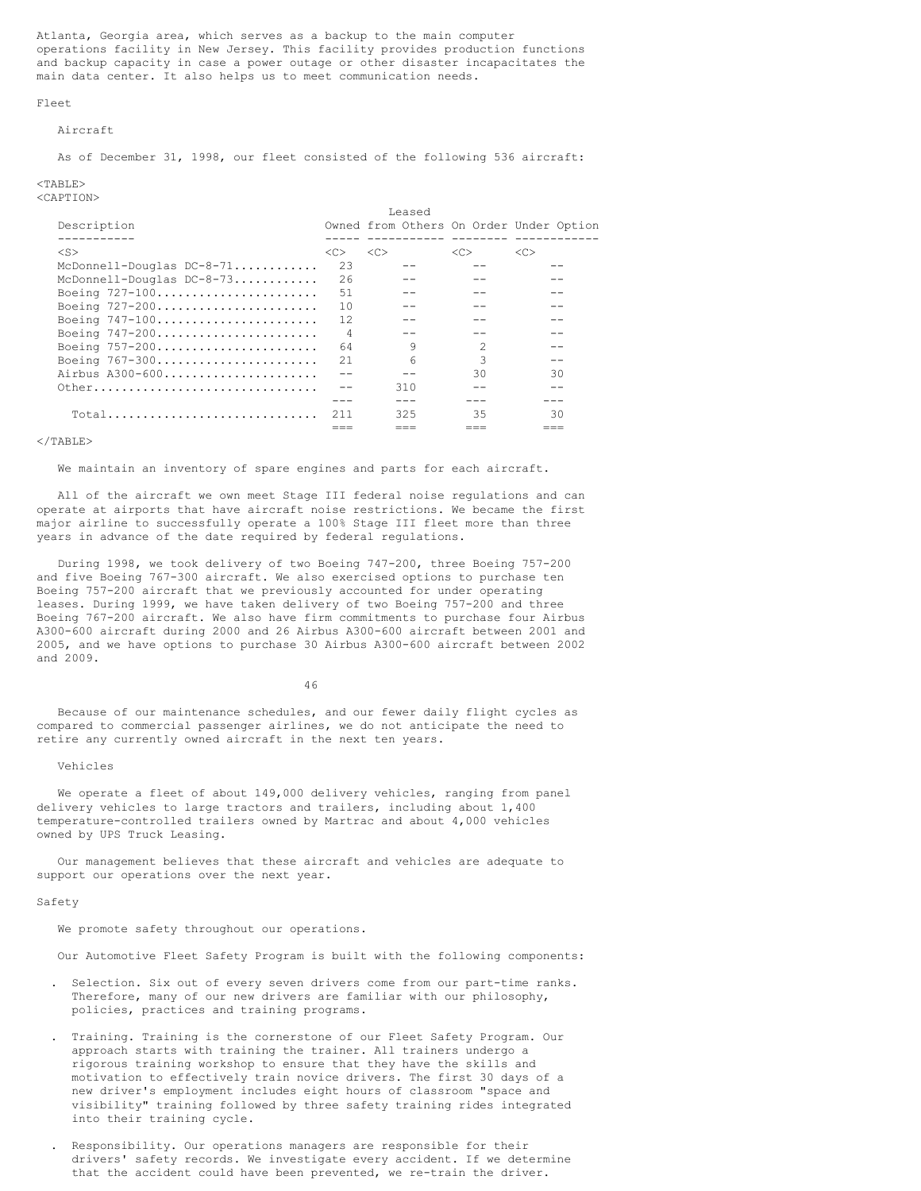Atlanta, Georgia area, which serves as a backup to the main computer operations facility in New Jersey. This facility provides production functions and backup capacity in case a power outage or other disaster incapacitates the main data center. It also helps us to meet communication needs.

## Fleet

### Aircraft

As of December 31, 1998, our fleet consisted of the following 536 aircraft:

| Description | Owned | Leased from Others | On Order | Under Option |
|---|---|---|---|---|
| McDonnell-Douglas DC-8-71 | 23 | -- | -- | -- |
| McDonnell-Douglas DC-8-73 | 26 | -- | -- | -- |
| Boeing 727-100 | 51 | -- | -- | -- |
| Boeing 727-200 | 10 | -- | -- | -- |
| Boeing 747-100 | 12 | -- | -- | -- |
| Boeing 747-200 | 4 | -- | -- | -- |
| Boeing 757-200 | 64 | 9 | 2 | -- |
| Boeing 767-300 | 21 | 6 | 3 | -- |
| Airbus A300-600 | -- | -- | 30 | 30 |
| Other | -- | 310 | -- | -- |
| Total | 211 | 325 | 35 | 30 |

We maintain an inventory of spare engines and parts for each aircraft.

All of the aircraft we own meet Stage III federal noise regulations and can operate at airports that have aircraft noise restrictions. We became the first major airline to successfully operate a 100% Stage III fleet more than three years in advance of the date required by federal regulations.

During 1998, we took delivery of two Boeing 747-200, three Boeing 757-200 and five Boeing 767-300 aircraft. We also exercised options to purchase ten Boeing 757-200 aircraft that we previously accounted for under operating leases. During 1999, we have taken delivery of two Boeing 757-200 and three Boeing 767-200 aircraft. We also have firm commitments to purchase four Airbus A300-600 aircraft during 2000 and 26 Airbus A300-600 aircraft between 2001 and 2005, and we have options to purchase 30 Airbus A300-600 aircraft between 2002 and 2009.

Because of our maintenance schedules, and our fewer daily flight cycles as compared to commercial passenger airlines, we do not anticipate the need to retire any currently owned aircraft in the next ten years.

### Vehicles

We operate a fleet of about 149,000 delivery vehicles, ranging from panel delivery vehicles to large tractors and trailers, including about 1,400 temperature-controlled trailers owned by Martrac and about 4,000 vehicles owned by UPS Truck Leasing.

Our management believes that these aircraft and vehicles are adequate to support our operations over the next year.

## Safety

We promote safety throughout our operations.

Our Automotive Fleet Safety Program is built with the following components:

- Selection. Six out of every seven drivers come from our part-time ranks. Therefore, many of our new drivers are familiar with our philosophy, policies, practices and training programs.

- Training. Training is the cornerstone of our Fleet Safety Program. Our approach starts with training the trainer. All trainers undergo a rigorous training workshop to ensure that they have the skills and motivation to effectively train novice drivers. The first 30 days of a new driver's employment includes eight hours of classroom "space and visibility" training followed by three safety training rides integrated into their training cycle.

- Responsibility. Our operations managers are responsible for their drivers' safety records. We investigate every accident. If we determine that the accident could have been prevented, we re-train the driver.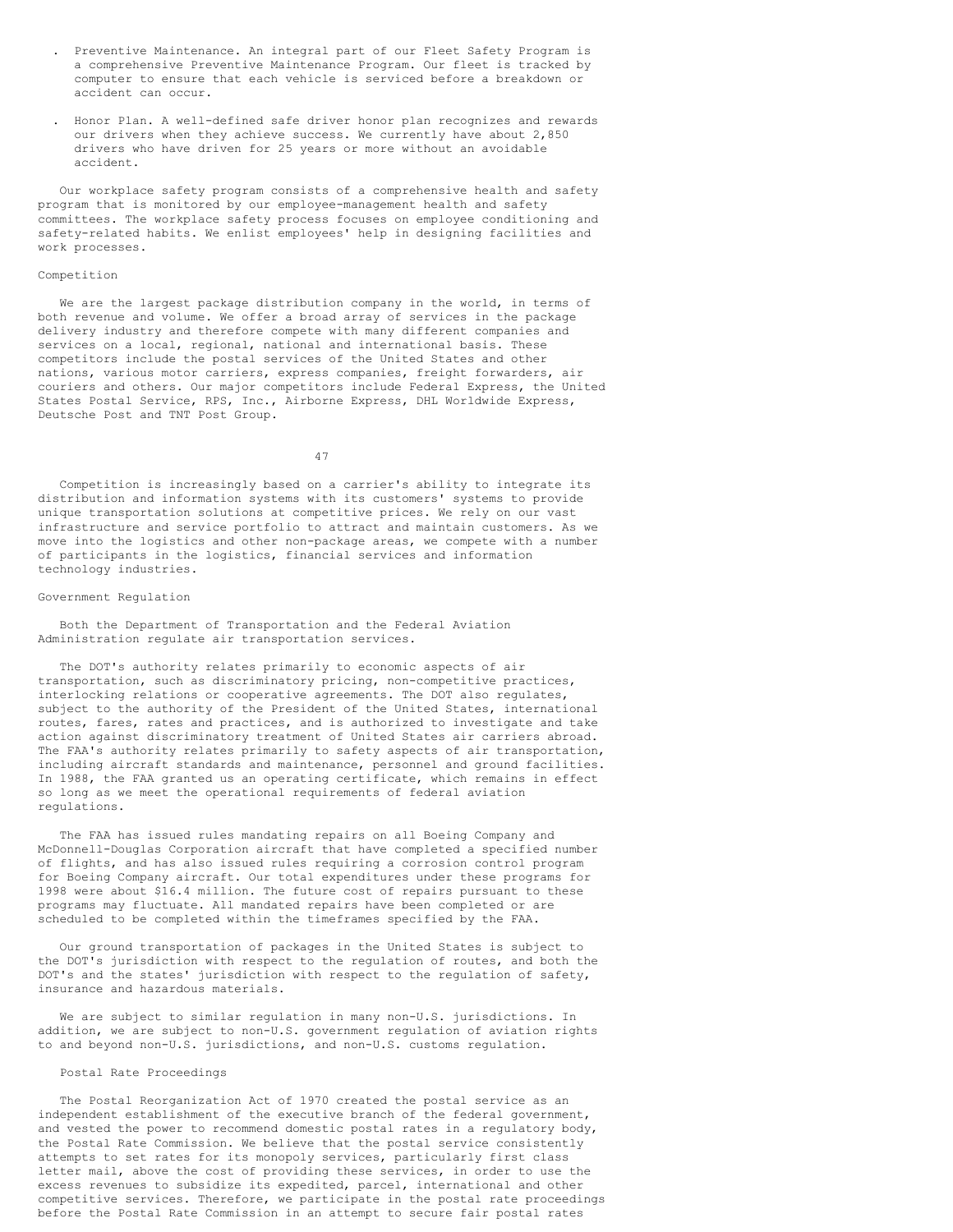- Preventive Maintenance. An integral part of our Fleet Safety Program is a comprehensive Preventive Maintenance Program. Our fleet is tracked by computer to ensure that each vehicle is serviced before a breakdown or accident can occur.

- Honor Plan. A well-defined safe driver honor plan recognizes and rewards our drivers when they achieve success. We currently have about 2,850 drivers who have driven for 25 years or more without an avoidable accident.

Our workplace safety program consists of a comprehensive health and safety program that is monitored by our employee-management health and safety committees. The workplace safety process focuses on employee conditioning and safety-related habits. We enlist employees' help in designing facilities and work processes.

## Competition

We are the largest package distribution company in the world, in terms of both revenue and volume. We offer a broad array of services in the package delivery industry and therefore compete with many different companies and services on a local, regional, national and international basis. These competitors include the postal services of the United States and other nations, various motor carriers, express companies, freight forwarders, air couriers and others. Our major competitors include Federal Express, the United States Postal Service, RPS, Inc., Airborne Express, DHL Worldwide Express, Deutsche Post and TNT Post Group.

Competition is increasingly based on a carrier's ability to integrate its distribution and information systems with its customers' systems to provide unique transportation solutions at competitive prices. We rely on our vast infrastructure and service portfolio to attract and maintain customers. As we move into the logistics and other non-package areas, we compete with a number of participants in the logistics, financial services and information technology industries.

## Government Regulation

Both the Department of Transportation and the Federal Aviation Administration regulate air transportation services.

The DOT's authority relates primarily to economic aspects of air transportation, such as discriminatory pricing, non-competitive practices, interlocking relations or cooperative agreements. The DOT also regulates, subject to the authority of the President of the United States, international routes, fares, rates and practices, and is authorized to investigate and take action against discriminatory treatment of United States air carriers abroad. The FAA's authority relates primarily to safety aspects of air transportation, including aircraft standards and maintenance, personnel and ground facilities. In 1988, the FAA granted us an operating certificate, which remains in effect so long as we meet the operational requirements of federal aviation regulations.

The FAA has issued rules mandating repairs on all Boeing Company and McDonnell-Douglas Corporation aircraft that have completed a specified number of flights, and has also issued rules requiring a corrosion control program for Boeing Company aircraft. Our total expenditures under these programs for 1998 were about $16.4 million. The future cost of repairs pursuant to these programs may fluctuate. All mandated repairs have been completed or are scheduled to be completed within the timeframes specified by the FAA.

Our ground transportation of packages in the United States is subject to the DOT's jurisdiction with respect to the regulation of routes, and both the DOT's and the states' jurisdiction with respect to the regulation of safety, insurance and hazardous materials.

We are subject to similar regulation in many non-U.S. jurisdictions. In addition, we are subject to non-U.S. government regulation of aviation rights to and beyond non-U.S. jurisdictions, and non-U.S. customs regulation.

### Postal Rate Proceedings

The Postal Reorganization Act of 1970 created the postal service as an independent establishment of the executive branch of the federal government, and vested the power to recommend domestic postal rates in a regulatory body, the Postal Rate Commission. We believe that the postal service consistently attempts to set rates for its monopoly services, particularly first class letter mail, above the cost of providing these services, in order to use the excess revenues to subsidize its expedited, parcel, international and other competitive services. Therefore, we participate in the postal rate proceedings before the Postal Rate Commission in an attempt to secure fair postal rates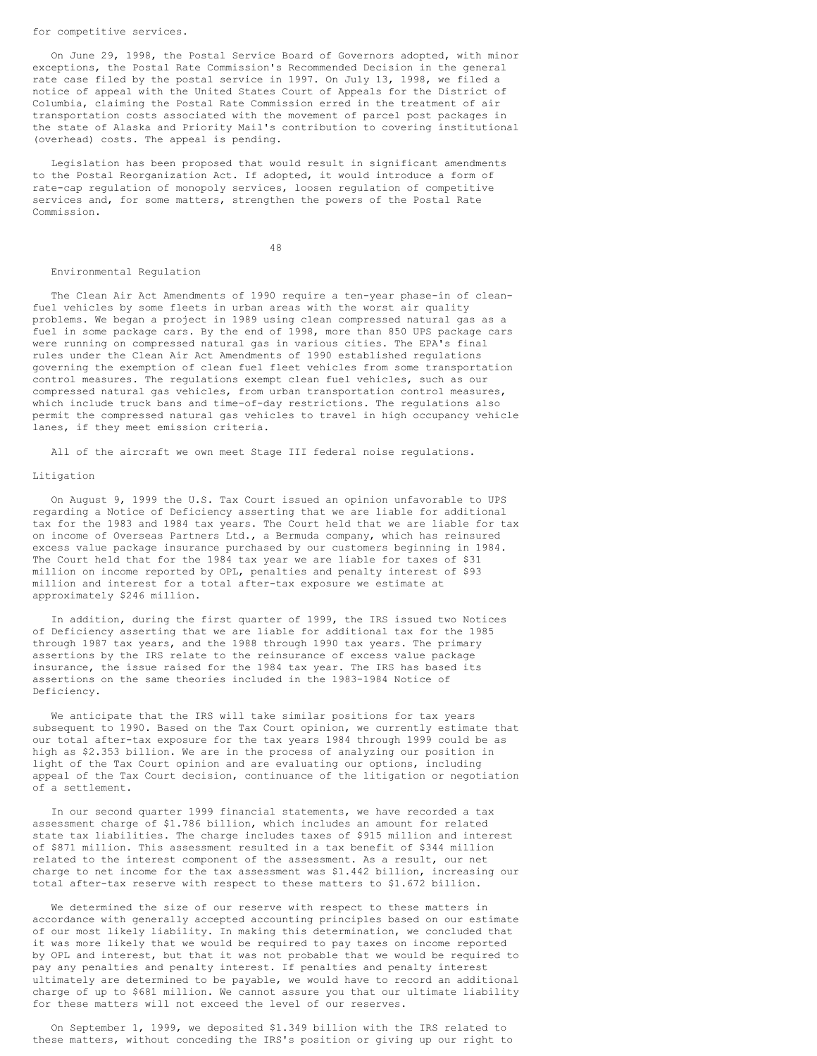for competitive services.

On June 29, 1998, the Postal Service Board of Governors adopted, with minor exceptions, the Postal Rate Commission's Recommended Decision in the general rate case filed by the postal service in 1997. On July 13, 1998, we filed a notice of appeal with the United States Court of Appeals for the District of Columbia, claiming the Postal Rate Commission erred in the treatment of air transportation costs associated with the movement of parcel post packages in the state of Alaska and Priority Mail's contribution to covering institutional (overhead) costs. The appeal is pending.

Legislation has been proposed that would result in significant amendments to the Postal Reorganization Act. If adopted, it would introduce a form of rate-cap regulation of monopoly services, loosen regulation of competitive services and, for some matters, strengthen the powers of the Postal Rate Commission.

### Environmental Regulation

The Clean Air Act Amendments of 1990 require a ten-year phase-in of clean-fuel vehicles by some fleets in urban areas with the worst air quality problems. We began a project in 1989 using clean compressed natural gas as a fuel in some package cars. By the end of 1998, more than 850 UPS package cars were running on compressed natural gas in various cities. The EPA's final rules under the Clean Air Act Amendments of 1990 established regulations governing the exemption of clean fuel fleet vehicles from some transportation control measures. The regulations exempt clean fuel vehicles, such as our compressed natural gas vehicles, from urban transportation control measures, which include truck bans and time-of-day restrictions. The regulations also permit the compressed natural gas vehicles to travel in high occupancy vehicle lanes, if they meet emission criteria.

All of the aircraft we own meet Stage III federal noise regulations.

### Litigation

On August 9, 1999 the U.S. Tax Court issued an opinion unfavorable to UPS regarding a Notice of Deficiency asserting that we are liable for additional tax for the 1983 and 1984 tax years. The Court held that we are liable for tax on income of Overseas Partners Ltd., a Bermuda company, which has reinsured excess value package insurance purchased by our customers beginning in 1984. The Court held that for the 1984 tax year we are liable for taxes of $31 million on income reported by OPL, penalties and penalty interest of $93 million and interest for a total after-tax exposure we estimate at approximately $246 million.

In addition, during the first quarter of 1999, the IRS issued two Notices of Deficiency asserting that we are liable for additional tax for the 1985 through 1987 tax years, and the 1988 through 1990 tax years. The primary assertions by the IRS relate to the reinsurance of excess value package insurance, the issue raised for the 1984 tax year. The IRS has based its assertions on the same theories included in the 1983-1984 Notice of Deficiency.

We anticipate that the IRS will take similar positions for tax years subsequent to 1990. Based on the Tax Court opinion, we currently estimate that our total after-tax exposure for the tax years 1984 through 1999 could be as high as $2.353 billion. We are in the process of analyzing our position in light of the Tax Court opinion and are evaluating our options, including appeal of the Tax Court decision, continuance of the litigation or negotiation of a settlement.

In our second quarter 1999 financial statements, we have recorded a tax assessment charge of $1.786 billion, which includes an amount for related state tax liabilities. The charge includes taxes of $915 million and interest of $871 million. This assessment resulted in a tax benefit of $344 million related to the interest component of the assessment. As a result, our net charge to net income for the tax assessment was $1.442 billion, increasing our total after-tax reserve with respect to these matters to $1.672 billion.

We determined the size of our reserve with respect to these matters in accordance with generally accepted accounting principles based on our estimate of our most likely liability. In making this determination, we concluded that it was more likely that we would be required to pay taxes on income reported by OPL and interest, but that it was not probable that we would be required to pay any penalties and penalty interest. If penalties and penalty interest ultimately are determined to be payable, we would have to record an additional charge of up to $681 million. We cannot assure you that our ultimate liability for these matters will not exceed the level of our reserves.

On September 1, 1999, we deposited $1.349 billion with the IRS related to these matters, without conceding the IRS's position or giving up our right to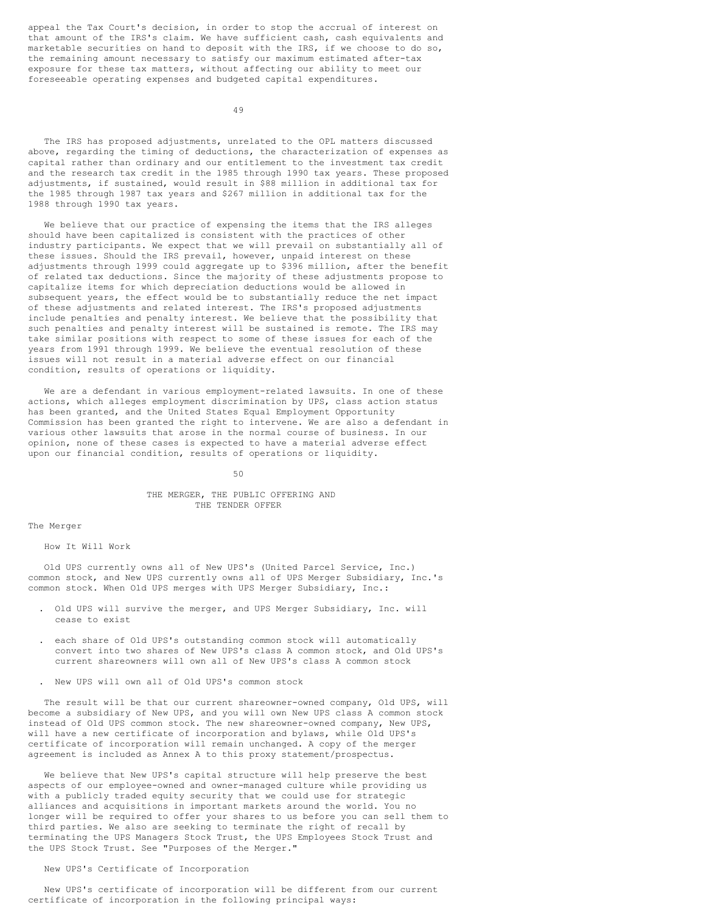appeal the Tax Court's decision, in order to stop the accrual of interest on that amount of the IRS's claim. We have sufficient cash, cash equivalents and marketable securities on hand to deposit with the IRS, if we choose to do so, the remaining amount necessary to satisfy our maximum estimated after-tax exposure for these tax matters, without affecting our ability to meet our foreseeable operating expenses and budgeted capital expenditures.

The IRS has proposed adjustments, unrelated to the OPL matters discussed above, regarding the timing of deductions, the characterization of expenses as capital rather than ordinary and our entitlement to the investment tax credit and the research tax credit in the 1985 through 1990 tax years. These proposed adjustments, if sustained, would result in $88 million in additional tax for the 1985 through 1987 tax years and $267 million in additional tax for the 1988 through 1990 tax years.

We believe that our practice of expensing the items that the IRS alleges should have been capitalized is consistent with the practices of other industry participants. We expect that we will prevail on substantially all of these issues. Should the IRS prevail, however, unpaid interest on these adjustments through 1999 could aggregate up to $396 million, after the benefit of related tax deductions. Since the majority of these adjustments propose to capitalize items for which depreciation deductions would be allowed in subsequent years, the effect would be to substantially reduce the net impact of these adjustments and related interest. The IRS's proposed adjustments include penalties and penalty interest. We believe that the possibility that such penalties and penalty interest will be sustained is remote. The IRS may take similar positions with respect to some of these issues for each of the years from 1991 through 1999. We believe the eventual resolution of these issues will not result in a material adverse effect on our financial condition, results of operations or liquidity.

We are a defendant in various employment-related lawsuits. In one of these actions, which alleges employment discrimination by UPS, class action status has been granted, and the United States Equal Employment Opportunity Commission has been granted the right to intervene. We are also a defendant in various other lawsuits that arose in the normal course of business. In our opinion, none of these cases is expected to have a material adverse effect upon our financial condition, results of operations or liquidity.

# THE MERGER, THE PUBLIC OFFERING AND THE TENDER OFFER

## The Merger

### How It Will Work

Old UPS currently owns all of New UPS's (United Parcel Service, Inc.) common stock, and New UPS currently owns all of UPS Merger Subsidiary, Inc.'s common stock. When Old UPS merges with UPS Merger Subsidiary, Inc.:

- Old UPS will survive the merger, and UPS Merger Subsidiary, Inc. will cease to exist
- each share of Old UPS's outstanding common stock will automatically convert into two shares of New UPS's class A common stock, and Old UPS's current shareowners will own all of New UPS's class A common stock
- New UPS will own all of Old UPS's common stock

The result will be that our current shareowner-owned company, Old UPS, will become a subsidiary of New UPS, and you will own New UPS class A common stock instead of Old UPS common stock. The new shareowner-owned company, New UPS, will have a new certificate of incorporation and bylaws, while Old UPS's certificate of incorporation will remain unchanged. A copy of the merger agreement is included as Annex A to this proxy statement/prospectus.

We believe that New UPS's capital structure will help preserve the best aspects of our employee-owned and owner-managed culture while providing us with a publicly traded equity security that we could use for strategic alliances and acquisitions in important markets around the world. You no longer will be required to offer your shares to us before you can sell them to third parties. We also are seeking to terminate the right of recall by terminating the UPS Managers Stock Trust, the UPS Employees Stock Trust and the UPS Stock Trust. See "Purposes of the Merger."

### New UPS's Certificate of Incorporation

New UPS's certificate of incorporation will be different from our current certificate of incorporation in the following principal ways: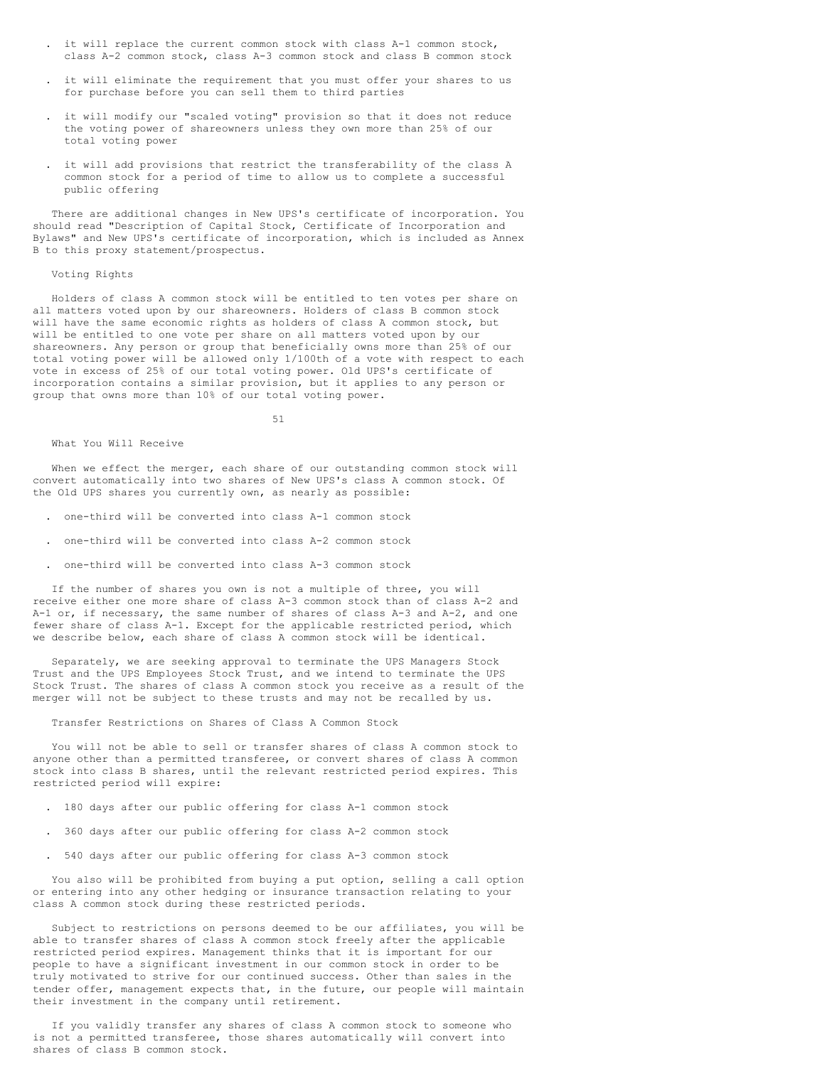- it will replace the current common stock with class A-1 common stock, class A-2 common stock, class A-3 common stock and class B common stock

- it will eliminate the requirement that you must offer your shares to us for purchase before you can sell them to third parties

- it will modify our "scaled voting" provision so that it does not reduce the voting power of shareowners unless they own more than 25% of our total voting power

- it will add provisions that restrict the transferability of the class A common stock for a period of time to allow us to complete a successful public offering

There are additional changes in New UPS's certificate of incorporation. You should read "Description of Capital Stock, Certificate of Incorporation and Bylaws" and New UPS's certificate of incorporation, which is included as Annex B to this proxy statement/prospectus.

### Voting Rights

Holders of class A common stock will be entitled to ten votes per share on all matters voted upon by our shareowners. Holders of class B common stock will have the same economic rights as holders of class A common stock, but will be entitled to one vote per share on all matters voted upon by our shareowners. Any person or group that beneficially owns more than 25% of our total voting power will be allowed only 1/100th of a vote with respect to each vote in excess of 25% of our total voting power. Old UPS's certificate of incorporation contains a similar provision, but it applies to any person or group that owns more than 10% of our total voting power.

### What You Will Receive

When we effect the merger, each share of our outstanding common stock will convert automatically into two shares of New UPS's class A common stock. Of the Old UPS shares you currently own, as nearly as possible:

- one-third will be converted into class A-1 common stock

- one-third will be converted into class A-2 common stock

- one-third will be converted into class A-3 common stock

If the number of shares you own is not a multiple of three, you will receive either one more share of class A-3 common stock than of class A-2 and A-1 or, if necessary, the same number of shares of class A-3 and A-2, and one fewer share of class A-1. Except for the applicable restricted period, which we describe below, each share of class A common stock will be identical.

Separately, we are seeking approval to terminate the UPS Managers Stock Trust and the UPS Employees Stock Trust, and we intend to terminate the UPS Stock Trust. The shares of class A common stock you receive as a result of the merger will not be subject to these trusts and may not be recalled by us.

### Transfer Restrictions on Shares of Class A Common Stock

You will not be able to sell or transfer shares of class A common stock to anyone other than a permitted transferee, or convert shares of class A common stock into class B shares, until the relevant restricted period expires. This restricted period will expire:

- 180 days after our public offering for class A-1 common stock

- 360 days after our public offering for class A-2 common stock

- 540 days after our public offering for class A-3 common stock

You also will be prohibited from buying a put option, selling a call option or entering into any other hedging or insurance transaction relating to your class A common stock during these restricted periods.

Subject to restrictions on persons deemed to be our affiliates, you will be able to transfer shares of class A common stock freely after the applicable restricted period expires. Management thinks that it is important for our people to have a significant investment in our common stock in order to be truly motivated to strive for our continued success. Other than sales in the tender offer, management expects that, in the future, our people will maintain their investment in the company until retirement.

If you validly transfer any shares of class A common stock to someone who is not a permitted transferee, those shares automatically will convert into shares of class B common stock.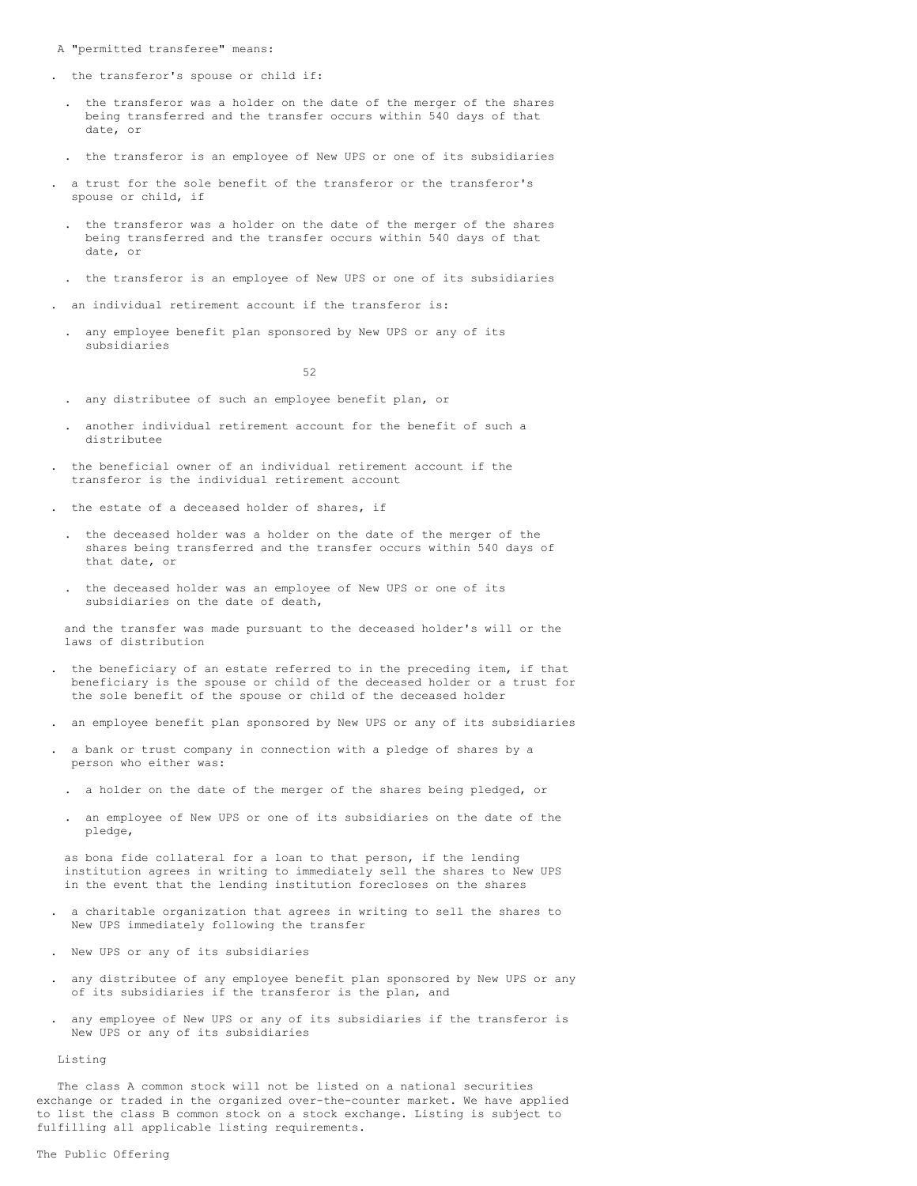A "permitted transferee" means:

- the transferor's spouse or child if:
  - the transferor was a holder on the date of the merger of the shares being transferred and the transfer occurs within 540 days of that date, or
  - the transferor is an employee of New UPS or one of its subsidiaries
- a trust for the sole benefit of the transferor or the transferor's spouse or child, if
  - the transferor was a holder on the date of the merger of the shares being transferred and the transfer occurs within 540 days of that date, or
  - the transferor is an employee of New UPS or one of its subsidiaries
- an individual retirement account if the transferor is:
  - any employee benefit plan sponsored by New UPS or any of its subsidiaries
  - any distributee of such an employee benefit plan, or
  - another individual retirement account for the benefit of such a distributee
- the beneficial owner of an individual retirement account if the transferor is the individual retirement account
- the estate of a deceased holder of shares, if
  - the deceased holder was a holder on the date of the merger of the shares being transferred and the transfer occurs within 540 days of that date, or
  - the deceased holder was an employee of New UPS or one of its subsidiaries on the date of death,

  and the transfer was made pursuant to the deceased holder's will or the laws of distribution
- the beneficiary of an estate referred to in the preceding item, if that beneficiary is the spouse or child of the deceased holder or a trust for the sole benefit of the spouse or child of the deceased holder
- an employee benefit plan sponsored by New UPS or any of its subsidiaries
- a bank or trust company in connection with a pledge of shares by a person who either was:
  - a holder on the date of the merger of the shares being pledged, or
  - an employee of New UPS or one of its subsidiaries on the date of the pledge,

  as bona fide collateral for a loan to that person, if the lending institution agrees in writing to immediately sell the shares to New UPS in the event that the lending institution forecloses on the shares
- a charitable organization that agrees in writing to sell the shares to New UPS immediately following the transfer
- New UPS or any of its subsidiaries
- any distributee of any employee benefit plan sponsored by New UPS or any of its subsidiaries if the transferor is the plan, and
- any employee of New UPS or any of its subsidiaries if the transferor is New UPS or any of its subsidiaries

### Listing

The class A common stock will not be listed on a national securities exchange or traded in the organized over-the-counter market. We have applied to list the class B common stock on a stock exchange. Listing is subject to fulfilling all applicable listing requirements.

## The Public Offering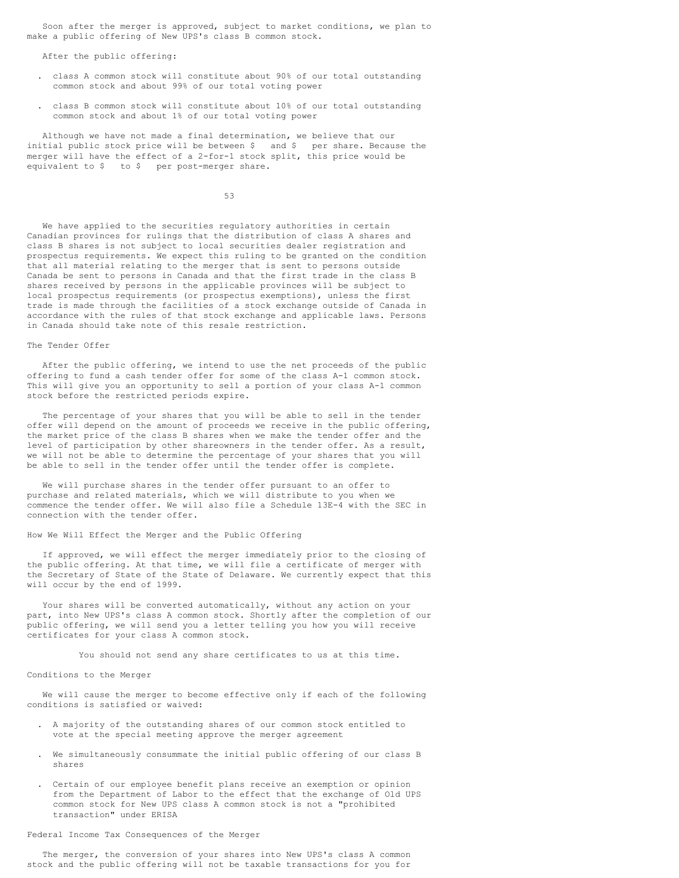Soon after the merger is approved, subject to market conditions, we plan to make a public offering of New UPS's class B common stock.

After the public offering:

- class A common stock will constitute about 90% of our total outstanding common stock and about 99% of our total voting power
- class B common stock will constitute about 10% of our total outstanding common stock and about 1% of our total voting power

Although we have not made a final determination, we believe that our initial public stock price will be between $ and $ per share. Because the merger will have the effect of a 2-for-1 stock split, this price would be equivalent to $ to $ per post-merger share.

We have applied to the securities regulatory authorities in certain Canadian provinces for rulings that the distribution of class A shares and class B shares is not subject to local securities dealer registration and prospectus requirements. We expect this ruling to be granted on the condition that all material relating to the merger that is sent to persons outside Canada be sent to persons in Canada and that the first trade in the class B shares received by persons in the applicable provinces will be subject to local prospectus requirements (or prospectus exemptions), unless the first trade is made through the facilities of a stock exchange outside of Canada in accordance with the rules of that stock exchange and applicable laws. Persons in Canada should take note of this resale restriction.

## The Tender Offer

After the public offering, we intend to use the net proceeds of the public offering to fund a cash tender offer for some of the class A-1 common stock. This will give you an opportunity to sell a portion of your class A-1 common stock before the restricted periods expire.

The percentage of your shares that you will be able to sell in the tender offer will depend on the amount of proceeds we receive in the public offering, the market price of the class B shares when we make the tender offer and the level of participation by other shareowners in the tender offer. As a result, we will not be able to determine the percentage of your shares that you will be able to sell in the tender offer until the tender offer is complete.

We will purchase shares in the tender offer pursuant to an offer to purchase and related materials, which we will distribute to you when we commence the tender offer. We will also file a Schedule 13E-4 with the SEC in connection with the tender offer.

## How We Will Effect the Merger and the Public Offering

If approved, we will effect the merger immediately prior to the closing of the public offering. At that time, we will file a certificate of merger with the Secretary of State of the State of Delaware. We currently expect that this will occur by the end of 1999.

Your shares will be converted automatically, without any action on your part, into New UPS's class A common stock. Shortly after the completion of our public offering, we will send you a letter telling you how you will receive certificates for your class A common stock.

You should not send any share certificates to us at this time.

## Conditions to the Merger

We will cause the merger to become effective only if each of the following conditions is satisfied or waived:

- A majority of the outstanding shares of our common stock entitled to vote at the special meeting approve the merger agreement
- We simultaneously consummate the initial public offering of our class B shares
- Certain of our employee benefit plans receive an exemption or opinion from the Department of Labor to the effect that the exchange of Old UPS common stock for New UPS class A common stock is not a "prohibited transaction" under ERISA

## Federal Income Tax Consequences of the Merger

The merger, the conversion of your shares into New UPS's class A common stock and the public offering will not be taxable transactions for you for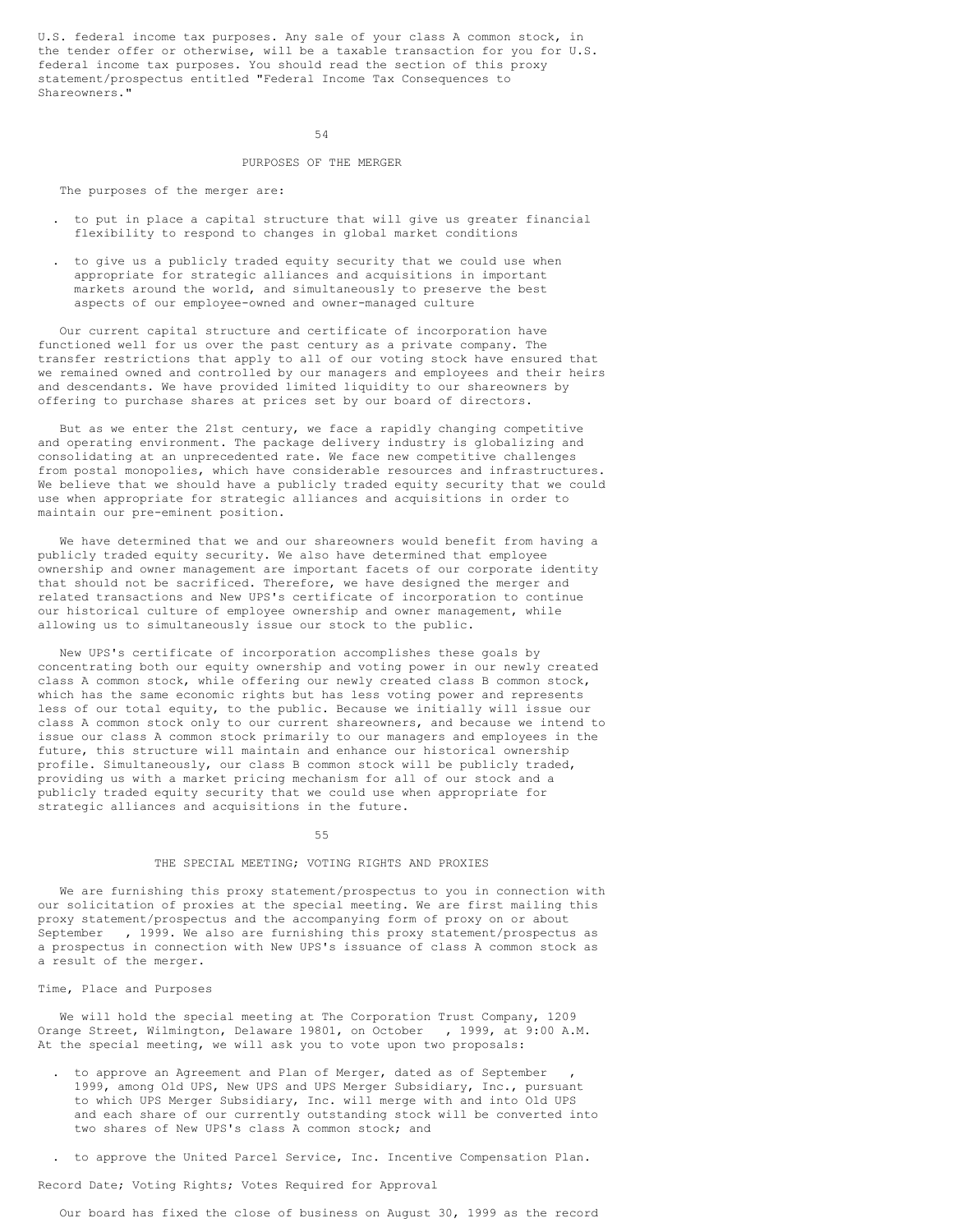U.S. federal income tax purposes. Any sale of your class A common stock, in the tender offer or otherwise, will be a taxable transaction for you for U.S. federal income tax purposes. You should read the section of this proxy statement/prospectus entitled "Federal Income Tax Consequences to Shareowners."

## PURPOSES OF THE MERGER

The purposes of the merger are:

- to put in place a capital structure that will give us greater financial flexibility to respond to changes in global market conditions
- to give us a publicly traded equity security that we could use when appropriate for strategic alliances and acquisitions in important markets around the world, and simultaneously to preserve the best aspects of our employee-owned and owner-managed culture

Our current capital structure and certificate of incorporation have functioned well for us over the past century as a private company. The transfer restrictions that apply to all of our voting stock have ensured that we remained owned and controlled by our managers and employees and their heirs and descendants. We have provided limited liquidity to our shareowners by offering to purchase shares at prices set by our board of directors.

But as we enter the 21st century, we face a rapidly changing competitive and operating environment. The package delivery industry is globalizing and consolidating at an unprecedented rate. We face new competitive challenges from postal monopolies, which have considerable resources and infrastructures. We believe that we should have a publicly traded equity security that we could use when appropriate for strategic alliances and acquisitions in order to maintain our pre-eminent position.

We have determined that we and our shareowners would benefit from having a publicly traded equity security. We also have determined that employee ownership and owner management are important facets of our corporate identity that should not be sacrificed. Therefore, we have designed the merger and related transactions and New UPS's certificate of incorporation to continue our historical culture of employee ownership and owner management, while allowing us to simultaneously issue our stock to the public.

New UPS's certificate of incorporation accomplishes these goals by concentrating both our equity ownership and voting power in our newly created class A common stock, while offering our newly created class B common stock, which has the same economic rights but has less voting power and represents less of our total equity, to the public. Because we initially will issue our class A common stock only to our current shareowners, and because we intend to issue our class A common stock primarily to our managers and employees in the future, this structure will maintain and enhance our historical ownership profile. Simultaneously, our class B common stock will be publicly traded, providing us with a market pricing mechanism for all of our stock and a publicly traded equity security that we could use when appropriate for strategic alliances and acquisitions in the future.

## THE SPECIAL MEETING; VOTING RIGHTS AND PROXIES

We are furnishing this proxy statement/prospectus to you in connection with our solicitation of proxies at the special meeting. We are first mailing this proxy statement/prospectus and the accompanying form of proxy on or about September   , 1999. We also are furnishing this proxy statement/prospectus as a prospectus in connection with New UPS's issuance of class A common stock as a result of the merger.

### Time, Place and Purposes

We will hold the special meeting at The Corporation Trust Company, 1209 Orange Street, Wilmington, Delaware 19801, on October   , 1999, at 9:00 A.M. At the special meeting, we will ask you to vote upon two proposals:

- to approve an Agreement and Plan of Merger, dated as of September   , 1999, among Old UPS, New UPS and UPS Merger Subsidiary, Inc., pursuant to which UPS Merger Subsidiary, Inc. will merge with and into Old UPS and each share of our currently outstanding stock will be converted into two shares of New UPS's class A common stock; and
- to approve the United Parcel Service, Inc. Incentive Compensation Plan.

### Record Date; Voting Rights; Votes Required for Approval

Our board has fixed the close of business on August 30, 1999 as the record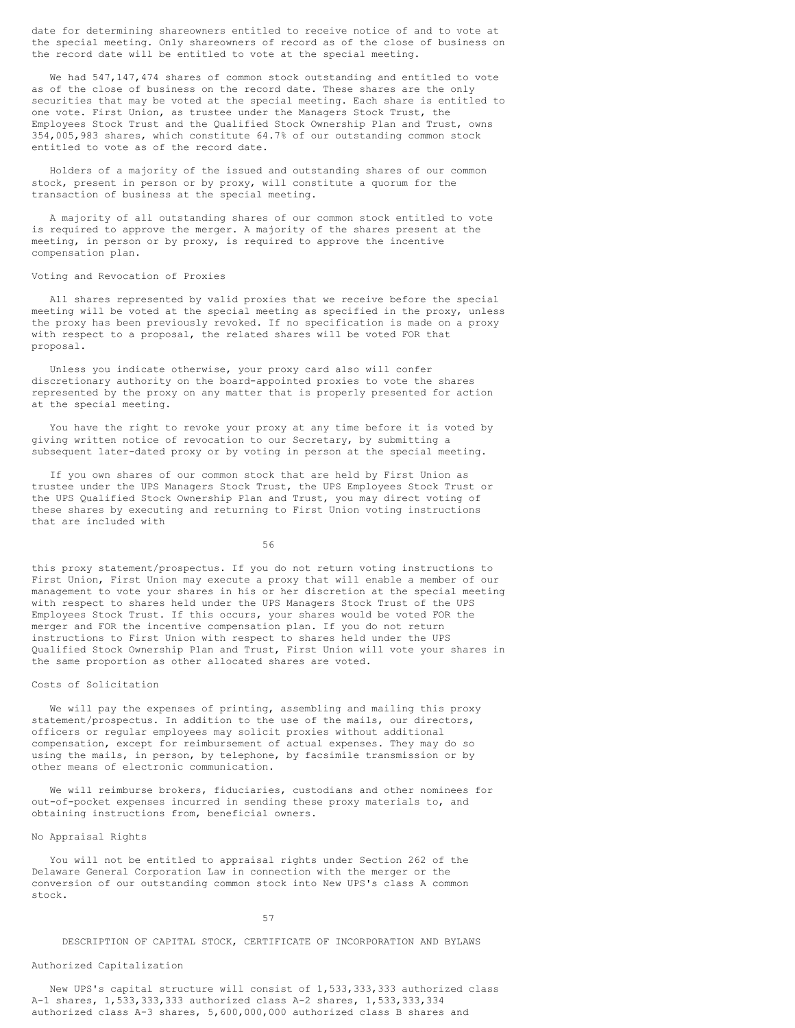date for determining shareowners entitled to receive notice of and to vote at the special meeting. Only shareowners of record as of the close of business on the record date will be entitled to vote at the special meeting.

We had 547,147,474 shares of common stock outstanding and entitled to vote as of the close of business on the record date. These shares are the only securities that may be voted at the special meeting. Each share is entitled to one vote. First Union, as trustee under the Managers Stock Trust, the Employees Stock Trust and the Qualified Stock Ownership Plan and Trust, owns 354,005,983 shares, which constitute 64.7% of our outstanding common stock entitled to vote as of the record date.

Holders of a majority of the issued and outstanding shares of our common stock, present in person or by proxy, will constitute a quorum for the transaction of business at the special meeting.

A majority of all outstanding shares of our common stock entitled to vote is required to approve the merger. A majority of the shares present at the meeting, in person or by proxy, is required to approve the incentive compensation plan.

### Voting and Revocation of Proxies

All shares represented by valid proxies that we receive before the special meeting will be voted at the special meeting as specified in the proxy, unless the proxy has been previously revoked. If no specification is made on a proxy with respect to a proposal, the related shares will be voted FOR that proposal.

Unless you indicate otherwise, your proxy card also will confer discretionary authority on the board-appointed proxies to vote the shares represented by the proxy on any matter that is properly presented for action at the special meeting.

You have the right to revoke your proxy at any time before it is voted by giving written notice of revocation to our Secretary, by submitting a subsequent later-dated proxy or by voting in person at the special meeting.

If you own shares of our common stock that are held by First Union as trustee under the UPS Managers Stock Trust, the UPS Employees Stock Trust or the UPS Qualified Stock Ownership Plan and Trust, you may direct voting of these shares by executing and returning to First Union voting instructions that are included with this proxy statement/prospectus. If you do not return voting instructions to First Union, First Union may execute a proxy that will enable a member of our management to vote your shares in his or her discretion at the special meeting with respect to shares held under the UPS Managers Stock Trust of the UPS Employees Stock Trust. If this occurs, your shares would be voted FOR the merger and FOR the incentive compensation plan. If you do not return instructions to First Union with respect to shares held under the UPS Qualified Stock Ownership Plan and Trust, First Union will vote your shares in the same proportion as other allocated shares are voted.

### Costs of Solicitation

We will pay the expenses of printing, assembling and mailing this proxy statement/prospectus. In addition to the use of the mails, our directors, officers or regular employees may solicit proxies without additional compensation, except for reimbursement of actual expenses. They may do so using the mails, in person, by telephone, by facsimile transmission or by other means of electronic communication.

We will reimburse brokers, fiduciaries, custodians and other nominees for out-of-pocket expenses incurred in sending these proxy materials to, and obtaining instructions from, beneficial owners.

### No Appraisal Rights

You will not be entitled to appraisal rights under Section 262 of the Delaware General Corporation Law in connection with the merger or the conversion of our outstanding common stock into New UPS's class A common stock.

## DESCRIPTION OF CAPITAL STOCK, CERTIFICATE OF INCORPORATION AND BYLAWS

### Authorized Capitalization

New UPS's capital structure will consist of 1,533,333,333 authorized class A-1 shares, 1,533,333,333 authorized class A-2 shares, 1,533,333,334 authorized class A-3 shares, 5,600,000,000 authorized class B shares and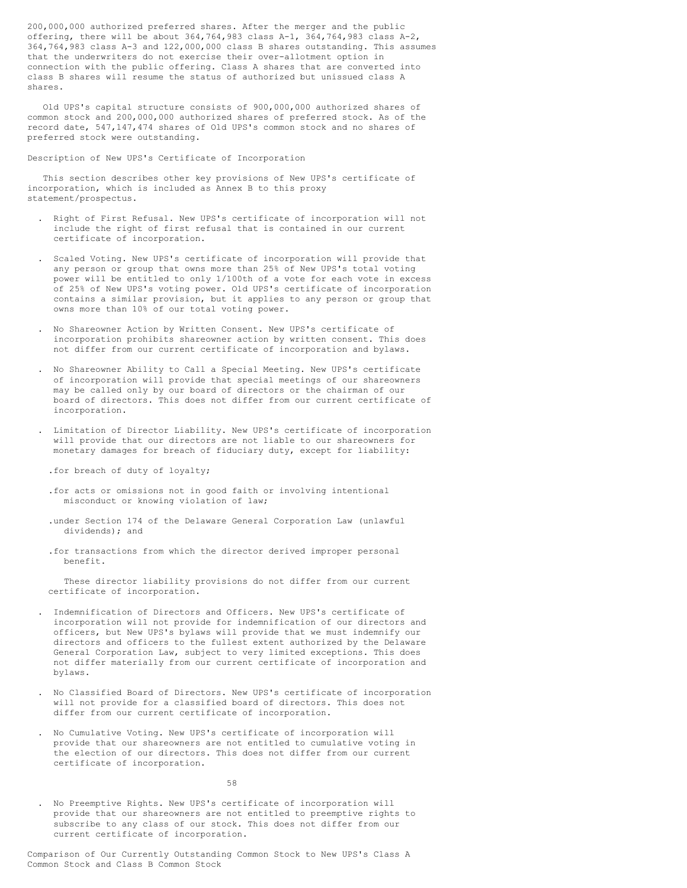200,000,000 authorized preferred shares. After the merger and the public offering, there will be about 364,764,983 class A-1, 364,764,983 class A-2, 364,764,983 class A-3 and 122,000,000 class B shares outstanding. This assumes that the underwriters do not exercise their over-allotment option in connection with the public offering. Class A shares that are converted into class B shares will resume the status of authorized but unissued class A shares.

Old UPS's capital structure consists of 900,000,000 authorized shares of common stock and 200,000,000 authorized shares of preferred stock. As of the record date, 547,147,474 shares of Old UPS's common stock and no shares of preferred stock were outstanding.

## Description of New UPS's Certificate of Incorporation

This section describes other key provisions of New UPS's certificate of incorporation, which is included as Annex B to this proxy statement/prospectus.

- Right of First Refusal. New UPS's certificate of incorporation will not include the right of first refusal that is contained in our current certificate of incorporation.

- Scaled Voting. New UPS's certificate of incorporation will provide that any person or group that owns more than 25% of New UPS's total voting power will be entitled to only 1/100th of a vote for each vote in excess of 25% of New UPS's voting power. Old UPS's certificate of incorporation contains a similar provision, but it applies to any person or group that owns more than 10% of our total voting power.

- No Shareowner Action by Written Consent. New UPS's certificate of incorporation prohibits shareowner action by written consent. This does not differ from our current certificate of incorporation and bylaws.

- No Shareowner Ability to Call a Special Meeting. New UPS's certificate of incorporation will provide that special meetings of our shareowners may be called only by our board of directors or the chairman of our board of directors. This does not differ from our current certificate of incorporation.

- Limitation of Director Liability. New UPS's certificate of incorporation will provide that our directors are not liable to our shareowners for monetary damages for breach of fiduciary duty, except for liability:

  - for breach of duty of loyalty;

  - for acts or omissions not in good faith or involving intentional misconduct or knowing violation of law;

  - under Section 174 of the Delaware General Corporation Law (unlawful dividends); and

  - for transactions from which the director derived improper personal benefit.

  These director liability provisions do not differ from our current certificate of incorporation.

- Indemnification of Directors and Officers. New UPS's certificate of incorporation will not provide for indemnification of our directors and officers, but New UPS's bylaws will provide that we must indemnify our directors and officers to the fullest extent authorized by the Delaware General Corporation Law, subject to very limited exceptions. This does not differ materially from our current certificate of incorporation and bylaws.

- No Classified Board of Directors. New UPS's certificate of incorporation will not provide for a classified board of directors. This does not differ from our current certificate of incorporation.

- No Cumulative Voting. New UPS's certificate of incorporation will provide that our shareowners are not entitled to cumulative voting in the election of our directors. This does not differ from our current certificate of incorporation.

- No Preemptive Rights. New UPS's certificate of incorporation will provide that our shareowners are not entitled to preemptive rights to subscribe to any class of our stock. This does not differ from our current certificate of incorporation.

## Comparison of Our Currently Outstanding Common Stock to New UPS's Class A Common Stock and Class B Common Stock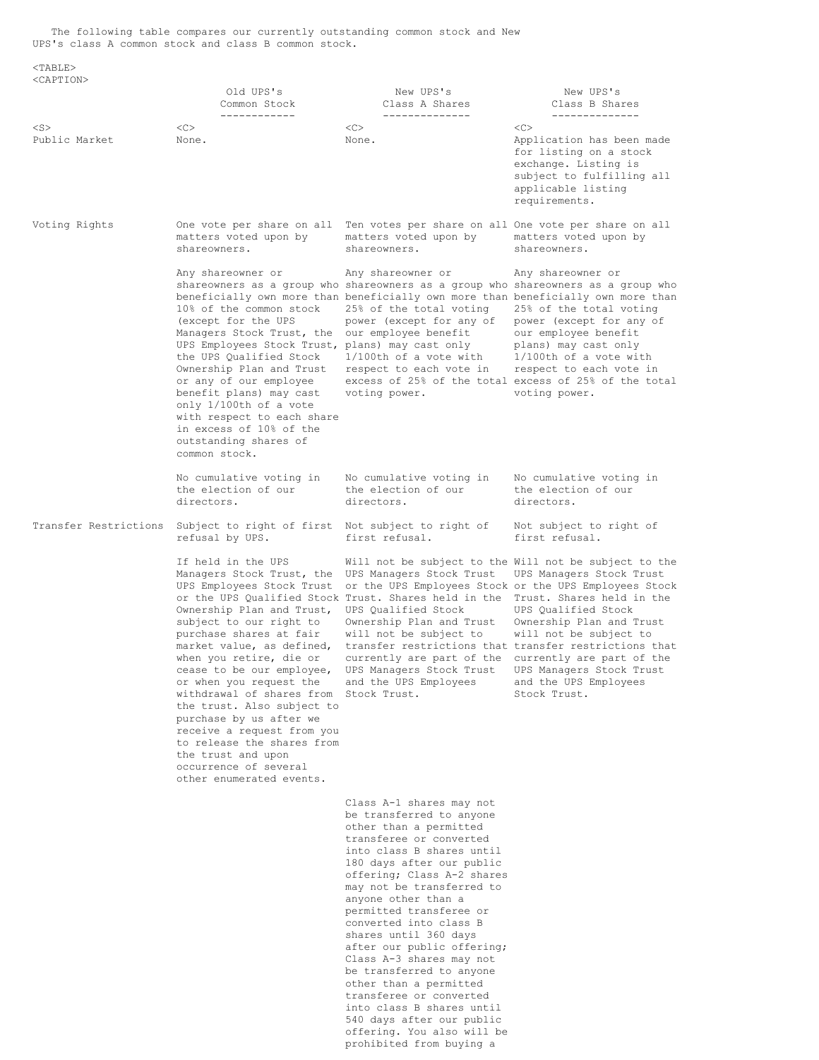The following table compares our currently outstanding common stock and New UPS's class A common stock and class B common stock.

| | Old UPS's Common Stock | New UPS's Class A Shares | New UPS's Class B Shares |
|---|---|---|---|
| Public Market | None. | None. | Application has been made for listing on a stock exchange. Listing is subject to fulfilling all applicable listing requirements. |
| Voting Rights | One vote per share on all matters voted upon by shareowners. | Ten votes per share on all matters voted upon by shareowners. | One vote per share on all matters voted upon by shareowners. |
| | Any shareowner or shareowners as a group who beneficially own more than 10% of the common stock (except for the UPS Managers Stock Trust, the UPS Employees Stock Trust, the UPS Qualified Stock Ownership Plan and Trust or any of our employee benefit plans) may cast only 1/100th of a vote with respect to each share in excess of 10% of the outstanding shares of common stock. | Any shareowner or shareowners as a group who beneficially own more than 25% of the total voting power (except for any of our employee benefit plans) may cast only 1/100th of a vote with respect to each vote in excess of 25% of the total voting power. | Any shareowner or shareowners as a group who beneficially own more than 25% of the total voting power (except for any of our employee benefit plans) may cast only 1/100th of a vote with respect to each vote in excess of 25% of the total voting power. |
| | No cumulative voting in the election of our directors. | No cumulative voting in the election of our directors. | No cumulative voting in the election of our directors. |
| Transfer Restrictions | Subject to right of first refusal by UPS. | Not subject to right of first refusal. | Not subject to right of first refusal. |
| | If held in the UPS Managers Stock Trust, the UPS Employees Stock Trust or the UPS Qualified Stock Ownership Plan and Trust, subject to our right to purchase shares at fair market value, as defined, when you retire, die or cease to be our employee, or when you request the withdrawal of shares from the trust. Also subject to purchase by us after we receive a request from you to release the shares from the trust and upon occurrence of several other enumerated events. | Will not be subject to the UPS Managers Stock Trust or the UPS Employees Stock Trust. Shares held in the UPS Qualified Stock Ownership Plan and Trust will not be subject to transfer restrictions that currently are part of the UPS Managers Stock Trust and the UPS Employees Stock Trust. | Will not be subject to the UPS Managers Stock Trust or the UPS Employees Stock Trust. Shares held in the UPS Qualified Stock Ownership Plan and Trust will not be subject to transfer restrictions that currently are part of the UPS Managers Stock Trust and the UPS Employees Stock Trust. |
| | | Class A-1 shares may not be transferred to anyone other than a permitted transferee or converted into class B shares until 180 days after our public offering; Class A-2 shares may not be transferred to anyone other than a permitted transferee or converted into class B shares until 360 days after our public offering; Class A-3 shares may not be transferred to anyone other than a permitted transferee or converted into class B shares until 540 days after our public offering. You also will be prohibited from buying a | |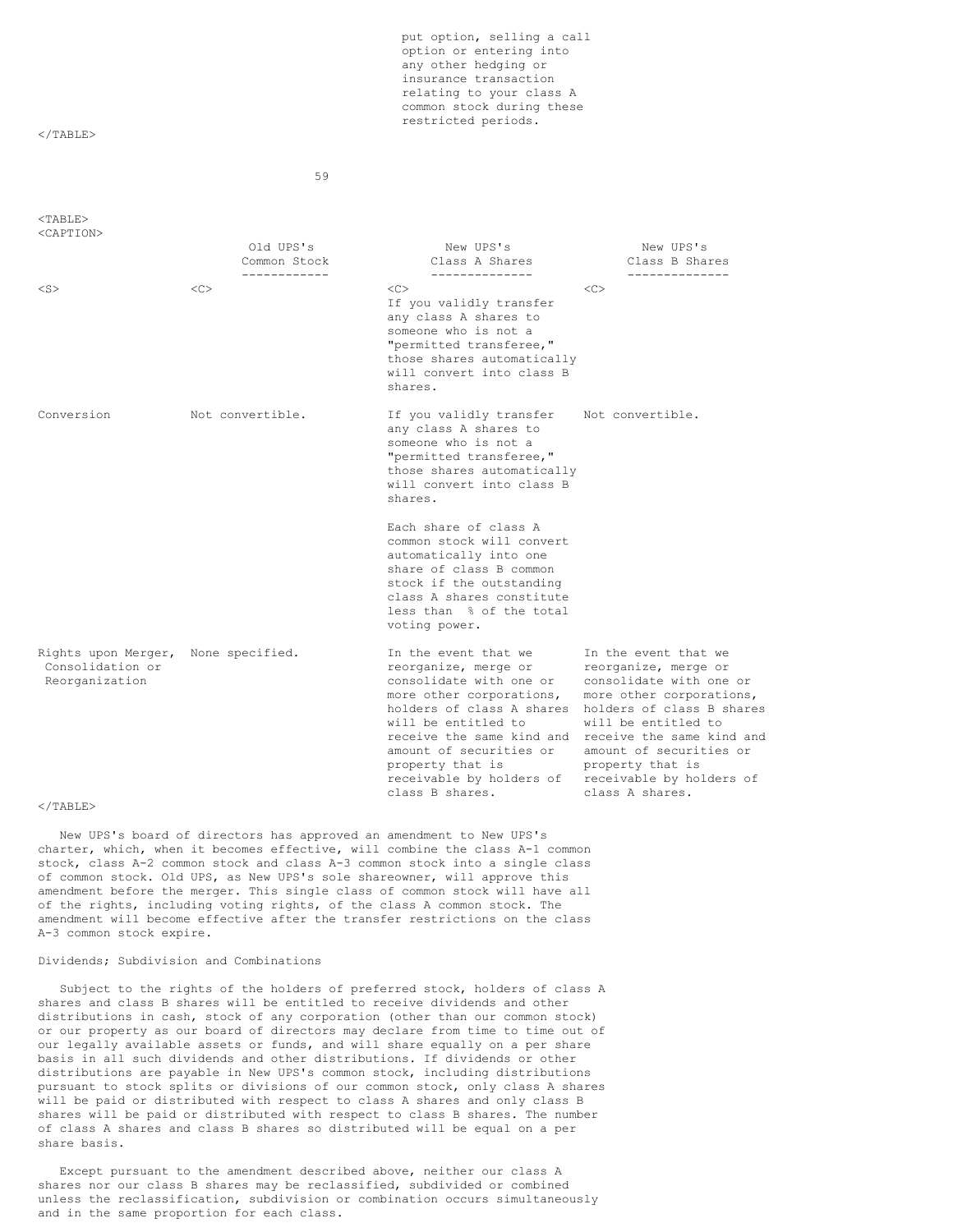| | | | |
|---|---|---|---|
| | | put option, selling a call option or entering into any other hedging or insurance transaction relating to your class A common stock during these restricted periods. | |

| | Old UPS's Common Stock | New UPS's Class A Shares | New UPS's Class B Shares |
|---|---|---|---|
| | | If you validly transfer any class A shares to someone who is not a "permitted transferee," those shares automatically will convert into class B shares. | |
| Conversion | Not convertible. | If you validly transfer any class A shares to someone who is not a "permitted transferee," those shares automatically will convert into class B shares.<br><br>Each share of class A common stock will convert automatically into one share of class B common stock if the outstanding class A shares constitute less than % of the total voting power. | Not convertible. |
| Rights upon Merger, Consolidation or Reorganization | None specified. | In the event that we reorganize, merge or consolidate with one or more other corporations, holders of class A shares will be entitled to receive the same kind and amount of securities or property that is receivable by holders of class B shares. | In the event that we reorganize, merge or consolidate with one or more other corporations, holders of class B shares will be entitled to receive the same kind and amount of securities or property that is receivable by holders of class A shares. |

New UPS's board of directors has approved an amendment to New UPS's charter, which, when it becomes effective, will combine the class A-1 common stock, class A-2 common stock and class A-3 common stock into a single class of common stock. Old UPS, as New UPS's sole shareowner, will approve this amendment before the merger. This single class of common stock will have all of the rights, including voting rights, of the class A common stock. The amendment will become effective after the transfer restrictions on the class A-3 common stock expire.

Dividends; Subdivision and Combinations

Subject to the rights of the holders of preferred stock, holders of class A shares and class B shares will be entitled to receive dividends and other distributions in cash, stock of any corporation (other than our common stock) or our property as our board of directors may declare from time to time out of our legally available assets or funds, and will share equally on a per share basis in all such dividends and other distributions. If dividends or other distributions are payable in New UPS's common stock, including distributions pursuant to stock splits or divisions of our common stock, only class A shares will be paid or distributed with respect to class A shares and only class B shares will be paid or distributed with respect to class B shares. The number of class A shares and class B shares so distributed will be equal on a per share basis.

Except pursuant to the amendment described above, neither our class A shares nor our class B shares may be reclassified, subdivided or combined unless the reclassification, subdivision or combination occurs simultaneously and in the same proportion for each class.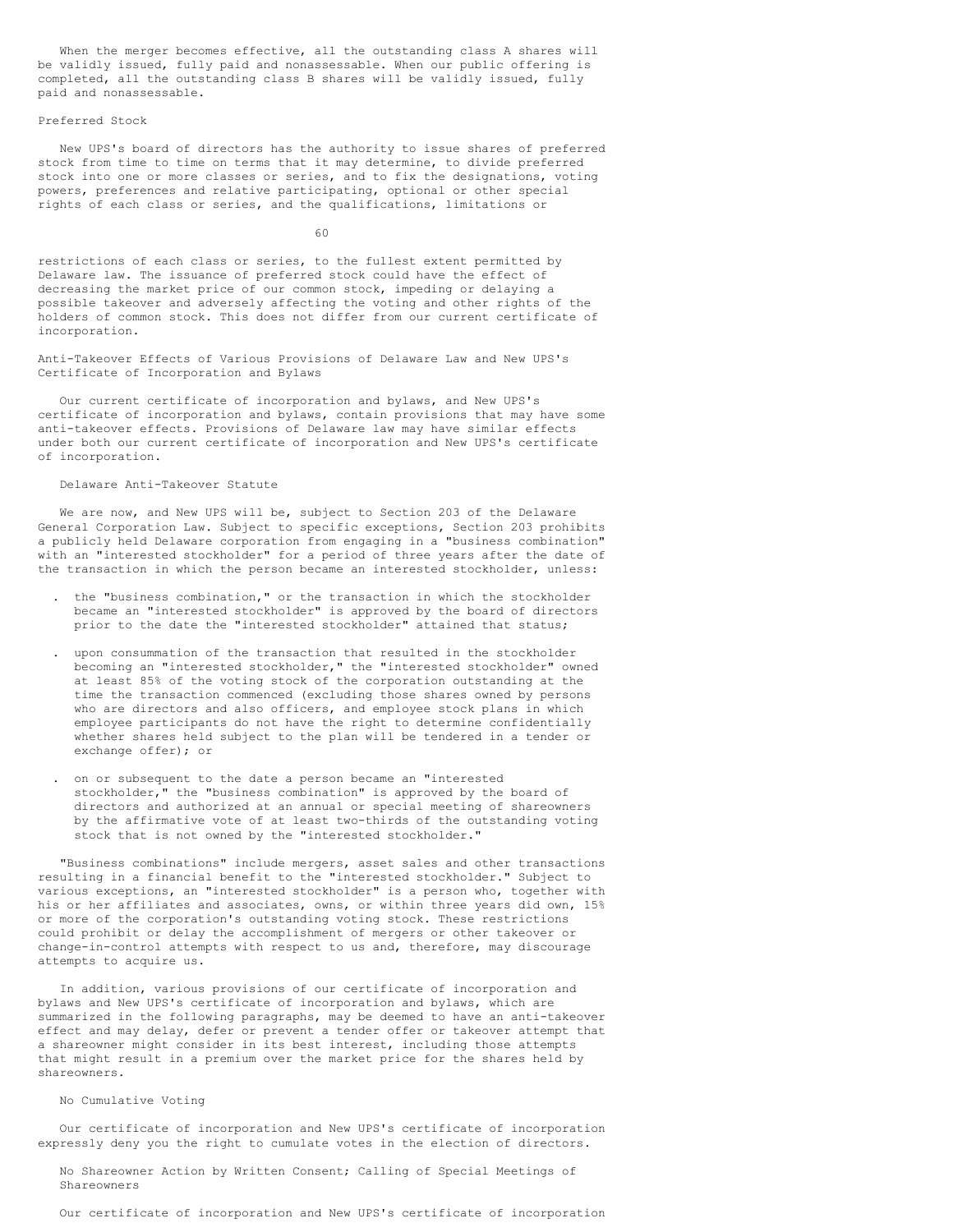When the merger becomes effective, all the outstanding class A shares will be validly issued, fully paid and nonassessable. When our public offering is completed, all the outstanding class B shares will be validly issued, fully paid and nonassessable.

### Preferred Stock

New UPS's board of directors has the authority to issue shares of preferred stock from time to time on terms that it may determine, to divide preferred stock into one or more classes or series, and to fix the designations, voting powers, preferences and relative participating, optional or other special rights of each class or series, and the qualifications, limitations or restrictions of each class or series, to the fullest extent permitted by Delaware law. The issuance of preferred stock could have the effect of decreasing the market price of our common stock, impeding or delaying a possible takeover and adversely affecting the voting and other rights of the holders of common stock. This does not differ from our current certificate of incorporation.

### Anti-Takeover Effects of Various Provisions of Delaware Law and New UPS's Certificate of Incorporation and Bylaws

Our current certificate of incorporation and bylaws, and New UPS's certificate of incorporation and bylaws, contain provisions that may have some anti-takeover effects. Provisions of Delaware law may have similar effects under both our current certificate of incorporation and New UPS's certificate of incorporation.

#### Delaware Anti-Takeover Statute

We are now, and New UPS will be, subject to Section 203 of the Delaware General Corporation Law. Subject to specific exceptions, Section 203 prohibits a publicly held Delaware corporation from engaging in a "business combination" with an "interested stockholder" for a period of three years after the date of the transaction in which the person became an interested stockholder, unless:

- the "business combination," or the transaction in which the stockholder became an "interested stockholder" is approved by the board of directors prior to the date the "interested stockholder" attained that status;

- upon consummation of the transaction that resulted in the stockholder becoming an "interested stockholder," the "interested stockholder" owned at least 85% of the voting stock of the corporation outstanding at the time the transaction commenced (excluding those shares owned by persons who are directors and also officers, and employee stock plans in which employee participants do not have the right to determine confidentially whether shares held subject to the plan will be tendered in a tender or exchange offer); or

- on or subsequent to the date a person became an "interested stockholder," the "business combination" is approved by the board of directors and authorized at an annual or special meeting of shareowners by the affirmative vote of at least two-thirds of the outstanding voting stock that is not owned by the "interested stockholder."

"Business combinations" include mergers, asset sales and other transactions resulting in a financial benefit to the "interested stockholder." Subject to various exceptions, an "interested stockholder" is a person who, together with his or her affiliates and associates, owns, or within three years did own, 15% or more of the corporation's outstanding voting stock. These restrictions could prohibit or delay the accomplishment of mergers or other takeover or change-in-control attempts with respect to us and, therefore, may discourage attempts to acquire us.

In addition, various provisions of our certificate of incorporation and bylaws and New UPS's certificate of incorporation and bylaws, which are summarized in the following paragraphs, may be deemed to have an anti-takeover effect and may delay, defer or prevent a tender offer or takeover attempt that a shareowner might consider in its best interest, including those attempts that might result in a premium over the market price for the shares held by shareowners.

#### No Cumulative Voting

Our certificate of incorporation and New UPS's certificate of incorporation expressly deny you the right to cumulate votes in the election of directors.

#### No Shareowner Action by Written Consent; Calling of Special Meetings of Shareowners

Our certificate of incorporation and New UPS's certificate of incorporation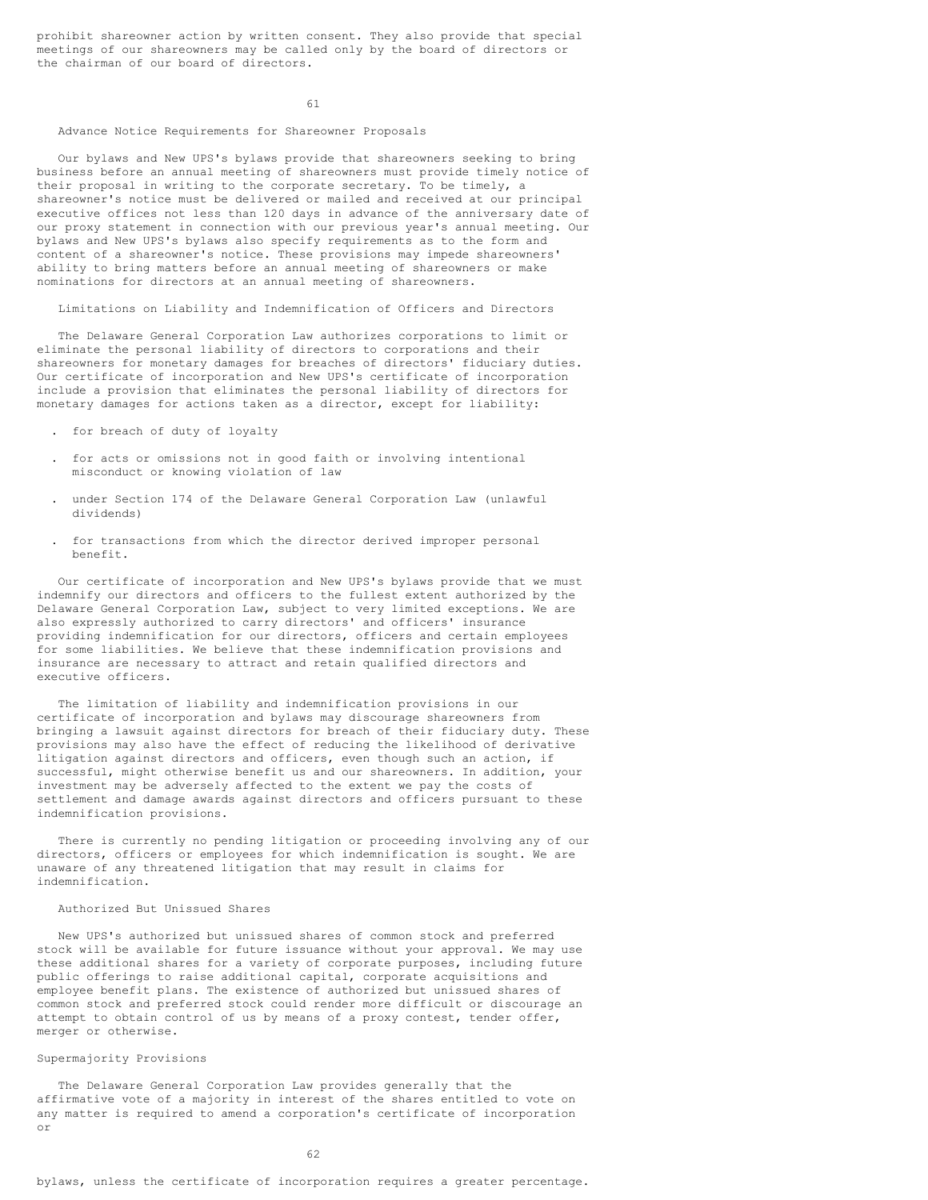prohibit shareowner action by written consent. They also provide that special meetings of our shareowners may be called only by the board of directors or the chairman of our board of directors.

### Advance Notice Requirements for Shareowner Proposals

Our bylaws and New UPS's bylaws provide that shareowners seeking to bring business before an annual meeting of shareowners must provide timely notice of their proposal in writing to the corporate secretary. To be timely, a shareowner's notice must be delivered or mailed and received at our principal executive offices not less than 120 days in advance of the anniversary date of our proxy statement in connection with our previous year's annual meeting. Our bylaws and New UPS's bylaws also specify requirements as to the form and content of a shareowner's notice. These provisions may impede shareowners' ability to bring matters before an annual meeting of shareowners or make nominations for directors at an annual meeting of shareowners.

### Limitations on Liability and Indemnification of Officers and Directors

The Delaware General Corporation Law authorizes corporations to limit or eliminate the personal liability of directors to corporations and their shareowners for monetary damages for breaches of directors' fiduciary duties. Our certificate of incorporation and New UPS's certificate of incorporation include a provision that eliminates the personal liability of directors for monetary damages for actions taken as a director, except for liability:

- for breach of duty of loyalty
- for acts or omissions not in good faith or involving intentional misconduct or knowing violation of law
- under Section 174 of the Delaware General Corporation Law (unlawful dividends)
- for transactions from which the director derived improper personal benefit.

Our certificate of incorporation and New UPS's bylaws provide that we must indemnify our directors and officers to the fullest extent authorized by the Delaware General Corporation Law, subject to very limited exceptions. We are also expressly authorized to carry directors' and officers' insurance providing indemnification for our directors, officers and certain employees for some liabilities. We believe that these indemnification provisions and insurance are necessary to attract and retain qualified directors and executive officers.

The limitation of liability and indemnification provisions in our certificate of incorporation and bylaws may discourage shareowners from bringing a lawsuit against directors for breach of their fiduciary duty. These provisions may also have the effect of reducing the likelihood of derivative litigation against directors and officers, even though such an action, if successful, might otherwise benefit us and our shareowners. In addition, your investment may be adversely affected to the extent we pay the costs of settlement and damage awards against directors and officers pursuant to these indemnification provisions.

There is currently no pending litigation or proceeding involving any of our directors, officers or employees for which indemnification is sought. We are unaware of any threatened litigation that may result in claims for indemnification.

### Authorized But Unissued Shares

New UPS's authorized but unissued shares of common stock and preferred stock will be available for future issuance without your approval. We may use these additional shares for a variety of corporate purposes, including future public offerings to raise additional capital, corporate acquisitions and employee benefit plans. The existence of authorized but unissued shares of common stock and preferred stock could render more difficult or discourage an attempt to obtain control of us by means of a proxy contest, tender offer, merger or otherwise.

## Supermajority Provisions

The Delaware General Corporation Law provides generally that the affirmative vote of a majority in interest of the shares entitled to vote on any matter is required to amend a corporation's certificate of incorporation or bylaws, unless the certificate of incorporation requires a greater percentage.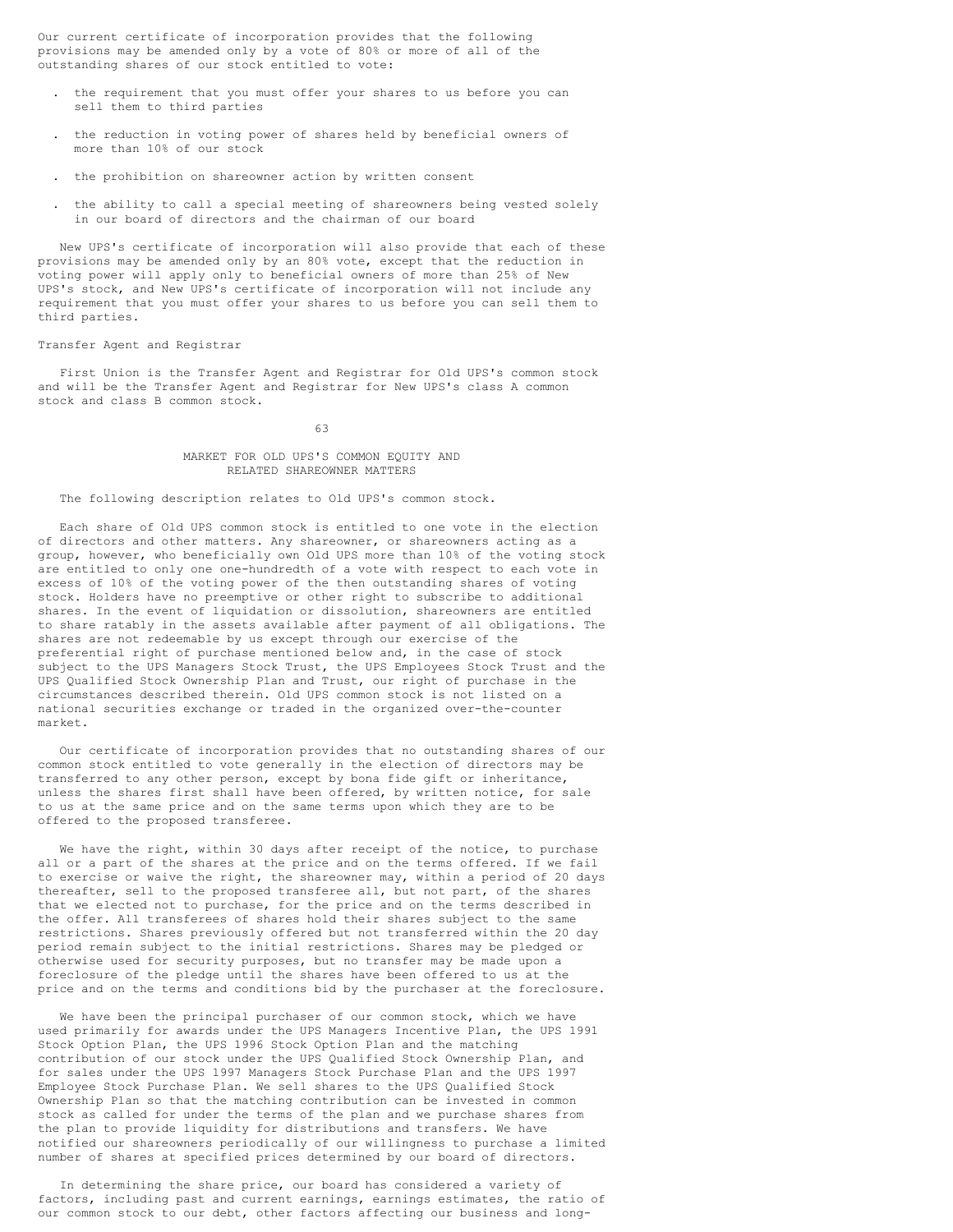Our current certificate of incorporation provides that the following provisions may be amended only by a vote of 80% or more of all of the outstanding shares of our stock entitled to vote:

- the requirement that you must offer your shares to us before you can sell them to third parties
- the reduction in voting power of shares held by beneficial owners of more than 10% of our stock
- the prohibition on shareowner action by written consent
- the ability to call a special meeting of shareowners being vested solely in our board of directors and the chairman of our board

New UPS's certificate of incorporation will also provide that each of these provisions may be amended only by an 80% vote, except that the reduction in voting power will apply only to beneficial owners of more than 25% of New UPS's stock, and New UPS's certificate of incorporation will not include any requirement that you must offer your shares to us before you can sell them to third parties.

Transfer Agent and Registrar

First Union is the Transfer Agent and Registrar for Old UPS's common stock and will be the Transfer Agent and Registrar for New UPS's class A common stock and class B common stock.

## MARKET FOR OLD UPS'S COMMON EQUITY AND RELATED SHAREOWNER MATTERS

The following description relates to Old UPS's common stock.

Each share of Old UPS common stock is entitled to one vote in the election of directors and other matters. Any shareowner, or shareowners acting as a group, however, who beneficially own Old UPS more than 10% of the voting stock are entitled to only one one-hundredth of a vote with respect to each vote in excess of 10% of the voting power of the then outstanding shares of voting stock. Holders have no preemptive or other right to subscribe to additional shares. In the event of liquidation or dissolution, shareowners are entitled to share ratably in the assets available after payment of all obligations. The shares are not redeemable by us except through our exercise of the preferential right of purchase mentioned below and, in the case of stock subject to the UPS Managers Stock Trust, the UPS Employees Stock Trust and the UPS Qualified Stock Ownership Plan and Trust, our right of purchase in the circumstances described therein. Old UPS common stock is not listed on a national securities exchange or traded in the organized over-the-counter market.

Our certificate of incorporation provides that no outstanding shares of our common stock entitled to vote generally in the election of directors may be transferred to any other person, except by bona fide gift or inheritance, unless the shares first shall have been offered, by written notice, for sale to us at the same price and on the same terms upon which they are to be offered to the proposed transferee.

We have the right, within 30 days after receipt of the notice, to purchase all or a part of the shares at the price and on the terms offered. If we fail to exercise or waive the right, the shareowner may, within a period of 20 days thereafter, sell to the proposed transferee all, but not part, of the shares that we elected not to purchase, for the price and on the terms described in the offer. All transferees of shares hold their shares subject to the same restrictions. Shares previously offered but not transferred within the 20 day period remain subject to the initial restrictions. Shares may be pledged or otherwise used for security purposes, but no transfer may be made upon a foreclosure of the pledge until the shares have been offered to us at the price and on the terms and conditions bid by the purchaser at the foreclosure.

We have been the principal purchaser of our common stock, which we have used primarily for awards under the UPS Managers Incentive Plan, the UPS 1991 Stock Option Plan, the UPS 1996 Stock Option Plan and the matching contribution of our stock under the UPS Qualified Stock Ownership Plan, and for sales under the UPS 1997 Managers Stock Purchase Plan and the UPS 1997 Employee Stock Purchase Plan. We sell shares to the UPS Qualified Stock Ownership Plan so that the matching contribution can be invested in common stock as called for under the terms of the plan and we purchase shares from the plan to provide liquidity for distributions and transfers. We have notified our shareowners periodically of our willingness to purchase a limited number of shares at specified prices determined by our board of directors.

In determining the share price, our board has considered a variety of factors, including past and current earnings, earnings estimates, the ratio of our common stock to our debt, other factors affecting our business and long-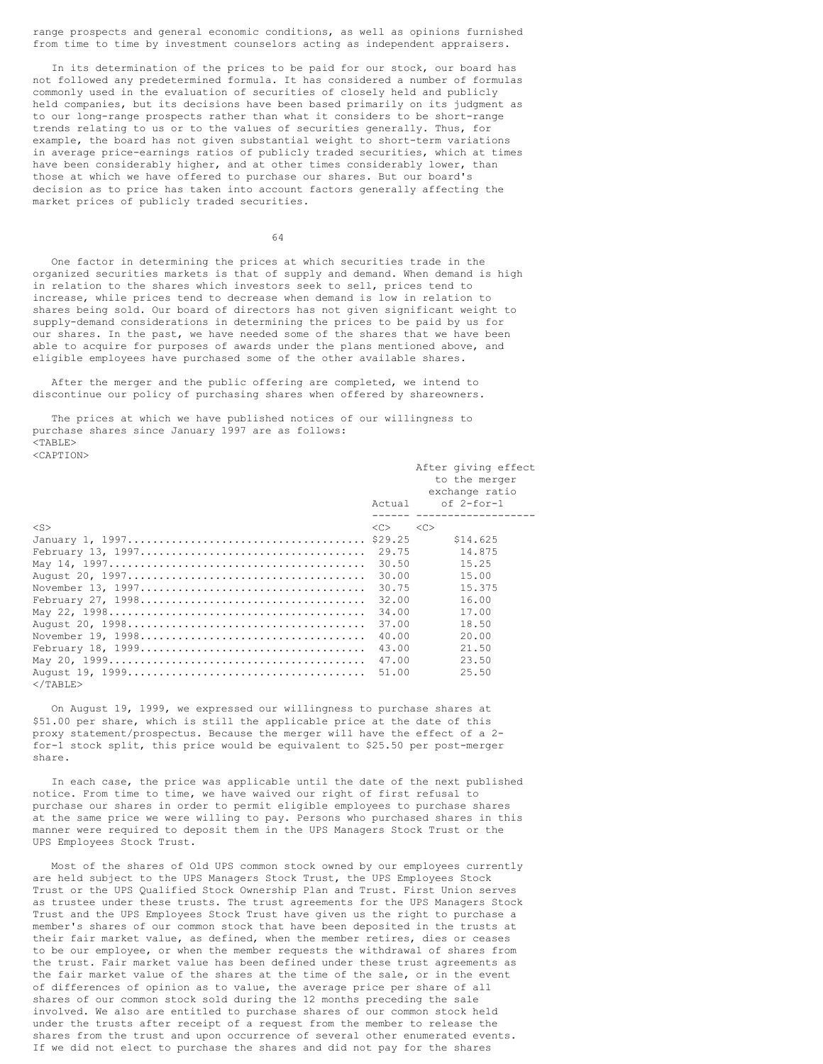range prospects and general economic conditions, as well as opinions furnished from time to time by investment counselors acting as independent appraisers.

In its determination of the prices to be paid for our stock, our board has not followed any predetermined formula. It has considered a number of formulas commonly used in the evaluation of securities of closely held and publicly held companies, but its decisions have been based primarily on its judgment as to our long-range prospects rather than what it considers to be short-range trends relating to us or to the values of securities generally. Thus, for example, the board has not given substantial weight to short-term variations in average price-earnings ratios of publicly traded securities, which at times have been considerably higher, and at other times considerably lower, than those at which we have offered to purchase our shares. But our board's decision as to price has taken into account factors generally affecting the market prices of publicly traded securities.

One factor in determining the prices at which securities trade in the organized securities markets is that of supply and demand. When demand is high in relation to the shares which investors seek to sell, prices tend to increase, while prices tend to decrease when demand is low in relation to shares being sold. Our board of directors has not given significant weight to supply-demand considerations in determining the prices to be paid by us for our shares. In the past, we have needed some of the shares that we have been able to acquire for purposes of awards under the plans mentioned above, and eligible employees have purchased some of the other available shares.

After the merger and the public offering are completed, we intend to discontinue our policy of purchasing shares when offered by shareowners.

The prices at which we have published notices of our willingness to purchase shares since January 1997 are as follows:

| | Actual | After giving effect to the merger exchange ratio of 2-for-1 |
|---|---|---|
| January 1, 1997 | $29.25 | $14.625 |
| February 13, 1997 | 29.75 | 14.875 |
| May 14, 1997 | 30.50 | 15.25 |
| August 20, 1997 | 30.00 | 15.00 |
| November 13, 1997 | 30.75 | 15.375 |
| February 27, 1998 | 32.00 | 16.00 |
| May 22, 1998 | 34.00 | 17.00 |
| August 20, 1998 | 37.00 | 18.50 |
| November 19, 1998 | 40.00 | 20.00 |
| February 18, 1999 | 43.00 | 21.50 |
| May 20, 1999 | 47.00 | 23.50 |
| August 19, 1999 | 51.00 | 25.50 |

On August 19, 1999, we expressed our willingness to purchase shares at $51.00 per share, which is still the applicable price at the date of this proxy statement/prospectus. Because the merger will have the effect of a 2-for-1 stock split, this price would be equivalent to $25.50 per post-merger share.

In each case, the price was applicable until the date of the next published notice. From time to time, we have waived our right of first refusal to purchase our shares in order to permit eligible employees to purchase shares at the same price we were willing to pay. Persons who purchased shares in this manner were required to deposit them in the UPS Managers Stock Trust or the UPS Employees Stock Trust.

Most of the shares of Old UPS common stock owned by our employees currently are held subject to the UPS Managers Stock Trust, the UPS Employees Stock Trust or the UPS Qualified Stock Ownership Plan and Trust. First Union serves as trustee under these trusts. The trust agreements for the UPS Managers Stock Trust and the UPS Employees Stock Trust have given us the right to purchase a member's shares of our common stock that have been deposited in the trusts at their fair market value, as defined, when the member retires, dies or ceases to be our employee, or when the member requests the withdrawal of shares from the trust. Fair market value has been defined under these trust agreements as the fair market value of the shares at the time of the sale, or in the event of differences of opinion as to value, the average price per share of all shares of our common stock sold during the 12 months preceding the sale involved. We also are entitled to purchase shares of our common stock held under the trusts after receipt of a request from the member to release the shares from the trust and upon occurrence of several other enumerated events. If we did not elect to purchase the shares and did not pay for the shares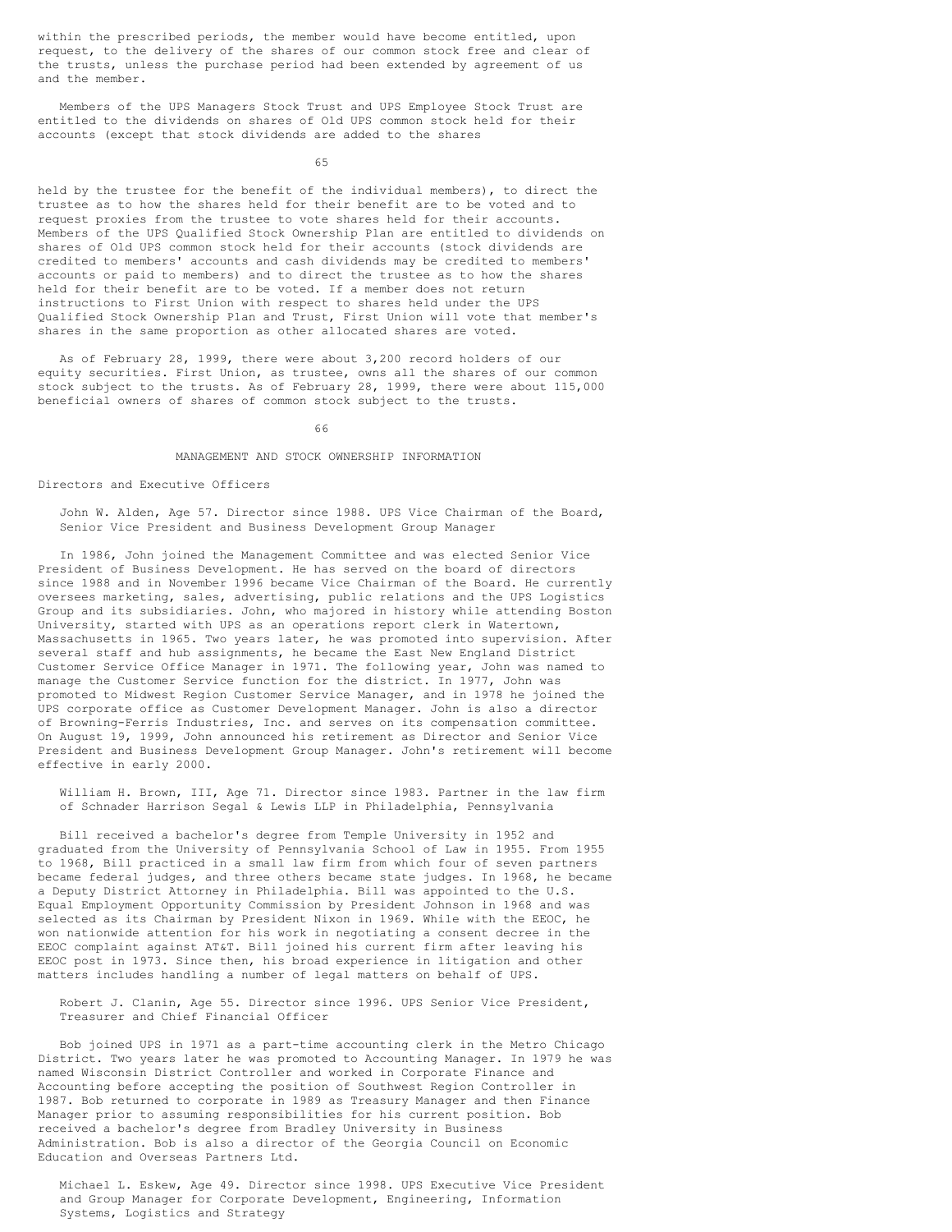within the prescribed periods, the member would have become entitled, upon request, to the delivery of the shares of our common stock free and clear of the trusts, unless the purchase period had been extended by agreement of us and the member.

Members of the UPS Managers Stock Trust and UPS Employee Stock Trust are entitled to the dividends on shares of Old UPS common stock held for their accounts (except that stock dividends are added to the shares held by the trustee for the benefit of the individual members), to direct the trustee as to how the shares held for their benefit are to be voted and to request proxies from the trustee to vote shares held for their accounts. Members of the UPS Qualified Stock Ownership Plan are entitled to dividends on shares of Old UPS common stock held for their accounts (stock dividends are credited to members' accounts and cash dividends may be credited to members' accounts or paid to members) and to direct the trustee as to how the shares held for their benefit are to be voted. If a member does not return instructions to First Union with respect to shares held under the UPS Qualified Stock Ownership Plan and Trust, First Union will vote that member's shares in the same proportion as other allocated shares are voted.

As of February 28, 1999, there were about 3,200 record holders of our equity securities. First Union, as trustee, owns all the shares of our common stock subject to the trusts. As of February 28, 1999, there were about 115,000 beneficial owners of shares of common stock subject to the trusts.

# MANAGEMENT AND STOCK OWNERSHIP INFORMATION

## Directors and Executive Officers

**John W. Alden, Age 57. Director since 1988. UPS Vice Chairman of the Board, Senior Vice President and Business Development Group Manager**

In 1986, John joined the Management Committee and was elected Senior Vice President of Business Development. He has served on the board of directors since 1988 and in November 1996 became Vice Chairman of the Board. He currently oversees marketing, sales, advertising, public relations and the UPS Logistics Group and its subsidiaries. John, who majored in history while attending Boston University, started with UPS as an operations report clerk in Watertown, Massachusetts in 1965. Two years later, he was promoted into supervision. After several staff and hub assignments, he became the East New England District Customer Service Office Manager in 1971. The following year, John was named to manage the Customer Service function for the district. In 1977, John was promoted to Midwest Region Customer Service Manager, and in 1978 he joined the UPS corporate office as Customer Development Manager. John is also a director of Browning-Ferris Industries, Inc. and serves on its compensation committee. On August 19, 1999, John announced his retirement as Director and Senior Vice President and Business Development Group Manager. John's retirement will become effective in early 2000.

**William H. Brown, III, Age 71. Director since 1983. Partner in the law firm of Schnader Harrison Segal & Lewis LLP in Philadelphia, Pennsylvania**

Bill received a bachelor's degree from Temple University in 1952 and graduated from the University of Pennsylvania School of Law in 1955. From 1955 to 1968, Bill practiced in a small law firm from which four of seven partners became federal judges, and three others became state judges. In 1968, he became a Deputy District Attorney in Philadelphia. Bill was appointed to the U.S. Equal Employment Opportunity Commission by President Johnson in 1968 and was selected as its Chairman by President Nixon in 1969. While with the EEOC, he won nationwide attention for his work in negotiating a consent decree in the EEOC complaint against AT&T. Bill joined his current firm after leaving his EEOC post in 1973. Since then, his broad experience in litigation and other matters includes handling a number of legal matters on behalf of UPS.

**Robert J. Clanin, Age 55. Director since 1996. UPS Senior Vice President, Treasurer and Chief Financial Officer**

Bob joined UPS in 1971 as a part-time accounting clerk in the Metro Chicago District. Two years later he was promoted to Accounting Manager. In 1979 he was named Wisconsin District Controller and worked in Corporate Finance and Accounting before accepting the position of Southwest Region Controller in 1987. Bob returned to corporate in 1989 as Treasury Manager and then Finance Manager prior to assuming responsibilities for his current position. Bob received a bachelor's degree from Bradley University in Business Administration. Bob is also a director of the Georgia Council on Economic Education and Overseas Partners Ltd.

**Michael L. Eskew, Age 49. Director since 1998. UPS Executive Vice President and Group Manager for Corporate Development, Engineering, Information Systems, Logistics and Strategy**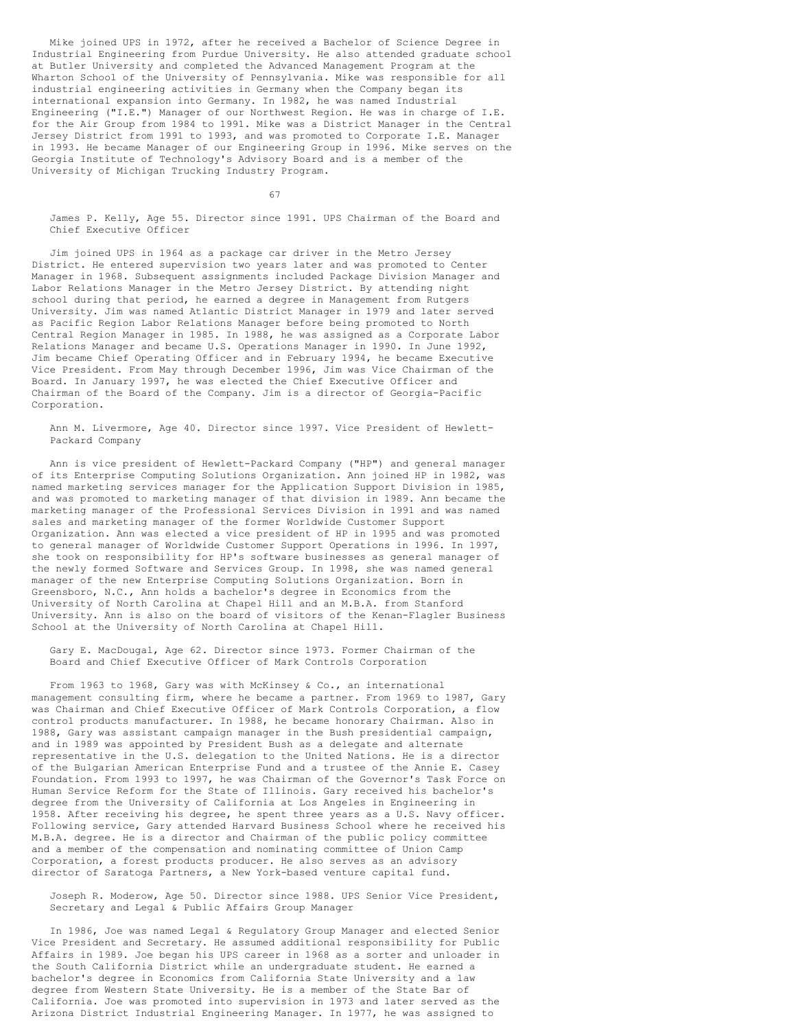Mike joined UPS in 1972, after he received a Bachelor of Science Degree in Industrial Engineering from Purdue University. He also attended graduate school at Butler University and completed the Advanced Management Program at the Wharton School of the University of Pennsylvania. Mike was responsible for all industrial engineering activities in Germany when the Company began its international expansion into Germany. In 1982, he was named Industrial Engineering ("I.E.") Manager of our Northwest Region. He was in charge of I.E. for the Air Group from 1984 to 1991. Mike was a District Manager in the Central Jersey District from 1991 to 1993, and was promoted to Corporate I.E. Manager in 1993. He became Manager of our Engineering Group in 1996. Mike serves on the Georgia Institute of Technology's Advisory Board and is a member of the University of Michigan Trucking Industry Program.

James P. Kelly, Age 55. Director since 1991. UPS Chairman of the Board and Chief Executive Officer

Jim joined UPS in 1964 as a package car driver in the Metro Jersey District. He entered supervision two years later and was promoted to Center Manager in 1968. Subsequent assignments included Package Division Manager and Labor Relations Manager in the Metro Jersey District. By attending night school during that period, he earned a degree in Management from Rutgers University. Jim was named Atlantic District Manager in 1979 and later served as Pacific Region Labor Relations Manager before being promoted to North Central Region Manager in 1985. In 1988, he was assigned as a Corporate Labor Relations Manager and became U.S. Operations Manager in 1990. In June 1992, Jim became Chief Operating Officer and in February 1994, he became Executive Vice President. From May through December 1996, Jim was Vice Chairman of the Board. In January 1997, he was elected the Chief Executive Officer and Chairman of the Board of the Company. Jim is a director of Georgia-Pacific Corporation.

Ann M. Livermore, Age 40. Director since 1997. Vice President of Hewlett-Packard Company

Ann is vice president of Hewlett-Packard Company ("HP") and general manager of its Enterprise Computing Solutions Organization. Ann joined HP in 1982, was named marketing services manager for the Application Support Division in 1985, and was promoted to marketing manager of that division in 1989. Ann became the marketing manager of the Professional Services Division in 1991 and was named sales and marketing manager of the former Worldwide Customer Support Organization. Ann was elected a vice president of HP in 1995 and was promoted to general manager of Worldwide Customer Support Operations in 1996. In 1997, she took on responsibility for HP's software businesses as general manager of the newly formed Software and Services Group. In 1998, she was named general manager of the new Enterprise Computing Solutions Organization. Born in Greensboro, N.C., Ann holds a bachelor's degree in Economics from the University of North Carolina at Chapel Hill and an M.B.A. from Stanford University. Ann is also on the board of visitors of the Kenan-Flagler Business School at the University of North Carolina at Chapel Hill.

Gary E. MacDougal, Age 62. Director since 1973. Former Chairman of the Board and Chief Executive Officer of Mark Controls Corporation

From 1963 to 1968, Gary was with McKinsey & Co., an international management consulting firm, where he became a partner. From 1969 to 1987, Gary was Chairman and Chief Executive Officer of Mark Controls Corporation, a flow control products manufacturer. In 1988, he became honorary Chairman. Also in 1988, Gary was assistant campaign manager in the Bush presidential campaign, and in 1989 was appointed by President Bush as a delegate and alternate representative in the U.S. delegation to the United Nations. He is a director of the Bulgarian American Enterprise Fund and a trustee of the Annie E. Casey Foundation. From 1993 to 1997, he was Chairman of the Governor's Task Force on Human Service Reform for the State of Illinois. Gary received his bachelor's degree from the University of California at Los Angeles in Engineering in 1958. After receiving his degree, he spent three years as a U.S. Navy officer. Following service, Gary attended Harvard Business School where he received his M.B.A. degree. He is a director and Chairman of the public policy committee and a member of the compensation and nominating committee of Union Camp Corporation, a forest products producer. He also serves as an advisory director of Saratoga Partners, a New York-based venture capital fund.

Joseph R. Moderow, Age 50. Director since 1988. UPS Senior Vice President, Secretary and Legal & Public Affairs Group Manager

In 1986, Joe was named Legal & Regulatory Group Manager and elected Senior Vice President and Secretary. He assumed additional responsibility for Public Affairs in 1989. Joe began his UPS career in 1968 as a sorter and unloader in the South California District while an undergraduate student. He earned a bachelor's degree in Economics from California State University and a law degree from Western State University. He is a member of the State Bar of California. Joe was promoted into supervision in 1973 and later served as the Arizona District Industrial Engineering Manager. In 1977, he was assigned to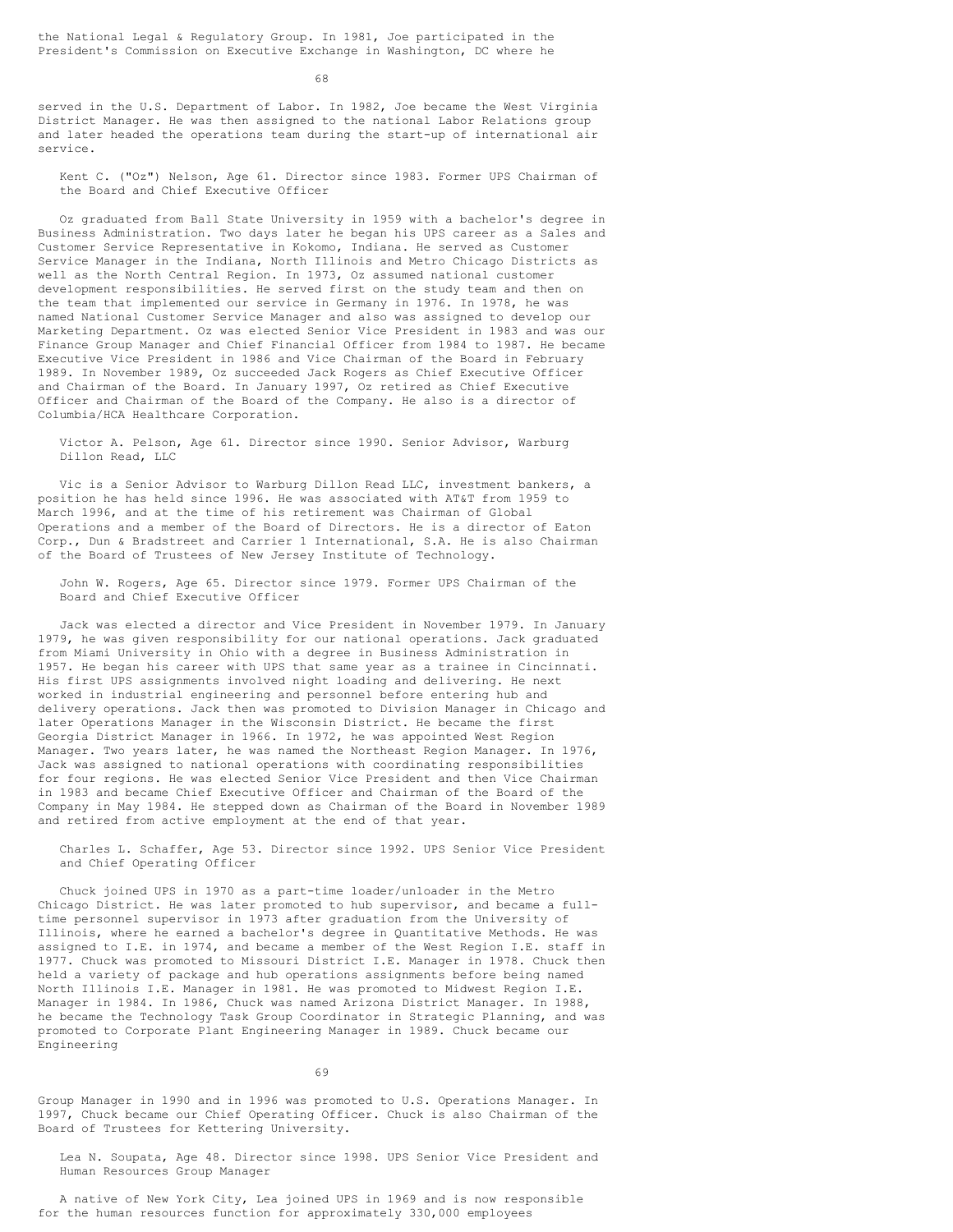the National Legal & Regulatory Group. In 1981, Joe participated in the President's Commission on Executive Exchange in Washington, DC where he served in the U.S. Department of Labor. In 1982, Joe became the West Virginia District Manager. He was then assigned to the national Labor Relations group and later headed the operations team during the start-up of international air service.

Kent C. ("Oz") Nelson, Age 61. Director since 1983. Former UPS Chairman of the Board and Chief Executive Officer

Oz graduated from Ball State University in 1959 with a bachelor's degree in Business Administration. Two days later he began his UPS career as a Sales and Customer Service Representative in Kokomo, Indiana. He served as Customer Service Manager in the Indiana, North Illinois and Metro Chicago Districts as well as the North Central Region. In 1973, Oz assumed national customer development responsibilities. He served first on the study team and then on the team that implemented our service in Germany in 1976. In 1978, he was named National Customer Service Manager and also was assigned to develop our Marketing Department. Oz was elected Senior Vice President in 1983 and was our Finance Group Manager and Chief Financial Officer from 1984 to 1987. He became Executive Vice President in 1986 and Vice Chairman of the Board in February 1989. In November 1989, Oz succeeded Jack Rogers as Chief Executive Officer and Chairman of the Board. In January 1997, Oz retired as Chief Executive Officer and Chairman of the Board of the Company. He also is a director of Columbia/HCA Healthcare Corporation.

Victor A. Pelson, Age 61. Director since 1990. Senior Advisor, Warburg Dillon Read, LLC

Vic is a Senior Advisor to Warburg Dillon Read LLC, investment bankers, a position he has held since 1996. He was associated with AT&T from 1959 to March 1996, and at the time of his retirement was Chairman of Global Operations and a member of the Board of Directors. He is a director of Eaton Corp., Dun & Bradstreet and Carrier 1 International, S.A. He is also Chairman of the Board of Trustees of New Jersey Institute of Technology.

John W. Rogers, Age 65. Director since 1979. Former UPS Chairman of the Board and Chief Executive Officer

Jack was elected a director and Vice President in November 1979. In January 1979, he was given responsibility for our national operations. Jack graduated from Miami University in Ohio with a degree in Business Administration in 1957. He began his career with UPS that same year as a trainee in Cincinnati. His first UPS assignments involved night loading and delivering. He next worked in industrial engineering and personnel before entering hub and delivery operations. Jack then was promoted to Division Manager in Chicago and later Operations Manager in the Wisconsin District. He became the first Georgia District Manager in 1966. In 1972, he was appointed West Region Manager. Two years later, he was named the Northeast Region Manager. In 1976, Jack was assigned to national operations with coordinating responsibilities for four regions. He was elected Senior Vice President and then Vice Chairman in 1983 and became Chief Executive Officer and Chairman of the Board of the Company in May 1984. He stepped down as Chairman of the Board in November 1989 and retired from active employment at the end of that year.

Charles L. Schaffer, Age 53. Director since 1992. UPS Senior Vice President and Chief Operating Officer

Chuck joined UPS in 1970 as a part-time loader/unloader in the Metro Chicago District. He was later promoted to hub supervisor, and became a full-time personnel supervisor in 1973 after graduation from the University of Illinois, where he earned a bachelor's degree in Quantitative Methods. He was assigned to I.E. in 1974, and became a member of the West Region I.E. staff in 1977. Chuck was promoted to Missouri District I.E. Manager in 1978. Chuck then held a variety of package and hub operations assignments before being named North Illinois I.E. Manager in 1981. He was promoted to Midwest Region I.E. Manager in 1984. In 1986, Chuck was named Arizona District Manager. In 1988, he became the Technology Task Group Coordinator in Strategic Planning, and was promoted to Corporate Plant Engineering Manager in 1989. Chuck became our Engineering Group Manager in 1990 and in 1996 was promoted to U.S. Operations Manager. In 1997, Chuck became our Chief Operating Officer. Chuck is also Chairman of the Board of Trustees for Kettering University.

Lea N. Soupata, Age 48. Director since 1998. UPS Senior Vice President and Human Resources Group Manager

A native of New York City, Lea joined UPS in 1969 and is now responsible for the human resources function for approximately 330,000 employees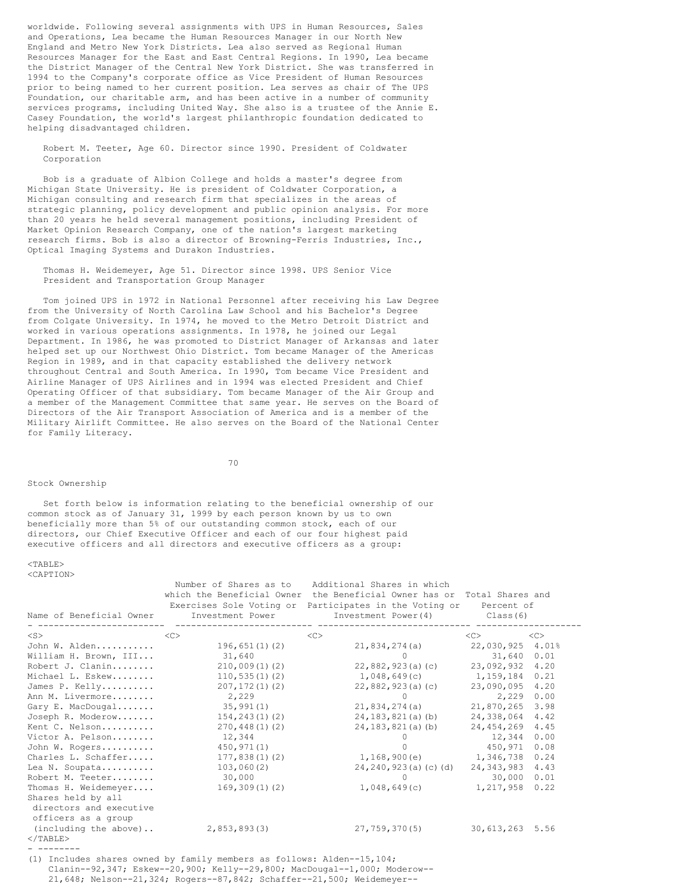worldwide. Following several assignments with UPS in Human Resources, Sales and Operations, Lea became the Human Resources Manager in our North New England and Metro New York Districts. Lea also served as Regional Human Resources Manager for the East and East Central Regions. In 1990, Lea became the District Manager of the Central New York District. She was transferred in 1994 to the Company's corporate office as Vice President of Human Resources prior to being named to her current position. Lea serves as chair of The UPS Foundation, our charitable arm, and has been active in a number of community services programs, including United Way. She also is a trustee of the Annie E. Casey Foundation, the world's largest philanthropic foundation dedicated to helping disadvantaged children.

Robert M. Teeter, Age 60. Director since 1990. President of Coldwater Corporation

Bob is a graduate of Albion College and holds a master's degree from Michigan State University. He is president of Coldwater Corporation, a Michigan consulting and research firm that specializes in the areas of strategic planning, policy development and public opinion analysis. For more than 20 years he held several management positions, including President of Market Opinion Research Company, one of the nation's largest marketing research firms. Bob is also a director of Browning-Ferris Industries, Inc., Optical Imaging Systems and Durakon Industries.

Thomas H. Weidemeyer, Age 51. Director since 1998. UPS Senior Vice President and Transportation Group Manager

Tom joined UPS in 1972 in National Personnel after receiving his Law Degree from the University of North Carolina Law School and his Bachelor's Degree from Colgate University. In 1974, he moved to the Metro Detroit District and worked in various operations assignments. In 1978, he joined our Legal Department. In 1986, he was promoted to District Manager of Arkansas and later helped set up our Northwest Ohio District. Tom became Manager of the Americas Region in 1989, and in that capacity established the delivery network throughout Central and South America. In 1990, Tom became Vice President and Airline Manager of UPS Airlines and in 1994 was elected President and Chief Operating Officer of that subsidiary. Tom became Manager of the Air Group and a member of the Management Committee that same year. He serves on the Board of Directors of the Air Transport Association of America and is a member of the Military Airlift Committee. He also serves on the Board of the National Center for Family Literacy.

## Stock Ownership

Set forth below is information relating to the beneficial ownership of our common stock as of January 31, 1999 by each person known by us to own beneficially more than 5% of our outstanding common stock, each of our directors, our Chief Executive Officer and each of our four highest paid executive officers and all directors and executive officers as a group:

| Name of Beneficial Owner | Number of Shares as to which the Beneficial Owner Exercises Sole Voting or Investment Power | Additional Shares in which the Beneficial Owner has or Participates in the Voting or Investment Power(4) | Total Shares and Percent of Class(6) | |
|---|---|---|---|---|
| John W. Alden | 196,651(1)(2) | 21,834,274(a) | 22,030,925 | 4.01% |
| William H. Brown, III | 31,640 | 0 | 31,640 | 0.01 |
| Robert J. Clanin | 210,009(1)(2) | 22,882,923(a)(c) | 23,092,932 | 4.20 |
| Michael L. Eskew | 110,535(1)(2) | 1,048,649(c) | 1,159,184 | 0.21 |
| James P. Kelly | 207,172(1)(2) | 22,882,923(a)(c) | 23,090,095 | 4.20 |
| Ann M. Livermore | 2,229 | 0 | 2,229 | 0.00 |
| Gary E. MacDougal | 35,991(1) | 21,834,274(a) | 21,870,265 | 3.98 |
| Joseph R. Moderow | 154,243(1)(2) | 24,183,821(a)(b) | 24,338,064 | 4.42 |
| Kent C. Nelson | 270,448(1)(2) | 24,183,821(a)(b) | 24,454,269 | 4.45 |
| Victor A. Pelson | 12,344 | 0 | 12,344 | 0.00 |
| John W. Rogers | 450,971(1) | 0 | 450,971 | 0.08 |
| Charles L. Schaffer | 177,838(1)(2) | 1,168,900(e) | 1,346,738 | 0.24 |
| Lea N. Soupata | 103,060(2) | 24,240,923(a)(c)(d) | 24,343,983 | 4.43 |
| Robert M. Teeter | 30,000 | 0 | 30,000 | 0.01 |
| Thomas H. Weidemeyer | 169,309(1)(2) | 1,048,649(c) | 1,217,958 | 0.22 |
| Shares held by all directors and executive officers as a group (including the above) | 2,853,893(3) | 27,759,370(5) | 30,613,263 | 5.56 |

- --------

(1) Includes shares owned by family members as follows: Alden--15,104; Clanin--92,347; Eskew--20,900; Kelly--29,800; MacDougal--1,000; Moderow--21,648; Nelson--21,324; Rogers--87,842; Schaffer--21,500; Weidemeyer--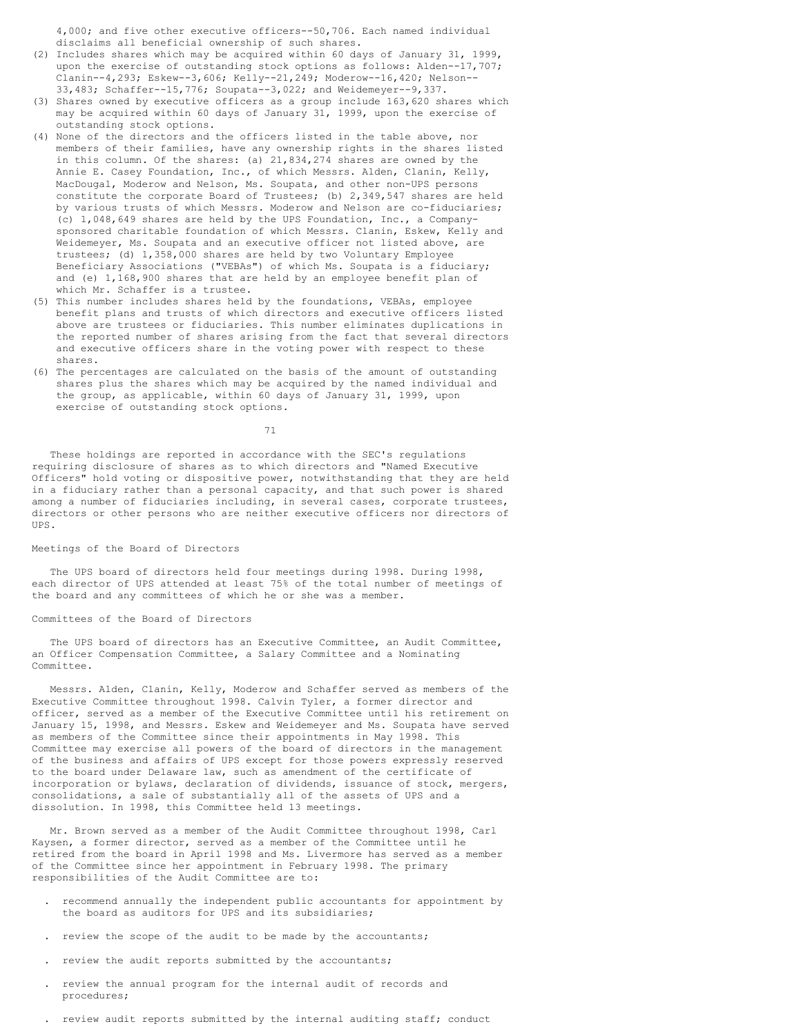4,000; and five other executive officers--50,706. Each named individual disclaims all beneficial ownership of such shares.

(2) Includes shares which may be acquired within 60 days of January 31, 1999, upon the exercise of outstanding stock options as follows: Alden--17,707; Clanin--4,293; Eskew--3,606; Kelly--21,249; Moderow--16,420; Nelson--33,483; Schaffer--15,776; Soupata--3,022; and Weidemeyer--9,337.

(3) Shares owned by executive officers as a group include 163,620 shares which may be acquired within 60 days of January 31, 1999, upon the exercise of outstanding stock options.

(4) None of the directors and the officers listed in the table above, nor members of their families, have any ownership rights in the shares listed in this column. Of the shares: (a) 21,834,274 shares are owned by the Annie E. Casey Foundation, Inc., of which Messrs. Alden, Clanin, Kelly, MacDougal, Moderow and Nelson, Ms. Soupata, and other non-UPS persons constitute the corporate Board of Trustees; (b) 2,349,547 shares are held by various trusts of which Messrs. Moderow and Nelson are co-fiduciaries; (c) 1,048,649 shares are held by the UPS Foundation, Inc., a Company-sponsored charitable foundation of which Messrs. Clanin, Eskew, Kelly and Weidemeyer, Ms. Soupata and an executive officer not listed above, are trustees; (d) 1,358,000 shares are held by two Voluntary Employee Beneficiary Associations ("VEBAs") of which Ms. Soupata is a fiduciary; and (e) 1,168,900 shares that are held by an employee benefit plan of which Mr. Schaffer is a trustee.

(5) This number includes shares held by the foundations, VEBAs, employee benefit plans and trusts of which directors and executive officers listed above are trustees or fiduciaries. This number eliminates duplications in the reported number of shares arising from the fact that several directors and executive officers share in the voting power with respect to these shares.

(6) The percentages are calculated on the basis of the amount of outstanding shares plus the shares which may be acquired by the named individual and the group, as applicable, within 60 days of January 31, 1999, upon exercise of outstanding stock options.

These holdings are reported in accordance with the SEC's regulations requiring disclosure of shares as to which directors and "Named Executive Officers" hold voting or dispositive power, notwithstanding that they are held in a fiduciary rather than a personal capacity, and that such power is shared among a number of fiduciaries including, in several cases, corporate trustees, directors or other persons who are neither executive officers nor directors of UPS.

## Meetings of the Board of Directors

The UPS board of directors held four meetings during 1998. During 1998, each director of UPS attended at least 75% of the total number of meetings of the board and any committees of which he or she was a member.

## Committees of the Board of Directors

The UPS board of directors has an Executive Committee, an Audit Committee, an Officer Compensation Committee, a Salary Committee and a Nominating Committee.

Messrs. Alden, Clanin, Kelly, Moderow and Schaffer served as members of the Executive Committee throughout 1998. Calvin Tyler, a former director and officer, served as a member of the Executive Committee until his retirement on January 15, 1998, and Messrs. Eskew and Weidemeyer and Ms. Soupata have served as members of the Committee since their appointments in May 1998. This Committee may exercise all powers of the board of directors in the management of the business and affairs of UPS except for those powers expressly reserved to the board under Delaware law, such as amendment of the certificate of incorporation or bylaws, declaration of dividends, issuance of stock, mergers, consolidations, a sale of substantially all of the assets of UPS and a dissolution. In 1998, this Committee held 13 meetings.

Mr. Brown served as a member of the Audit Committee throughout 1998, Carl Kaysen, a former director, served as a member of the Committee until he retired from the board in April 1998 and Ms. Livermore has served as a member of the Committee since her appointment in February 1998. The primary responsibilities of the Audit Committee are to:

- recommend annually the independent public accountants for appointment by the board as auditors for UPS and its subsidiaries;
- review the scope of the audit to be made by the accountants;
- review the audit reports submitted by the accountants;
- review the annual program for the internal audit of records and procedures;
- review audit reports submitted by the internal auditing staff; conduct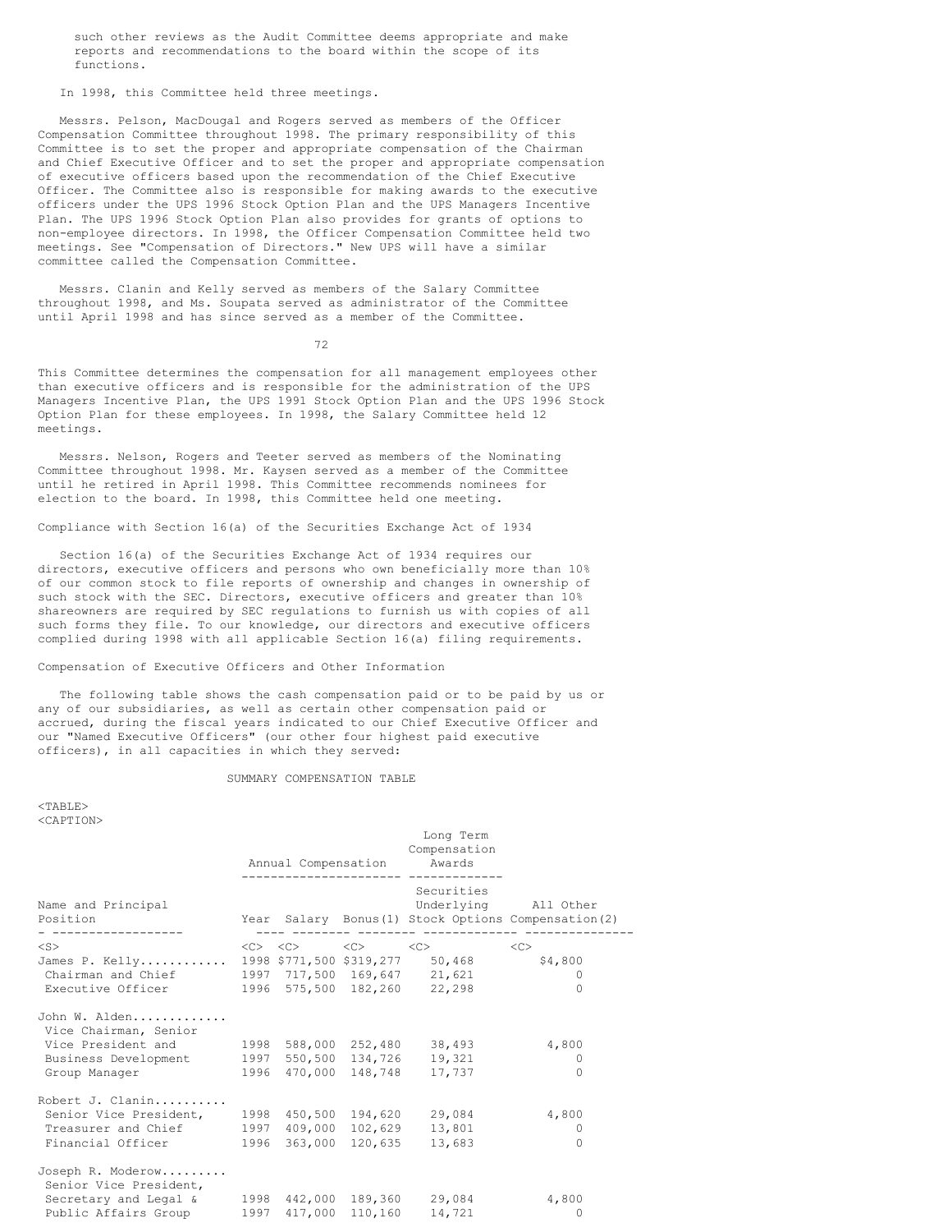such other reviews as the Audit Committee deems appropriate and make reports and recommendations to the board within the scope of its functions.

In 1998, this Committee held three meetings.

Messrs. Pelson, MacDougal and Rogers served as members of the Officer Compensation Committee throughout 1998. The primary responsibility of this Committee is to set the proper and appropriate compensation of the Chairman and Chief Executive Officer and to set the proper and appropriate compensation of executive officers based upon the recommendation of the Chief Executive Officer. The Committee also is responsible for making awards to the executive officers under the UPS 1996 Stock Option Plan and the UPS Managers Incentive Plan. The UPS 1996 Stock Option Plan also provides for grants of options to non-employee directors. In 1998, the Officer Compensation Committee held two meetings. See "Compensation of Directors." New UPS will have a similar committee called the Compensation Committee.

Messrs. Clanin and Kelly served as members of the Salary Committee throughout 1998, and Ms. Soupata served as administrator of the Committee until April 1998 and has since served as a member of the Committee.

This Committee determines the compensation for all management employees other than executive officers and is responsible for the administration of the UPS Managers Incentive Plan, the UPS 1991 Stock Option Plan and the UPS 1996 Stock Option Plan for these employees. In 1998, the Salary Committee held 12 meetings.

Messrs. Nelson, Rogers and Teeter served as members of the Nominating Committee throughout 1998. Mr. Kaysen served as a member of the Committee until he retired in April 1998. This Committee recommends nominees for election to the board. In 1998, this Committee held one meeting.

Compliance with Section 16(a) of the Securities Exchange Act of 1934

Section 16(a) of the Securities Exchange Act of 1934 requires our directors, executive officers and persons who own beneficially more than 10% of our common stock to file reports of ownership and changes in ownership of such stock with the SEC. Directors, executive officers and greater than 10% shareowners are required by SEC regulations to furnish us with copies of all such forms they file. To our knowledge, our directors and executive officers complied during 1998 with all applicable Section 16(a) filing requirements.

Compensation of Executive Officers and Other Information

The following table shows the cash compensation paid or to be paid by us or any of our subsidiaries, as well as certain other compensation paid or accrued, during the fiscal years indicated to our Chief Executive Officer and our "Named Executive Officers" (our other four highest paid executive officers), in all capacities in which they served:

SUMMARY COMPENSATION TABLE

| | Annual Compensation | | | Long Term Compensation Awards | |
|---|---|---|---|---|---|
| Name and Principal Position | Year | Salary | Bonus(1) | Securities Underlying Stock Options | All Other Compensation(2) |
| James P. Kelly............ Chairman and Chief Executive Officer | 1998 | $771,500 | $319,277 | 50,468 | $4,800 |
| | 1997 | 717,500 | 169,647 | 21,621 | 0 |
| | 1996 | 575,500 | 182,260 | 22,298 | 0 |
| John W. Alden............. Vice Chairman, Senior Vice President and Business Development Group Manager | 1998 | 588,000 | 252,480 | 38,493 | 4,800 |
| | 1997 | 550,500 | 134,726 | 19,321 | 0 |
| | 1996 | 470,000 | 148,748 | 17,737 | 0 |
| Robert J. Clanin.......... Senior Vice President, Treasurer and Chief Financial Officer | 1998 | 450,500 | 194,620 | 29,084 | 4,800 |
| | 1997 | 409,000 | 102,629 | 13,801 | 0 |
| | 1996 | 363,000 | 120,635 | 13,683 | 0 |
| Joseph R. Moderow......... Senior Vice President, Secretary and Legal & Public Affairs Group | 1998 | 442,000 | 189,360 | 29,084 | 4,800 |
| | 1997 | 417,000 | 110,160 | 14,721 | 0 |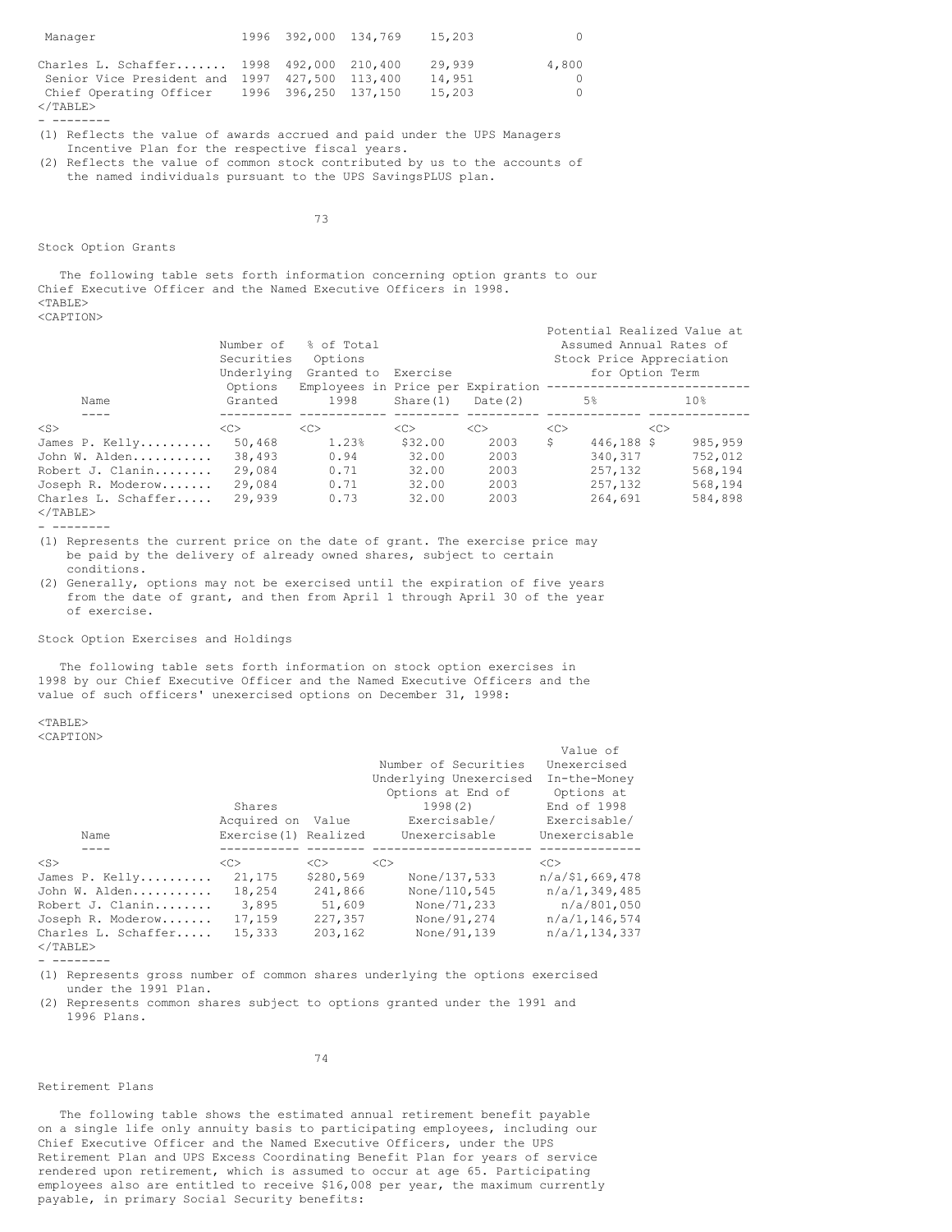| | | | | | |
|---|---|---|---|---|---|
| Manager | 1996 | 392,000 | 134,769 | 15,203 | 0 |
| Charles L. Schaffer | 1998 | 492,000 | 210,400 | 29,939 | 4,800 |
| Senior Vice President and | 1997 | 427,500 | 113,400 | 14,951 | 0 |
| Chief Operating Officer | 1996 | 396,250 | 137,150 | 15,203 | 0 |

- --------

(1) Reflects the value of awards accrued and paid under the UPS Managers Incentive Plan for the respective fiscal years.

(2) Reflects the value of common stock contributed by us to the accounts of the named individuals pursuant to the UPS SavingsPLUS plan.

Stock Option Grants

The following table sets forth information concerning option grants to our Chief Executive Officer and the Named Executive Officers in 1998.

| Name | Number of Securities Underlying Options Granted | % of Total Options Granted to Employees in 1998 | Exercise Price per Share(1) | Expiration Date(2) | Potential Realized Value at Assumed Annual Rates of Stock Price Appreciation for Option Term | |
|---|---|---|---|---|---|---|
| | | | | | 5% | 10% |
| James P. Kelly | 50,468 | 1.23% | $32.00 | 2003 | $ 446,188 | $ 985,959 |
| John W. Alden | 38,493 | 0.94 | 32.00 | 2003 | 340,317 | 752,012 |
| Robert J. Clanin | 29,084 | 0.71 | 32.00 | 2003 | 257,132 | 568,194 |
| Joseph R. Moderow | 29,084 | 0.71 | 32.00 | 2003 | 257,132 | 568,194 |
| Charles L. Schaffer | 29,939 | 0.73 | 32.00 | 2003 | 264,691 | 584,898 |

- --------

(1) Represents the current price on the date of grant. The exercise price may be paid by the delivery of already owned shares, subject to certain conditions.

(2) Generally, options may not be exercised until the expiration of five years from the date of grant, and then from April 1 through April 30 of the year of exercise.

Stock Option Exercises and Holdings

The following table sets forth information on stock option exercises in 1998 by our Chief Executive Officer and the Named Executive Officers and the value of such officers' unexercised options on December 31, 1998:

| Name | Shares Acquired on Exercise(1) | Value Realized | Number of Securities Underlying Unexercised Options at End of 1998(2) Exercisable/ Unexercisable | Value of Unexercised In-the-Money Options at End of 1998 Exercisable/ Unexercisable |
|---|---|---|---|---|
| James P. Kelly | 21,175 | $280,569 | None/137,533 | n/a/$1,669,478 |
| John W. Alden | 18,254 | 241,866 | None/110,545 | n/a/1,349,485 |
| Robert J. Clanin | 3,895 | 51,609 | None/71,233 | n/a/801,050 |
| Joseph R. Moderow | 17,159 | 227,357 | None/91,274 | n/a/1,146,574 |
| Charles L. Schaffer | 15,333 | 203,162 | None/91,139 | n/a/1,134,337 |

- --------

(1) Represents gross number of common shares underlying the options exercised under the 1991 Plan.

(2) Represents common shares subject to options granted under the 1991 and 1996 Plans.

Retirement Plans

The following table shows the estimated annual retirement benefit payable on a single life only annuity basis to participating employees, including our Chief Executive Officer and the Named Executive Officers, under the UPS Retirement Plan and UPS Excess Coordinating Benefit Plan for years of service rendered upon retirement, which is assumed to occur at age 65. Participating employees also are entitled to receive $16,008 per year, the maximum currently payable, in primary Social Security benefits: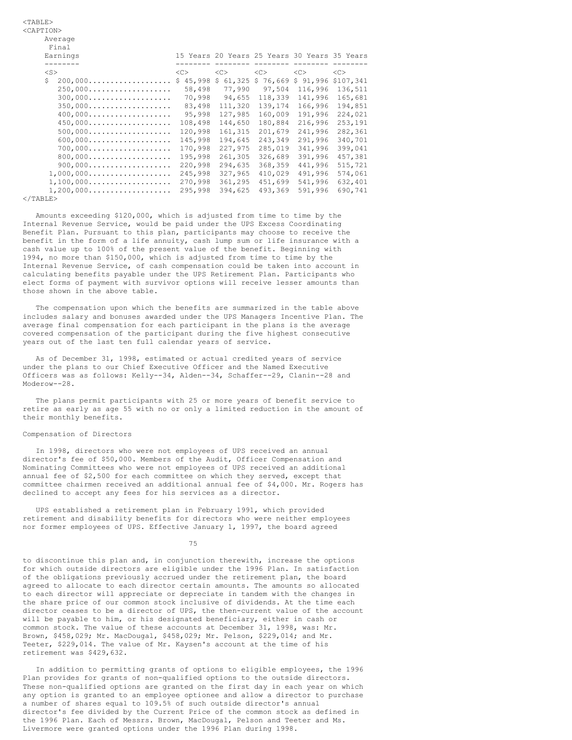| Average Final Earnings | 15 Years | 20 Years | 25 Years | 30 Years | 35 Years |
|---|---|---|---|---|---|
| $ 200,000 | $ 45,998 | $ 61,325 | $ 76,669 | $ 91,996 | $107,341 |
| 250,000 | 58,498 | 77,990 | 97,504 | 116,996 | 136,511 |
| 300,000 | 70,998 | 94,655 | 118,339 | 141,996 | 165,681 |
| 350,000 | 83,498 | 111,320 | 139,174 | 166,996 | 194,851 |
| 400,000 | 95,998 | 127,985 | 160,009 | 191,996 | 224,021 |
| 450,000 | 108,498 | 144,650 | 180,884 | 216,996 | 253,191 |
| 500,000 | 120,998 | 161,315 | 201,679 | 241,996 | 282,361 |
| 600,000 | 145,998 | 194,645 | 243,349 | 291,996 | 340,701 |
| 700,000 | 170,998 | 227,975 | 285,019 | 341,996 | 399,041 |
| 800,000 | 195,998 | 261,305 | 326,689 | 391,996 | 457,381 |
| 900,000 | 220,998 | 294,635 | 368,359 | 441,996 | 515,721 |
| 1,000,000 | 245,998 | 327,965 | 410,029 | 491,996 | 574,061 |
| 1,100,000 | 270,998 | 361,295 | 451,699 | 541,996 | 632,401 |
| 1,200,000 | 295,998 | 394,625 | 493,369 | 591,996 | 690,741 |

Amounts exceeding $120,000, which is adjusted from time to time by the Internal Revenue Service, would be paid under the UPS Excess Coordinating Benefit Plan. Pursuant to this plan, participants may choose to receive the benefit in the form of a life annuity, cash lump sum or life insurance with a cash value up to 100% of the present value of the benefit. Beginning with 1994, no more than $150,000, which is adjusted from time to time by the Internal Revenue Service, of cash compensation could be taken into account in calculating benefits payable under the UPS Retirement Plan. Participants who elect forms of payment with survivor options will receive lesser amounts than those shown in the above table.

The compensation upon which the benefits are summarized in the table above includes salary and bonuses awarded under the UPS Managers Incentive Plan. The average final compensation for each participant in the plans is the average covered compensation of the participant during the five highest consecutive years out of the last ten full calendar years of service.

As of December 31, 1998, estimated or actual credited years of service under the plans to our Chief Executive Officer and the Named Executive Officers was as follows: Kelly--34, Alden--34, Schaffer--29, Clanin--28 and Moderow--28.

The plans permit participants with 25 or more years of benefit service to retire as early as age 55 with no or only a limited reduction in the amount of their monthly benefits.

### Compensation of Directors

In 1998, directors who were not employees of UPS received an annual director's fee of $50,000. Members of the Audit, Officer Compensation and Nominating Committees who were not employees of UPS received an additional annual fee of $2,500 for each committee on which they served, except that committee chairmen received an additional annual fee of $4,000. Mr. Rogers has declined to accept any fees for his services as a director.

UPS established a retirement plan in February 1991, which provided retirement and disability benefits for directors who were neither employees nor former employees of UPS. Effective January 1, 1997, the board agreed to discontinue this plan and, in conjunction therewith, increase the options for which outside directors are eligible under the 1996 Plan. In satisfaction of the obligations previously accrued under the retirement plan, the board agreed to allocate to each director certain amounts. The amounts so allocated to each director will appreciate or depreciate in tandem with the changes in the share price of our common stock inclusive of dividends. At the time each director ceases to be a director of UPS, the then-current value of the account will be payable to him, or his designated beneficiary, either in cash or common stock. The value of these accounts at December 31, 1998, was: Mr. Brown, $458,029; Mr. MacDougal, $458,029; Mr. Pelson, $229,014; and Mr. Teeter, $229,014. The value of Mr. Kaysen's account at the time of his retirement was $429,632.

In addition to permitting grants of options to eligible employees, the 1996 Plan provides for grants of non-qualified options to the outside directors. These non-qualified options are granted on the first day in each year on which any option is granted to an employee optionee and allow a director to purchase a number of shares equal to 109.5% of such outside director's annual director's fee divided by the Current Price of the common stock as defined in the 1996 Plan. Each of Messrs. Brown, MacDougal, Pelson and Teeter and Ms. Livermore were granted options under the 1996 Plan during 1998.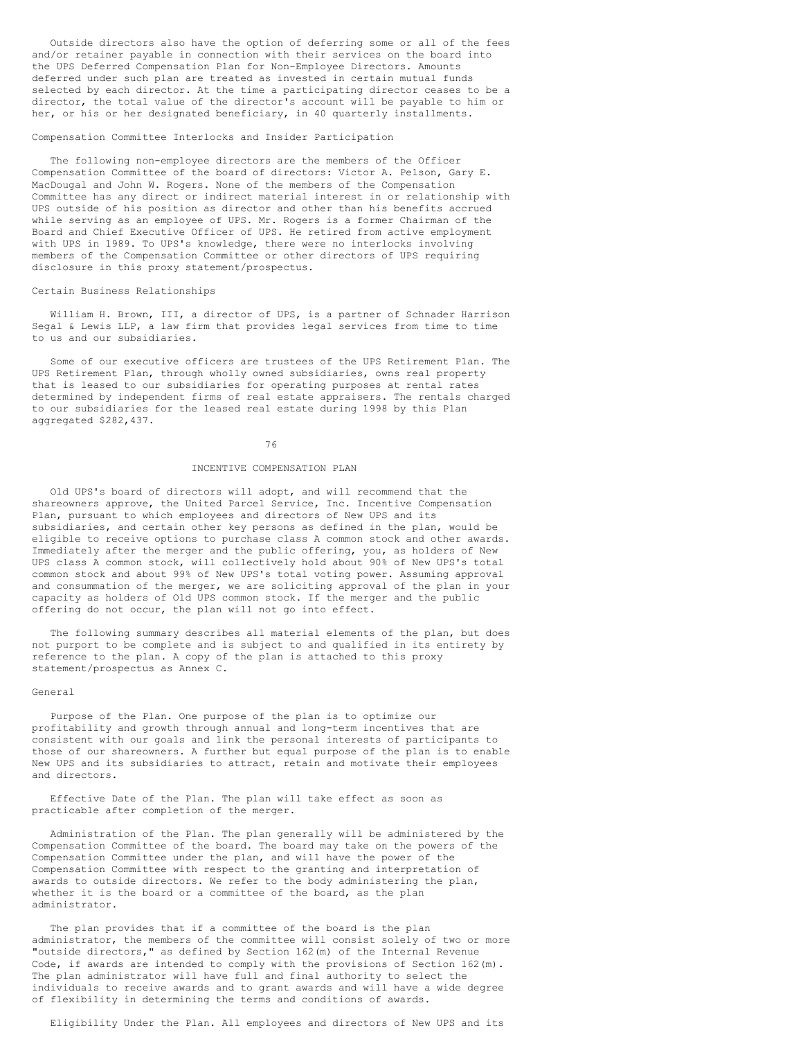Outside directors also have the option of deferring some or all of the fees and/or retainer payable in connection with their services on the board into the UPS Deferred Compensation Plan for Non-Employee Directors. Amounts deferred under such plan are treated as invested in certain mutual funds selected by each director. At the time a participating director ceases to be a director, the total value of the director's account will be payable to him or her, or his or her designated beneficiary, in 40 quarterly installments.

### Compensation Committee Interlocks and Insider Participation

The following non-employee directors are the members of the Officer Compensation Committee of the board of directors: Victor A. Pelson, Gary E. MacDougal and John W. Rogers. None of the members of the Compensation Committee has any direct or indirect material interest in or relationship with UPS outside of his position as director and other than his benefits accrued while serving as an employee of UPS. Mr. Rogers is a former Chairman of the Board and Chief Executive Officer of UPS. He retired from active employment with UPS in 1989. To UPS's knowledge, there were no interlocks involving members of the Compensation Committee or other directors of UPS requiring disclosure in this proxy statement/prospectus.

### Certain Business Relationships

William H. Brown, III, a director of UPS, is a partner of Schnader Harrison Segal & Lewis LLP, a law firm that provides legal services from time to time to us and our subsidiaries.

Some of our executive officers are trustees of the UPS Retirement Plan. The UPS Retirement Plan, through wholly owned subsidiaries, owns real property that is leased to our subsidiaries for operating purposes at rental rates determined by independent firms of real estate appraisers. The rentals charged to our subsidiaries for the leased real estate during 1998 by this Plan aggregated $282,437.

## INCENTIVE COMPENSATION PLAN

Old UPS's board of directors will adopt, and will recommend that the shareowners approve, the United Parcel Service, Inc. Incentive Compensation Plan, pursuant to which employees and directors of New UPS and its subsidiaries, and certain other key persons as defined in the plan, would be eligible to receive options to purchase class A common stock and other awards. Immediately after the merger and the public offering, you, as holders of New UPS class A common stock, will collectively hold about 90% of New UPS's total common stock and about 99% of New UPS's total voting power. Assuming approval and consummation of the merger, we are soliciting approval of the plan in your capacity as holders of Old UPS common stock. If the merger and the public offering do not occur, the plan will not go into effect.

The following summary describes all material elements of the plan, but does not purport to be complete and is subject to and qualified in its entirety by reference to the plan. A copy of the plan is attached to this proxy statement/prospectus as Annex C.

### General

Purpose of the Plan. One purpose of the plan is to optimize our profitability and growth through annual and long-term incentives that are consistent with our goals and link the personal interests of participants to those of our shareowners. A further but equal purpose of the plan is to enable New UPS and its subsidiaries to attract, retain and motivate their employees and directors.

Effective Date of the Plan. The plan will take effect as soon as practicable after completion of the merger.

Administration of the Plan. The plan generally will be administered by the Compensation Committee of the board. The board may take on the powers of the Compensation Committee under the plan, and will have the power of the Compensation Committee with respect to the granting and interpretation of awards to outside directors. We refer to the body administering the plan, whether it is the board or a committee of the board, as the plan administrator.

The plan provides that if a committee of the board is the plan administrator, the members of the committee will consist solely of two or more "outside directors," as defined by Section 162(m) of the Internal Revenue Code, if awards are intended to comply with the provisions of Section 162(m). The plan administrator will have full and final authority to select the individuals to receive awards and to grant awards and will have a wide degree of flexibility in determining the terms and conditions of awards.

Eligibility Under the Plan. All employees and directors of New UPS and its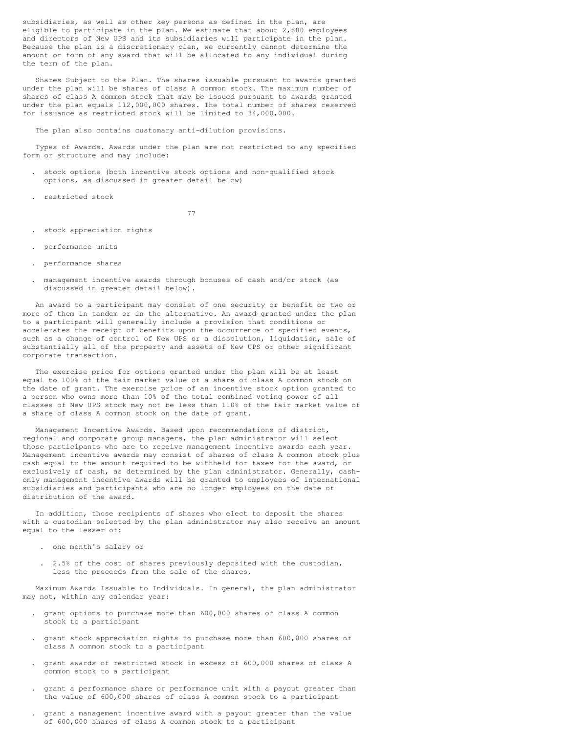subsidiaries, as well as other key persons as defined in the plan, are eligible to participate in the plan. We estimate that about 2,800 employees and directors of New UPS and its subsidiaries will participate in the plan. Because the plan is a discretionary plan, we currently cannot determine the amount or form of any award that will be allocated to any individual during the term of the plan.

Shares Subject to the Plan. The shares issuable pursuant to awards granted under the plan will be shares of class A common stock. The maximum number of shares of class A common stock that may be issued pursuant to awards granted under the plan equals 112,000,000 shares. The total number of shares reserved for issuance as restricted stock will be limited to 34,000,000.

The plan also contains customary anti-dilution provisions.

Types of Awards. Awards under the plan are not restricted to any specified form or structure and may include:

- stock options (both incentive stock options and non-qualified stock options, as discussed in greater detail below)
- restricted stock
- stock appreciation rights
- performance units
- performance shares
- management incentive awards through bonuses of cash and/or stock (as discussed in greater detail below).

An award to a participant may consist of one security or benefit or two or more of them in tandem or in the alternative. An award granted under the plan to a participant will generally include a provision that conditions or accelerates the receipt of benefits upon the occurrence of specified events, such as a change of control of New UPS or a dissolution, liquidation, sale of substantially all of the property and assets of New UPS or other significant corporate transaction.

The exercise price for options granted under the plan will be at least equal to 100% of the fair market value of a share of class A common stock on the date of grant. The exercise price of an incentive stock option granted to a person who owns more than 10% of the total combined voting power of all classes of New UPS stock may not be less than 110% of the fair market value of a share of class A common stock on the date of grant.

Management Incentive Awards. Based upon recommendations of district, regional and corporate group managers, the plan administrator will select those participants who are to receive management incentive awards each year. Management incentive awards may consist of shares of class A common stock plus cash equal to the amount required to be withheld for taxes for the award, or exclusively of cash, as determined by the plan administrator. Generally, cash-only management incentive awards will be granted to employees of international subsidiaries and participants who are no longer employees on the date of distribution of the award.

In addition, those recipients of shares who elect to deposit the shares with a custodian selected by the plan administrator may also receive an amount equal to the lesser of:

- one month's salary or
- 2.5% of the cost of shares previously deposited with the custodian, less the proceeds from the sale of the shares.

Maximum Awards Issuable to Individuals. In general, the plan administrator may not, within any calendar year:

- grant options to purchase more than 600,000 shares of class A common stock to a participant
- grant stock appreciation rights to purchase more than 600,000 shares of class A common stock to a participant
- grant awards of restricted stock in excess of 600,000 shares of class A common stock to a participant
- grant a performance share or performance unit with a payout greater than the value of 600,000 shares of class A common stock to a participant
- grant a management incentive award with a payout greater than the value of 600,000 shares of class A common stock to a participant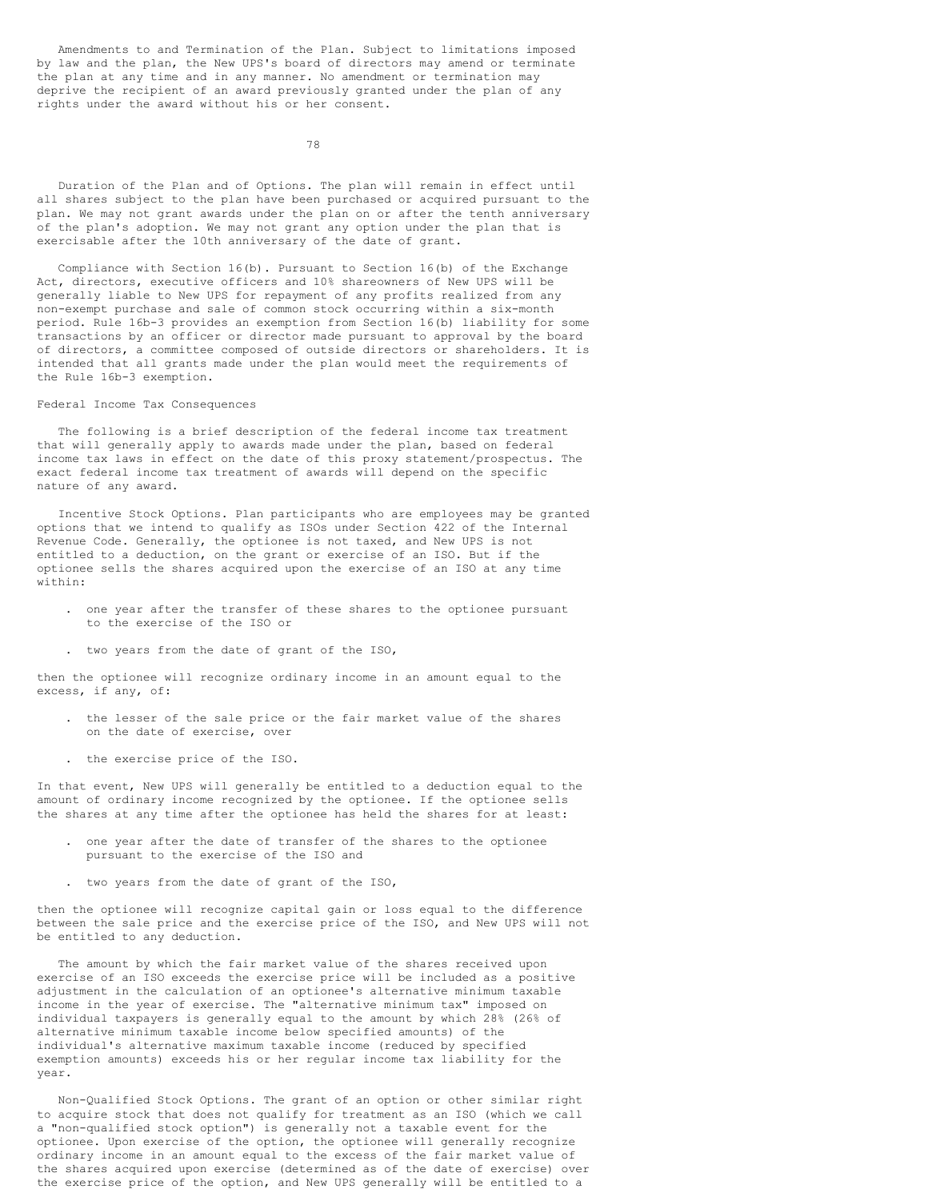Amendments to and Termination of the Plan. Subject to limitations imposed by law and the plan, the New UPS's board of directors may amend or terminate the plan at any time and in any manner. No amendment or termination may deprive the recipient of an award previously granted under the plan of any rights under the award without his or her consent.

Duration of the Plan and of Options. The plan will remain in effect until all shares subject to the plan have been purchased or acquired pursuant to the plan. We may not grant awards under the plan on or after the tenth anniversary of the plan's adoption. We may not grant any option under the plan that is exercisable after the 10th anniversary of the date of grant.

Compliance with Section 16(b). Pursuant to Section 16(b) of the Exchange Act, directors, executive officers and 10% shareowners of New UPS will be generally liable to New UPS for repayment of any profits realized from any non-exempt purchase and sale of common stock occurring within a six-month period. Rule 16b-3 provides an exemption from Section 16(b) liability for some transactions by an officer or director made pursuant to approval by the board of directors, a committee composed of outside directors or shareholders. It is intended that all grants made under the plan would meet the requirements of the Rule 16b-3 exemption.

## Federal Income Tax Consequences

The following is a brief description of the federal income tax treatment that will generally apply to awards made under the plan, based on federal income tax laws in effect on the date of this proxy statement/prospectus. The exact federal income tax treatment of awards will depend on the specific nature of any award.

Incentive Stock Options. Plan participants who are employees may be granted options that we intend to qualify as ISOs under Section 422 of the Internal Revenue Code. Generally, the optionee is not taxed, and New UPS is not entitled to a deduction, on the grant or exercise of an ISO. But if the optionee sells the shares acquired upon the exercise of an ISO at any time within:

- one year after the transfer of these shares to the optionee pursuant to the exercise of the ISO or
- two years from the date of grant of the ISO,

then the optionee will recognize ordinary income in an amount equal to the excess, if any, of:

- the lesser of the sale price or the fair market value of the shares on the date of exercise, over
- the exercise price of the ISO.

In that event, New UPS will generally be entitled to a deduction equal to the amount of ordinary income recognized by the optionee. If the optionee sells the shares at any time after the optionee has held the shares for at least:

- one year after the date of transfer of the shares to the optionee pursuant to the exercise of the ISO and
- two years from the date of grant of the ISO,

then the optionee will recognize capital gain or loss equal to the difference between the sale price and the exercise price of the ISO, and New UPS will not be entitled to any deduction.

The amount by which the fair market value of the shares received upon exercise of an ISO exceeds the exercise price will be included as a positive adjustment in the calculation of an optionee's alternative minimum taxable income in the year of exercise. The "alternative minimum tax" imposed on individual taxpayers is generally equal to the amount by which 28% (26% of alternative minimum taxable income below specified amounts) of the individual's alternative maximum taxable income (reduced by specified exemption amounts) exceeds his or her regular income tax liability for the year.

Non-Qualified Stock Options. The grant of an option or other similar right to acquire stock that does not qualify for treatment as an ISO (which we call a "non-qualified stock option") is generally not a taxable event for the optionee. Upon exercise of the option, the optionee will generally recognize ordinary income in an amount equal to the excess of the fair market value of the shares acquired upon exercise (determined as of the date of exercise) over the exercise price of the option, and New UPS generally will be entitled to a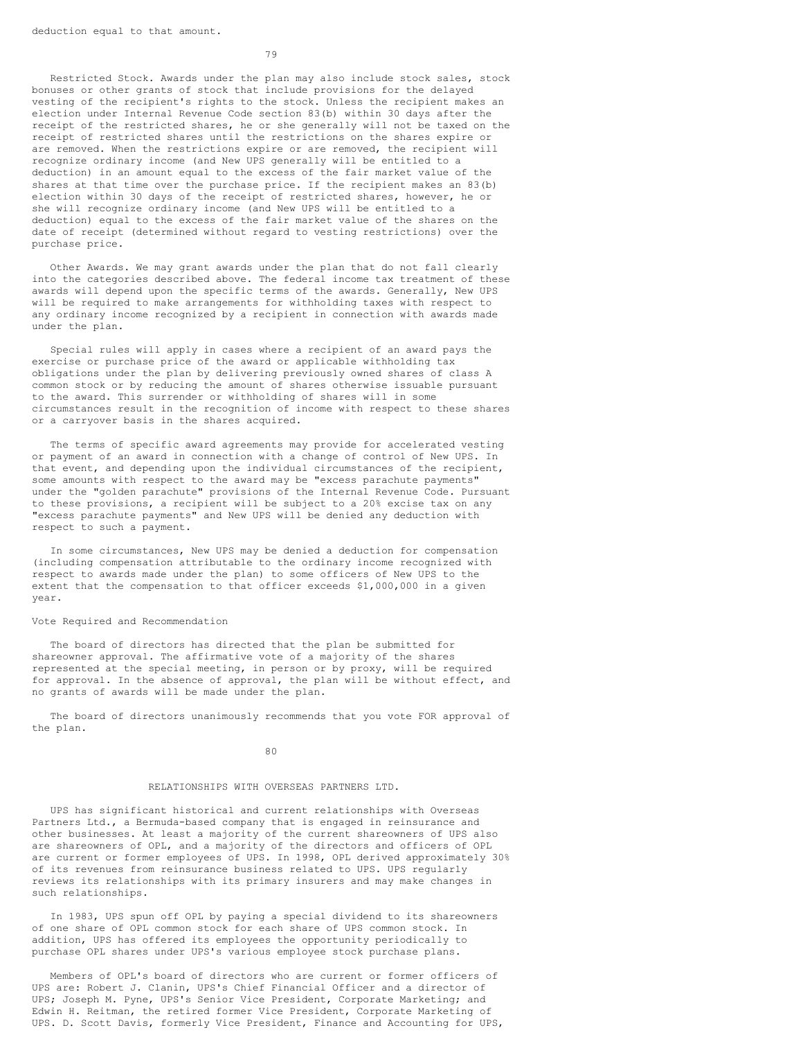deduction equal to that amount.

Restricted Stock. Awards under the plan may also include stock sales, stock bonuses or other grants of stock that include provisions for the delayed vesting of the recipient's rights to the stock. Unless the recipient makes an election under Internal Revenue Code section 83(b) within 30 days after the receipt of the restricted shares, he or she generally will not be taxed on the receipt of restricted shares until the restrictions on the shares expire or are removed. When the restrictions expire or are removed, the recipient will recognize ordinary income (and New UPS generally will be entitled to a deduction) in an amount equal to the excess of the fair market value of the shares at that time over the purchase price. If the recipient makes an 83(b) election within 30 days of the receipt of restricted shares, however, he or she will recognize ordinary income (and New UPS will be entitled to a deduction) equal to the excess of the fair market value of the shares on the date of receipt (determined without regard to vesting restrictions) over the purchase price.

Other Awards. We may grant awards under the plan that do not fall clearly into the categories described above. The federal income tax treatment of these awards will depend upon the specific terms of the awards. Generally, New UPS will be required to make arrangements for withholding taxes with respect to any ordinary income recognized by a recipient in connection with awards made under the plan.

Special rules will apply in cases where a recipient of an award pays the exercise or purchase price of the award or applicable withholding tax obligations under the plan by delivering previously owned shares of class A common stock or by reducing the amount of shares otherwise issuable pursuant to the award. This surrender or withholding of shares will in some circumstances result in the recognition of income with respect to these shares or a carryover basis in the shares acquired.

The terms of specific award agreements may provide for accelerated vesting or payment of an award in connection with a change of control of New UPS. In that event, and depending upon the individual circumstances of the recipient, some amounts with respect to the award may be "excess parachute payments" under the "golden parachute" provisions of the Internal Revenue Code. Pursuant to these provisions, a recipient will be subject to a 20% excise tax on any "excess parachute payments" and New UPS will be denied any deduction with respect to such a payment.

In some circumstances, New UPS may be denied a deduction for compensation (including compensation attributable to the ordinary income recognized with respect to awards made under the plan) to some officers of New UPS to the extent that the compensation to that officer exceeds $1,000,000 in a given year.

Vote Required and Recommendation

The board of directors has directed that the plan be submitted for shareowner approval. The affirmative vote of a majority of the shares represented at the special meeting, in person or by proxy, will be required for approval. In the absence of approval, the plan will be without effect, and no grants of awards will be made under the plan.

The board of directors unanimously recommends that you vote FOR approval of the plan.

## RELATIONSHIPS WITH OVERSEAS PARTNERS LTD.

UPS has significant historical and current relationships with Overseas Partners Ltd., a Bermuda-based company that is engaged in reinsurance and other businesses. At least a majority of the current shareowners of UPS also are shareowners of OPL, and a majority of the directors and officers of OPL are current or former employees of UPS. In 1998, OPL derived approximately 30% of its revenues from reinsurance business related to UPS. UPS regularly reviews its relationships with its primary insurers and may make changes in such relationships.

In 1983, UPS spun off OPL by paying a special dividend to its shareowners of one share of OPL common stock for each share of UPS common stock. In addition, UPS has offered its employees the opportunity periodically to purchase OPL shares under UPS's various employee stock purchase plans.

Members of OPL's board of directors who are current or former officers of UPS are: Robert J. Clanin, UPS's Chief Financial Officer and a director of UPS; Joseph M. Pyne, UPS's Senior Vice President, Corporate Marketing; and Edwin H. Reitman, the retired former Vice President, Corporate Marketing of UPS. D. Scott Davis, formerly Vice President, Finance and Accounting for UPS,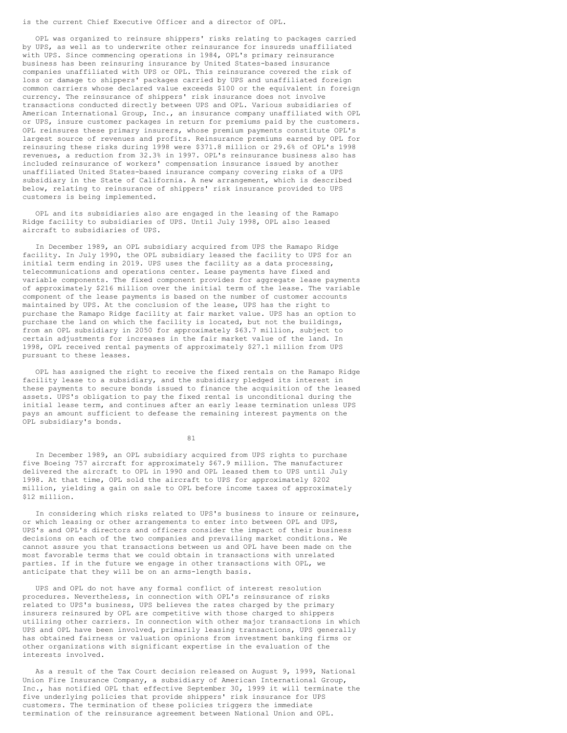is the current Chief Executive Officer and a director of OPL.

OPL was organized to reinsure shippers' risks relating to packages carried by UPS, as well as to underwrite other reinsurance for insureds unaffiliated with UPS. Since commencing operations in 1984, OPL's primary reinsurance business has been reinsuring insurance by United States-based insurance companies unaffiliated with UPS or OPL. This reinsurance covered the risk of loss or damage to shippers' packages carried by UPS and unaffiliated foreign common carriers whose declared value exceeds $100 or the equivalent in foreign currency. The reinsurance of shippers' risk insurance does not involve transactions conducted directly between UPS and OPL. Various subsidiaries of American International Group, Inc., an insurance company unaffiliated with OPL or UPS, insure customer packages in return for premiums paid by the customers. OPL reinsures these primary insurers, whose premium payments constitute OPL's largest source of revenues and profits. Reinsurance premiums earned by OPL for reinsuring these risks during 1998 were $371.8 million or 29.6% of OPL's 1998 revenues, a reduction from 32.3% in 1997. OPL's reinsurance business also has included reinsurance of workers' compensation insurance issued by another unaffiliated United States-based insurance company covering risks of a UPS subsidiary in the State of California. A new arrangement, which is described below, relating to reinsurance of shippers' risk insurance provided to UPS customers is being implemented.

OPL and its subsidiaries also are engaged in the leasing of the Ramapo Ridge facility to subsidiaries of UPS. Until July 1998, OPL also leased aircraft to subsidiaries of UPS.

In December 1989, an OPL subsidiary acquired from UPS the Ramapo Ridge facility. In July 1990, the OPL subsidiary leased the facility to UPS for an initial term ending in 2019. UPS uses the facility as a data processing, telecommunications and operations center. Lease payments have fixed and variable components. The fixed component provides for aggregate lease payments of approximately $216 million over the initial term of the lease. The variable component of the lease payments is based on the number of customer accounts maintained by UPS. At the conclusion of the lease, UPS has the right to purchase the Ramapo Ridge facility at fair market value. UPS has an option to purchase the land on which the facility is located, but not the buildings, from an OPL subsidiary in 2050 for approximately $63.7 million, subject to certain adjustments for increases in the fair market value of the land. In 1998, OPL received rental payments of approximately $27.1 million from UPS pursuant to these leases.

OPL has assigned the right to receive the fixed rentals on the Ramapo Ridge facility lease to a subsidiary, and the subsidiary pledged its interest in these payments to secure bonds issued to finance the acquisition of the leased assets. UPS's obligation to pay the fixed rental is unconditional during the initial lease term, and continues after an early lease termination unless UPS pays an amount sufficient to defease the remaining interest payments on the OPL subsidiary's bonds.

In December 1989, an OPL subsidiary acquired from UPS rights to purchase five Boeing 757 aircraft for approximately $67.9 million. The manufacturer delivered the aircraft to OPL in 1990 and OPL leased them to UPS until July 1998. At that time, OPL sold the aircraft to UPS for approximately $202 million, yielding a gain on sale to OPL before income taxes of approximately $12 million.

In considering which risks related to UPS's business to insure or reinsure, or which leasing or other arrangements to enter into between OPL and UPS, UPS's and OPL's directors and officers consider the impact of their business decisions on each of the two companies and prevailing market conditions. We cannot assure you that transactions between us and OPL have been made on the most favorable terms that we could obtain in transactions with unrelated parties. If in the future we engage in other transactions with OPL, we anticipate that they will be on an arms-length basis.

UPS and OPL do not have any formal conflict of interest resolution procedures. Nevertheless, in connection with OPL's reinsurance of risks related to UPS's business, UPS believes the rates charged by the primary insurers reinsured by OPL are competitive with those charged to shippers utilizing other carriers. In connection with other major transactions in which UPS and OPL have been involved, primarily leasing transactions, UPS generally has obtained fairness or valuation opinions from investment banking firms or other organizations with significant expertise in the evaluation of the interests involved.

As a result of the Tax Court decision released on August 9, 1999, National Union Fire Insurance Company, a subsidiary of American International Group, Inc., has notified OPL that effective September 30, 1999 it will terminate the five underlying policies that provide shippers' risk insurance for UPS customers. The termination of these policies triggers the immediate termination of the reinsurance agreement between National Union and OPL.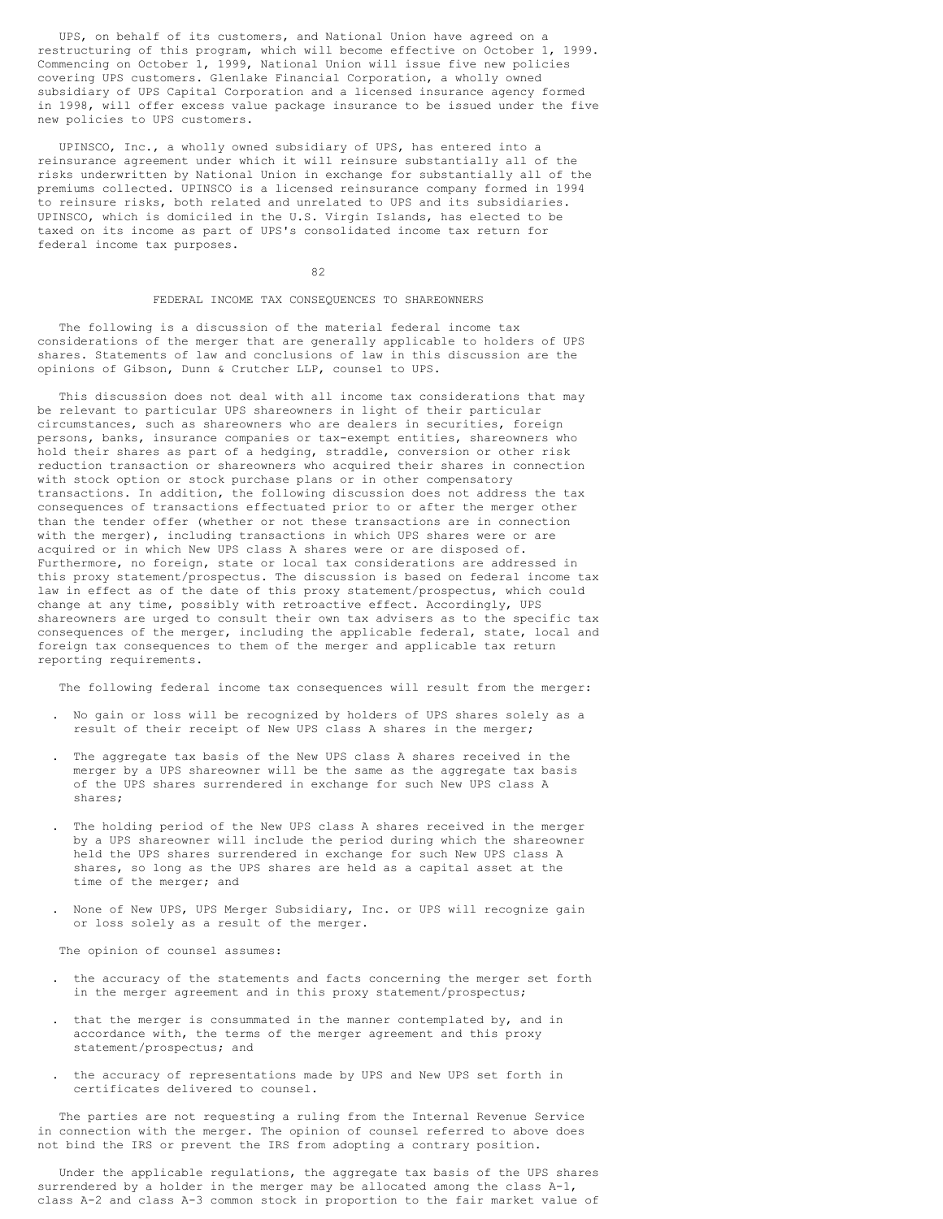UPS, on behalf of its customers, and National Union have agreed on a restructuring of this program, which will become effective on October 1, 1999. Commencing on October 1, 1999, National Union will issue five new policies covering UPS customers. Glenlake Financial Corporation, a wholly owned subsidiary of UPS Capital Corporation and a licensed insurance agency formed in 1998, will offer excess value package insurance to be issued under the five new policies to UPS customers.

UPINSCO, Inc., a wholly owned subsidiary of UPS, has entered into a reinsurance agreement under which it will reinsure substantially all of the risks underwritten by National Union in exchange for substantially all of the premiums collected. UPINSCO is a licensed reinsurance company formed in 1994 to reinsure risks, both related and unrelated to UPS and its subsidiaries. UPINSCO, which is domiciled in the U.S. Virgin Islands, has elected to be taxed on its income as part of UPS's consolidated income tax return for federal income tax purposes.

## FEDERAL INCOME TAX CONSEQUENCES TO SHAREOWNERS

The following is a discussion of the material federal income tax considerations of the merger that are generally applicable to holders of UPS shares. Statements of law and conclusions of law in this discussion are the opinions of Gibson, Dunn & Crutcher LLP, counsel to UPS.

This discussion does not deal with all income tax considerations that may be relevant to particular UPS shareowners in light of their particular circumstances, such as shareowners who are dealers in securities, foreign persons, banks, insurance companies or tax-exempt entities, shareowners who hold their shares as part of a hedging, straddle, conversion or other risk reduction transaction or shareowners who acquired their shares in connection with stock option or stock purchase plans or in other compensatory transactions. In addition, the following discussion does not address the tax consequences of transactions effectuated prior to or after the merger other than the tender offer (whether or not these transactions are in connection with the merger), including transactions in which UPS shares were or are acquired or in which New UPS class A shares were or are disposed of. Furthermore, no foreign, state or local tax considerations are addressed in this proxy statement/prospectus. The discussion is based on federal income tax law in effect as of the date of this proxy statement/prospectus, which could change at any time, possibly with retroactive effect. Accordingly, UPS shareowners are urged to consult their own tax advisers as to the specific tax consequences of the merger, including the applicable federal, state, local and foreign tax consequences to them of the merger and applicable tax return reporting requirements.

The following federal income tax consequences will result from the merger:

- No gain or loss will be recognized by holders of UPS shares solely as a result of their receipt of New UPS class A shares in the merger;
- The aggregate tax basis of the New UPS class A shares received in the merger by a UPS shareowner will be the same as the aggregate tax basis of the UPS shares surrendered in exchange for such New UPS class A shares;
- The holding period of the New UPS class A shares received in the merger by a UPS shareowner will include the period during which the shareowner held the UPS shares surrendered in exchange for such New UPS class A shares, so long as the UPS shares are held as a capital asset at the time of the merger; and
- None of New UPS, UPS Merger Subsidiary, Inc. or UPS will recognize gain or loss solely as a result of the merger.

The opinion of counsel assumes:

- the accuracy of the statements and facts concerning the merger set forth in the merger agreement and in this proxy statement/prospectus;
- that the merger is consummated in the manner contemplated by, and in accordance with, the terms of the merger agreement and this proxy statement/prospectus; and
- the accuracy of representations made by UPS and New UPS set forth in certificates delivered to counsel.

The parties are not requesting a ruling from the Internal Revenue Service in connection with the merger. The opinion of counsel referred to above does not bind the IRS or prevent the IRS from adopting a contrary position.

Under the applicable regulations, the aggregate tax basis of the UPS shares surrendered by a holder in the merger may be allocated among the class A-1, class A-2 and class A-3 common stock in proportion to the fair market value of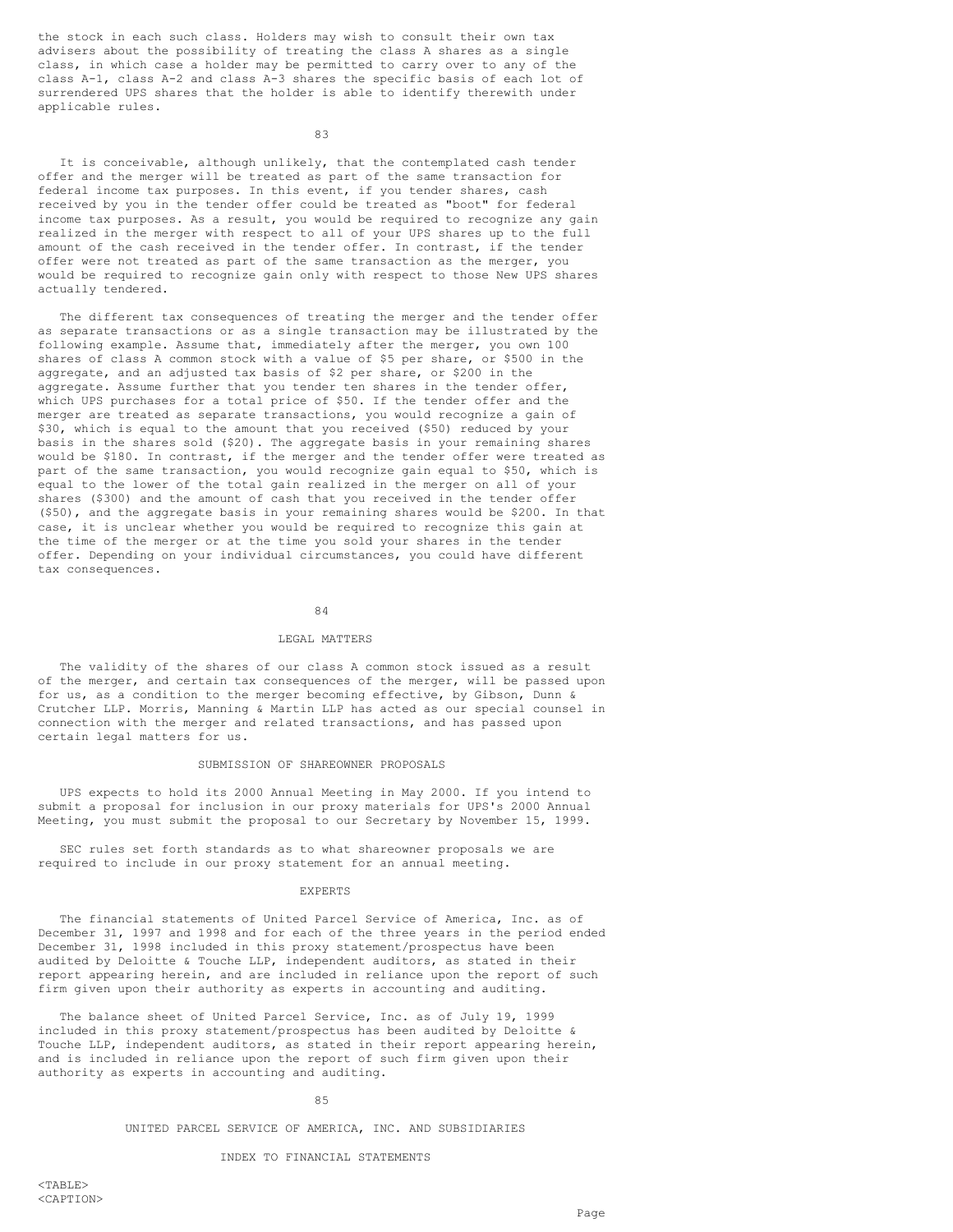the stock in each such class. Holders may wish to consult their own tax advisers about the possibility of treating the class A shares as a single class, in which case a holder may be permitted to carry over to any of the class A-1, class A-2 and class A-3 shares the specific basis of each lot of surrendered UPS shares that the holder is able to identify therewith under applicable rules.

It is conceivable, although unlikely, that the contemplated cash tender offer and the merger will be treated as part of the same transaction for federal income tax purposes. In this event, if you tender shares, cash received by you in the tender offer could be treated as "boot" for federal income tax purposes. As a result, you would be required to recognize any gain realized in the merger with respect to all of your UPS shares up to the full amount of the cash received in the tender offer. In contrast, if the tender offer were not treated as part of the same transaction as the merger, you would be required to recognize gain only with respect to those New UPS shares actually tendered.

The different tax consequences of treating the merger and the tender offer as separate transactions or as a single transaction may be illustrated by the following example. Assume that, immediately after the merger, you own 100 shares of class A common stock with a value of $5 per share, or $500 in the aggregate, and an adjusted tax basis of $2 per share, or $200 in the aggregate. Assume further that you tender ten shares in the tender offer, which UPS purchases for a total price of $50. If the tender offer and the merger are treated as separate transactions, you would recognize a gain of $30, which is equal to the amount that you received ($50) reduced by your basis in the shares sold ($20). The aggregate basis in your remaining shares would be $180. In contrast, if the merger and the tender offer were treated as part of the same transaction, you would recognize gain equal to $50, which is equal to the lower of the total gain realized in the merger on all of your shares ($300) and the amount of cash that you received in the tender offer ($50), and the aggregate basis in your remaining shares would be $200. In that case, it is unclear whether you would be required to recognize this gain at the time of the merger or at the time you sold your shares in the tender offer. Depending on your individual circumstances, you could have different tax consequences.

## LEGAL MATTERS

The validity of the shares of our class A common stock issued as a result of the merger, and certain tax consequences of the merger, will be passed upon for us, as a condition to the merger becoming effective, by Gibson, Dunn & Crutcher LLP. Morris, Manning & Martin LLP has acted as our special counsel in connection with the merger and related transactions, and has passed upon certain legal matters for us.

## SUBMISSION OF SHAREOWNER PROPOSALS

UPS expects to hold its 2000 Annual Meeting in May 2000. If you intend to submit a proposal for inclusion in our proxy materials for UPS's 2000 Annual Meeting, you must submit the proposal to our Secretary by November 15, 1999.

SEC rules set forth standards as to what shareowner proposals we are required to include in our proxy statement for an annual meeting.

## EXPERTS

The financial statements of United Parcel Service of America, Inc. as of December 31, 1997 and 1998 and for each of the three years in the period ended December 31, 1998 included in this proxy statement/prospectus have been audited by Deloitte & Touche LLP, independent auditors, as stated in their report appearing herein, and are included in reliance upon the report of such firm given upon their authority as experts in accounting and auditing.

The balance sheet of United Parcel Service, Inc. as of July 19, 1999 included in this proxy statement/prospectus has been audited by Deloitte & Touche LLP, independent auditors, as stated in their report appearing herein, and is included in reliance upon the report of such firm given upon their authority as experts in accounting and auditing.

## UNITED PARCEL SERVICE OF AMERICA, INC. AND SUBSIDIARIES

### INDEX TO FINANCIAL STATEMENTS

| | Page |
|---|---|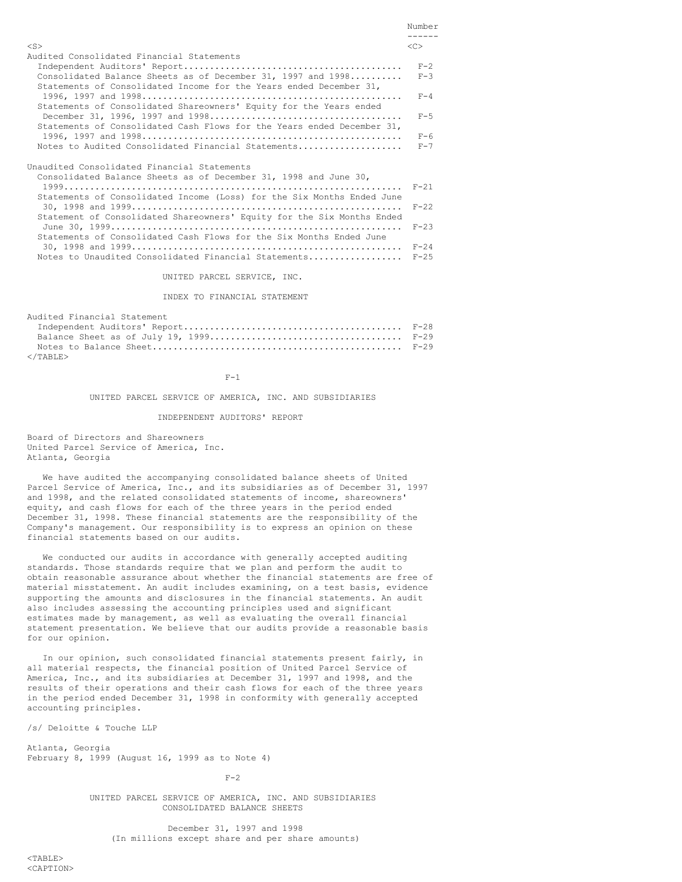| | Number |
|---|---|
| **Audited Consolidated Financial Statements** | |
| Independent Auditors' Report | F-2 |
| Consolidated Balance Sheets as of December 31, 1997 and 1998 | F-3 |
| Statements of Consolidated Income for the Years ended December 31, 1996, 1997 and 1998 | F-4 |
| Statements of Consolidated Shareowners' Equity for the Years ended December 31, 1996, 1997 and 1998 | F-5 |
| Statements of Consolidated Cash Flows for the Years ended December 31, 1996, 1997 and 1998 | F-6 |
| Notes to Audited Consolidated Financial Statements | F-7 |
| **Unaudited Consolidated Financial Statements** | |
| Consolidated Balance Sheets as of December 31, 1998 and June 30, 1999 | F-21 |
| Statements of Consolidated Income (Loss) for the Six Months Ended June 30, 1998 and 1999 | F-22 |
| Statement of Consolidated Shareowners' Equity for the Six Months Ended June 30, 1999 | F-23 |
| Statements of Consolidated Cash Flows for the Six Months Ended June 30, 1998 and 1999 | F-24 |
| Notes to Unaudited Consolidated Financial Statements | F-25 |

UNITED PARCEL SERVICE, INC.

INDEX TO FINANCIAL STATEMENT

| | |
|---|---|
| **Audited Financial Statement** | |
| Independent Auditors' Report | F-28 |
| Balance Sheet as of July 19, 1999 | F-29 |
| Notes to Balance Sheet | F-29 |

UNITED PARCEL SERVICE OF AMERICA, INC. AND SUBSIDIARIES

## INDEPENDENT AUDITORS' REPORT

Board of Directors and Shareowners
United Parcel Service of America, Inc.
Atlanta, Georgia

We have audited the accompanying consolidated balance sheets of United Parcel Service of America, Inc., and its subsidiaries as of December 31, 1997 and 1998, and the related consolidated statements of income, shareowners' equity, and cash flows for each of the three years in the period ended December 31, 1998. These financial statements are the responsibility of the Company's management. Our responsibility is to express an opinion on these financial statements based on our audits.

We conducted our audits in accordance with generally accepted auditing standards. Those standards require that we plan and perform the audit to obtain reasonable assurance about whether the financial statements are free of material misstatement. An audit includes examining, on a test basis, evidence supporting the amounts and disclosures in the financial statements. An audit also includes assessing the accounting principles used and significant estimates made by management, as well as evaluating the overall financial statement presentation. We believe that our audits provide a reasonable basis for our opinion.

In our opinion, such consolidated financial statements present fairly, in all material respects, the financial position of United Parcel Service of America, Inc., and its subsidiaries at December 31, 1997 and 1998, and the results of their operations and their cash flows for each of the three years in the period ended December 31, 1998 in conformity with generally accepted accounting principles.

/s/ Deloitte & Touche LLP

Atlanta, Georgia
February 8, 1999 (August 16, 1999 as to Note 4)

UNITED PARCEL SERVICE OF AMERICA, INC. AND SUBSIDIARIES
CONSOLIDATED BALANCE SHEETS

December 31, 1997 and 1998
(In millions except share and per share amounts)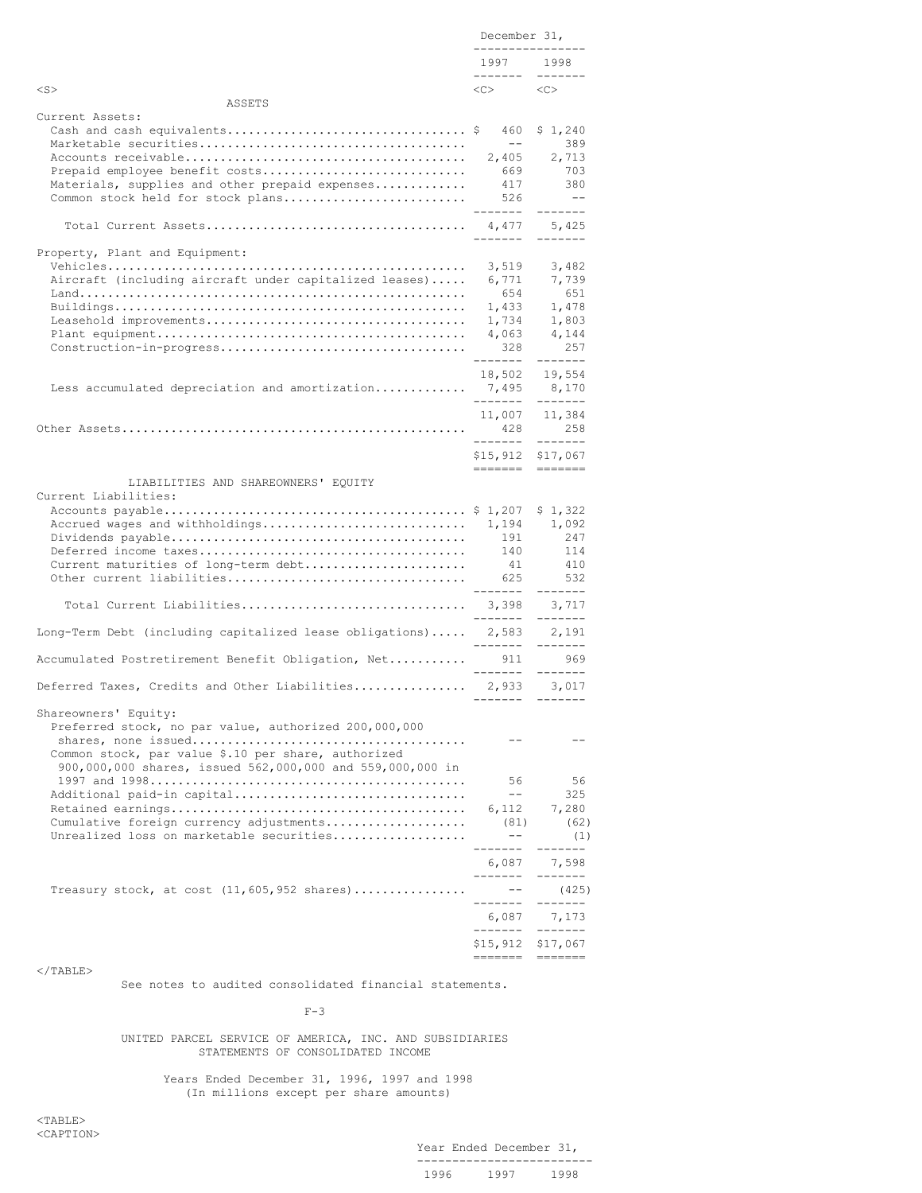| | December 31, | |
|---|---|---|
| | 1997 | 1998 |
| **ASSETS** | | |
| Current Assets: | | |
| Cash and cash equivalents | $ 460 | $ 1,240 |
| Marketable securities | -- | 389 |
| Accounts receivable | 2,405 | 2,713 |
| Prepaid employee benefit costs | 669 | 703 |
| Materials, supplies and other prepaid expenses | 417 | 380 |
| Common stock held for stock plans | 526 | -- |
| Total Current Assets | 4,477 | 5,425 |
| Property, Plant and Equipment: | | |
| Vehicles | 3,519 | 3,482 |
| Aircraft (including aircraft under capitalized leases) | 6,771 | 7,739 |
| Land | 654 | 651 |
| Buildings | 1,433 | 1,478 |
| Leasehold improvements | 1,734 | 1,803 |
| Plant equipment | 4,063 | 4,144 |
| Construction-in-progress | 328 | 257 |
| | 18,502 | 19,554 |
| Less accumulated depreciation and amortization | 7,495 | 8,170 |
| | 11,007 | 11,384 |
| Other Assets | 428 | 258 |
| | $15,912 | $17,067 |
| **LIABILITIES AND SHAREOWNERS' EQUITY** | | |
| Current Liabilities: | | |
| Accounts payable | $ 1,207 | $ 1,322 |
| Accrued wages and withholdings | 1,194 | 1,092 |
| Dividends payable | 191 | 247 |
| Deferred income taxes | 140 | 114 |
| Current maturities of long-term debt | 41 | 410 |
| Other current liabilities | 625 | 532 |
| Total Current Liabilities | 3,398 | 3,717 |
| Long-Term Debt (including capitalized lease obligations) | 2,583 | 2,191 |
| Accumulated Postretirement Benefit Obligation, Net | 911 | 969 |
| Deferred Taxes, Credits and Other Liabilities | 2,933 | 3,017 |
| Shareowners' Equity: | | |
| Preferred stock, no par value, authorized 200,000,000 shares, none issued | -- | -- |
| Common stock, par value $.10 per share, authorized 900,000,000 shares, issued 562,000,000 and 559,000,000 in 1997 and 1998 | 56 | 56 |
| Additional paid-in capital | -- | 325 |
| Retained earnings | 6,112 | 7,280 |
| Cumulative foreign currency adjustments | (81) | (62) |
| Unrealized loss on marketable securities | -- | (1) |
| | 6,087 | 7,598 |
| Treasury stock, at cost (11,605,952 shares) | -- | (425) |
| | 6,087 | 7,173 |
| | $15,912 | $17,067 |

See notes to audited consolidated financial statements.

UNITED PARCEL SERVICE OF AMERICA, INC. AND SUBSIDIARIES
STATEMENTS OF CONSOLIDATED INCOME

Years Ended December 31, 1996, 1997 and 1998
(In millions except per share amounts)

| | Year Ended December 31, | | |
|---|---|---|---|
| | 1996 | 1997 | 1998 |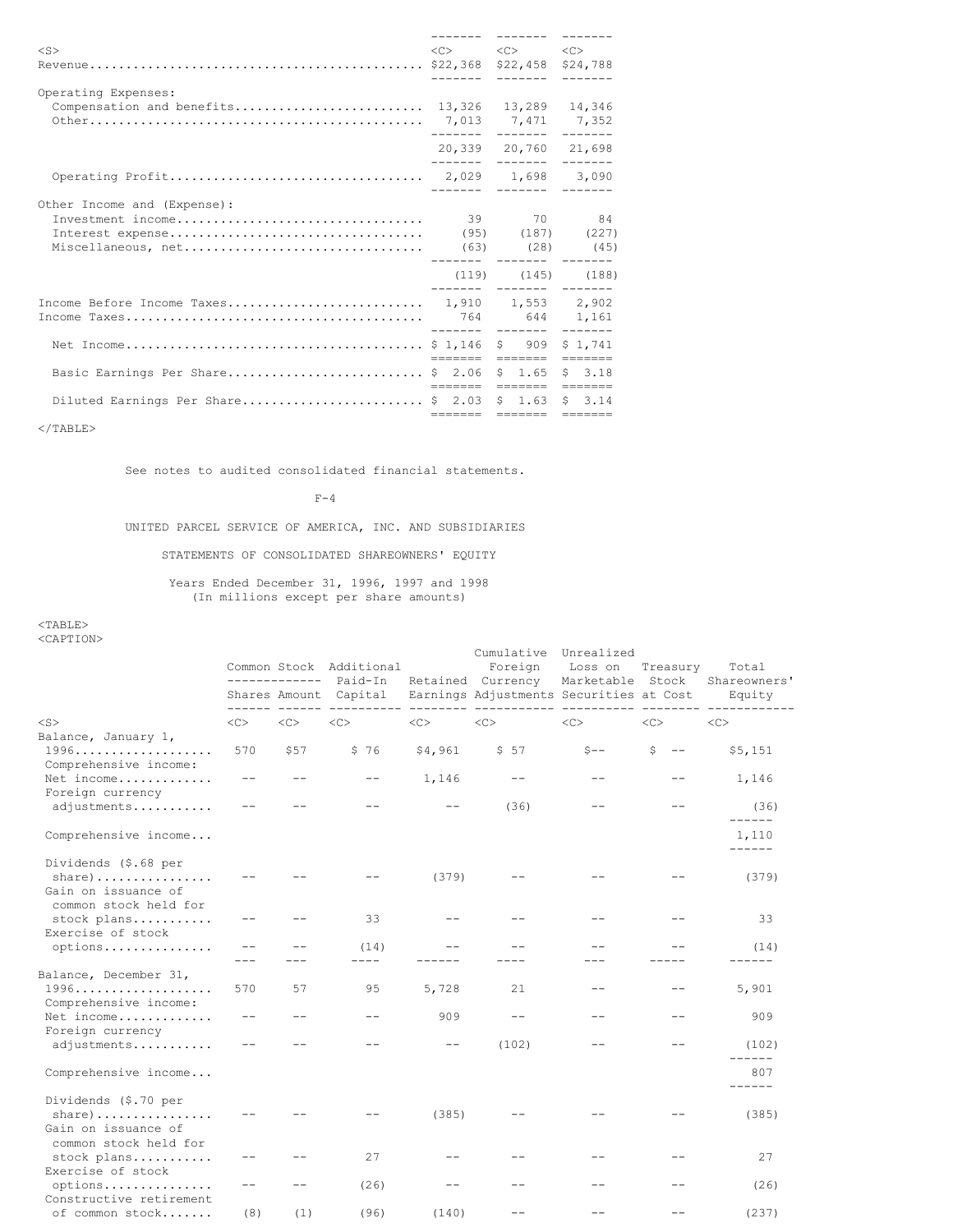| | | | |
|---|---|---|---|
| Revenue | $22,368 | $22,458 | $24,788 |
| Operating Expenses: | | | |
| Compensation and benefits | 13,326 | 13,289 | 14,346 |
| Other | 7,013 | 7,471 | 7,352 |
| | 20,339 | 20,760 | 21,698 |
| Operating Profit | 2,029 | 1,698 | 3,090 |
| Other Income and (Expense): | | | |
| Investment income | 39 | 70 | 84 |
| Interest expense | (95) | (187) | (227) |
| Miscellaneous, net | (63) | (28) | (45) |
| | (119) | (145) | (188) |
| Income Before Income Taxes | 1,910 | 1,553 | 2,902 |
| Income Taxes | 764 | 644 | 1,161 |
| Net Income | $ 1,146 | $ 909 | $ 1,741 |
| Basic Earnings Per Share | $ 2.06 | $ 1.65 | $ 3.18 |
| Diluted Earnings Per Share | $ 2.03 | $ 1.63 | $ 3.14 |

See notes to audited consolidated financial statements.

UNITED PARCEL SERVICE OF AMERICA, INC. AND SUBSIDIARIES

STATEMENTS OF CONSOLIDATED SHAREOWNERS' EQUITY

Years Ended December 31, 1996, 1997 and 1998
(In millions except per share amounts)

| | Common Stock Shares | Common Stock Amount | Additional Paid-In Capital | Retained Earnings | Cumulative Foreign Currency Adjustments | Unrealized Loss on Marketable Securities | Treasury Stock at Cost | Total Shareowners' Equity |
|---|---|---|---|---|---|---|---|---|
| Balance, January 1, 1996 | 570 | $57 | $ 76 | $4,961 | $ 57 | $-- | $ -- | $5,151 |
| Comprehensive income: | | | | | | | | |
| Net income | -- | -- | -- | 1,146 | -- | -- | -- | 1,146 |
| Foreign currency adjustments | -- | -- | -- | -- | (36) | -- | -- | (36) |
| Comprehensive income | | | | | | | | 1,110 |
| Dividends ($.68 per share) | -- | -- | -- | (379) | -- | -- | -- | (379) |
| Gain on issuance of common stock held for stock plans | -- | -- | 33 | -- | -- | -- | -- | 33 |
| Exercise of stock options | -- | -- | (14) | -- | -- | -- | -- | (14) |
| Balance, December 31, 1996 | 570 | 57 | 95 | 5,728 | 21 | -- | -- | 5,901 |
| Comprehensive income: | | | | | | | | |
| Net income | -- | -- | -- | 909 | -- | -- | -- | 909 |
| Foreign currency adjustments | -- | -- | -- | -- | (102) | -- | -- | (102) |
| Comprehensive income | | | | | | | | 807 |
| Dividends ($.70 per share) | -- | -- | -- | (385) | -- | -- | -- | (385) |
| Gain on issuance of common stock held for stock plans | -- | -- | 27 | -- | -- | -- | -- | 27 |
| Exercise of stock options | -- | -- | (26) | -- | -- | -- | -- | (26) |
| Constructive retirement of common stock | (8) | (1) | (96) | (140) | -- | -- | -- | (237) |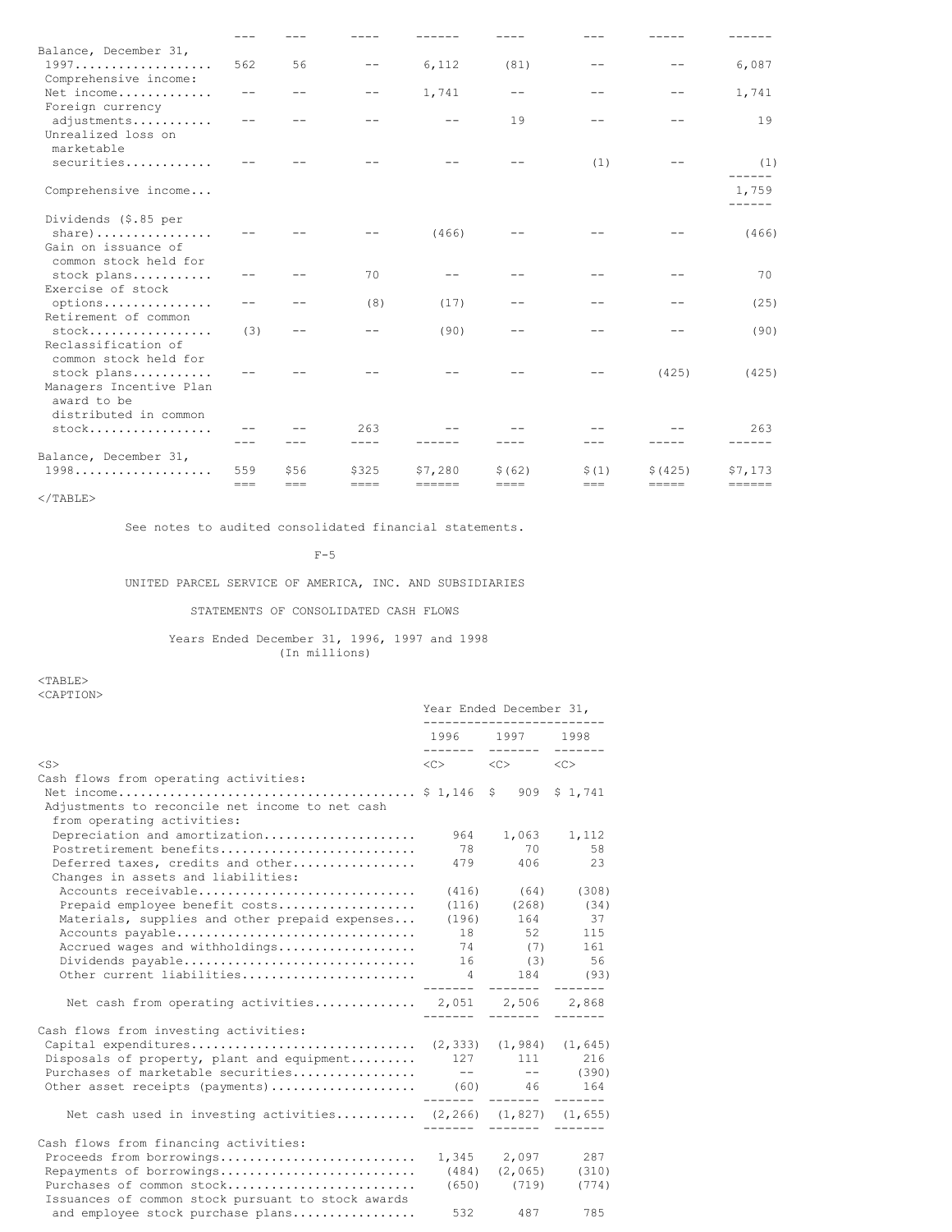| | | | | | | | | |
|---|---|---|---|---|---|---|---|---|
| Balance, December 31, 1997 | 562 | 56 | -- | 6,112 | (81) | -- | -- | 6,087 |
| Comprehensive income: | | | | | | | | |
| Net income | -- | -- | -- | 1,741 | -- | -- | -- | 1,741 |
| Foreign currency adjustments | -- | -- | -- | -- | 19 | -- | -- | 19 |
| Unrealized loss on marketable securities | -- | -- | -- | -- | -- | (1) | -- | (1) |
| Comprehensive income | | | | | | | | 1,759 |
| Dividends ($.85 per share) | -- | -- | -- | (466) | -- | -- | -- | (466) |
| Gain on issuance of common stock held for stock plans | -- | -- | 70 | -- | -- | -- | -- | 70 |
| Exercise of stock options | -- | -- | (8) | (17) | -- | -- | -- | (25) |
| Retirement of common stock | (3) | -- | -- | (90) | -- | -- | -- | (90) |
| Reclassification of common stock held for stock plans | -- | -- | -- | -- | -- | -- | (425) | (425) |
| Managers Incentive Plan award to be distributed in common stock | -- | -- | 263 | -- | -- | -- | -- | 263 |
| Balance, December 31, 1998 | 559 | $56 | $325 | $7,280 | $(62) | $(1) | $(425) | $7,173 |

See notes to audited consolidated financial statements.

UNITED PARCEL SERVICE OF AMERICA, INC. AND SUBSIDIARIES

STATEMENTS OF CONSOLIDATED CASH FLOWS

Years Ended December 31, 1996, 1997 and 1998
(In millions)

| | Year Ended December 31, | | |
|---|---|---|---|
| | 1996 | 1997 | 1998 |
| Cash flows from operating activities: | | | |
| Net income | $ 1,146 | $ 909 | $ 1,741 |
| Adjustments to reconcile net income to net cash from operating activities: | | | |
| Depreciation and amortization | 964 | 1,063 | 1,112 |
| Postretirement benefits | 78 | 70 | 58 |
| Deferred taxes, credits and other | 479 | 406 | 23 |
| Changes in assets and liabilities: | | | |
| Accounts receivable | (416) | (64) | (308) |
| Prepaid employee benefit costs | (116) | (268) | (34) |
| Materials, supplies and other prepaid expenses | (196) | 164 | 37 |
| Accounts payable | 18 | 52 | 115 |
| Accrued wages and withholdings | 74 | (7) | 161 |
| Dividends payable | 16 | (3) | 56 |
| Other current liabilities | 4 | 184 | (93) |
| Net cash from operating activities | 2,051 | 2,506 | 2,868 |
| Cash flows from investing activities: | | | |
| Capital expenditures | (2,333) | (1,984) | (1,645) |
| Disposals of property, plant and equipment | 127 | 111 | 216 |
| Purchases of marketable securities | -- | -- | (390) |
| Other asset receipts (payments) | (60) | 46 | 164 |
| Net cash used in investing activities | (2,266) | (1,827) | (1,655) |
| Cash flows from financing activities: | | | |
| Proceeds from borrowings | 1,345 | 2,097 | 287 |
| Repayments of borrowings | (484) | (2,065) | (310) |
| Purchases of common stock | (650) | (719) | (774) |
| Issuances of common stock pursuant to stock awards and employee stock purchase plans | 532 | 487 | 785 |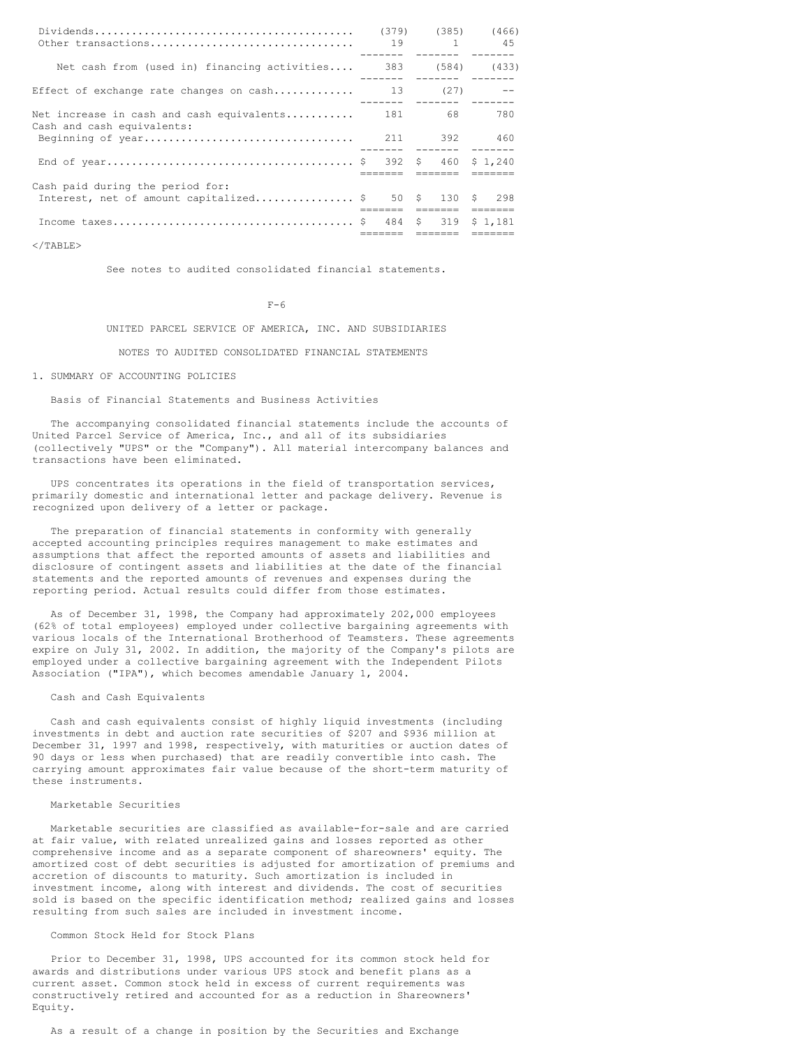| | | | |
|---|---|---|---|
| Dividends | (379) | (385) | (466) |
| Other transactions | 19 | 1 | 45 |
| Net cash from (used in) financing activities | 383 | (584) | (433) |
| Effect of exchange rate changes on cash | 13 | (27) | -- |
| Net increase in cash and cash equivalents | 181 | 68 | 780 |
| Cash and cash equivalents: | | | |
| Beginning of year | 211 | 392 | 460 |
| End of year | $ 392 | $ 460 | $ 1,240 |
| Cash paid during the period for: | | | |
| Interest, net of amount capitalized | $ 50 | $ 130 | $ 298 |
| Income taxes | $ 484 | $ 319 | $ 1,181 |

See notes to audited consolidated financial statements.

UNITED PARCEL SERVICE OF AMERICA, INC. AND SUBSIDIARIES

NOTES TO AUDITED CONSOLIDATED FINANCIAL STATEMENTS

## 1. SUMMARY OF ACCOUNTING POLICIES

### Basis of Financial Statements and Business Activities

The accompanying consolidated financial statements include the accounts of United Parcel Service of America, Inc., and all of its subsidiaries (collectively "UPS" or the "Company"). All material intercompany balances and transactions have been eliminated.

UPS concentrates its operations in the field of transportation services, primarily domestic and international letter and package delivery. Revenue is recognized upon delivery of a letter or package.

The preparation of financial statements in conformity with generally accepted accounting principles requires management to make estimates and assumptions that affect the reported amounts of assets and liabilities and disclosure of contingent assets and liabilities at the date of the financial statements and the reported amounts of revenues and expenses during the reporting period. Actual results could differ from those estimates.

As of December 31, 1998, the Company had approximately 202,000 employees (62% of total employees) employed under collective bargaining agreements with various locals of the International Brotherhood of Teamsters. These agreements expire on July 31, 2002. In addition, the majority of the Company's pilots are employed under a collective bargaining agreement with the Independent Pilots Association ("IPA"), which becomes amendable January 1, 2004.

### Cash and Cash Equivalents

Cash and cash equivalents consist of highly liquid investments (including investments in debt and auction rate securities of $207 and $936 million at December 31, 1997 and 1998, respectively, with maturities or auction dates of 90 days or less when purchased) that are readily convertible into cash. The carrying amount approximates fair value because of the short-term maturity of these instruments.

### Marketable Securities

Marketable securities are classified as available-for-sale and are carried at fair value, with related unrealized gains and losses reported as other comprehensive income and as a separate component of shareowners' equity. The amortized cost of debt securities is adjusted for amortization of premiums and accretion of discounts to maturity. Such amortization is included in investment income, along with interest and dividends. The cost of securities sold is based on the specific identification method; realized gains and losses resulting from such sales are included in investment income.

### Common Stock Held for Stock Plans

Prior to December 31, 1998, UPS accounted for its common stock held for awards and distributions under various UPS stock and benefit plans as a current asset. Common stock held in excess of current requirements was constructively retired and accounted for as a reduction in Shareowners' Equity.

As a result of a change in position by the Securities and Exchange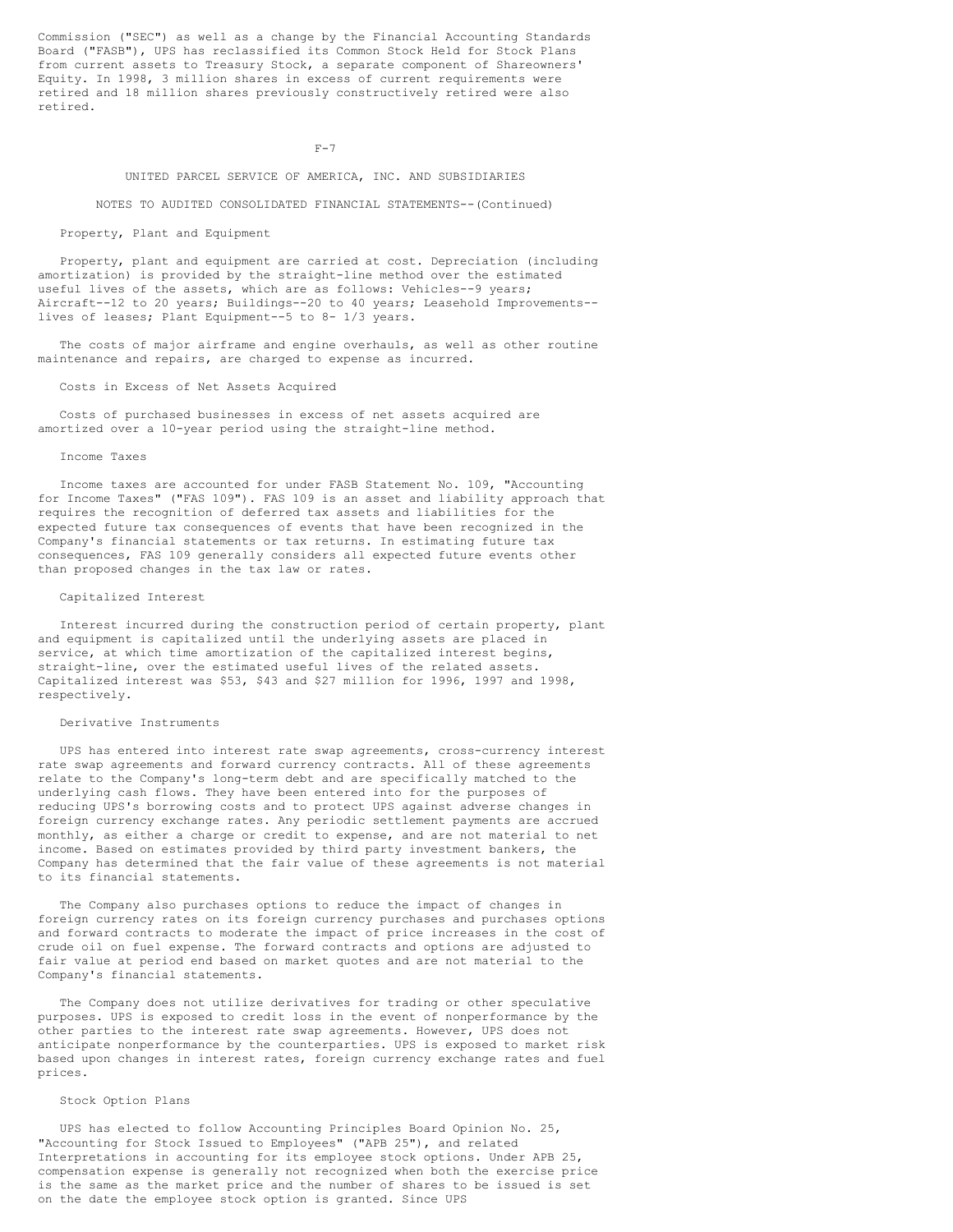Commission ("SEC") as well as a change by the Financial Accounting Standards Board ("FASB"), UPS has reclassified its Common Stock Held for Stock Plans from current assets to Treasury Stock, a separate component of Shareowners' Equity. In 1998, 3 million shares in excess of current requirements were retired and 18 million shares previously constructively retired were also retired.

UNITED PARCEL SERVICE OF AMERICA, INC. AND SUBSIDIARIES

NOTES TO AUDITED CONSOLIDATED FINANCIAL STATEMENTS--(Continued)

### Property, Plant and Equipment

Property, plant and equipment are carried at cost. Depreciation (including amortization) is provided by the straight-line method over the estimated useful lives of the assets, which are as follows: Vehicles--9 years; Aircraft--12 to 20 years; Buildings--20 to 40 years; Leasehold Improvements--lives of leases; Plant Equipment--5 to 8- 1/3 years.

The costs of major airframe and engine overhauls, as well as other routine maintenance and repairs, are charged to expense as incurred.

### Costs in Excess of Net Assets Acquired

Costs of purchased businesses in excess of net assets acquired are amortized over a 10-year period using the straight-line method.

### Income Taxes

Income taxes are accounted for under FASB Statement No. 109, "Accounting for Income Taxes" ("FAS 109"). FAS 109 is an asset and liability approach that requires the recognition of deferred tax assets and liabilities for the expected future tax consequences of events that have been recognized in the Company's financial statements or tax returns. In estimating future tax consequences, FAS 109 generally considers all expected future events other than proposed changes in the tax law or rates.

### Capitalized Interest

Interest incurred during the construction period of certain property, plant and equipment is capitalized until the underlying assets are placed in service, at which time amortization of the capitalized interest begins, straight-line, over the estimated useful lives of the related assets. Capitalized interest was $53, $43 and $27 million for 1996, 1997 and 1998, respectively.

### Derivative Instruments

UPS has entered into interest rate swap agreements, cross-currency interest rate swap agreements and forward currency contracts. All of these agreements relate to the Company's long-term debt and are specifically matched to the underlying cash flows. They have been entered into for the purposes of reducing UPS's borrowing costs and to protect UPS against adverse changes in foreign currency exchange rates. Any periodic settlement payments are accrued monthly, as either a charge or credit to expense, and are not material to net income. Based on estimates provided by third party investment bankers, the Company has determined that the fair value of these agreements is not material to its financial statements.

The Company also purchases options to reduce the impact of changes in foreign currency rates on its foreign currency purchases and purchases options and forward contracts to moderate the impact of price increases in the cost of crude oil on fuel expense. The forward contracts and options are adjusted to fair value at period end based on market quotes and are not material to the Company's financial statements.

The Company does not utilize derivatives for trading or other speculative purposes. UPS is exposed to credit loss in the event of nonperformance by the other parties to the interest rate swap agreements. However, UPS does not anticipate nonperformance by the counterparties. UPS is exposed to market risk based upon changes in interest rates, foreign currency exchange rates and fuel prices.

### Stock Option Plans

UPS has elected to follow Accounting Principles Board Opinion No. 25, "Accounting for Stock Issued to Employees" ("APB 25"), and related Interpretations in accounting for its employee stock options. Under APB 25, compensation expense is generally not recognized when both the exercise price is the same as the market price and the number of shares to be issued is set on the date the employee stock option is granted. Since UPS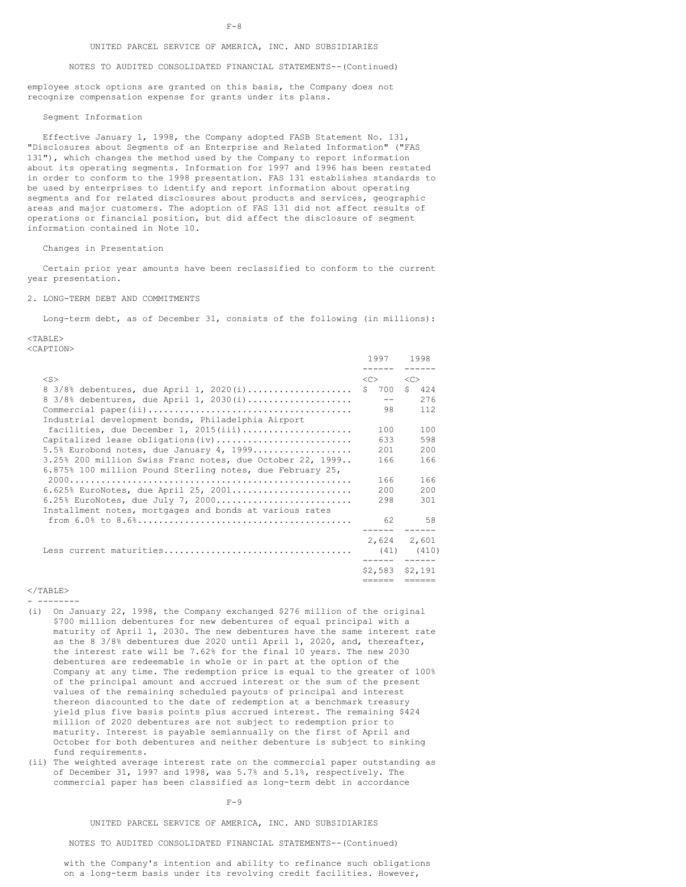employee stock options are granted on this basis, the Company does not recognize compensation expense for grants under its plans.

Segment Information

Effective January 1, 1998, the Company adopted FASB Statement No. 131, "Disclosures about Segments of an Enterprise and Related Information" ("FAS 131"), which changes the method used by the Company to report information about its operating segments. Information for 1997 and 1996 has been restated in order to conform to the 1998 presentation. FAS 131 establishes standards to be used by enterprises to identify and report information about operating segments and for related disclosures about products and services, geographic areas and major customers. The adoption of FAS 131 did not affect results of operations or financial position, but did affect the disclosure of segment information contained in Note 10.

Changes in Presentation

Certain prior year amounts have been reclassified to conform to the current year presentation.

## 2. LONG-TERM DEBT AND COMMITMENTS

Long-term debt, as of December 31, consists of the following (in millions):

| | 1997 | 1998 |
|---|---|---|
| 8 3/8% debentures, due April 1, 2020(i) | $ 700 | $ 424 |
| 8 3/8% debentures, due April 1, 2030(i) | -- | 276 |
| Commercial paper(ii) | 98 | 112 |
| Industrial development bonds, Philadelphia Airport facilities, due December 1, 2015(iii) | 100 | 100 |
| Capitalized lease obligations(iv) | 633 | 598 |
| 5.5% Eurobond notes, due January 4, 1999 | 201 | 200 |
| 3.25% 200 million Swiss Franc notes, due October 22, 1999 | 166 | 166 |
| 6.875% 100 million Pound Sterling notes, due February 25, 2000 | 166 | 166 |
| 6.625% EuroNotes, due April 25, 2001 | 200 | 200 |
| 6.25% EuroNotes, due July 7, 2000 | 298 | 301 |
| Installment notes, mortgages and bonds at various rates from 6.0% to 8.6% | 62 | 58 |
| | 2,624 | 2,601 |
| Less current maturities | (41) | (410) |
| | $2,583 | $2,191 |

- --------

(i) On January 22, 1998, the Company exchanged $276 million of the original $700 million debentures for new debentures of equal principal with a maturity of April 1, 2030. The new debentures have the same interest rate as the 8 3/8% debentures due 2020 until April 1, 2020, and, thereafter, the interest rate will be 7.62% for the final 10 years. The new 2030 debentures are redeemable in whole or in part at the option of the Company at any time. The redemption price is equal to the greater of 100% of the principal amount and accrued interest or the sum of the present values of the remaining scheduled payouts of principal and interest thereon discounted to the date of redemption at a benchmark treasury yield plus five basis points plus accrued interest. The remaining $424 million of 2020 debentures are not subject to redemption prior to maturity. Interest is payable semiannually on the first of April and October for both debentures and neither debenture is subject to sinking fund requirements.

(ii) The weighted average interest rate on the commercial paper outstanding as of December 31, 1997 and 1998, was 5.7% and 5.1%, respectively. The commercial paper has been classified as long-term debt in accordance with the Company's intention and ability to refinance such obligations on a long-term basis under its revolving credit facilities. However,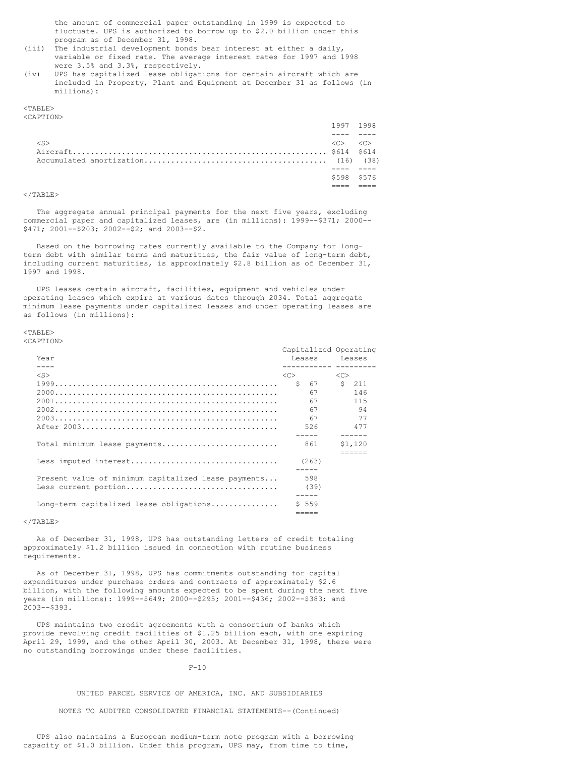the amount of commercial paper outstanding in 1999 is expected to fluctuate. UPS is authorized to borrow up to $2.0 billion under this program as of December 31, 1998.

(iii) The industrial development bonds bear interest at either a daily, variable or fixed rate. The average interest rates for 1997 and 1998 were 3.5% and 3.3%, respectively.

(iv) UPS has capitalized lease obligations for certain aircraft which are included in Property, Plant and Equipment at December 31 as follows (in millions):

| | 1997 | 1998 |
|---|---|---|
| Aircraft | $614 | $614 |
| Accumulated amortization | (16) | (38) |
| | $598 | $576 |

The aggregate annual principal payments for the next five years, excluding commercial paper and capitalized leases, are (in millions): 1999--$371; 2000--$471; 2001--$203; 2002--$2; and 2003--$2.

Based on the borrowing rates currently available to the Company for long-term debt with similar terms and maturities, the fair value of long-term debt, including current maturities, is approximately $2.8 billion as of December 31, 1997 and 1998.

UPS leases certain aircraft, facilities, equipment and vehicles under operating leases which expire at various dates through 2034. Total aggregate minimum lease payments under capitalized leases and under operating leases are as follows (in millions):

| Year | Capitalized Leases | Operating Leases |
|---|---|---|
| 1999 | $ 67 | $ 211 |
| 2000 | 67 | 146 |
| 2001 | 67 | 115 |
| 2002 | 67 | 94 |
| 2003 | 67 | 77 |
| After 2003 | 526 | 477 |
| Total minimum lease payments | 861 | $1,120 |
| Less imputed interest | (263) | |
| Present value of minimum capitalized lease payments | 598 | |
| Less current portion | (39) | |
| Long-term capitalized lease obligations | $ 559 | |

As of December 31, 1998, UPS has outstanding letters of credit totaling approximately $1.2 billion issued in connection with routine business requirements.

As of December 31, 1998, UPS has commitments outstanding for capital expenditures under purchase orders and contracts of approximately $2.6 billion, with the following amounts expected to be spent during the next five years (in millions): 1999--$649; 2000--$295; 2001--$436; 2002--$383; and 2003--$393.

UPS maintains two credit agreements with a consortium of banks which provide revolving credit facilities of $1.25 billion each, with one expiring April 29, 1999, and the other April 30, 2003. At December 31, 1998, there were no outstanding borrowings under these facilities.

UPS also maintains a European medium-term note program with a borrowing capacity of $1.0 billion. Under this program, UPS may, from time to time,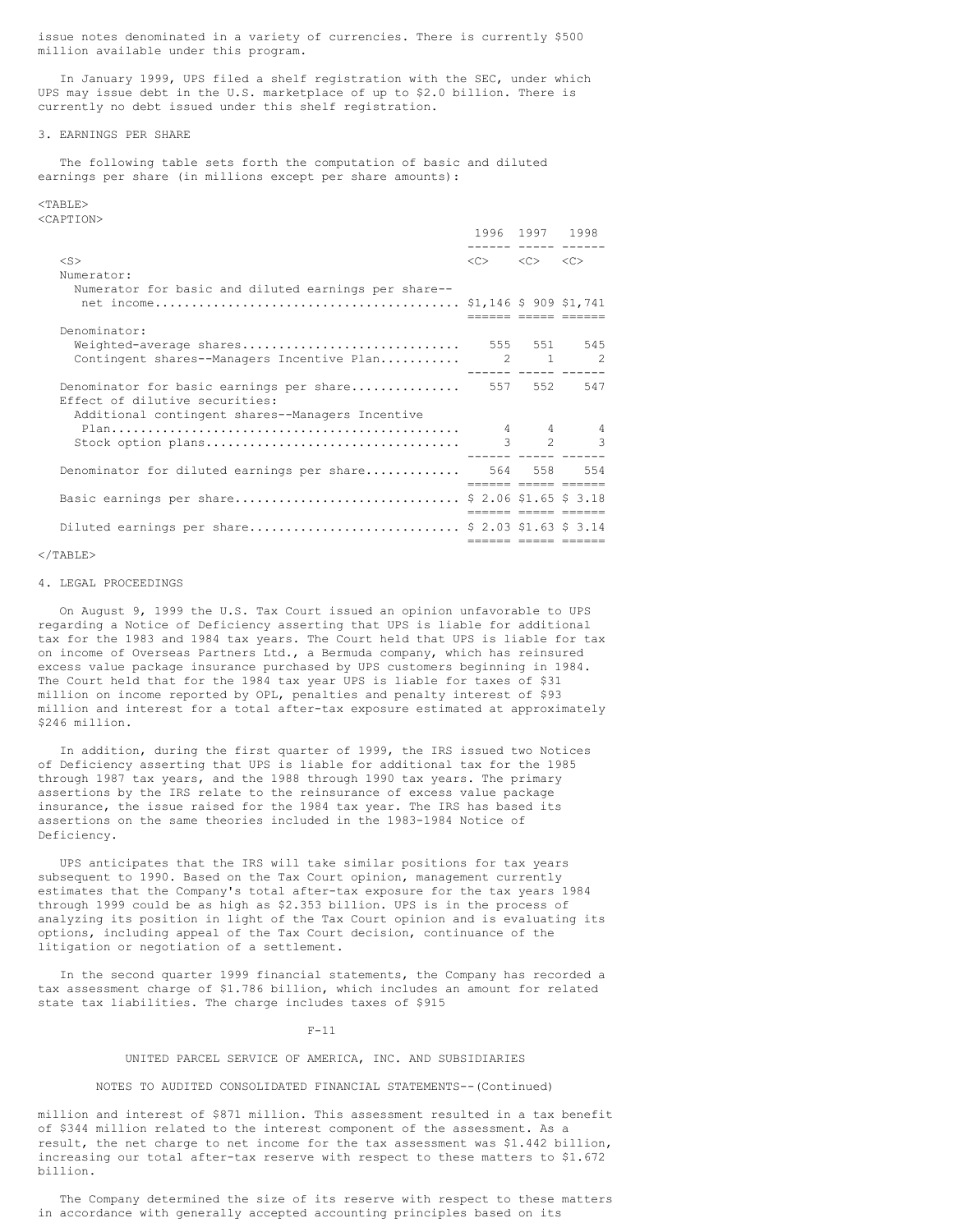issue notes denominated in a variety of currencies. There is currently $500 million available under this program.

In January 1999, UPS filed a shelf registration with the SEC, under which UPS may issue debt in the U.S. marketplace of up to $2.0 billion. There is currently no debt issued under this shelf registration.

## 3. EARNINGS PER SHARE

The following table sets forth the computation of basic and diluted earnings per share (in millions except per share amounts):

| | 1996 | 1997 | 1998 |
|---|---|---|---|
| Numerator: | | | |
| Numerator for basic and diluted earnings per share--net income | $1,146 | $ 909 | $1,741 |
| Denominator: | | | |
| Weighted-average shares | 555 | 551 | 545 |
| Contingent shares--Managers Incentive Plan | 2 | 1 | 2 |
| Denominator for basic earnings per share | 557 | 552 | 547 |
| Effect of dilutive securities: | | | |
| Additional contingent shares--Managers Incentive Plan | 4 | 4 | 4 |
| Stock option plans | 3 | 2 | 3 |
| Denominator for diluted earnings per share | 564 | 558 | 554 |
| Basic earnings per share | $ 2.06 | $1.65 | $ 3.18 |
| Diluted earnings per share | $ 2.03 | $1.63 | $ 3.14 |

## 4. LEGAL PROCEEDINGS

On August 9, 1999 the U.S. Tax Court issued an opinion unfavorable to UPS regarding a Notice of Deficiency asserting that UPS is liable for additional tax for the 1983 and 1984 tax years. The Court held that UPS is liable for tax on income of Overseas Partners Ltd., a Bermuda company, which has reinsured excess value package insurance purchased by UPS customers beginning in 1984. The Court held that for the 1984 tax year UPS is liable for taxes of $31 million on income reported by OPL, penalties and penalty interest of $93 million and interest for a total after-tax exposure estimated at approximately $246 million.

In addition, during the first quarter of 1999, the IRS issued two Notices of Deficiency asserting that UPS is liable for additional tax for the 1985 through 1987 tax years, and the 1988 through 1990 tax years. The primary assertions by the IRS relate to the reinsurance of excess value package insurance, the issue raised for the 1984 tax year. The IRS has based its assertions on the same theories included in the 1983-1984 Notice of Deficiency.

UPS anticipates that the IRS will take similar positions for tax years subsequent to 1990. Based on the Tax Court opinion, management currently estimates that the Company's total after-tax exposure for the tax years 1984 through 1999 could be as high as $2.353 billion. UPS is in the process of analyzing its position in light of the Tax Court opinion and is evaluating its options, including appeal of the Tax Court decision, continuance of the litigation or negotiation of a settlement.

In the second quarter 1999 financial statements, the Company has recorded a tax assessment charge of $1.786 billion, which includes an amount for related state tax liabilities. The charge includes taxes of $915 million and interest of $871 million. This assessment resulted in a tax benefit of $344 million related to the interest component of the assessment. As a result, the net charge to net income for the tax assessment was $1.442 billion, increasing our total after-tax reserve with respect to these matters to $1.672 billion.

The Company determined the size of its reserve with respect to these matters in accordance with generally accepted accounting principles based on its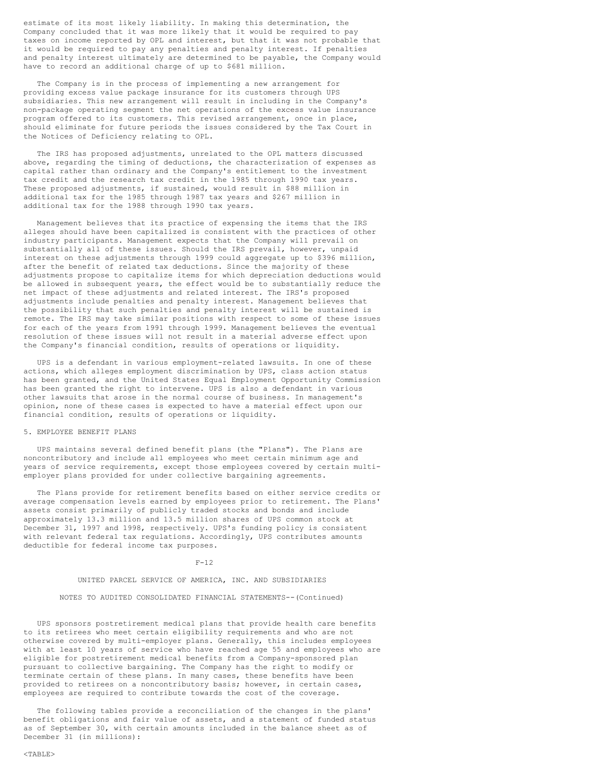estimate of its most likely liability. In making this determination, the Company concluded that it was more likely that it would be required to pay taxes on income reported by OPL and interest, but that it was not probable that it would be required to pay any penalties and penalty interest. If penalties and penalty interest ultimately are determined to be payable, the Company would have to record an additional charge of up to $681 million.

The Company is in the process of implementing a new arrangement for providing excess value package insurance for its customers through UPS subsidiaries. This new arrangement will result in including in the Company's non-package operating segment the net operations of the excess value insurance program offered to its customers. This revised arrangement, once in place, should eliminate for future periods the issues considered by the Tax Court in the Notices of Deficiency relating to OPL.

The IRS has proposed adjustments, unrelated to the OPL matters discussed above, regarding the timing of deductions, the characterization of expenses as capital rather than ordinary and the Company's entitlement to the investment tax credit and the research tax credit in the 1985 through 1990 tax years. These proposed adjustments, if sustained, would result in $88 million in additional tax for the 1985 through 1987 tax years and $267 million in additional tax for the 1988 through 1990 tax years.

Management believes that its practice of expensing the items that the IRS alleges should have been capitalized is consistent with the practices of other industry participants. Management expects that the Company will prevail on substantially all of these issues. Should the IRS prevail, however, unpaid interest on these adjustments through 1999 could aggregate up to $396 million, after the benefit of related tax deductions. Since the majority of these adjustments propose to capitalize items for which depreciation deductions would be allowed in subsequent years, the effect would be to substantially reduce the net impact of these adjustments and related interest. The IRS's proposed adjustments include penalties and penalty interest. Management believes that the possibility that such penalties and penalty interest will be sustained is remote. The IRS may take similar positions with respect to some of these issues for each of the years from 1991 through 1999. Management believes the eventual resolution of these issues will not result in a material adverse effect upon the Company's financial condition, results of operations or liquidity.

UPS is a defendant in various employment-related lawsuits. In one of these actions, which alleges employment discrimination by UPS, class action status has been granted, and the United States Equal Employment Opportunity Commission has been granted the right to intervene. UPS is also a defendant in various other lawsuits that arose in the normal course of business. In management's opinion, none of these cases is expected to have a material effect upon our financial condition, results of operations or liquidity.

## 5. EMPLOYEE BENEFIT PLANS

UPS maintains several defined benefit plans (the "Plans"). The Plans are noncontributory and include all employees who meet certain minimum age and years of service requirements, except those employees covered by certain multi-employer plans provided for under collective bargaining agreements.

The Plans provide for retirement benefits based on either service credits or average compensation levels earned by employees prior to retirement. The Plans' assets consist primarily of publicly traded stocks and bonds and include approximately 13.3 million and 13.5 million shares of UPS common stock at December 31, 1997 and 1998, respectively. UPS's funding policy is consistent with relevant federal tax regulations. Accordingly, UPS contributes amounts deductible for federal income tax purposes.

UPS sponsors postretirement medical plans that provide health care benefits to its retirees who meet certain eligibility requirements and who are not otherwise covered by multi-employer plans. Generally, this includes employees with at least 10 years of service who have reached age 55 and employees who are eligible for postretirement medical benefits from a Company-sponsored plan pursuant to collective bargaining. The Company has the right to modify or terminate certain of these plans. In many cases, these benefits have been provided to retirees on a noncontributory basis; however, in certain cases, employees are required to contribute towards the cost of the coverage.

The following tables provide a reconciliation of the changes in the plans' benefit obligations and fair value of assets, and a statement of funded status as of September 30, with certain amounts included in the balance sheet as of December 31 (in millions):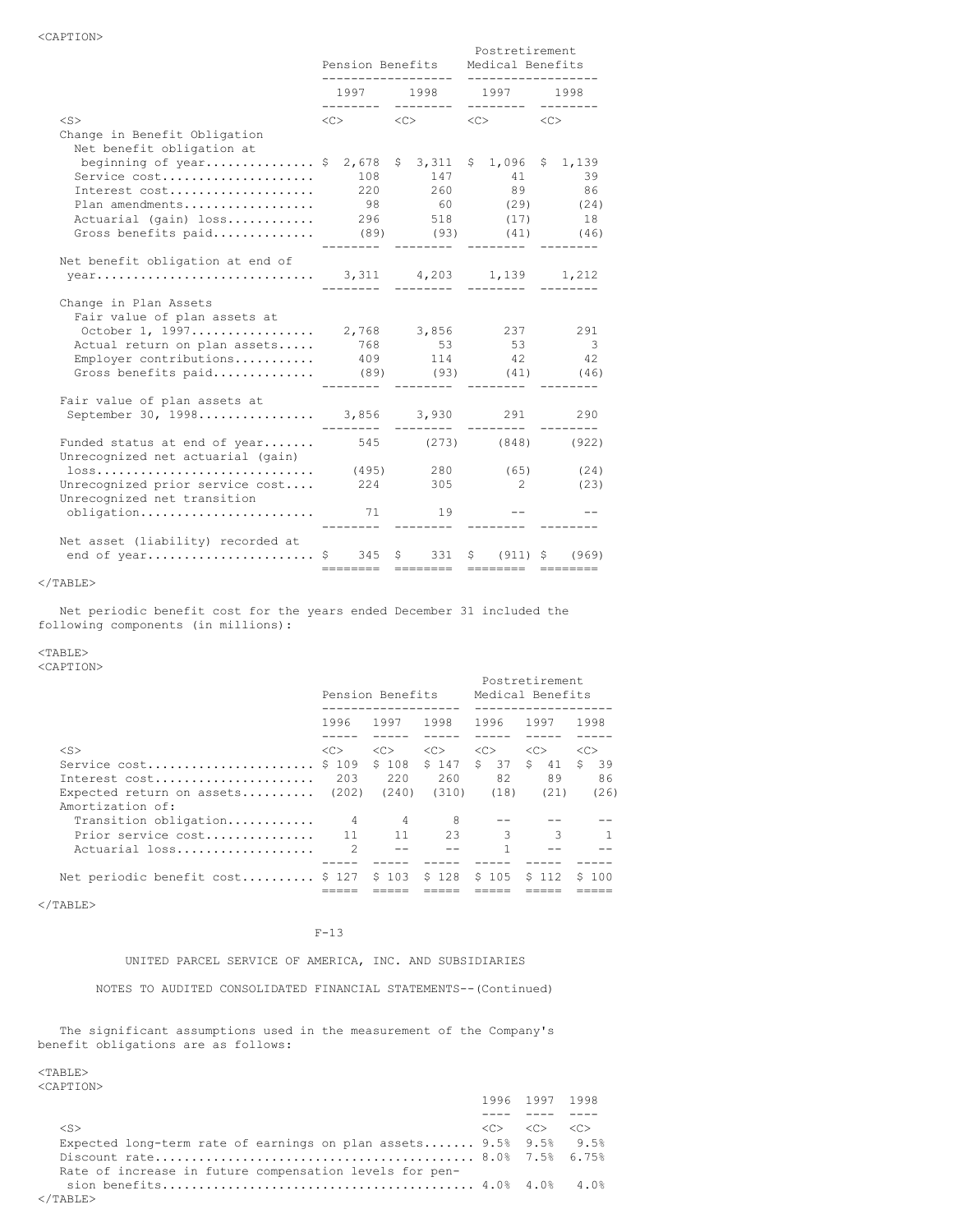| | Pension Benefits | | Postretirement Medical Benefits | |
|---|---|---|---|---|
| | 1997 | 1998 | 1997 | 1998 |
| Change in Benefit Obligation | | | | |
| Net benefit obligation at beginning of year | $ 2,678 | $ 3,311 | $ 1,096 | $ 1,139 |
| Service cost | 108 | 147 | 41 | 39 |
| Interest cost | 220 | 260 | 89 | 86 |
| Plan amendments | 98 | 60 | (29) | (24) |
| Actuarial (gain) loss | 296 | 518 | (17) | 18 |
| Gross benefits paid | (89) | (93) | (41) | (46) |
| Net benefit obligation at end of year | 3,311 | 4,203 | 1,139 | 1,212 |
| Change in Plan Assets | | | | |
| Fair value of plan assets at October 1, 1997 | 2,768 | 3,856 | 237 | 291 |
| Actual return on plan assets | 768 | 53 | 53 | 3 |
| Employer contributions | 409 | 114 | 42 | 42 |
| Gross benefits paid | (89) | (93) | (41) | (46) |
| Fair value of plan assets at September 30, 1998 | 3,856 | 3,930 | 291 | 290 |
| Funded status at end of year | 545 | (273) | (848) | (922) |
| Unrecognized net actuarial (gain) loss | (495) | 280 | (65) | (24) |
| Unrecognized prior service cost | 224 | 305 | 2 | (23) |
| Unrecognized net transition obligation | 71 | 19 | -- | -- |
| Net asset (liability) recorded at end of year | $ 345 | $ 331 | $ (911) | $ (969) |

Net periodic benefit cost for the years ended December 31 included the following components (in millions):

| | Pension Benefits | | | Postretirement Medical Benefits | | |
|---|---|---|---|---|---|---|
| | 1996 | 1997 | 1998 | 1996 | 1997 | 1998 |
| Service cost | $ 109 | $ 108 | $ 147 | $ 37 | $ 41 | $ 39 |
| Interest cost | 203 | 220 | 260 | 82 | 89 | 86 |
| Expected return on assets | (202) | (240) | (310) | (18) | (21) | (26) |
| Amortization of: | | | | | | |
| Transition obligation | 4 | 4 | 8 | -- | -- | -- |
| Prior service cost | 11 | 11 | 23 | 3 | 3 | 1 |
| Actuarial loss | 2 | -- | -- | 1 | -- | -- |
| Net periodic benefit cost | $ 127 | $ 103 | $ 128 | $ 105 | $ 112 | $ 100 |

UNITED PARCEL SERVICE OF AMERICA, INC. AND SUBSIDIARIES

NOTES TO AUDITED CONSOLIDATED FINANCIAL STATEMENTS--(Continued)

The significant assumptions used in the measurement of the Company's benefit obligations are as follows:

| | 1996 | 1997 | 1998 |
|---|---|---|---|
| Expected long-term rate of earnings on plan assets | 9.5% | 9.5% | 9.5% |
| Discount rate | 8.0% | 7.5% | 6.75% |
| Rate of increase in future compensation levels for pension benefits | 4.0% | 4.0% | 4.0% |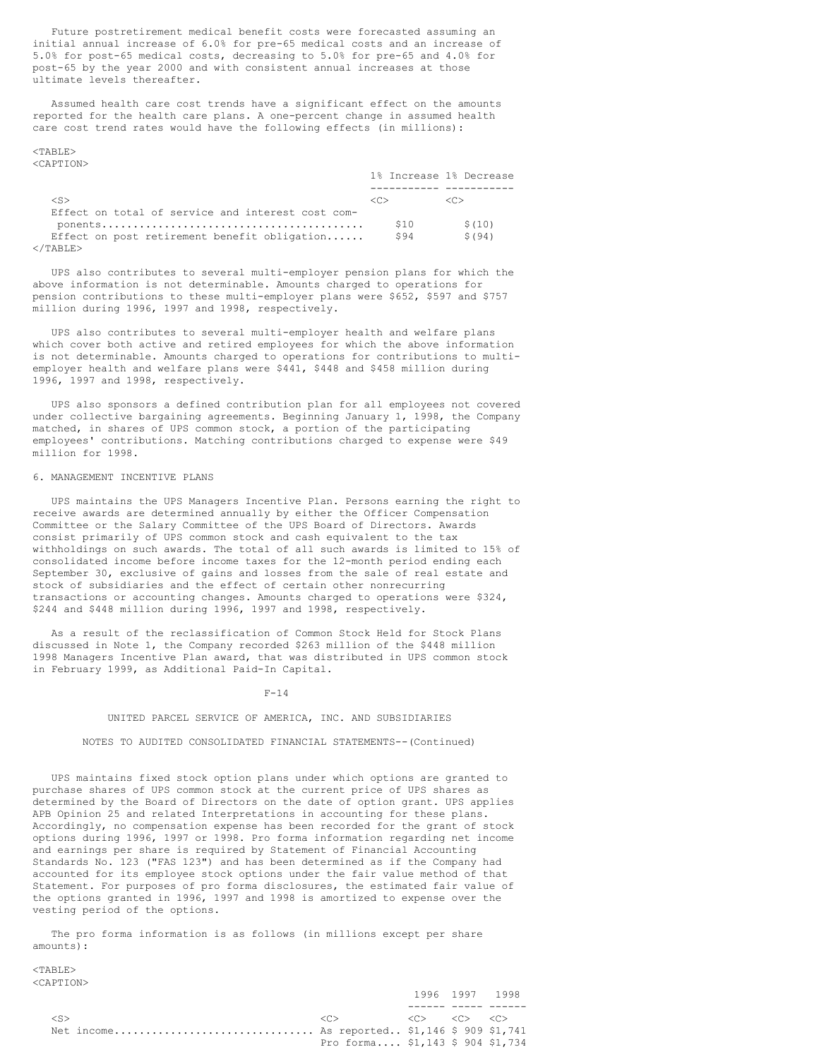Future postretirement medical benefit costs were forecasted assuming an initial annual increase of 6.0% for pre-65 medical costs and an increase of 5.0% for post-65 medical costs, decreasing to 5.0% for pre-65 and 4.0% for post-65 by the year 2000 and with consistent annual increases at those ultimate levels thereafter.

Assumed health care cost trends have a significant effect on the amounts reported for the health care plans. A one-percent change in assumed health care cost trend rates would have the following effects (in millions):

| | 1% Increase | 1% Decrease |
|---|---|---|
| Effect on total of service and interest cost components | $10 | $(10) |
| Effect on post retirement benefit obligation | $94 | $(94) |

UPS also contributes to several multi-employer pension plans for which the above information is not determinable. Amounts charged to operations for pension contributions to these multi-employer plans were $652, $597 and $757 million during 1996, 1997 and 1998, respectively.

UPS also contributes to several multi-employer health and welfare plans which cover both active and retired employees for which the above information is not determinable. Amounts charged to operations for contributions to multi-employer health and welfare plans were $441, $448 and $458 million during 1996, 1997 and 1998, respectively.

UPS also sponsors a defined contribution plan for all employees not covered under collective bargaining agreements. Beginning January 1, 1998, the Company matched, in shares of UPS common stock, a portion of the participating employees' contributions. Matching contributions charged to expense were $49 million for 1998.

## 6. MANAGEMENT INCENTIVE PLANS

UPS maintains the UPS Managers Incentive Plan. Persons earning the right to receive awards are determined annually by either the Officer Compensation Committee or the Salary Committee of the UPS Board of Directors. Awards consist primarily of UPS common stock and cash equivalent to the tax withholdings on such awards. The total of all such awards is limited to 15% of consolidated income before income taxes for the 12-month period ending each September 30, exclusive of gains and losses from the sale of real estate and stock of subsidiaries and the effect of certain other nonrecurring transactions or accounting changes. Amounts charged to operations were $324, $244 and $448 million during 1996, 1997 and 1998, respectively.

As a result of the reclassification of Common Stock Held for Stock Plans discussed in Note 1, the Company recorded $263 million of the $448 million 1998 Managers Incentive Plan award, that was distributed in UPS common stock in February 1999, as Additional Paid-In Capital.

UNITED PARCEL SERVICE OF AMERICA, INC. AND SUBSIDIARIES

NOTES TO AUDITED CONSOLIDATED FINANCIAL STATEMENTS--(Continued)

UPS maintains fixed stock option plans under which options are granted to purchase shares of UPS common stock at the current price of UPS shares as determined by the Board of Directors on the date of option grant. UPS applies APB Opinion 25 and related Interpretations in accounting for these plans. Accordingly, no compensation expense has been recorded for the grant of stock options during 1996, 1997 or 1998. Pro forma information regarding net income and earnings per share is required by Statement of Financial Accounting Standards No. 123 ("FAS 123") and has been determined as if the Company had accounted for its employee stock options under the fair value method of that Statement. For purposes of pro forma disclosures, the estimated fair value of the options granted in 1996, 1997 and 1998 is amortized to expense over the vesting period of the options.

The pro forma information is as follows (in millions except per share amounts):

| | | 1996 | 1997 | 1998 |
|---|---|---|---|---|
| Net income | As reported | $1,146 | $ 909 | $1,741 |
| | Pro forma | $1,143 | $ 904 | $1,734 |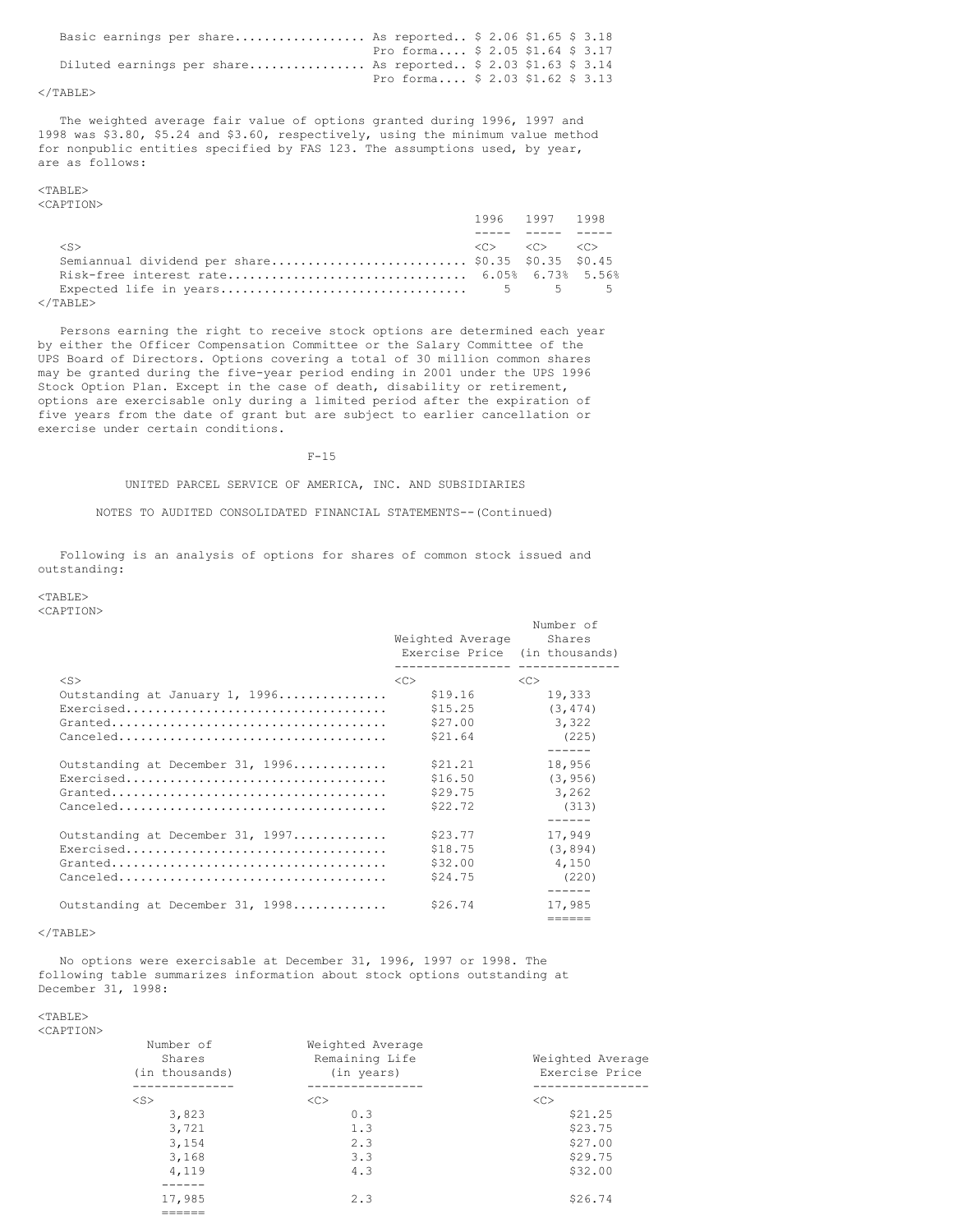| | | 1996 | 1997 | 1998 |
|---|---|---|---|---|
| Basic earnings per share | As reported | $ 2.06 | $1.65 | $ 3.18 |
| | Pro forma | $ 2.05 | $1.64 | $ 3.17 |
| Diluted earnings per share | As reported | $ 2.03 | $1.63 | $ 3.14 |
| | Pro forma | $ 2.03 | $1.62 | $ 3.13 |

The weighted average fair value of options granted during 1996, 1997 and 1998 was $3.80, $5.24 and $3.60, respectively, using the minimum value method for nonpublic entities specified by FAS 123. The assumptions used, by year, are as follows:

| | 1996 | 1997 | 1998 |
|---|---|---|---|
| Semiannual dividend per share | $0.35 | $0.35 | $0.45 |
| Risk-free interest rate | 6.05% | 6.73% | 5.56% |
| Expected life in years | 5 | 5 | 5 |

Persons earning the right to receive stock options are determined each year by either the Officer Compensation Committee or the Salary Committee of the UPS Board of Directors. Options covering a total of 30 million common shares may be granted during the five-year period ending in 2001 under the UPS 1996 Stock Option Plan. Except in the case of death, disability or retirement, options are exercisable only during a limited period after the expiration of five years from the date of grant but are subject to earlier cancellation or exercise under certain conditions.

Following is an analysis of options for shares of common stock issued and outstanding:

| | Weighted Average Exercise Price | Number of Shares (in thousands) |
|---|---|---|
| Outstanding at January 1, 1996 | $19.16 | 19,333 |
| Exercised | $15.25 | (3,474) |
| Granted | $27.00 | 3,322 |
| Canceled | $21.64 | (225) |
| Outstanding at December 31, 1996 | $21.21 | 18,956 |
| Exercised | $16.50 | (3,956) |
| Granted | $29.75 | 3,262 |
| Canceled | $22.72 | (313) |
| Outstanding at December 31, 1997 | $23.77 | 17,949 |
| Exercised | $18.75 | (3,894) |
| Granted | $32.00 | 4,150 |
| Canceled | $24.75 | (220) |
| Outstanding at December 31, 1998 | $26.74 | 17,985 |

No options were exercisable at December 31, 1996, 1997 or 1998. The following table summarizes information about stock options outstanding at December 31, 1998:

| Number of Shares (in thousands) | Weighted Average Remaining Life (in years) | Weighted Average Exercise Price |
|---|---|---|
| 3,823 | 0.3 | $21.25 |
| 3,721 | 1.3 | $23.75 |
| 3,154 | 2.3 | $27.00 |
| 3,168 | 3.3 | $29.75 |
| 4,119 | 4.3 | $32.00 |
| 17,985 | 2.3 | $26.74 |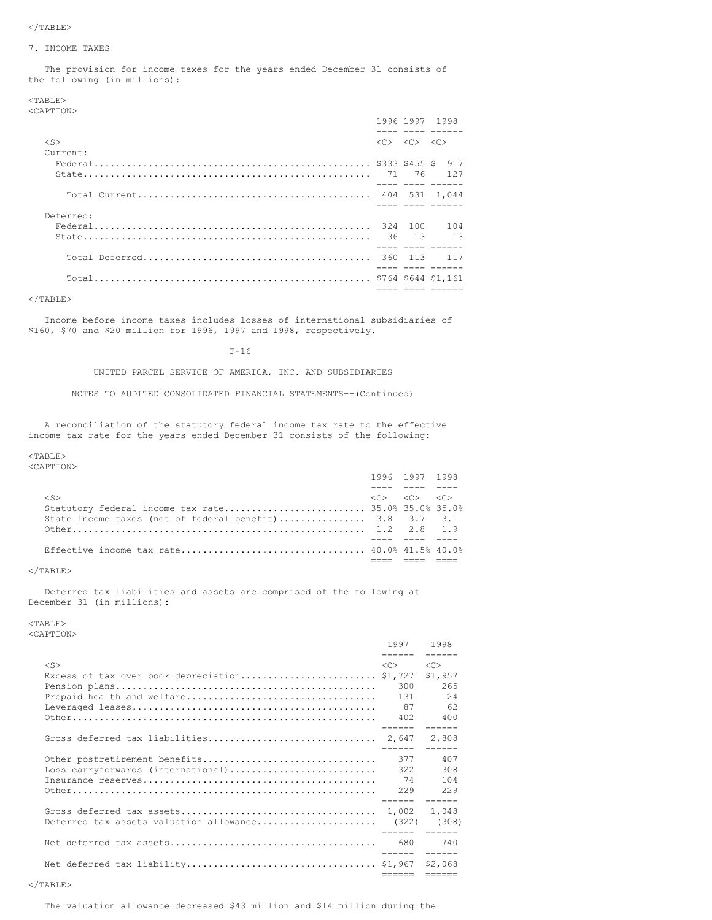## 7. INCOME TAXES

The provision for income taxes for the years ended December 31 consists of the following (in millions):

| | 1996 | 1997 | 1998 |
|---|---|---|---|
| Current: | | | |
| Federal | $333 | $455 | $ 917 |
| State | 71 | 76 | 127 |
| Total Current | 404 | 531 | 1,044 |
| Deferred: | | | |
| Federal | 324 | 100 | 104 |
| State | 36 | 13 | 13 |
| Total Deferred | 360 | 113 | 117 |
| Total | $764 | $644 | $1,161 |

Income before income taxes includes losses of international subsidiaries of $160, $70 and $20 million for 1996, 1997 and 1998, respectively.

UNITED PARCEL SERVICE OF AMERICA, INC. AND SUBSIDIARIES

NOTES TO AUDITED CONSOLIDATED FINANCIAL STATEMENTS--(Continued)

A reconciliation of the statutory federal income tax rate to the effective income tax rate for the years ended December 31 consists of the following:

| | 1996 | 1997 | 1998 |
|---|---|---|---|
| Statutory federal income tax rate | 35.0% | 35.0% | 35.0% |
| State income taxes (net of federal benefit) | 3.8 | 3.7 | 3.1 |
| Other | 1.2 | 2.8 | 1.9 |
| Effective income tax rate | 40.0% | 41.5% | 40.0% |

Deferred tax liabilities and assets are comprised of the following at December 31 (in millions):

| | 1997 | 1998 |
|---|---|---|
| Excess of tax over book depreciation | $1,727 | $1,957 |
| Pension plans | 300 | 265 |
| Prepaid health and welfare | 131 | 124 |
| Leveraged leases | 87 | 62 |
| Other | 402 | 400 |
| Gross deferred tax liabilities | 2,647 | 2,808 |
| Other postretirement benefits | 377 | 407 |
| Loss carryforwards (international) | 322 | 308 |
| Insurance reserves | 74 | 104 |
| Other | 229 | 229 |
| Gross deferred tax assets | 1,002 | 1,048 |
| Deferred tax assets valuation allowance | (322) | (308) |
| Net deferred tax assets | 680 | 740 |
| Net deferred tax liability | $1,967 | $2,068 |

The valuation allowance decreased $43 million and $14 million during the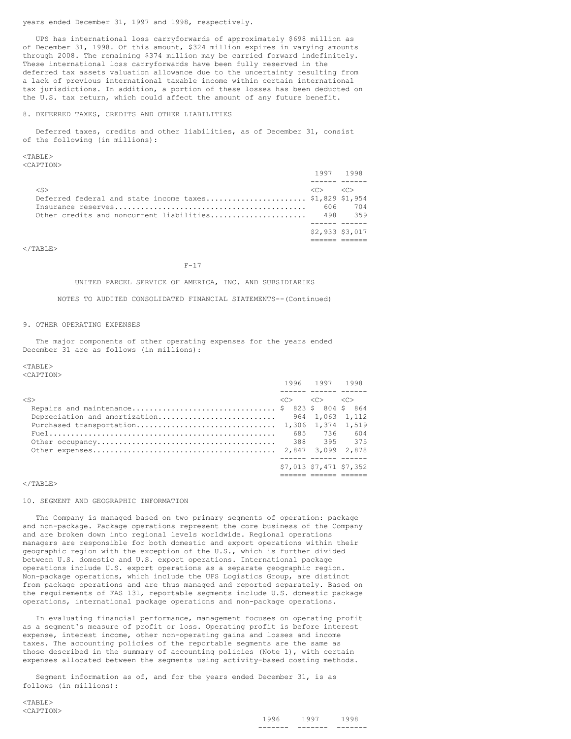years ended December 31, 1997 and 1998, respectively.

UPS has international loss carryforwards of approximately $698 million as of December 31, 1998. Of this amount, $324 million expires in varying amounts through 2008. The remaining $374 million may be carried forward indefinitely. These international loss carryforwards have been fully reserved in the deferred tax assets valuation allowance due to the uncertainty resulting from a lack of previous international taxable income within certain international tax jurisdictions. In addition, a portion of these losses has been deducted on the U.S. tax return, which could affect the amount of any future benefit.

## 8. DEFERRED TAXES, CREDITS AND OTHER LIABILITIES

Deferred taxes, credits and other liabilities, as of December 31, consist of the following (in millions):

| | 1997 | 1998 |
|---|---|---|
| Deferred federal and state income taxes | $1,829 | $1,954 |
| Insurance reserves | 606 | 704 |
| Other credits and noncurrent liabilities | 498 | 359 |
| | $2,933 | $3,017 |

UNITED PARCEL SERVICE OF AMERICA, INC. AND SUBSIDIARIES

NOTES TO AUDITED CONSOLIDATED FINANCIAL STATEMENTS--(Continued)

## 9. OTHER OPERATING EXPENSES

The major components of other operating expenses for the years ended December 31 are as follows (in millions):

| | 1996 | 1997 | 1998 |
|---|---|---|---|
| Repairs and maintenance | $ 823 | $ 804 | $ 864 |
| Depreciation and amortization | 964 | 1,063 | 1,112 |
| Purchased transportation | 1,306 | 1,374 | 1,519 |
| Fuel | 685 | 736 | 604 |
| Other occupancy | 388 | 395 | 375 |
| Other expenses | 2,847 | 3,099 | 2,878 |
| | $7,013 | $7,471 | $7,352 |

## 10. SEGMENT AND GEOGRAPHIC INFORMATION

The Company is managed based on two primary segments of operation: package and non-package. Package operations represent the core business of the Company and are broken down into regional levels worldwide. Regional operations managers are responsible for both domestic and export operations within their geographic region with the exception of the U.S., which is further divided between U.S. domestic and U.S. export operations. International package operations include U.S. export operations as a separate geographic region. Non-package operations, which include the UPS Logistics Group, are distinct from package operations and are thus managed and reported separately. Based on the requirements of FAS 131, reportable segments include U.S. domestic package operations, international package operations and non-package operations.

In evaluating financial performance, management focuses on operating profit as a segment's measure of profit or loss. Operating profit is before interest expense, interest income, other non-operating gains and losses and income taxes. The accounting policies of the reportable segments are the same as those described in the summary of accounting policies (Note 1), with certain expenses allocated between the segments using activity-based costing methods.

Segment information as of, and for the years ended December 31, is as follows (in millions):

| | 1996 | 1997 | 1998 |
|---|---|---|---|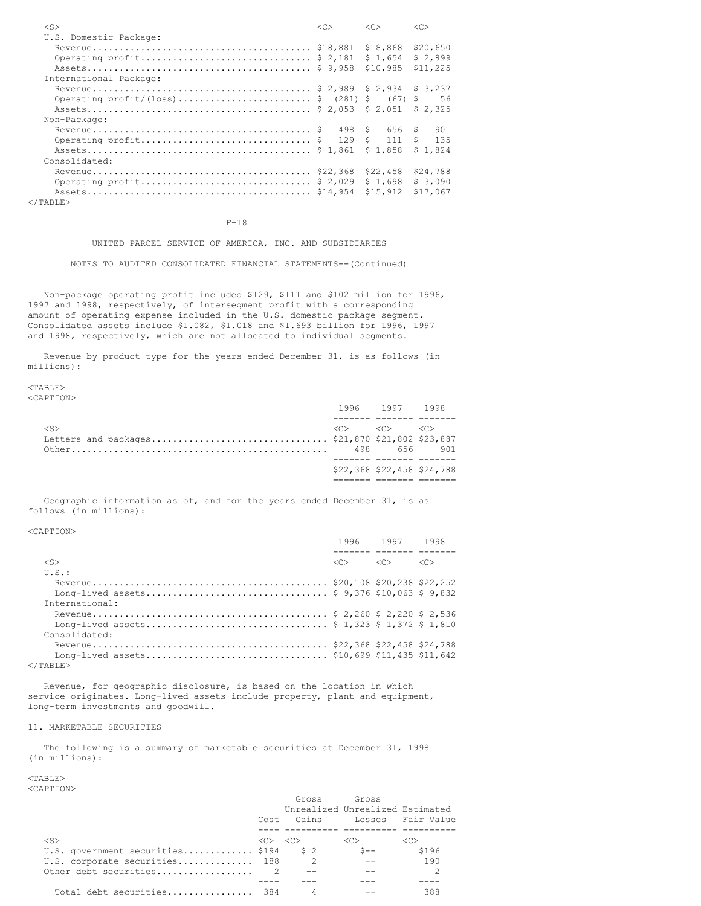| | | | |
|---|---|---|---|
| U.S. Domestic Package: | | | |
| Revenue | $18,881 | $18,868 | $20,650 |
| Operating profit | $ 2,181 | $ 1,654 | $ 2,899 |
| Assets | $ 9,958 | $10,985 | $11,225 |
| International Package: | | | |
| Revenue | $ 2,989 | $ 2,934 | $ 3,237 |
| Operating profit/(loss) | $ (281) | $ (67) | $ 56 |
| Assets | $ 2,053 | $ 2,051 | $ 2,325 |
| Non-Package: | | | |
| Revenue | $ 498 | $ 656 | $ 901 |
| Operating profit | $ 129 | $ 111 | $ 135 |
| Assets | $ 1,861 | $ 1,858 | $ 1,824 |
| Consolidated: | | | |
| Revenue | $22,368 | $22,458 | $24,788 |
| Operating profit | $ 2,029 | $ 1,698 | $ 3,090 |
| Assets | $14,954 | $15,912 | $17,067 |

UNITED PARCEL SERVICE OF AMERICA, INC. AND SUBSIDIARIES

NOTES TO AUDITED CONSOLIDATED FINANCIAL STATEMENTS--(Continued)

Non-package operating profit included $129, $111 and $102 million for 1996, 1997 and 1998, respectively, of intersegment profit with a corresponding amount of operating expense included in the U.S. domestic package segment. Consolidated assets include $1.082, $1.018 and $1.693 billion for 1996, 1997 and 1998, respectively, which are not allocated to individual segments.

Revenue by product type for the years ended December 31, is as follows (in millions):

| | 1996 | 1997 | 1998 |
|---|---|---|---|
| Letters and packages | $21,870 | $21,802 | $23,887 |
| Other | 498 | 656 | 901 |
| | $22,368 | $22,458 | $24,788 |

Geographic information as of, and for the years ended December 31, is as follows (in millions):

| | 1996 | 1997 | 1998 |
|---|---|---|---|
| U.S.: | | | |
| Revenue | $20,108 | $20,238 | $22,252 |
| Long-lived assets | $ 9,376 | $10,063 | $ 9,832 |
| International: | | | |
| Revenue | $ 2,260 | $ 2,220 | $ 2,536 |
| Long-lived assets | $ 1,323 | $ 1,372 | $ 1,810 |
| Consolidated: | | | |
| Revenue | $22,368 | $22,458 | $24,788 |
| Long-lived assets | $10,699 | $11,435 | $11,642 |

Revenue, for geographic disclosure, is based on the location in which service originates. Long-lived assets include property, plant and equipment, long-term investments and goodwill.

## 11. MARKETABLE SECURITIES

The following is a summary of marketable securities at December 31, 1998 (in millions):

| | Cost | Gross Unrealized Gains | Gross Unrealized Losses | Estimated Fair Value |
|---|---|---|---|---|
| U.S. government securities | $194 | $ 2 | $-- | $196 |
| U.S. corporate securities | 188 | 2 | -- | 190 |
| Other debt securities | 2 | -- | -- | 2 |
| Total debt securities | 384 | 4 | -- | 388 |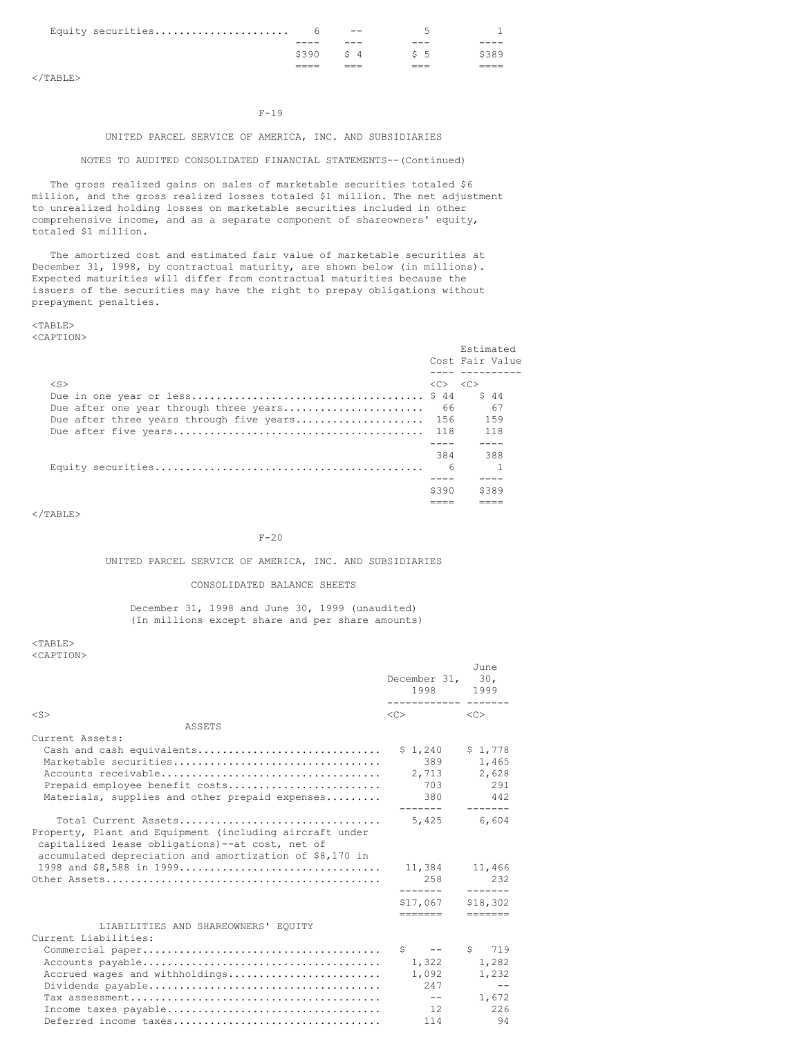| | | | | |
|---|---|---|---|---|
| Equity securities | 6 | -- | 5 | 1 |
| | $390 | $ 4 | $ 5 | $389 |

UNITED PARCEL SERVICE OF AMERICA, INC. AND SUBSIDIARIES

NOTES TO AUDITED CONSOLIDATED FINANCIAL STATEMENTS--(Continued)

The gross realized gains on sales of marketable securities totaled $6 million, and the gross realized losses totaled $1 million. The net adjustment to unrealized holding losses on marketable securities included in other comprehensive income, and as a separate component of shareowners' equity, totaled $1 million.

The amortized cost and estimated fair value of marketable securities at December 31, 1998, by contractual maturity, are shown below (in millions). Expected maturities will differ from contractual maturities because the issuers of the securities may have the right to prepay obligations without prepayment penalties.

| | Cost | Estimated Fair Value |
|---|---|---|
| Due in one year or less | $ 44 | $ 44 |
| Due after one year through three years | 66 | 67 |
| Due after three years through five years | 156 | 159 |
| Due after five years | 118 | 118 |
| | 384 | 388 |
| Equity securities | 6 | 1 |
| | $390 | $389 |

UNITED PARCEL SERVICE OF AMERICA, INC. AND SUBSIDIARIES

CONSOLIDATED BALANCE SHEETS

December 31, 1998 and June 30, 1999 (unaudited)
(In millions except share and per share amounts)

| | December 31, 1998 | June 30, 1999 |
|---|---|---|
| **ASSETS** | | |
| Current Assets: | | |
| Cash and cash equivalents | $ 1,240 | $ 1,778 |
| Marketable securities | 389 | 1,465 |
| Accounts receivable | 2,713 | 2,628 |
| Prepaid employee benefit costs | 703 | 291 |
| Materials, supplies and other prepaid expenses | 380 | 442 |
| Total Current Assets | 5,425 | 6,604 |
| Property, Plant and Equipment (including aircraft under capitalized lease obligations)--at cost, net of accumulated depreciation and amortization of $8,170 in 1998 and $8,588 in 1999 | 11,384 | 11,466 |
| Other Assets | 258 | 232 |
| | $17,067 | $18,302 |
| **LIABILITIES AND SHAREOWNERS' EQUITY** | | |
| Current Liabilities: | | |
| Commercial paper | $ -- | $ 719 |
| Accounts payable | 1,322 | 1,282 |
| Accrued wages and withholdings | 1,092 | 1,232 |
| Dividends payable | 247 | -- |
| Tax assessment | -- | 1,672 |
| Income taxes payable | 12 | 226 |
| Deferred income taxes | 114 | 94 |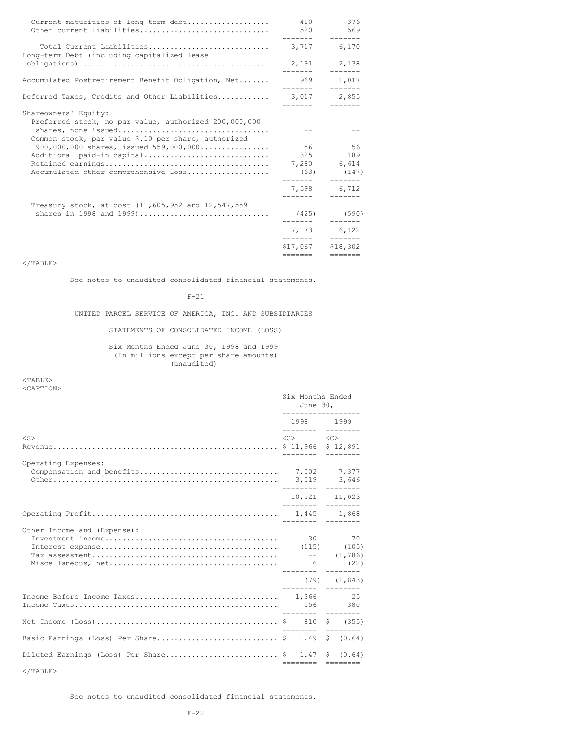| | | |
|---|---|---|
| Current maturities of long-term debt | 410 | 376 |
| Other current liabilities | 520 | 569 |
| Total Current Liabilities | 3,717 | 6,170 |
| Long-term Debt (including capitalized lease obligations) | 2,191 | 2,138 |
| Accumulated Postretirement Benefit Obligation, Net | 969 | 1,017 |
| Deferred Taxes, Credits and Other Liabilities | 3,017 | 2,855 |
| Shareowners' Equity: | | |
| Preferred stock, no par value, authorized 200,000,000 shares, none issued | -- | -- |
| Common stock, par value $.10 per share, authorized 900,000,000 shares, issued 559,000,000 | 56 | 56 |
| Additional paid-in capital | 325 | 189 |
| Retained earnings | 7,280 | 6,614 |
| Accumulated other comprehensive loss | (63) | (147) |
| | 7,598 | 6,712 |
| Treasury stock, at cost (11,605,952 and 12,547,559 shares in 1998 and 1999) | (425) | (590) |
| | 7,173 | 6,122 |
| | $17,067 | $18,302 |

See notes to unaudited consolidated financial statements.

UNITED PARCEL SERVICE OF AMERICA, INC. AND SUBSIDIARIES

STATEMENTS OF CONSOLIDATED INCOME (LOSS)

Six Months Ended June 30, 1998 and 1999
(In millions except per share amounts)
(unaudited)

| | Six Months Ended June 30, | |
|---|---|---|
| | 1998 | 1999 |
| Revenue | $ 11,966 | $ 12,891 |
| Operating Expenses: | | |
| Compensation and benefits | 7,002 | 7,377 |
| Other | 3,519 | 3,646 |
| | 10,521 | 11,023 |
| Operating Profit | 1,445 | 1,868 |
| Other Income and (Expense): | | |
| Investment income | 30 | 70 |
| Interest expense | (115) | (105) |
| Tax assessment | -- | (1,786) |
| Miscellaneous, net | 6 | (22) |
| | (79) | (1,843) |
| Income Before Income Taxes | 1,366 | 25 |
| Income Taxes | 556 | 380 |
| Net Income (Loss) | $ 810 | $ (355) |
| Basic Earnings (Loss) Per Share | $ 1.49 | $ (0.64) |
| Diluted Earnings (Loss) Per Share | $ 1.47 | $ (0.64) |

See notes to unaudited consolidated financial statements.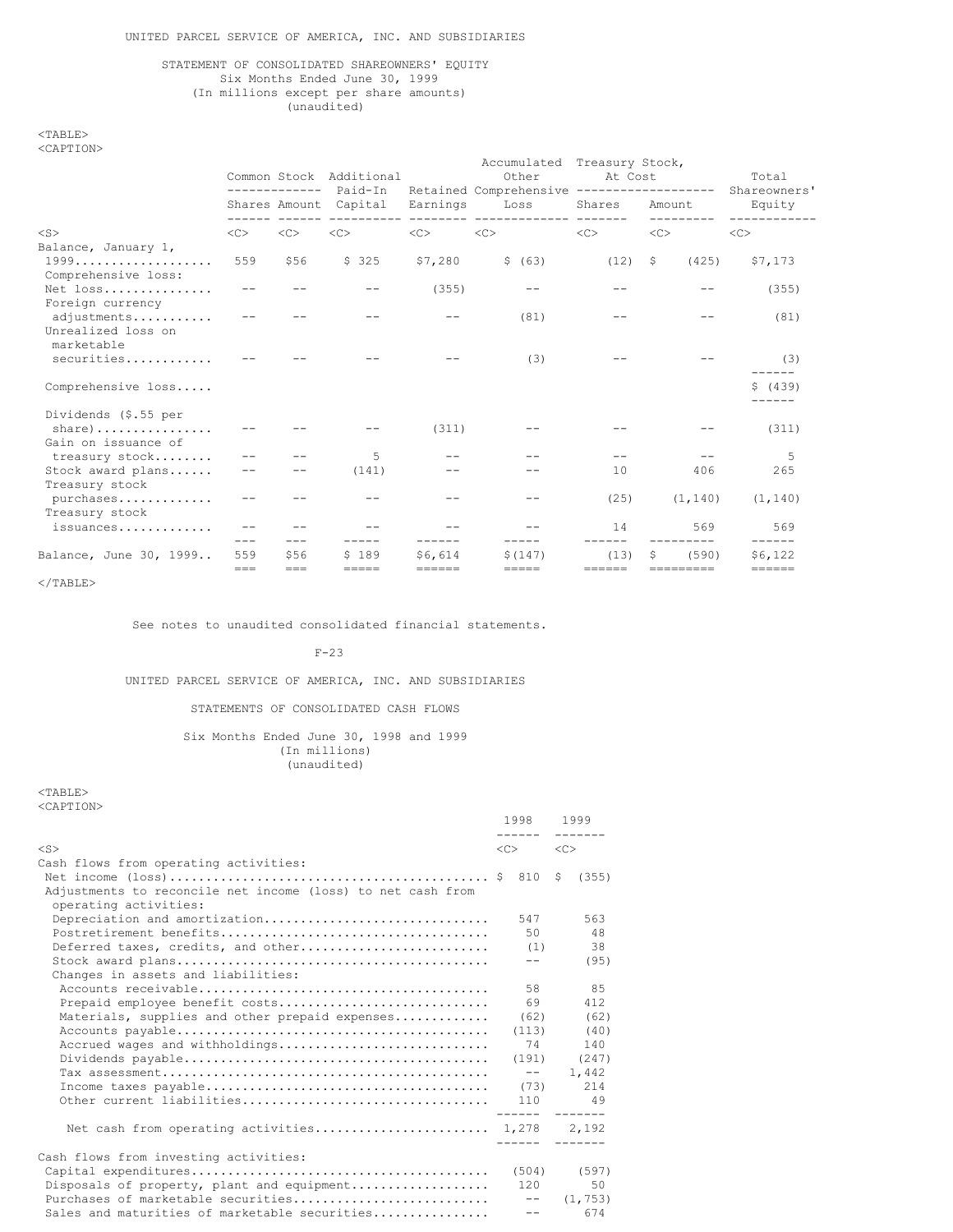UNITED PARCEL SERVICE OF AMERICA, INC. AND SUBSIDIARIES

STATEMENT OF CONSOLIDATED SHAREOWNERS' EQUITY
Six Months Ended June 30, 1999
(In millions except per share amounts)
(unaudited)

| | Common Stock | | Additional Paid-In Capital | Retained Earnings | Accumulated Other Comprehensive Loss | Treasury Stock, At Cost | | Total Shareowners' Equity |
|---|---|---|---|---|---|---|---|---|
| | Shares | Amount | | | | Shares | Amount | |
| Balance, January 1, 1999 | 559 | $56 | $ 325 | $7,280 | $ (63) | (12) | $ (425) | $7,173 |
| Comprehensive loss: | | | | | | | | |
| Net loss | -- | -- | -- | (355) | -- | -- | -- | (355) |
| Foreign currency adjustments | -- | -- | -- | -- | (81) | -- | -- | (81) |
| Unrealized loss on marketable securities | -- | -- | -- | -- | (3) | -- | -- | (3) |
| Comprehensive loss | | | | | | | | $ (439) |
| Dividends ($.55 per share) | -- | -- | -- | (311) | -- | -- | -- | (311) |
| Gain on issuance of treasury stock | -- | -- | 5 | -- | -- | -- | -- | 5 |
| Stock award plans | -- | -- | (141) | -- | -- | 10 | 406 | 265 |
| Treasury stock purchases | -- | -- | -- | -- | -- | (25) | (1,140) | (1,140) |
| Treasury stock issuances | -- | -- | -- | -- | -- | 14 | 569 | 569 |
| Balance, June 30, 1999 | 559 | $56 | $ 189 | $6,614 | $(147) | (13) | $ (590) | $6,122 |

See notes to unaudited consolidated financial statements.

UNITED PARCEL SERVICE OF AMERICA, INC. AND SUBSIDIARIES

STATEMENTS OF CONSOLIDATED CASH FLOWS

Six Months Ended June 30, 1998 and 1999
(In millions)
(unaudited)

| | 1998 | 1999 |
|---|---|---|
| Cash flows from operating activities: | | |
| Net income (loss) | $ 810 | $ (355) |
| Adjustments to reconcile net income (loss) to net cash from operating activities: | | |
| Depreciation and amortization | 547 | 563 |
| Postretirement benefits | 50 | 48 |
| Deferred taxes, credits, and other | (1) | 38 |
| Stock award plans | -- | (95) |
| Changes in assets and liabilities: | | |
| Accounts receivable | 58 | 85 |
| Prepaid employee benefit costs | 69 | 412 |
| Materials, supplies and other prepaid expenses | (62) | (62) |
| Accounts payable | (113) | (40) |
| Accrued wages and withholdings | 74 | 140 |
| Dividends payable | (191) | (247) |
| Tax assessment | -- | 1,442 |
| Income taxes payable | (73) | 214 |
| Other current liabilities | 110 | 49 |
| Net cash from operating activities | 1,278 | 2,192 |
| Cash flows from investing activities: | | |
| Capital expenditures | (504) | (597) |
| Disposals of property, plant and equipment | 120 | 50 |
| Purchases of marketable securities | -- | (1,753) |
| Sales and maturities of marketable securities | -- | 674 |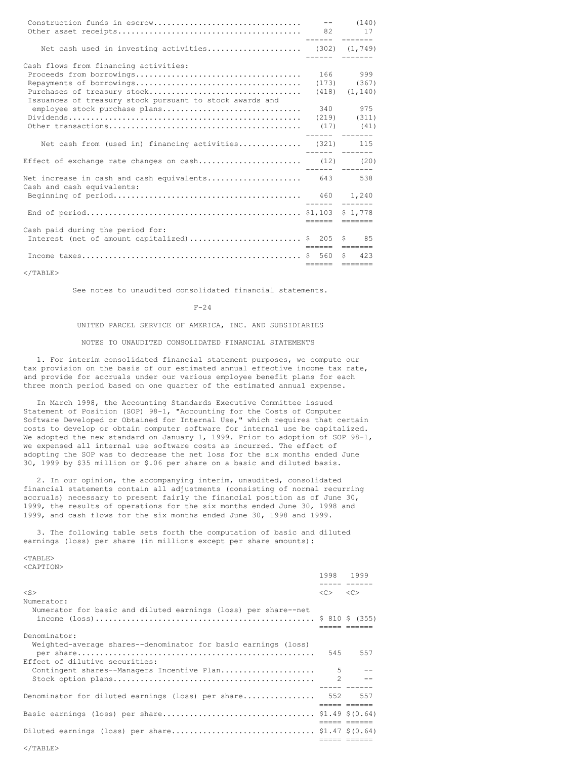| | 1998 | 1999 |
|---|---|---|
| Construction funds in escrow | -- | (140) |
| Other asset receipts | 82 | 17 |
| Net cash used in investing activities | (302) | (1,749) |
| Cash flows from financing activities: | | |
| Proceeds from borrowings | 166 | 999 |
| Repayments of borrowings | (173) | (367) |
| Purchases of treasury stock | (418) | (1,140) |
| Issuances of treasury stock pursuant to stock awards and employee stock purchase plans | 340 | 975 |
| Dividends | (219) | (311) |
| Other transactions | (17) | (41) |
| Net cash from (used in) financing activities | (321) | 115 |
| Effect of exchange rate changes on cash | (12) | (20) |
| Net increase in cash and cash equivalents | 643 | 538 |
| Cash and cash equivalents: | | |
| Beginning of period | 460 | 1,240 |
| End of period | $1,103 | $ 1,778 |
| Cash paid during the period for: | | |
| Interest (net of amount capitalized) | $ 205 | $ 85 |
| Income taxes | $ 560 | $ 423 |

See notes to unaudited consolidated financial statements.

UNITED PARCEL SERVICE OF AMERICA, INC. AND SUBSIDIARIES

NOTES TO UNAUDITED CONSOLIDATED FINANCIAL STATEMENTS

1. For interim consolidated financial statement purposes, we compute our tax provision on the basis of our estimated annual effective income tax rate, and provide for accruals under our various employee benefit plans for each three month period based on one quarter of the estimated annual expense.

In March 1998, the Accounting Standards Executive Committee issued Statement of Position (SOP) 98-1, "Accounting for the Costs of Computer Software Developed or Obtained for Internal Use," which requires that certain costs to develop or obtain computer software for internal use be capitalized. We adopted the new standard on January 1, 1999. Prior to adoption of SOP 98-1, we expensed all internal use software costs as incurred. The effect of adopting the SOP was to decrease the net loss for the six months ended June 30, 1999 by $35 million or $.06 per share on a basic and diluted basis.

2. In our opinion, the accompanying interim, unaudited, consolidated financial statements contain all adjustments (consisting of normal recurring accruals) necessary to present fairly the financial position as of June 30, 1999, the results of operations for the six months ended June 30, 1998 and 1999, and cash flows for the six months ended June 30, 1998 and 1999.

3. The following table sets forth the computation of basic and diluted earnings (loss) per share (in millions except per share amounts):

| | 1998 | 1999 |
|---|---|---|
| Numerator: | | |
| Numerator for basic and diluted earnings (loss) per share--net income (loss) | $ 810 | $ (355) |
| Denominator: | | |
| Weighted-average shares--denominator for basic earnings (loss) per share | 545 | 557 |
| Effect of dilutive securities: | | |
| Contingent shares--Managers Incentive Plan | 5 | -- |
| Stock option plans | 2 | -- |
| Denominator for diluted earnings (loss) per share | 552 | 557 |
| Basic earnings (loss) per share | $1.49 | $(0.64) |
| Diluted earnings (loss) per share | $1.47 | $(0.64) |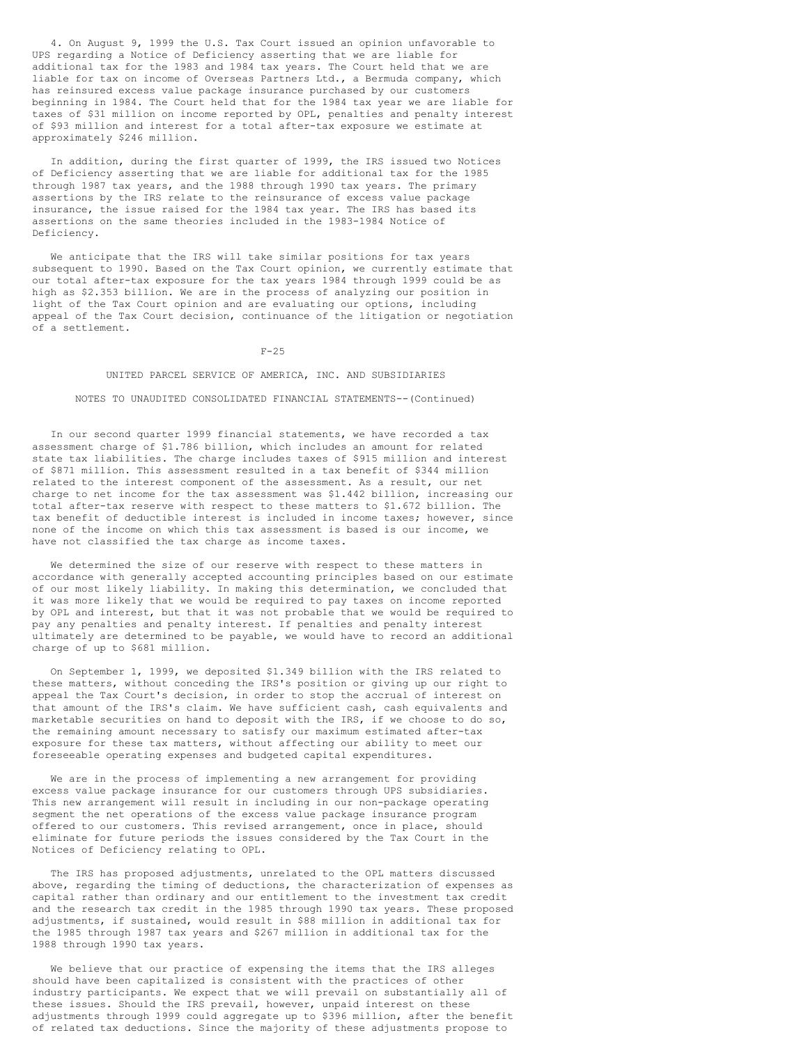4. On August 9, 1999 the U.S. Tax Court issued an opinion unfavorable to UPS regarding a Notice of Deficiency asserting that we are liable for additional tax for the 1983 and 1984 tax years. The Court held that we are liable for tax on income of Overseas Partners Ltd., a Bermuda company, which has reinsured excess value package insurance purchased by our customers beginning in 1984. The Court held that for the 1984 tax year we are liable for taxes of $31 million on income reported by OPL, penalties and penalty interest of $93 million and interest for a total after-tax exposure we estimate at approximately $246 million.

In addition, during the first quarter of 1999, the IRS issued two Notices of Deficiency asserting that we are liable for additional tax for the 1985 through 1987 tax years, and the 1988 through 1990 tax years. The primary assertions by the IRS relate to the reinsurance of excess value package insurance, the issue raised for the 1984 tax year. The IRS has based its assertions on the same theories included in the 1983-1984 Notice of Deficiency.

We anticipate that the IRS will take similar positions for tax years subsequent to 1990. Based on the Tax Court opinion, we currently estimate that our total after-tax exposure for the tax years 1984 through 1999 could be as high as $2.353 billion. We are in the process of analyzing our position in light of the Tax Court opinion and are evaluating our options, including appeal of the Tax Court decision, continuance of the litigation or negotiation of a settlement.

UNITED PARCEL SERVICE OF AMERICA, INC. AND SUBSIDIARIES

NOTES TO UNAUDITED CONSOLIDATED FINANCIAL STATEMENTS--(Continued)

In our second quarter 1999 financial statements, we have recorded a tax assessment charge of $1.786 billion, which includes an amount for related state tax liabilities. The charge includes taxes of $915 million and interest of $871 million. This assessment resulted in a tax benefit of $344 million related to the interest component of the assessment. As a result, our net charge to net income for the tax assessment was $1.442 billion, increasing our total after-tax reserve with respect to these matters to $1.672 billion. The tax benefit of deductible interest is included in income taxes; however, since none of the income on which this tax assessment is based is our income, we have not classified the tax charge as income taxes.

We determined the size of our reserve with respect to these matters in accordance with generally accepted accounting principles based on our estimate of our most likely liability. In making this determination, we concluded that it was more likely that we would be required to pay taxes on income reported by OPL and interest, but that it was not probable that we would be required to pay any penalties and penalty interest. If penalties and penalty interest ultimately are determined to be payable, we would have to record an additional charge of up to $681 million.

On September 1, 1999, we deposited $1.349 billion with the IRS related to these matters, without conceding the IRS's position or giving up our right to appeal the Tax Court's decision, in order to stop the accrual of interest on that amount of the IRS's claim. We have sufficient cash, cash equivalents and marketable securities on hand to deposit with the IRS, if we choose to do so, the remaining amount necessary to satisfy our maximum estimated after-tax exposure for these tax matters, without affecting our ability to meet our foreseeable operating expenses and budgeted capital expenditures.

We are in the process of implementing a new arrangement for providing excess value package insurance for our customers through UPS subsidiaries. This new arrangement will result in including in our non-package operating segment the net operations of the excess value package insurance program offered to our customers. This revised arrangement, once in place, should eliminate for future periods the issues considered by the Tax Court in the Notices of Deficiency relating to OPL.

The IRS has proposed adjustments, unrelated to the OPL matters discussed above, regarding the timing of deductions, the characterization of expenses as capital rather than ordinary and our entitlement to the investment tax credit and the research tax credit in the 1985 through 1990 tax years. These proposed adjustments, if sustained, would result in $88 million in additional tax for the 1985 through 1987 tax years and $267 million in additional tax for the 1988 through 1990 tax years.

We believe that our practice of expensing the items that the IRS alleges should have been capitalized is consistent with the practices of other industry participants. We expect that we will prevail on substantially all of these issues. Should the IRS prevail, however, unpaid interest on these adjustments through 1999 could aggregate up to $396 million, after the benefit of related tax deductions. Since the majority of these adjustments propose to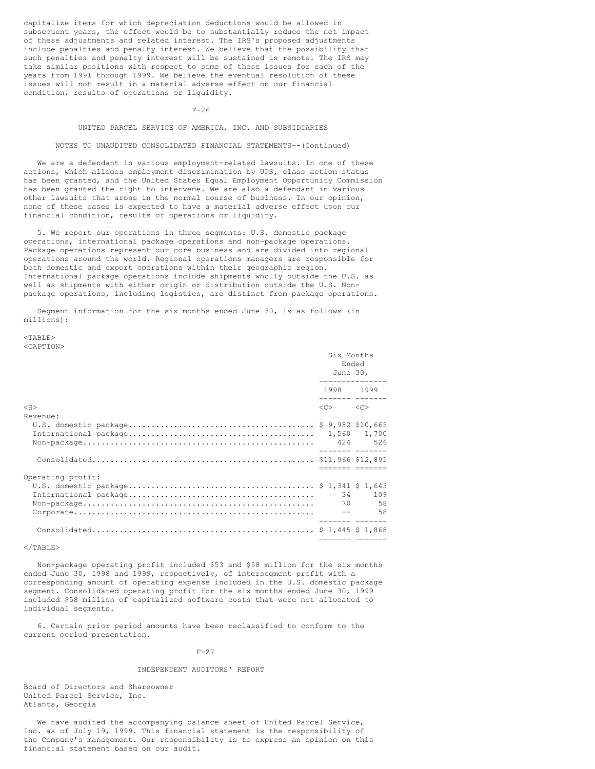capitalize items for which depreciation deductions would be allowed in subsequent years, the effect would be to substantially reduce the net impact of these adjustments and related interest. The IRS's proposed adjustments include penalties and penalty interest. We believe that the possibility that such penalties and penalty interest will be sustained is remote. The IRS may take similar positions with respect to some of these issues for each of the years from 1991 through 1999. We believe the eventual resolution of these issues will not result in a material adverse effect on our financial condition, results of operations or liquidity.

UNITED PARCEL SERVICE OF AMERICA, INC. AND SUBSIDIARIES

NOTES TO UNAUDITED CONSOLIDATED FINANCIAL STATEMENTS--(Continued)

We are a defendant in various employment-related lawsuits. In one of these actions, which alleges employment discrimination by UPS, class action status has been granted, and the United States Equal Employment Opportunity Commission has been granted the right to intervene. We are also a defendant in various other lawsuits that arose in the normal course of business. In our opinion, none of these cases is expected to have a material adverse effect upon our financial condition, results of operations or liquidity.

5. We report our operations in three segments: U.S. domestic package operations, international package operations and non-package operations. Package operations represent our core business and are divided into regional operations around the world. Regional operations managers are responsible for both domestic and export operations within their geographic region. International package operations include shipments wholly outside the U.S. as well as shipments with either origin or distribution outside the U.S. Non-package operations, including logistics, are distinct from package operations.

Segment information for the six months ended June 30, is as follows (in millions):

| | Six Months Ended June 30, | |
|---|---|---|
| | 1998 | 1999 |
| Revenue: | | |
| U.S. domestic package | $ 9,982 | $10,665 |
| International package | 1,560 | 1,700 |
| Non-package | 424 | 526 |
| Consolidated | $11,966 | $12,891 |
| Operating profit: | | |
| U.S. domestic package | $ 1,341 | $ 1,643 |
| International package | 34 | 109 |
| Non-package | 70 | 58 |
| Corporate | -- | 58 |
| Consolidated | $ 1,445 | $ 1,868 |

Non-package operating profit included $53 and $58 million for the six months ended June 30, 1998 and 1999, respectively, of intersegment profit with a corresponding amount of operating expense included in the U.S. domestic package segment. Consolidated operating profit for the six months ended June 30, 1999 included $58 million of capitalized software costs that were not allocated to individual segments.

6. Certain prior period amounts have been reclassified to conform to the current period presentation.

INDEPENDENT AUDITORS' REPORT

Board of Directors and Shareowner
United Parcel Service, Inc.
Atlanta, Georgia

We have audited the accompanying balance sheet of United Parcel Service, Inc. as of July 19, 1999. This financial statement is the responsibility of the Company's management. Our responsibility is to express an opinion on this financial statement based on our audit.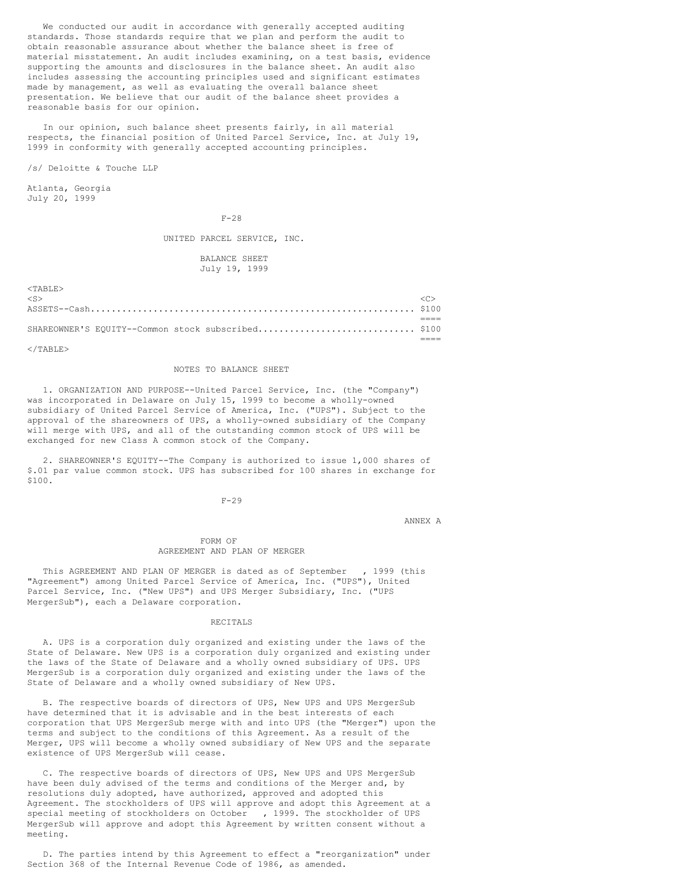We conducted our audit in accordance with generally accepted auditing standards. Those standards require that we plan and perform the audit to obtain reasonable assurance about whether the balance sheet is free of material misstatement. An audit includes examining, on a test basis, evidence supporting the amounts and disclosures in the balance sheet. An audit also includes assessing the accounting principles used and significant estimates made by management, as well as evaluating the overall balance sheet presentation. We believe that our audit of the balance sheet provides a reasonable basis for our opinion.

In our opinion, such balance sheet presents fairly, in all material respects, the financial position of United Parcel Service, Inc. at July 19, 1999 in conformity with generally accepted accounting principles.

/s/ Deloitte & Touche LLP

Atlanta, Georgia
July 20, 1999

## UNITED PARCEL SERVICE, INC.

### BALANCE SHEET
### July 19, 1999

| | |
|---|---|
| ASSETS--Cash | $100 |
| SHAREOWNER'S EQUITY--Common stock subscribed | $100 |

### NOTES TO BALANCE SHEET

1. ORGANIZATION AND PURPOSE--United Parcel Service, Inc. (the "Company") was incorporated in Delaware on July 15, 1999 to become a wholly-owned subsidiary of United Parcel Service of America, Inc. ("UPS"). Subject to the approval of the shareowners of UPS, a wholly-owned subsidiary of the Company will merge with UPS, and all of the outstanding common stock of UPS will be exchanged for new Class A common stock of the Company.

2. SHAREOWNER'S EQUITY--The Company is authorized to issue 1,000 shares of $.01 par value common stock. UPS has subscribed for 100 shares in exchange for $100.

ANNEX A

## FORM OF
## AGREEMENT AND PLAN OF MERGER

This AGREEMENT AND PLAN OF MERGER is dated as of September , 1999 (this "Agreement") among United Parcel Service of America, Inc. ("UPS"), United Parcel Service, Inc. ("New UPS") and UPS Merger Subsidiary, Inc. ("UPS MergerSub"), each a Delaware corporation.

### RECITALS

A. UPS is a corporation duly organized and existing under the laws of the State of Delaware. New UPS is a corporation duly organized and existing under the laws of the State of Delaware and a wholly owned subsidiary of UPS. UPS MergerSub is a corporation duly organized and existing under the laws of the State of Delaware and a wholly owned subsidiary of New UPS.

B. The respective boards of directors of UPS, New UPS and UPS MergerSub have determined that it is advisable and in the best interests of each corporation that UPS MergerSub merge with and into UPS (the "Merger") upon the terms and subject to the conditions of this Agreement. As a result of the Merger, UPS will become a wholly owned subsidiary of New UPS and the separate existence of UPS MergerSub will cease.

C. The respective boards of directors of UPS, New UPS and UPS MergerSub have been duly advised of the terms and conditions of the Merger and, by resolutions duly adopted, have authorized, approved and adopted this Agreement. The stockholders of UPS will approve and adopt this Agreement at a special meeting of stockholders on October , 1999. The stockholder of UPS MergerSub will approve and adopt this Agreement by written consent without a meeting.

D. The parties intend by this Agreement to effect a "reorganization" under Section 368 of the Internal Revenue Code of 1986, as amended.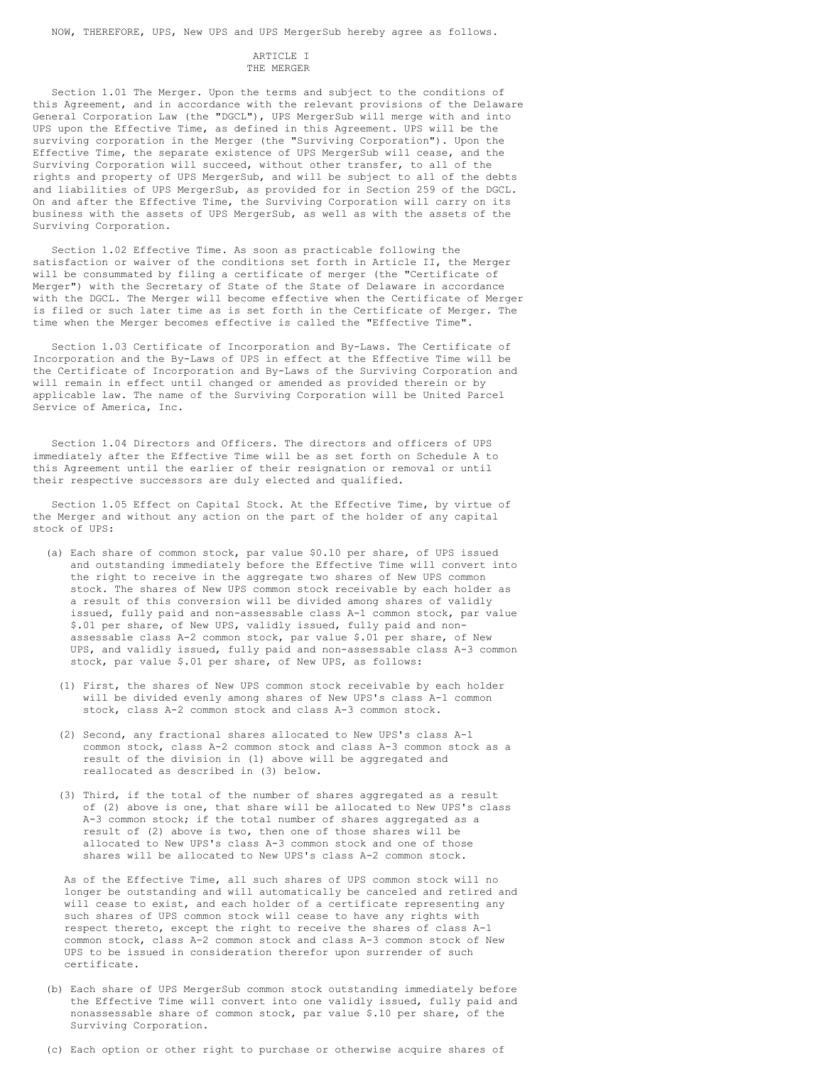NOW, THEREFORE, UPS, New UPS and UPS MergerSub hereby agree as follows.

## ARTICLE I
## THE MERGER

Section 1.01 The Merger. Upon the terms and subject to the conditions of this Agreement, and in accordance with the relevant provisions of the Delaware General Corporation Law (the "DGCL"), UPS MergerSub will merge with and into UPS upon the Effective Time, as defined in this Agreement. UPS will be the surviving corporation in the Merger (the "Surviving Corporation"). Upon the Effective Time, the separate existence of UPS MergerSub will cease, and the Surviving Corporation will succeed, without other transfer, to all of the rights and property of UPS MergerSub, and will be subject to all of the debts and liabilities of UPS MergerSub, as provided for in Section 259 of the DGCL. On and after the Effective Time, the Surviving Corporation will carry on its business with the assets of UPS MergerSub, as well as with the assets of the Surviving Corporation.

Section 1.02 Effective Time. As soon as practicable following the satisfaction or waiver of the conditions set forth in Article II, the Merger will be consummated by filing a certificate of merger (the "Certificate of Merger") with the Secretary of State of the State of Delaware in accordance with the DGCL. The Merger will become effective when the Certificate of Merger is filed or such later time as is set forth in the Certificate of Merger. The time when the Merger becomes effective is called the "Effective Time".

Section 1.03 Certificate of Incorporation and By-Laws. The Certificate of Incorporation and the By-Laws of UPS in effect at the Effective Time will be the Certificate of Incorporation and By-Laws of the Surviving Corporation and will remain in effect until changed or amended as provided therein or by applicable law. The name of the Surviving Corporation will be United Parcel Service of America, Inc.

Section 1.04 Directors and Officers. The directors and officers of UPS immediately after the Effective Time will be as set forth on Schedule A to this Agreement until the earlier of their resignation or removal or until their respective successors are duly elected and qualified.

Section 1.05 Effect on Capital Stock. At the Effective Time, by virtue of the Merger and without any action on the part of the holder of any capital stock of UPS:

(a) Each share of common stock, par value $0.10 per share, of UPS issued and outstanding immediately before the Effective Time will convert into the right to receive in the aggregate two shares of New UPS common stock. The shares of New UPS common stock receivable by each holder as a result of this conversion will be divided among shares of validly issued, fully paid and non-assessable class A-1 common stock, par value $.01 per share, of New UPS, validly issued, fully paid and non-assessable class A-2 common stock, par value $.01 per share, of New UPS, and validly issued, fully paid and non-assessable class A-3 common stock, par value $.01 per share, of New UPS, as follows:

(1) First, the shares of New UPS common stock receivable by each holder will be divided evenly among shares of New UPS's class A-1 common stock, class A-2 common stock and class A-3 common stock.

(2) Second, any fractional shares allocated to New UPS's class A-1 common stock, class A-2 common stock and class A-3 common stock as a result of the division in (1) above will be aggregated and reallocated as described in (3) below.

(3) Third, if the total of the number of shares aggregated as a result of (2) above is one, that share will be allocated to New UPS's class A-3 common stock; if the total number of shares aggregated as a result of (2) above is two, then one of those shares will be allocated to New UPS's class A-3 common stock and one of those shares will be allocated to New UPS's class A-2 common stock.

As of the Effective Time, all such shares of UPS common stock will no longer be outstanding and will automatically be canceled and retired and will cease to exist, and each holder of a certificate representing any such shares of UPS common stock will cease to have any rights with respect thereto, except the right to receive the shares of class A-1 common stock, class A-2 common stock and class A-3 common stock of New UPS to be issued in consideration therefor upon surrender of such certificate.

(b) Each share of UPS MergerSub common stock outstanding immediately before the Effective Time will convert into one validly issued, fully paid and nonassessable share of common stock, par value $.10 per share, of the Surviving Corporation.

(c) Each option or other right to purchase or otherwise acquire shares of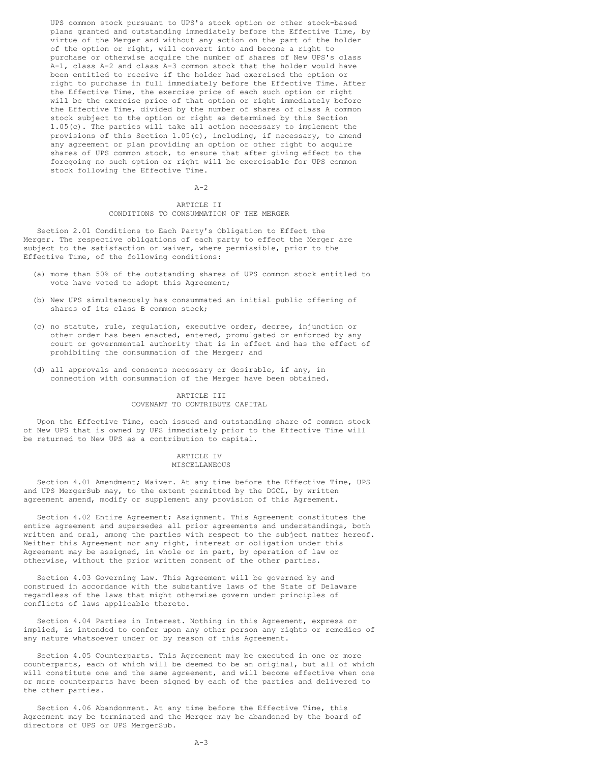UPS common stock pursuant to UPS's stock option or other stock-based plans granted and outstanding immediately before the Effective Time, by virtue of the Merger and without any action on the part of the holder of the option or right, will convert into and become a right to purchase or otherwise acquire the number of shares of New UPS's class A-1, class A-2 and class A-3 common stock that the holder would have been entitled to receive if the holder had exercised the option or right to purchase in full immediately before the Effective Time. After the Effective Time, the exercise price of each such option or right will be the exercise price of that option or right immediately before the Effective Time, divided by the number of shares of class A common stock subject to the option or right as determined by this Section 1.05(c). The parties will take all action necessary to implement the provisions of this Section 1.05(c), including, if necessary, to amend any agreement or plan providing an option or other right to acquire shares of UPS common stock, to ensure that after giving effect to the foregoing no such option or right will be exercisable for UPS common stock following the Effective Time.

## ARTICLE II
## CONDITIONS TO CONSUMMATION OF THE MERGER

Section 2.01 Conditions to Each Party's Obligation to Effect the Merger. The respective obligations of each party to effect the Merger are subject to the satisfaction or waiver, where permissible, prior to the Effective Time, of the following conditions:

(a) more than 50% of the outstanding shares of UPS common stock entitled to vote have voted to adopt this Agreement;

(b) New UPS simultaneously has consummated an initial public offering of shares of its class B common stock;

(c) no statute, rule, regulation, executive order, decree, injunction or other order has been enacted, entered, promulgated or enforced by any court or governmental authority that is in effect and has the effect of prohibiting the consummation of the Merger; and

(d) all approvals and consents necessary or desirable, if any, in connection with consummation of the Merger have been obtained.

## ARTICLE III
## COVENANT TO CONTRIBUTE CAPITAL

Upon the Effective Time, each issued and outstanding share of common stock of New UPS that is owned by UPS immediately prior to the Effective Time will be returned to New UPS as a contribution to capital.

## ARTICLE IV
## MISCELLANEOUS

Section 4.01 Amendment; Waiver. At any time before the Effective Time, UPS and UPS MergerSub may, to the extent permitted by the DGCL, by written agreement amend, modify or supplement any provision of this Agreement.

Section 4.02 Entire Agreement; Assignment. This Agreement constitutes the entire agreement and supersedes all prior agreements and understandings, both written and oral, among the parties with respect to the subject matter hereof. Neither this Agreement nor any right, interest or obligation under this Agreement may be assigned, in whole or in part, by operation of law or otherwise, without the prior written consent of the other parties.

Section 4.03 Governing Law. This Agreement will be governed by and construed in accordance with the substantive laws of the State of Delaware regardless of the laws that might otherwise govern under principles of conflicts of laws applicable thereto.

Section 4.04 Parties in Interest. Nothing in this Agreement, express or implied, is intended to confer upon any other person any rights or remedies of any nature whatsoever under or by reason of this Agreement.

Section 4.05 Counterparts. This Agreement may be executed in one or more counterparts, each of which will be deemed to be an original, but all of which will constitute one and the same agreement, and will become effective when one or more counterparts have been signed by each of the parties and delivered to the other parties.

Section 4.06 Abandonment. At any time before the Effective Time, this Agreement may be terminated and the Merger may be abandoned by the board of directors of UPS or UPS MergerSub.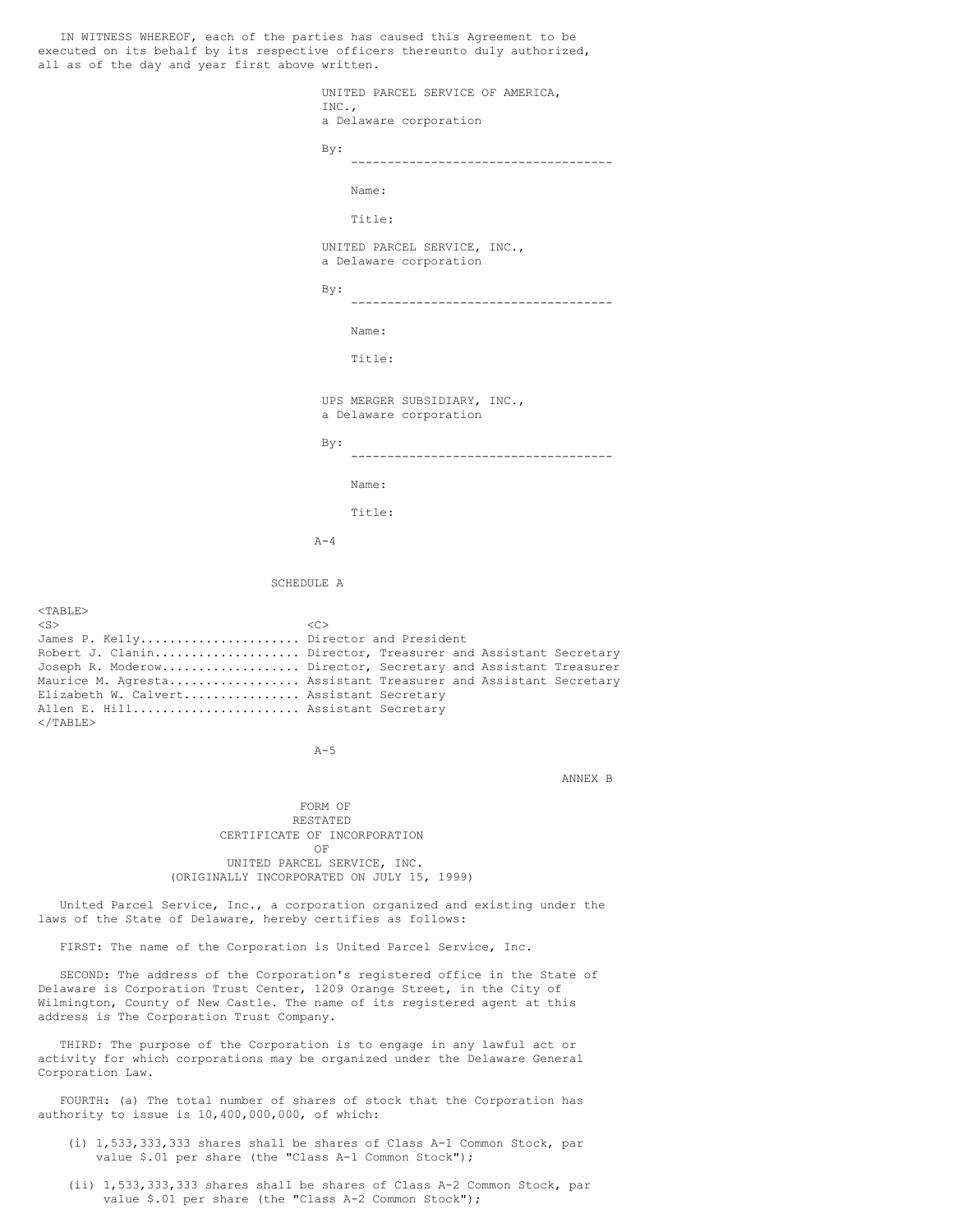IN WITNESS WHEREOF, each of the parties has caused this Agreement to be executed on its behalf by its respective officers thereunto duly authorized, all as of the day and year first above written.

UNITED PARCEL SERVICE OF AMERICA, INC.,
a Delaware corporation

By: ------------------------------------

Name:

Title:

UNITED PARCEL SERVICE, INC.,
a Delaware corporation

By: ------------------------------------

Name:

Title:

UPS MERGER SUBSIDIARY, INC.,
a Delaware corporation

By: ------------------------------------

Name:

Title:

SCHEDULE A

| | |
|---|---|
| James P. Kelly | Director and President |
| Robert J. Clanin | Director, Treasurer and Assistant Secretary |
| Joseph R. Moderow | Director, Secretary and Assistant Treasurer |
| Maurice M. Agresta | Assistant Treasurer and Assistant Secretary |
| Elizabeth W. Calvert | Assistant Secretary |
| Allen E. Hill | Assistant Secretary |

ANNEX B

# FORM OF RESTATED CERTIFICATE OF INCORPORATION OF UNITED PARCEL SERVICE, INC.
(ORIGINALLY INCORPORATED ON JULY 15, 1999)

United Parcel Service, Inc., a corporation organized and existing under the laws of the State of Delaware, hereby certifies as follows:

FIRST: The name of the Corporation is United Parcel Service, Inc.

SECOND: The address of the Corporation's registered office in the State of Delaware is Corporation Trust Center, 1209 Orange Street, in the City of Wilmington, County of New Castle. The name of its registered agent at this address is The Corporation Trust Company.

THIRD: The purpose of the Corporation is to engage in any lawful act or activity for which corporations may be organized under the Delaware General Corporation Law.

FOURTH: (a) The total number of shares of stock that the Corporation has authority to issue is 10,400,000,000, of which:

(i) 1,533,333,333 shares shall be shares of Class A-1 Common Stock, par value $.01 per share (the "Class A-1 Common Stock");

(ii) 1,533,333,333 shares shall be shares of Class A-2 Common Stock, par value $.01 per share (the "Class A-2 Common Stock");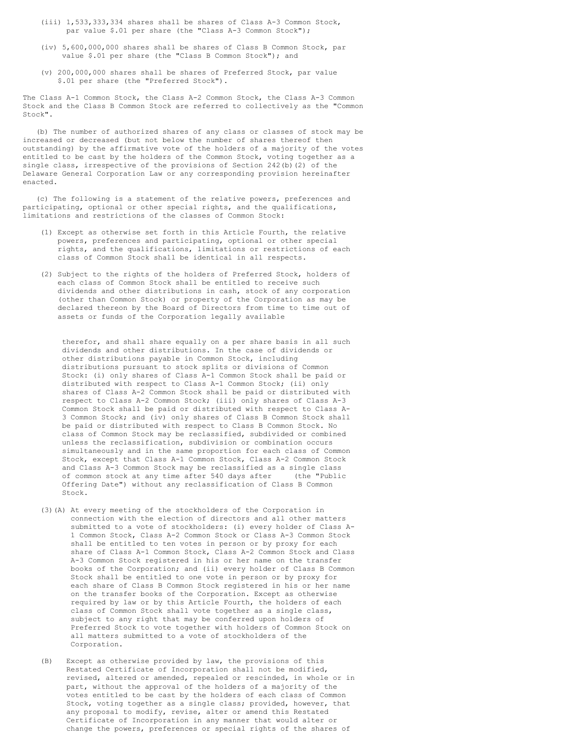(iii) 1,533,333,334 shares shall be shares of Class A-3 Common Stock, par value $.01 per share (the "Class A-3 Common Stock");

(iv) 5,600,000,000 shares shall be shares of Class B Common Stock, par value $.01 per share (the "Class B Common Stock"); and

(v) 200,000,000 shares shall be shares of Preferred Stock, par value $.01 per share (the "Preferred Stock").

The Class A-1 Common Stock, the Class A-2 Common Stock, the Class A-3 Common Stock and the Class B Common Stock are referred to collectively as the "Common Stock".

(b) The number of authorized shares of any class or classes of stock may be increased or decreased (but not below the number of shares thereof then outstanding) by the affirmative vote of the holders of a majority of the votes entitled to be cast by the holders of the Common Stock, voting together as a single class, irrespective of the provisions of Section 242(b)(2) of the Delaware General Corporation Law or any corresponding provision hereinafter enacted.

(c) The following is a statement of the relative powers, preferences and participating, optional or other special rights, and the qualifications, limitations and restrictions of the classes of Common Stock:

(1) Except as otherwise set forth in this Article Fourth, the relative powers, preferences and participating, optional or other special rights, and the qualifications, limitations or restrictions of each class of Common Stock shall be identical in all respects.

(2) Subject to the rights of the holders of Preferred Stock, holders of each class of Common Stock shall be entitled to receive such dividends and other distributions in cash, stock of any corporation (other than Common Stock) or property of the Corporation as may be declared thereon by the Board of Directors from time to time out of assets or funds of the Corporation legally available therefor, and shall share equally on a per share basis in all such dividends and other distributions. In the case of dividends or other distributions payable in Common Stock, including distributions pursuant to stock splits or divisions of Common Stock: (i) only shares of Class A-1 Common Stock shall be paid or distributed with respect to Class A-1 Common Stock; (ii) only shares of Class A-2 Common Stock shall be paid or distributed with respect to Class A-2 Common Stock; (iii) only shares of Class A-3 Common Stock shall be paid or distributed with respect to Class A-3 Common Stock; and (iv) only shares of Class B Common Stock shall be paid or distributed with respect to Class B Common Stock. No class of Common Stock may be reclassified, subdivided or combined unless the reclassification, subdivision or combination occurs simultaneously and in the same proportion for each class of Common Stock, except that Class A-1 Common Stock, Class A-2 Common Stock and Class A-3 Common Stock may be reclassified as a single class of common stock at any time after 540 days after      (the "Public Offering Date") without any reclassification of Class B Common Stock.

(3)(A) At every meeting of the stockholders of the Corporation in connection with the election of directors and all other matters submitted to a vote of stockholders: (i) every holder of Class A-1 Common Stock, Class A-2 Common Stock or Class A-3 Common Stock shall be entitled to ten votes in person or by proxy for each share of Class A-1 Common Stock, Class A-2 Common Stock and Class A-3 Common Stock registered in his or her name on the transfer books of the Corporation; and (ii) every holder of Class B Common Stock shall be entitled to one vote in person or by proxy for each share of Class B Common Stock registered in his or her name on the transfer books of the Corporation. Except as otherwise required by law or by this Article Fourth, the holders of each class of Common Stock shall vote together as a single class, subject to any right that may be conferred upon holders of Preferred Stock to vote together with holders of Common Stock on all matters submitted to a vote of stockholders of the Corporation.

(B) Except as otherwise provided by law, the provisions of this Restated Certificate of Incorporation shall not be modified, revised, altered or amended, repealed or rescinded, in whole or in part, without the approval of the holders of a majority of the votes entitled to be cast by the holders of each class of Common Stock, voting together as a single class; provided, however, that any proposal to modify, revise, alter or amend this Restated Certificate of Incorporation in any manner that would alter or change the powers, preferences or special rights of the shares of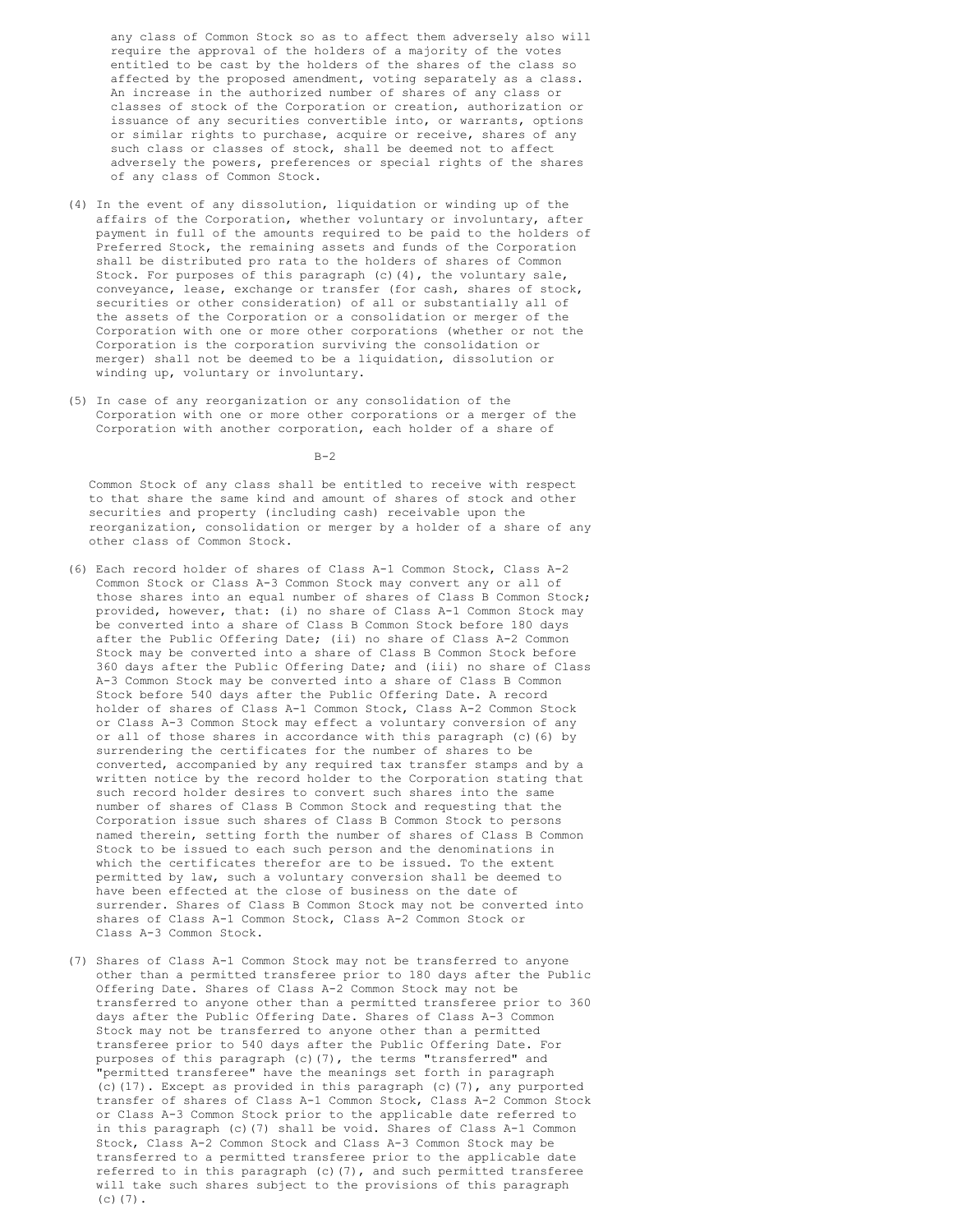any class of Common Stock so as to affect them adversely also will require the approval of the holders of a majority of the votes entitled to be cast by the holders of the shares of the class so affected by the proposed amendment, voting separately as a class. An increase in the authorized number of shares of any class or classes of stock of the Corporation or creation, authorization or issuance of any securities convertible into, or warrants, options or similar rights to purchase, acquire or receive, shares of any such class or classes of stock, shall be deemed not to affect adversely the powers, preferences or special rights of the shares of any class of Common Stock.

(4) In the event of any dissolution, liquidation or winding up of the affairs of the Corporation, whether voluntary or involuntary, after payment in full of the amounts required to be paid to the holders of Preferred Stock, the remaining assets and funds of the Corporation shall be distributed pro rata to the holders of shares of Common Stock. For purposes of this paragraph (c)(4), the voluntary sale, conveyance, lease, exchange or transfer (for cash, shares of stock, securities or other consideration) of all or substantially all of the assets of the Corporation or a consolidation or merger of the Corporation with one or more other corporations (whether or not the Corporation is the corporation surviving the consolidation or merger) shall not be deemed to be a liquidation, dissolution or winding up, voluntary or involuntary.

(5) In case of any reorganization or any consolidation of the Corporation with one or more other corporations or a merger of the Corporation with another corporation, each holder of a share of Common Stock of any class shall be entitled to receive with respect to that share the same kind and amount of shares of stock and other securities and property (including cash) receivable upon the reorganization, consolidation or merger by a holder of a share of any other class of Common Stock.

(6) Each record holder of shares of Class A-1 Common Stock, Class A-2 Common Stock or Class A-3 Common Stock may convert any or all of those shares into an equal number of shares of Class B Common Stock; provided, however, that: (i) no share of Class A-1 Common Stock may be converted into a share of Class B Common Stock before 180 days after the Public Offering Date; (ii) no share of Class A-2 Common Stock may be converted into a share of Class B Common Stock before 360 days after the Public Offering Date; and (iii) no share of Class A-3 Common Stock may be converted into a share of Class B Common Stock before 540 days after the Public Offering Date. A record holder of shares of Class A-1 Common Stock, Class A-2 Common Stock or Class A-3 Common Stock may effect a voluntary conversion of any or all of those shares in accordance with this paragraph (c)(6) by surrendering the certificates for the number of shares to be converted, accompanied by any required tax transfer stamps and by a written notice by the record holder to the Corporation stating that such record holder desires to convert such shares into the same number of shares of Class B Common Stock and requesting that the Corporation issue such shares of Class B Common Stock to persons named therein, setting forth the number of shares of Class B Common Stock to be issued to each such person and the denominations in which the certificates therefor are to be issued. To the extent permitted by law, such a voluntary conversion shall be deemed to have been effected at the close of business on the date of surrender. Shares of Class B Common Stock may not be converted into shares of Class A-1 Common Stock, Class A-2 Common Stock or Class A-3 Common Stock.

(7) Shares of Class A-1 Common Stock may not be transferred to anyone other than a permitted transferee prior to 180 days after the Public Offering Date. Shares of Class A-2 Common Stock may not be transferred to anyone other than a permitted transferee prior to 360 days after the Public Offering Date. Shares of Class A-3 Common Stock may not be transferred to anyone other than a permitted transferee prior to 540 days after the Public Offering Date. For purposes of this paragraph (c)(7), the terms "transferred" and "permitted transferee" have the meanings set forth in paragraph (c)(17). Except as provided in this paragraph (c)(7), any purported transfer of shares of Class A-1 Common Stock, Class A-2 Common Stock or Class A-3 Common Stock prior to the applicable date referred to in this paragraph (c)(7) shall be void. Shares of Class A-1 Common Stock, Class A-2 Common Stock and Class A-3 Common Stock may be transferred to a permitted transferee prior to the applicable date referred to in this paragraph (c)(7), and such permitted transferee will take such shares subject to the provisions of this paragraph (c)(7).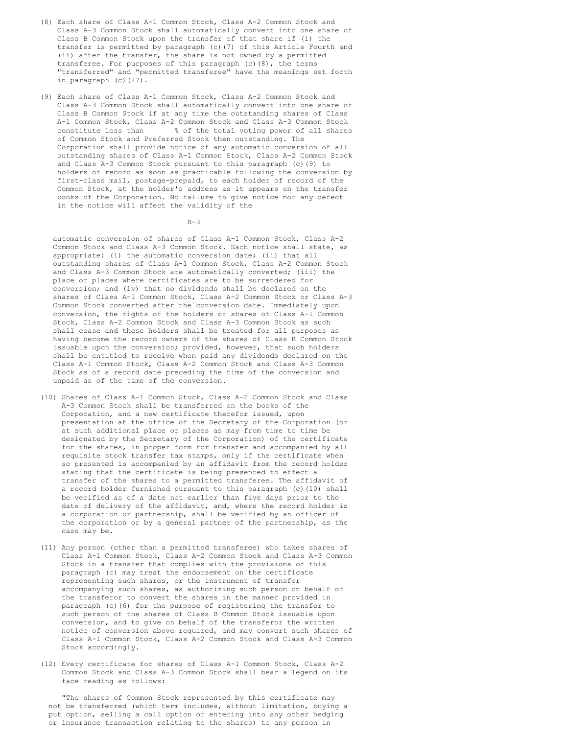(8) Each share of Class A-1 Common Stock, Class A-2 Common Stock and Class A-3 Common Stock shall automatically convert into one share of Class B Common Stock upon the transfer of that share if (i) the transfer is permitted by paragraph (c)(7) of this Article Fourth and (ii) after the transfer, the share is not owned by a permitted transferee. For purposes of this paragraph (c)(8), the terms "transferred" and "permitted transferee" have the meanings set forth in paragraph (c)(17).

(9) Each share of Class A-1 Common Stock, Class A-2 Common Stock and Class A-3 Common Stock shall automatically convert into one share of Class B Common Stock if at any time the outstanding shares of Class A-1 Common Stock, Class A-2 Common Stock and Class A-3 Common Stock constitute less than      % of the total voting power of all shares of Common Stock and Preferred Stock then outstanding. The Corporation shall provide notice of any automatic conversion of all outstanding shares of Class A-1 Common Stock, Class A-2 Common Stock and Class A-3 Common Stock pursuant to this paragraph (c)(9) to holders of record as soon as practicable following the conversion by first-class mail, postage-prepaid, to each holder of record of the Common Stock, at the holder's address as it appears on the transfer books of the Corporation. No failure to give notice nor any defect in the notice will affect the validity of the automatic conversion of shares of Class A-1 Common Stock, Class A-2 Common Stock and Class A-3 Common Stock. Each notice shall state, as appropriate: (i) the automatic conversion date; (ii) that all outstanding shares of Class A-1 Common Stock, Class A-2 Common Stock and Class A-3 Common Stock are automatically converted; (iii) the place or places where certificates are to be surrendered for conversion; and (iv) that no dividends shall be declared on the shares of Class A-1 Common Stock, Class A-2 Common Stock or Class A-3 Common Stock converted after the conversion date. Immediately upon conversion, the rights of the holders of shares of Class A-1 Common Stock, Class A-2 Common Stock and Class A-3 Common Stock as such shall cease and these holders shall be treated for all purposes as having become the record owners of the shares of Class B Common Stock issuable upon the conversion; provided, however, that such holders shall be entitled to receive when paid any dividends declared on the Class A-1 Common Stock, Class A-2 Common Stock and Class A-3 Common Stock as of a record date preceding the time of the conversion and unpaid as of the time of the conversion.

(10) Shares of Class A-1 Common Stock, Class A-2 Common Stock and Class A-3 Common Stock shall be transferred on the books of the Corporation, and a new certificate therefor issued, upon presentation at the office of the Secretary of the Corporation (or at such additional place or places as may from time to time be designated by the Secretary of the Corporation) of the certificate for the shares, in proper form for transfer and accompanied by all requisite stock transfer tax stamps, only if the certificate when so presented is accompanied by an affidavit from the record holder stating that the certificate is being presented to effect a transfer of the shares to a permitted transferee. The affidavit of a record holder furnished pursuant to this paragraph (c)(10) shall be verified as of a date not earlier than five days prior to the date of delivery of the affidavit, and, where the record holder is a corporation or partnership, shall be verified by an officer of the corporation or by a general partner of the partnership, as the case may be.

(11) Any person (other than a permitted transferee) who takes shares of Class A-1 Common Stock, Class A-2 Common Stock and Class A-3 Common Stock in a transfer that complies with the provisions of this paragraph (c) may treat the endorsement on the certificate representing such shares, or the instrument of transfer accompanying such shares, as authorizing such person on behalf of the transferor to convert the shares in the manner provided in paragraph (c)(6) for the purpose of registering the transfer to such person of the shares of Class B Common Stock issuable upon conversion, and to give on behalf of the transferor the written notice of conversion above required, and may convert such shares of Class A-1 Common Stock, Class A-2 Common Stock and Class A-3 Common Stock accordingly.

(12) Every certificate for shares of Class A-1 Common Stock, Class A-2 Common Stock and Class A-3 Common Stock shall bear a legend on its face reading as follows:

"The shares of Common Stock represented by this certificate may not be transferred (which term includes, without limitation, buying a put option, selling a call option or entering into any other hedging or insurance transaction relating to the shares) to any person in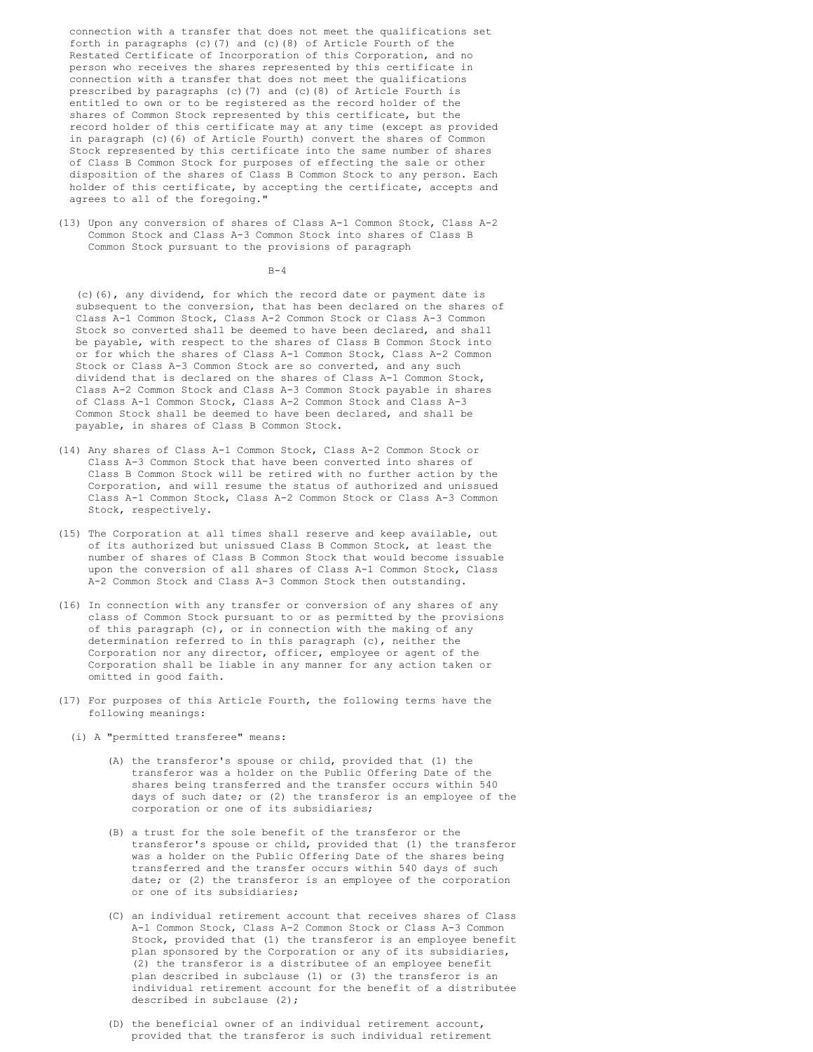connection with a transfer that does not meet the qualifications set forth in paragraphs (c)(7) and (c)(8) of Article Fourth of the Restated Certificate of Incorporation of this Corporation, and no person who receives the shares represented by this certificate in connection with a transfer that does not meet the qualifications prescribed by paragraphs (c)(7) and (c)(8) of Article Fourth is entitled to own or to be registered as the record holder of the shares of Common Stock represented by this certificate, but the record holder of this certificate may at any time (except as provided in paragraph (c)(6) of Article Fourth) convert the shares of Common Stock represented by this certificate into the same number of shares of Class B Common Stock for purposes of effecting the sale or other disposition of the shares of Class B Common Stock to any person. Each holder of this certificate, by accepting the certificate, accepts and agrees to all of the foregoing."

(13) Upon any conversion of shares of Class A-1 Common Stock, Class A-2 Common Stock and Class A-3 Common Stock into shares of Class B Common Stock pursuant to the provisions of paragraph (c)(6), any dividend, for which the record date or payment date is subsequent to the conversion, that has been declared on the shares of Class A-1 Common Stock, Class A-2 Common Stock or Class A-3 Common Stock so converted shall be deemed to have been declared, and shall be payable, with respect to the shares of Class B Common Stock into or for which the shares of Class A-1 Common Stock, Class A-2 Common Stock or Class A-3 Common Stock are so converted, and any such dividend that is declared on the shares of Class A-1 Common Stock, Class A-2 Common Stock and Class A-3 Common Stock payable in shares of Class A-1 Common Stock, Class A-2 Common Stock and Class A-3 Common Stock shall be deemed to have been declared, and shall be payable, in shares of Class B Common Stock.

(14) Any shares of Class A-1 Common Stock, Class A-2 Common Stock or Class A-3 Common Stock that have been converted into shares of Class B Common Stock will be retired with no further action by the Corporation, and will resume the status of authorized and unissued Class A-1 Common Stock, Class A-2 Common Stock or Class A-3 Common Stock, respectively.

(15) The Corporation at all times shall reserve and keep available, out of its authorized but unissued Class B Common Stock, at least the number of shares of Class B Common Stock that would become issuable upon the conversion of all shares of Class A-1 Common Stock, Class A-2 Common Stock and Class A-3 Common Stock then outstanding.

(16) In connection with any transfer or conversion of any shares of any class of Common Stock pursuant to or as permitted by the provisions of this paragraph (c), or in connection with the making of any determination referred to in this paragraph (c), neither the Corporation nor any director, officer, employee or agent of the Corporation shall be liable in any manner for any action taken or omitted in good faith.

(17) For purposes of this Article Fourth, the following terms have the following meanings:

(i) A "permitted transferee" means:

(A) the transferor's spouse or child, provided that (1) the transferor was a holder on the Public Offering Date of the shares being transferred and the transfer occurs within 540 days of such date; or (2) the transferor is an employee of the corporation or one of its subsidiaries;

(B) a trust for the sole benefit of the transferor or the transferor's spouse or child, provided that (1) the transferor was a holder on the Public Offering Date of the shares being transferred and the transfer occurs within 540 days of such date; or (2) the transferor is an employee of the corporation or one of its subsidiaries;

(C) an individual retirement account that receives shares of Class A-1 Common Stock, Class A-2 Common Stock or Class A-3 Common Stock, provided that (1) the transferor is an employee benefit plan sponsored by the Corporation or any of its subsidiaries, (2) the transferor is a distributee of an employee benefit plan described in subclause (1) or (3) the transferor is an individual retirement account for the benefit of a distributee described in subclause (2);

(D) the beneficial owner of an individual retirement account, provided that the transferor is such individual retirement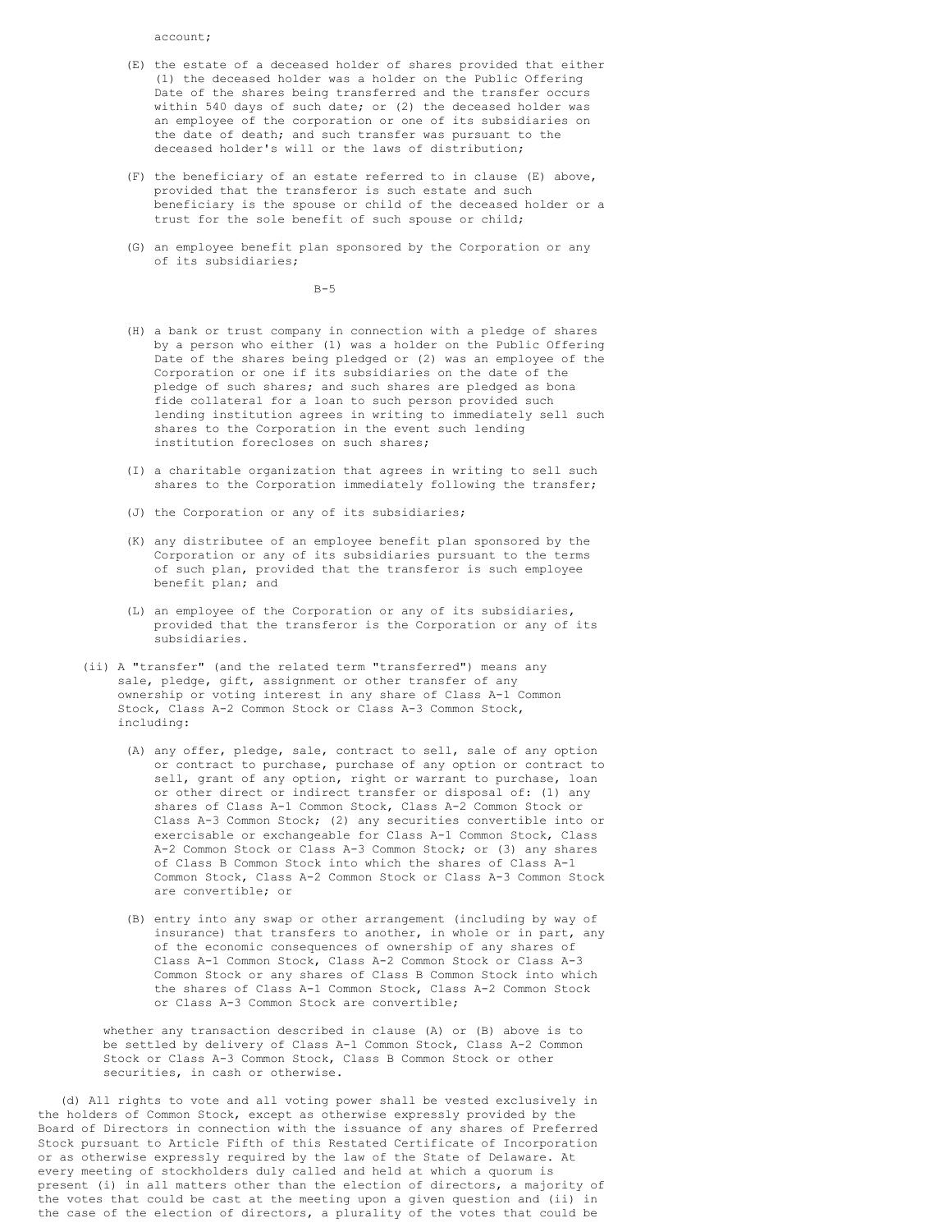account;

(E) the estate of a deceased holder of shares provided that either (1) the deceased holder was a holder on the Public Offering Date of the shares being transferred and the transfer occurs within 540 days of such date; or (2) the deceased holder was an employee of the corporation or one of its subsidiaries on the date of death; and such transfer was pursuant to the deceased holder's will or the laws of distribution;

(F) the beneficiary of an estate referred to in clause (E) above, provided that the transferor is such estate and such beneficiary is the spouse or child of the deceased holder or a trust for the sole benefit of such spouse or child;

(G) an employee benefit plan sponsored by the Corporation or any of its subsidiaries;

(H) a bank or trust company in connection with a pledge of shares by a person who either (1) was a holder on the Public Offering Date of the shares being pledged or (2) was an employee of the Corporation or one if its subsidiaries on the date of the pledge of such shares; and such shares are pledged as bona fide collateral for a loan to such person provided such lending institution agrees in writing to immediately sell such shares to the Corporation in the event such lending institution forecloses on such shares;

(I) a charitable organization that agrees in writing to sell such shares to the Corporation immediately following the transfer;

(J) the Corporation or any of its subsidiaries;

(K) any distributee of an employee benefit plan sponsored by the Corporation or any of its subsidiaries pursuant to the terms of such plan, provided that the transferor is such employee benefit plan; and

(L) an employee of the Corporation or any of its subsidiaries, provided that the transferor is the Corporation or any of its subsidiaries.

(ii) A "transfer" (and the related term "transferred") means any sale, pledge, gift, assignment or other transfer of any ownership or voting interest in any share of Class A-1 Common Stock, Class A-2 Common Stock or Class A-3 Common Stock, including:

(A) any offer, pledge, sale, contract to sell, sale of any option or contract to purchase, purchase of any option or contract to sell, grant of any option, right or warrant to purchase, loan or other direct or indirect transfer or disposal of: (1) any shares of Class A-1 Common Stock, Class A-2 Common Stock or Class A-3 Common Stock; (2) any securities convertible into or exercisable or exchangeable for Class A-1 Common Stock, Class A-2 Common Stock or Class A-3 Common Stock; or (3) any shares of Class B Common Stock into which the shares of Class A-1 Common Stock, Class A-2 Common Stock or Class A-3 Common Stock are convertible; or

(B) entry into any swap or other arrangement (including by way of insurance) that transfers to another, in whole or in part, any of the economic consequences of ownership of any shares of Class A-1 Common Stock, Class A-2 Common Stock or Class A-3 Common Stock or any shares of Class B Common Stock into which the shares of Class A-1 Common Stock, Class A-2 Common Stock or Class A-3 Common Stock are convertible;

whether any transaction described in clause (A) or (B) above is to be settled by delivery of Class A-1 Common Stock, Class A-2 Common Stock or Class A-3 Common Stock, Class B Common Stock or other securities, in cash or otherwise.

(d) All rights to vote and all voting power shall be vested exclusively in the holders of Common Stock, except as otherwise expressly provided by the Board of Directors in connection with the issuance of any shares of Preferred Stock pursuant to Article Fifth of this Restated Certificate of Incorporation or as otherwise expressly required by the law of the State of Delaware. At every meeting of stockholders duly called and held at which a quorum is present (i) in all matters other than the election of directors, a majority of the votes that could be cast at the meeting upon a given question and (ii) in the case of the election of directors, a plurality of the votes that could be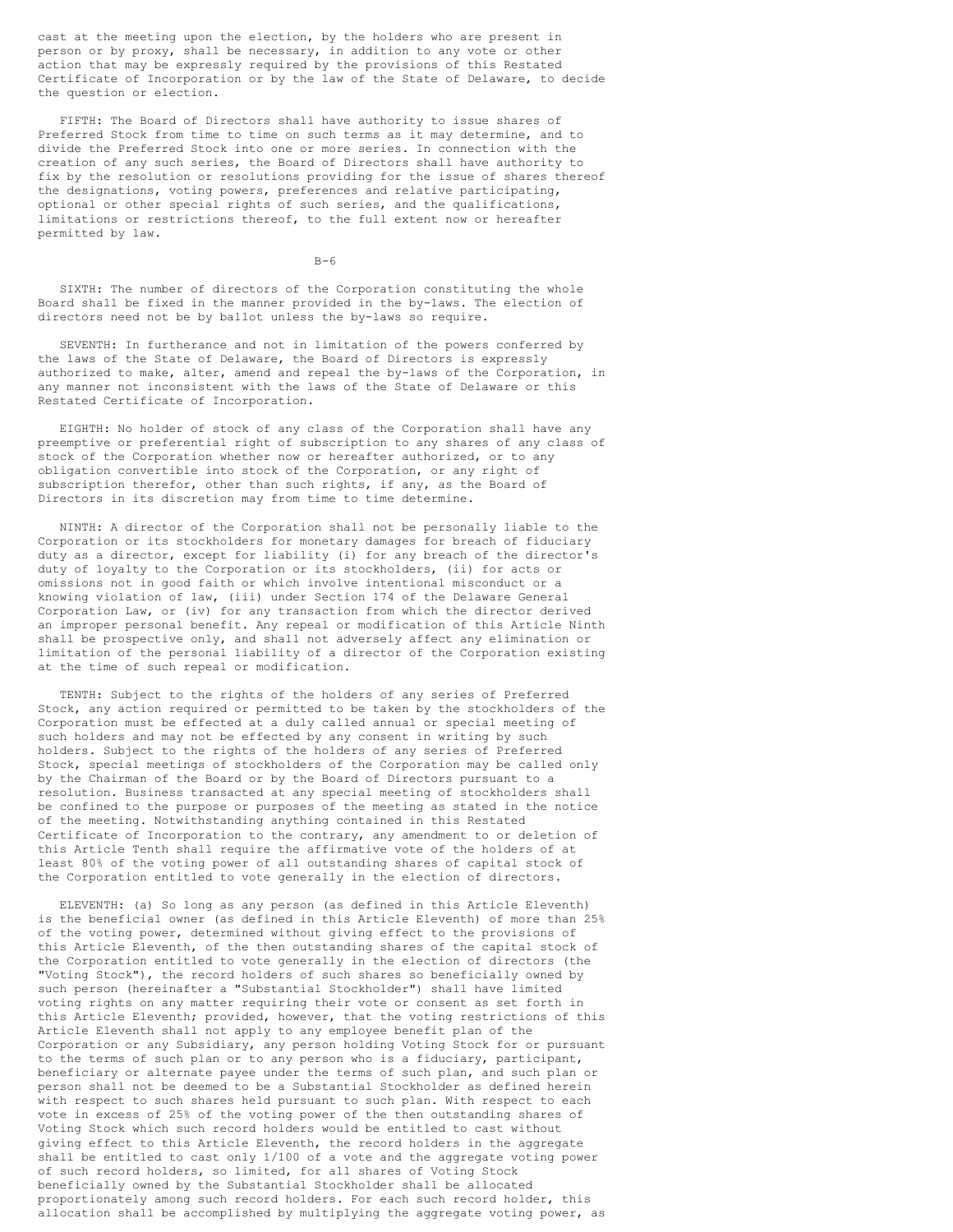cast at the meeting upon the election, by the holders who are present in person or by proxy, shall be necessary, in addition to any vote or other action that may be expressly required by the provisions of this Restated Certificate of Incorporation or by the law of the State of Delaware, to decide the question or election.

FIFTH: The Board of Directors shall have authority to issue shares of Preferred Stock from time to time on such terms as it may determine, and to divide the Preferred Stock into one or more series. In connection with the creation of any such series, the Board of Directors shall have authority to fix by the resolution or resolutions providing for the issue of shares thereof the designations, voting powers, preferences and relative participating, optional or other special rights of such series, and the qualifications, limitations or restrictions thereof, to the full extent now or hereafter permitted by law.

SIXTH: The number of directors of the Corporation constituting the whole Board shall be fixed in the manner provided in the by-laws. The election of directors need not be by ballot unless the by-laws so require.

SEVENTH: In furtherance and not in limitation of the powers conferred by the laws of the State of Delaware, the Board of Directors is expressly authorized to make, alter, amend and repeal the by-laws of the Corporation, in any manner not inconsistent with the laws of the State of Delaware or this Restated Certificate of Incorporation.

EIGHTH: No holder of stock of any class of the Corporation shall have any preemptive or preferential right of subscription to any shares of any class of stock of the Corporation whether now or hereafter authorized, or to any obligation convertible into stock of the Corporation, or any right of subscription therefor, other than such rights, if any, as the Board of Directors in its discretion may from time to time determine.

NINTH: A director of the Corporation shall not be personally liable to the Corporation or its stockholders for monetary damages for breach of fiduciary duty as a director, except for liability (i) for any breach of the director's duty of loyalty to the Corporation or its stockholders, (ii) for acts or omissions not in good faith or which involve intentional misconduct or a knowing violation of law, (iii) under Section 174 of the Delaware General Corporation Law, or (iv) for any transaction from which the director derived an improper personal benefit. Any repeal or modification of this Article Ninth shall be prospective only, and shall not adversely affect any elimination or limitation of the personal liability of a director of the Corporation existing at the time of such repeal or modification.

TENTH: Subject to the rights of the holders of any series of Preferred Stock, any action required or permitted to be taken by the stockholders of the Corporation must be effected at a duly called annual or special meeting of such holders and may not be effected by any consent in writing by such holders. Subject to the rights of the holders of any series of Preferred Stock, special meetings of stockholders of the Corporation may be called only by the Chairman of the Board or by the Board of Directors pursuant to a resolution. Business transacted at any special meeting of stockholders shall be confined to the purpose or purposes of the meeting as stated in the notice of the meeting. Notwithstanding anything contained in this Restated Certificate of Incorporation to the contrary, any amendment to or deletion of this Article Tenth shall require the affirmative vote of the holders of at least 80% of the voting power of all outstanding shares of capital stock of the Corporation entitled to vote generally in the election of directors.

ELEVENTH: (a) So long as any person (as defined in this Article Eleventh) is the beneficial owner (as defined in this Article Eleventh) of more than 25% of the voting power, determined without giving effect to the provisions of this Article Eleventh, of the then outstanding shares of the capital stock of the Corporation entitled to vote generally in the election of directors (the "Voting Stock"), the record holders of such shares so beneficially owned by such person (hereinafter a "Substantial Stockholder") shall have limited voting rights on any matter requiring their vote or consent as set forth in this Article Eleventh; provided, however, that the voting restrictions of this Article Eleventh shall not apply to any employee benefit plan of the Corporation or any Subsidiary, any person holding Voting Stock for or pursuant to the terms of such plan or to any person who is a fiduciary, participant, beneficiary or alternate payee under the terms of such plan, and such plan or person shall not be deemed to be a Substantial Stockholder as defined herein with respect to such shares held pursuant to such plan. With respect to each vote in excess of 25% of the voting power of the then outstanding shares of Voting Stock which such record holders would be entitled to cast without giving effect to this Article Eleventh, the record holders in the aggregate shall be entitled to cast only 1/100 of a vote and the aggregate voting power of such record holders, so limited, for all shares of Voting Stock beneficially owned by the Substantial Stockholder shall be allocated proportionately among such record holders. For each such record holder, this allocation shall be accomplished by multiplying the aggregate voting power, as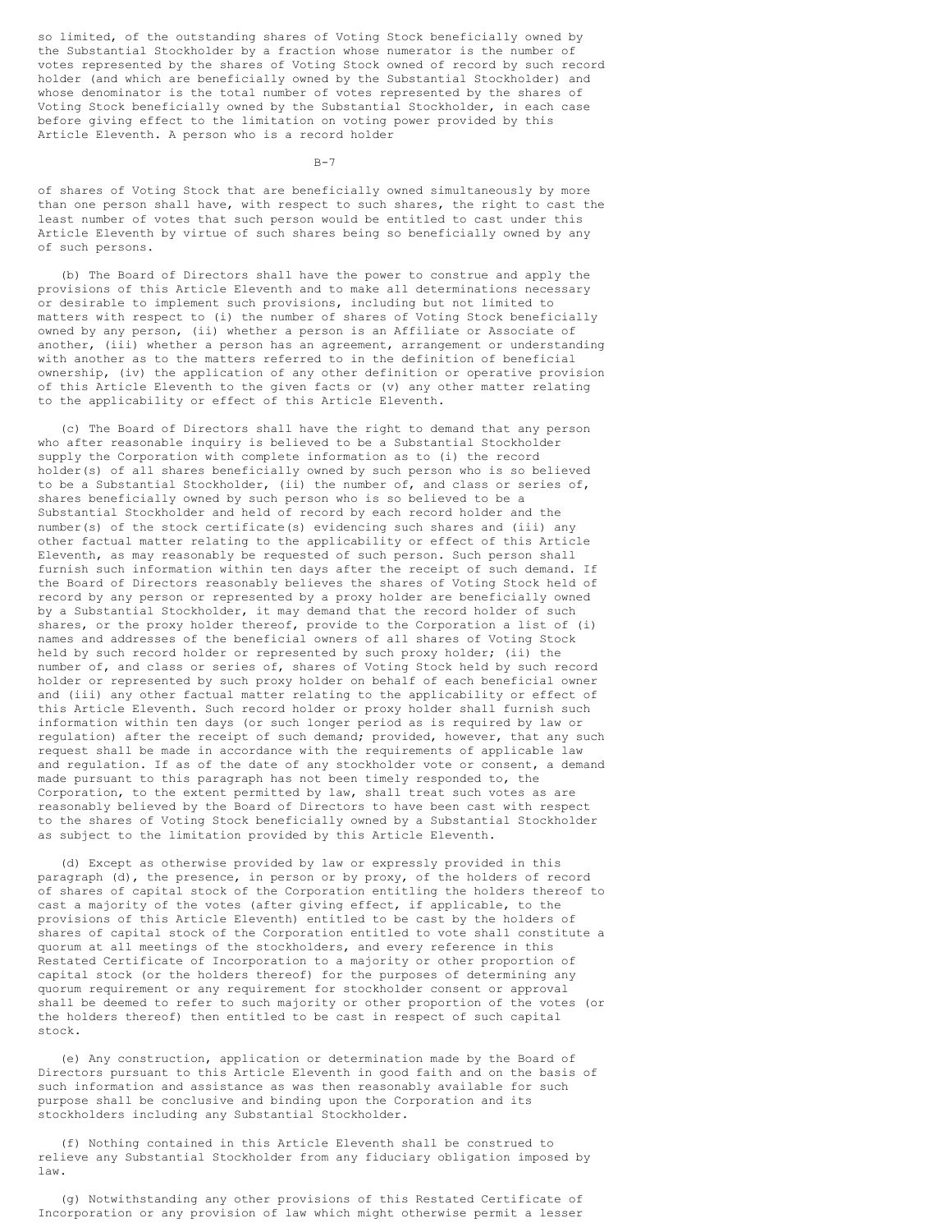so limited, of the outstanding shares of Voting Stock beneficially owned by the Substantial Stockholder by a fraction whose numerator is the number of votes represented by the shares of Voting Stock owned of record by such record holder (and which are beneficially owned by the Substantial Stockholder) and whose denominator is the total number of votes represented by the shares of Voting Stock beneficially owned by the Substantial Stockholder, in each case before giving effect to the limitation on voting power provided by this Article Eleventh. A person who is a record holder of shares of Voting Stock that are beneficially owned simultaneously by more than one person shall have, with respect to such shares, the right to cast the least number of votes that such person would be entitled to cast under this Article Eleventh by virtue of such shares being so beneficially owned by any of such persons.

(b) The Board of Directors shall have the power to construe and apply the provisions of this Article Eleventh and to make all determinations necessary or desirable to implement such provisions, including but not limited to matters with respect to (i) the number of shares of Voting Stock beneficially owned by any person, (ii) whether a person is an Affiliate or Associate of another, (iii) whether a person has an agreement, arrangement or understanding with another as to the matters referred to in the definition of beneficial ownership, (iv) the application of any other definition or operative provision of this Article Eleventh to the given facts or (v) any other matter relating to the applicability or effect of this Article Eleventh.

(c) The Board of Directors shall have the right to demand that any person who after reasonable inquiry is believed to be a Substantial Stockholder supply the Corporation with complete information as to (i) the record holder(s) of all shares beneficially owned by such person who is so believed to be a Substantial Stockholder, (ii) the number of, and class or series of, shares beneficially owned by such person who is so believed to be a Substantial Stockholder and held of record by each record holder and the number(s) of the stock certificate(s) evidencing such shares and (iii) any other factual matter relating to the applicability or effect of this Article Eleventh, as may reasonably be requested of such person. Such person shall furnish such information within ten days after the receipt of such demand. If the Board of Directors reasonably believes the shares of Voting Stock held of record by any person or represented by a proxy holder are beneficially owned by a Substantial Stockholder, it may demand that the record holder of such shares, or the proxy holder thereof, provide to the Corporation a list of (i) names and addresses of the beneficial owners of all shares of Voting Stock held by such record holder or represented by such proxy holder; (ii) the number of, and class or series of, shares of Voting Stock held by such record holder or represented by such proxy holder on behalf of each beneficial owner and (iii) any other factual matter relating to the applicability or effect of this Article Eleventh. Such record holder or proxy holder shall furnish such information within ten days (or such longer period as is required by law or regulation) after the receipt of such demand; provided, however, that any such request shall be made in accordance with the requirements of applicable law and regulation. If as of the date of any stockholder vote or consent, a demand made pursuant to this paragraph has not been timely responded to, the Corporation, to the extent permitted by law, shall treat such votes as are reasonably believed by the Board of Directors to have been cast with respect to the shares of Voting Stock beneficially owned by a Substantial Stockholder as subject to the limitation provided by this Article Eleventh.

(d) Except as otherwise provided by law or expressly provided in this paragraph (d), the presence, in person or by proxy, of the holders of record of shares of capital stock of the Corporation entitling the holders thereof to cast a majority of the votes (after giving effect, if applicable, to the provisions of this Article Eleventh) entitled to be cast by the holders of shares of capital stock of the Corporation entitled to vote shall constitute a quorum at all meetings of the stockholders, and every reference in this Restated Certificate of Incorporation to a majority or other proportion of capital stock (or the holders thereof) for the purposes of determining any quorum requirement or any requirement for stockholder consent or approval shall be deemed to refer to such majority or other proportion of the votes (or the holders thereof) then entitled to be cast in respect of such capital stock.

(e) Any construction, application or determination made by the Board of Directors pursuant to this Article Eleventh in good faith and on the basis of such information and assistance as was then reasonably available for such purpose shall be conclusive and binding upon the Corporation and its stockholders including any Substantial Stockholder.

(f) Nothing contained in this Article Eleventh shall be construed to relieve any Substantial Stockholder from any fiduciary obligation imposed by law.

(g) Notwithstanding any other provisions of this Restated Certificate of Incorporation or any provision of law which might otherwise permit a lesser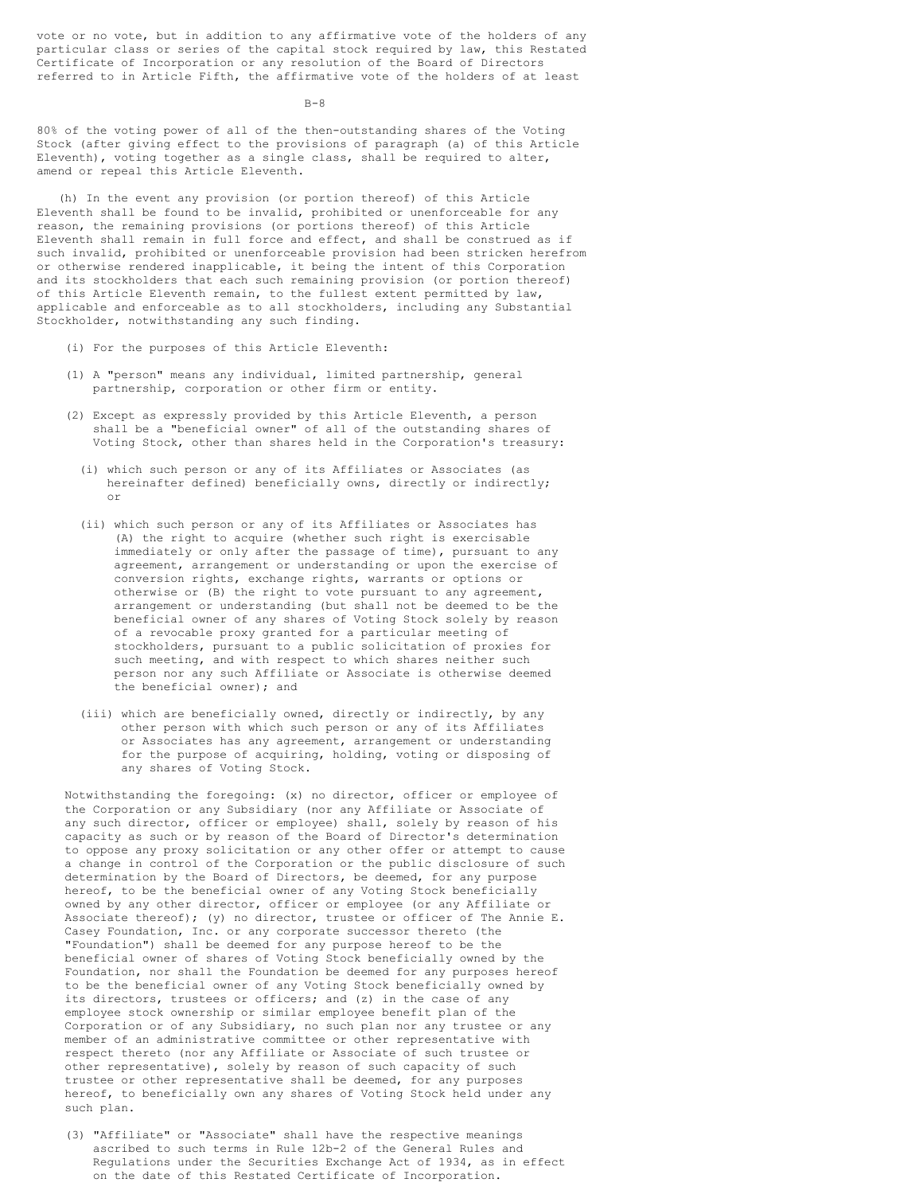vote or no vote, but in addition to any affirmative vote of the holders of any particular class or series of the capital stock required by law, this Restated Certificate of Incorporation or any resolution of the Board of Directors referred to in Article Fifth, the affirmative vote of the holders of at least 80% of the voting power of all of the then-outstanding shares of the Voting Stock (after giving effect to the provisions of paragraph (a) of this Article Eleventh), voting together as a single class, shall be required to alter, amend or repeal this Article Eleventh.

(h) In the event any provision (or portion thereof) of this Article Eleventh shall be found to be invalid, prohibited or unenforceable for any reason, the remaining provisions (or portions thereof) of this Article Eleventh shall remain in full force and effect, and shall be construed as if such invalid, prohibited or unenforceable provision had been stricken herefrom or otherwise rendered inapplicable, it being the intent of this Corporation and its stockholders that each such remaining provision (or portion thereof) of this Article Eleventh remain, to the fullest extent permitted by law, applicable and enforceable as to all stockholders, including any Substantial Stockholder, notwithstanding any such finding.

(i) For the purposes of this Article Eleventh:

(1) A "person" means any individual, limited partnership, general partnership, corporation or other firm or entity.

(2) Except as expressly provided by this Article Eleventh, a person shall be a "beneficial owner" of all of the outstanding shares of Voting Stock, other than shares held in the Corporation's treasury:

(i) which such person or any of its Affiliates or Associates (as hereinafter defined) beneficially owns, directly or indirectly; or

(ii) which such person or any of its Affiliates or Associates has (A) the right to acquire (whether such right is exercisable immediately or only after the passage of time), pursuant to any agreement, arrangement or understanding or upon the exercise of conversion rights, exchange rights, warrants or options or otherwise or (B) the right to vote pursuant to any agreement, arrangement or understanding (but shall not be deemed to be the beneficial owner of any shares of Voting Stock solely by reason of a revocable proxy granted for a particular meeting of stockholders, pursuant to a public solicitation of proxies for such meeting, and with respect to which shares neither such person nor any such Affiliate or Associate is otherwise deemed the beneficial owner); and

(iii) which are beneficially owned, directly or indirectly, by any other person with which such person or any of its Affiliates or Associates has any agreement, arrangement or understanding for the purpose of acquiring, holding, voting or disposing of any shares of Voting Stock.

Notwithstanding the foregoing: (x) no director, officer or employee of the Corporation or any Subsidiary (nor any Affiliate or Associate of any such director, officer or employee) shall, solely by reason of his capacity as such or by reason of the Board of Director's determination to oppose any proxy solicitation or any other offer or attempt to cause a change in control of the Corporation or the public disclosure of such determination by the Board of Directors, be deemed, for any purpose hereof, to be the beneficial owner of any Voting Stock beneficially owned by any other director, officer or employee (or any Affiliate or Associate thereof); (y) no director, trustee or officer of The Annie E. Casey Foundation, Inc. or any corporate successor thereto (the "Foundation") shall be deemed for any purpose hereof to be the beneficial owner of shares of Voting Stock beneficially owned by the Foundation, nor shall the Foundation be deemed for any purposes hereof to be the beneficial owner of any Voting Stock beneficially owned by its directors, trustees or officers; and (z) in the case of any employee stock ownership or similar employee benefit plan of the Corporation or of any Subsidiary, no such plan nor any trustee or any member of an administrative committee or other representative with respect thereto (nor any Affiliate or Associate of such trustee or other representative), solely by reason of such capacity of such trustee or other representative shall be deemed, for any purposes hereof, to beneficially own any shares of Voting Stock held under any such plan.

(3) "Affiliate" or "Associate" shall have the respective meanings ascribed to such terms in Rule 12b-2 of the General Rules and Regulations under the Securities Exchange Act of 1934, as in effect on the date of this Restated Certificate of Incorporation.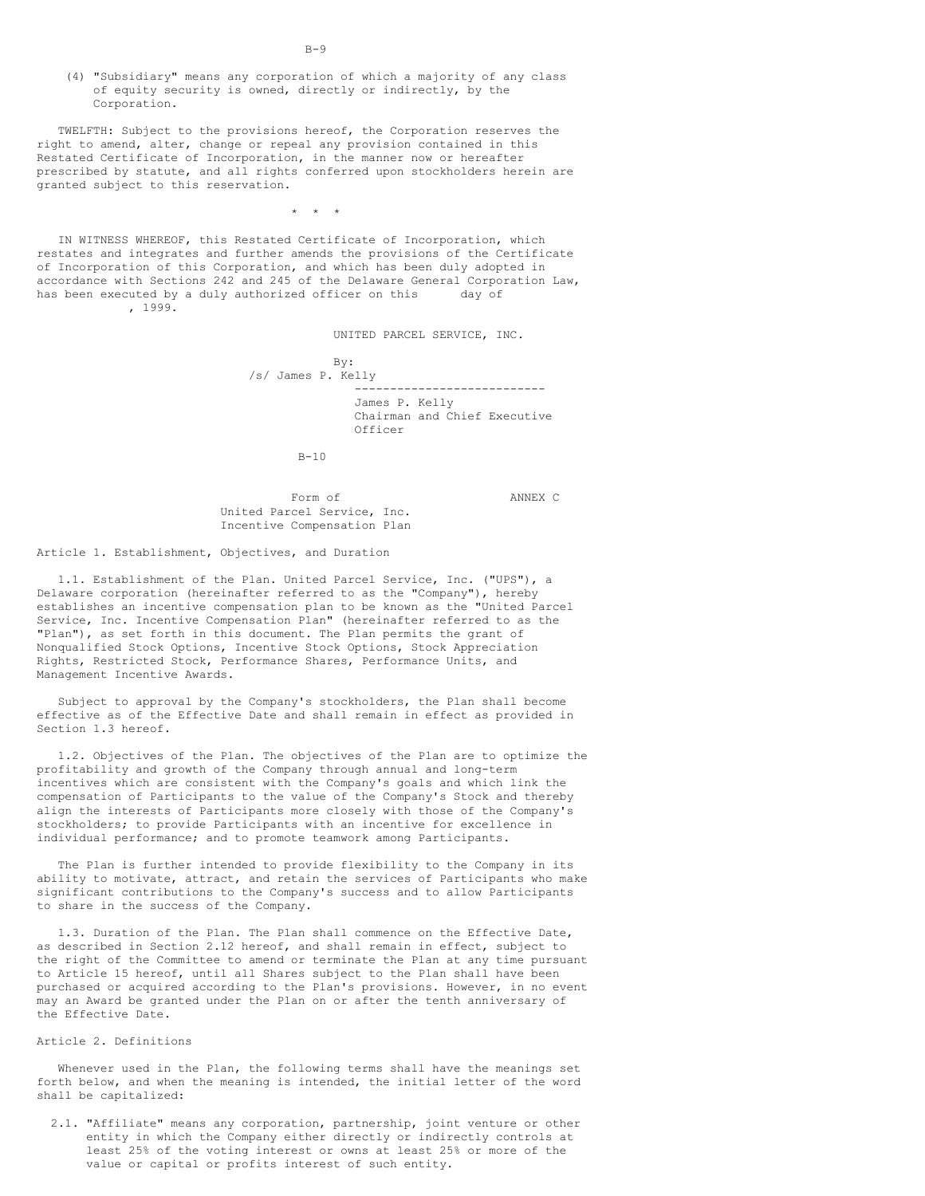(4) "Subsidiary" means any corporation of which a majority of any class of equity security is owned, directly or indirectly, by the Corporation.

TWELFTH: Subject to the provisions hereof, the Corporation reserves the right to amend, alter, change or repeal any provision contained in this Restated Certificate of Incorporation, in the manner now or hereafter prescribed by statute, and all rights conferred upon stockholders herein are granted subject to this reservation.

\* \* \*

IN WITNESS WHEREOF, this Restated Certificate of Incorporation, which restates and integrates and further amends the provisions of the Certificate of Incorporation of this Corporation, and which has been duly adopted in accordance with Sections 242 and 245 of the Delaware General Corporation Law, has been executed by a duly authorized officer on this      day of           , 1999.

UNITED PARCEL SERVICE, INC.

By:
/s/ James P. Kelly

James P. Kelly
Chairman and Chief Executive Officer

ANNEX C

# Form of United Parcel Service, Inc. Incentive Compensation Plan

## Article 1. Establishment, Objectives, and Duration

1.1. Establishment of the Plan. United Parcel Service, Inc. ("UPS"), a Delaware corporation (hereinafter referred to as the "Company"), hereby establishes an incentive compensation plan to be known as the "United Parcel Service, Inc. Incentive Compensation Plan" (hereinafter referred to as the "Plan"), as set forth in this document. The Plan permits the grant of Nonqualified Stock Options, Incentive Stock Options, Stock Appreciation Rights, Restricted Stock, Performance Shares, Performance Units, and Management Incentive Awards.

Subject to approval by the Company's stockholders, the Plan shall become effective as of the Effective Date and shall remain in effect as provided in Section 1.3 hereof.

1.2. Objectives of the Plan. The objectives of the Plan are to optimize the profitability and growth of the Company through annual and long-term incentives which are consistent with the Company's goals and which link the compensation of Participants to the value of the Company's Stock and thereby align the interests of Participants more closely with those of the Company's stockholders; to provide Participants with an incentive for excellence in individual performance; and to promote teamwork among Participants.

The Plan is further intended to provide flexibility to the Company in its ability to motivate, attract, and retain the services of Participants who make significant contributions to the Company's success and to allow Participants to share in the success of the Company.

1.3. Duration of the Plan. The Plan shall commence on the Effective Date, as described in Section 2.12 hereof, and shall remain in effect, subject to the right of the Committee to amend or terminate the Plan at any time pursuant to Article 15 hereof, until all Shares subject to the Plan shall have been purchased or acquired according to the Plan's provisions. However, in no event may an Award be granted under the Plan on or after the tenth anniversary of the Effective Date.

## Article 2. Definitions

Whenever used in the Plan, the following terms shall have the meanings set forth below, and when the meaning is intended, the initial letter of the word shall be capitalized:

2.1. "Affiliate" means any corporation, partnership, joint venture or other entity in which the Company either directly or indirectly controls at least 25% of the voting interest or owns at least 25% or more of the value or capital or profits interest of such entity.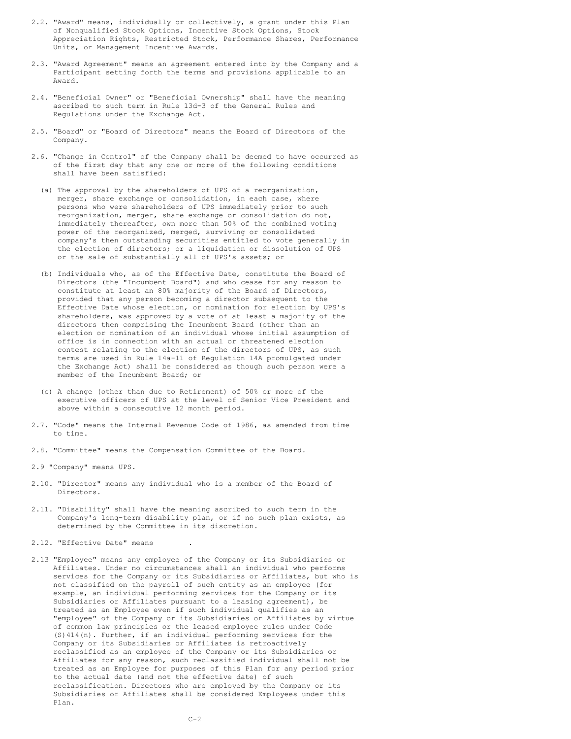2.2. "Award" means, individually or collectively, a grant under this Plan of Nonqualified Stock Options, Incentive Stock Options, Stock Appreciation Rights, Restricted Stock, Performance Shares, Performance Units, or Management Incentive Awards.

2.3. "Award Agreement" means an agreement entered into by the Company and a Participant setting forth the terms and provisions applicable to an Award.

2.4. "Beneficial Owner" or "Beneficial Ownership" shall have the meaning ascribed to such term in Rule 13d-3 of the General Rules and Regulations under the Exchange Act.

2.5. "Board" or "Board of Directors" means the Board of Directors of the Company.

2.6. "Change in Control" of the Company shall be deemed to have occurred as of the first day that any one or more of the following conditions shall have been satisfied:

(a) The approval by the shareholders of UPS of a reorganization, merger, share exchange or consolidation, in each case, where persons who were shareholders of UPS immediately prior to such reorganization, merger, share exchange or consolidation do not, immediately thereafter, own more than 50% of the combined voting power of the reorganized, merged, surviving or consolidated company's then outstanding securities entitled to vote generally in the election of directors; or a liquidation or dissolution of UPS or the sale of substantially all of UPS's assets; or

(b) Individuals who, as of the Effective Date, constitute the Board of Directors (the "Incumbent Board") and who cease for any reason to constitute at least an 80% majority of the Board of Directors, provided that any person becoming a director subsequent to the Effective Date whose election, or nomination for election by UPS's shareholders, was approved by a vote of at least a majority of the directors then comprising the Incumbent Board (other than an election or nomination of an individual whose initial assumption of office is in connection with an actual or threatened election contest relating to the election of the directors of UPS, as such terms are used in Rule 14a-11 of Regulation 14A promulgated under the Exchange Act) shall be considered as though such person were a member of the Incumbent Board; or

(c) A change (other than due to Retirement) of 50% or more of the executive officers of UPS at the level of Senior Vice President and above within a consecutive 12 month period.

2.7. "Code" means the Internal Revenue Code of 1986, as amended from time to time.

2.8. "Committee" means the Compensation Committee of the Board.

2.9 "Company" means UPS.

2.10. "Director" means any individual who is a member of the Board of Directors.

2.11. "Disability" shall have the meaning ascribed to such term in the Company's long-term disability plan, or if no such plan exists, as determined by the Committee in its discretion.

2.12. "Effective Date" means .

2.13 "Employee" means any employee of the Company or its Subsidiaries or Affiliates. Under no circumstances shall an individual who performs services for the Company or its Subsidiaries or Affiliates, but who is not classified on the payroll of such entity as an employee (for example, an individual performing services for the Company or its Subsidiaries or Affiliates pursuant to a leasing agreement), be treated as an Employee even if such individual qualifies as an "employee" of the Company or its Subsidiaries or Affiliates by virtue of common law principles or the leased employee rules under Code (S)414(n). Further, if an individual performing services for the Company or its Subsidiaries or Affiliates is retroactively reclassified as an employee of the Company or its Subsidiaries or Affiliates for any reason, such reclassified individual shall not be treated as an Employee for purposes of this Plan for any period prior to the actual date (and not the effective date) of such reclassification. Directors who are employed by the Company or its Subsidiaries or Affiliates shall be considered Employees under this Plan.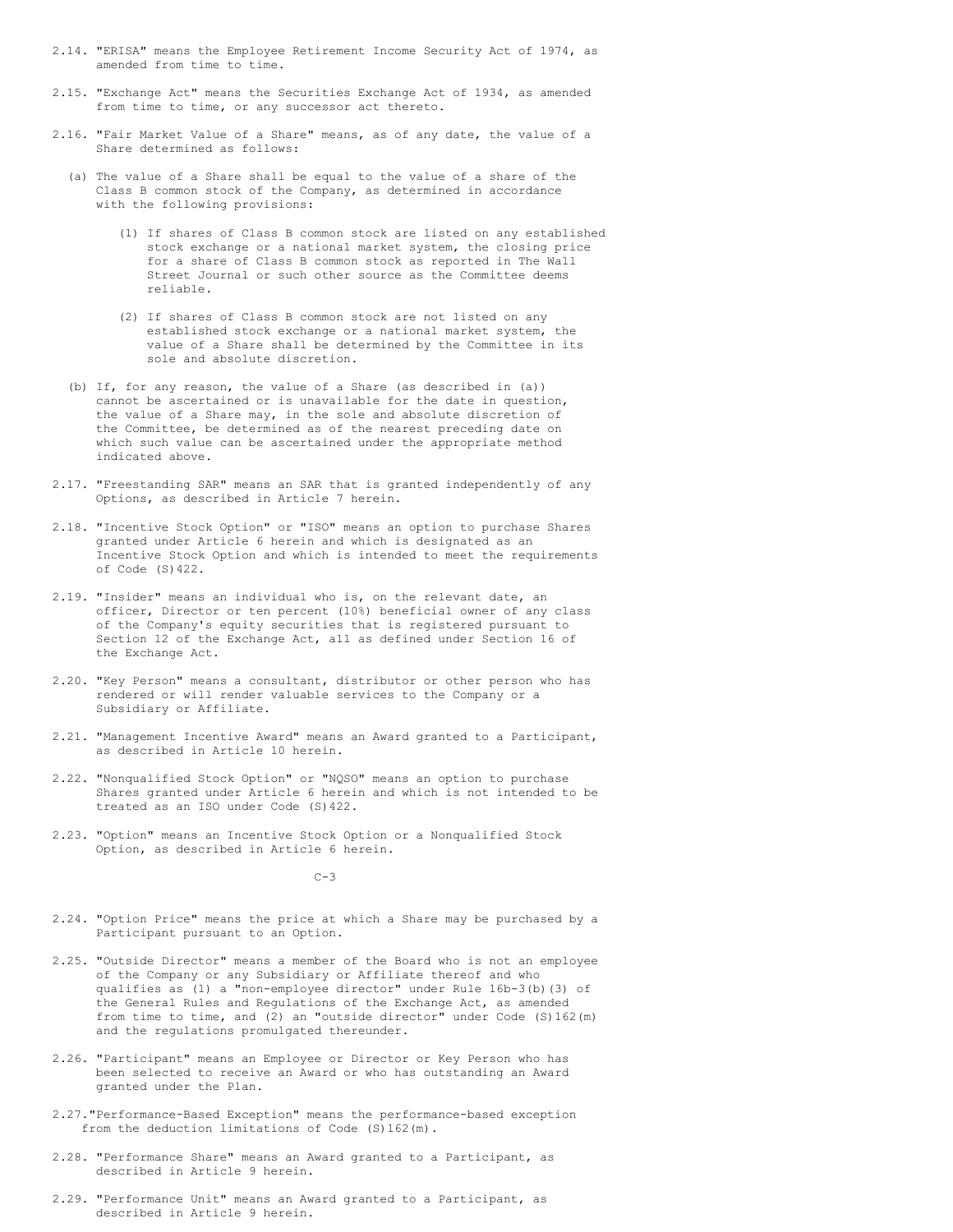2.14. "ERISA" means the Employee Retirement Income Security Act of 1974, as amended from time to time.

2.15. "Exchange Act" means the Securities Exchange Act of 1934, as amended from time to time, or any successor act thereto.

2.16. "Fair Market Value of a Share" means, as of any date, the value of a Share determined as follows:

(a) The value of a Share shall be equal to the value of a share of the Class B common stock of the Company, as determined in accordance with the following provisions:

(1) If shares of Class B common stock are listed on any established stock exchange or a national market system, the closing price for a share of Class B common stock as reported in The Wall Street Journal or such other source as the Committee deems reliable.

(2) If shares of Class B common stock are not listed on any established stock exchange or a national market system, the value of a Share shall be determined by the Committee in its sole and absolute discretion.

(b) If, for any reason, the value of a Share (as described in (a)) cannot be ascertained or is unavailable for the date in question, the value of a Share may, in the sole and absolute discretion of the Committee, be determined as of the nearest preceding date on which such value can be ascertained under the appropriate method indicated above.

2.17. "Freestanding SAR" means an SAR that is granted independently of any Options, as described in Article 7 herein.

2.18. "Incentive Stock Option" or "ISO" means an option to purchase Shares granted under Article 6 herein and which is designated as an Incentive Stock Option and which is intended to meet the requirements of Code (S)422.

2.19. "Insider" means an individual who is, on the relevant date, an officer, Director or ten percent (10%) beneficial owner of any class of the Company's equity securities that is registered pursuant to Section 12 of the Exchange Act, all as defined under Section 16 of the Exchange Act.

2.20. "Key Person" means a consultant, distributor or other person who has rendered or will render valuable services to the Company or a Subsidiary or Affiliate.

2.21. "Management Incentive Award" means an Award granted to a Participant, as described in Article 10 herein.

2.22. "Nonqualified Stock Option" or "NQSO" means an option to purchase Shares granted under Article 6 herein and which is not intended to be treated as an ISO under Code (S)422.

2.23. "Option" means an Incentive Stock Option or a Nonqualified Stock Option, as described in Article 6 herein.

2.24. "Option Price" means the price at which a Share may be purchased by a Participant pursuant to an Option.

2.25. "Outside Director" means a member of the Board who is not an employee of the Company or any Subsidiary or Affiliate thereof and who qualifies as (1) a "non-employee director" under Rule 16b-3(b)(3) of the General Rules and Regulations of the Exchange Act, as amended from time to time, and (2) an "outside director" under Code (S)162(m) and the regulations promulgated thereunder.

2.26. "Participant" means an Employee or Director or Key Person who has been selected to receive an Award or who has outstanding an Award granted under the Plan.

2.27. "Performance-Based Exception" means the performance-based exception from the deduction limitations of Code (S)162(m).

2.28. "Performance Share" means an Award granted to a Participant, as described in Article 9 herein.

2.29. "Performance Unit" means an Award granted to a Participant, as described in Article 9 herein.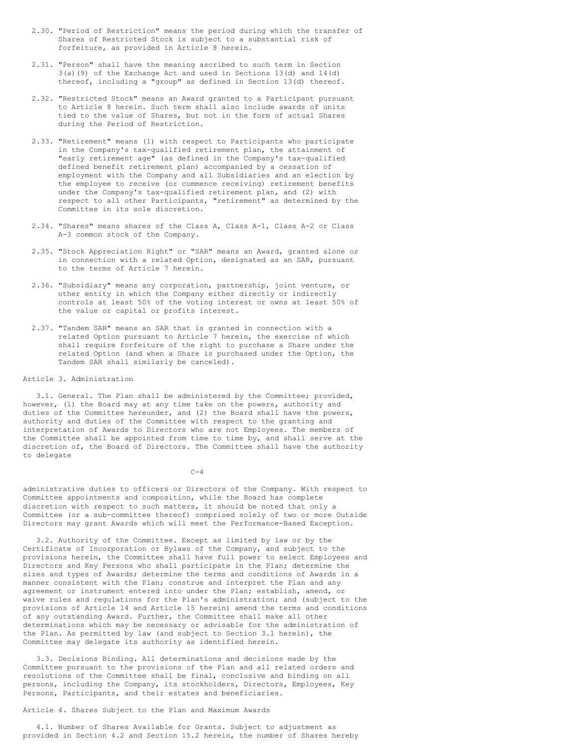2.30. "Period of Restriction" means the period during which the transfer of Shares of Restricted Stock is subject to a substantial risk of forfeiture, as provided in Article 8 herein.

2.31. "Person" shall have the meaning ascribed to such term in Section 3(a)(9) of the Exchange Act and used in Sections 13(d) and 14(d) thereof, including a "group" as defined in Section 13(d) thereof.

2.32. "Restricted Stock" means an Award granted to a Participant pursuant to Article 8 herein. Such term shall also include awards of units tied to the value of Shares, but not in the form of actual Shares during the Period of Restriction.

2.33. "Retirement" means (1) with respect to Participants who participate in the Company's tax-qualified retirement plan, the attainment of "early retirement age" (as defined in the Company's tax-qualified defined benefit retirement plan) accompanied by a cessation of employment with the Company and all Subsidiaries and an election by the employee to receive (or commence receiving) retirement benefits under the Company's tax-qualified retirement plan, and (2) with respect to all other Participants, "retirement" as determined by the Committee in its sole discretion.

2.34. "Shares" means shares of the Class A, Class A-1, Class A-2 or Class A-3 common stock of the Company.

2.35. "Stock Appreciation Right" or "SAR" means an Award, granted alone or in connection with a related Option, designated as an SAR, pursuant to the terms of Article 7 herein.

2.36. "Subsidiary" means any corporation, partnership, joint venture, or other entity in which the Company either directly or indirectly controls at least 50% of the voting interest or owns at least 50% of the value or capital or profits interest.

2.37. "Tandem SAR" means an SAR that is granted in connection with a related Option pursuant to Article 7 herein, the exercise of which shall require forfeiture of the right to purchase a Share under the related Option (and when a Share is purchased under the Option, the Tandem SAR shall similarly be canceled).

## Article 3. Administration

3.1. General. The Plan shall be administered by the Committee; provided, however, (1) the Board may at any time take on the powers, authority and duties of the Committee hereunder, and (2) the Board shall have the powers, authority and duties of the Committee with respect to the granting and interpretation of Awards to Directors who are not Employees. The members of the Committee shall be appointed from time to time by, and shall serve at the discretion of, the Board of Directors. The Committee shall have the authority to delegate administrative duties to officers or Directors of the Company. With respect to Committee appointments and composition, while the Board has complete discretion with respect to such matters, it should be noted that only a Committee (or a sub-committee thereof) comprised solely of two or more Outside Directors may grant Awards which will meet the Performance-Based Exception.

3.2. Authority of the Committee. Except as limited by law or by the Certificate of Incorporation or Bylaws of the Company, and subject to the provisions herein, the Committee shall have full power to select Employees and Directors and Key Persons who shall participate in the Plan; determine the sizes and types of Awards; determine the terms and conditions of Awards in a manner consistent with the Plan; construe and interpret the Plan and any agreement or instrument entered into under the Plan; establish, amend, or waive rules and regulations for the Plan's administration; and (subject to the provisions of Article 14 and Article 15 herein) amend the terms and conditions of any outstanding Award. Further, the Committee shall make all other determinations which may be necessary or advisable for the administration of the Plan. As permitted by law (and subject to Section 3.1 herein), the Committee may delegate its authority as identified herein.

3.3. Decisions Binding. All determinations and decisions made by the Committee pursuant to the provisions of the Plan and all related orders and resolutions of the Committee shall be final, conclusive and binding on all persons, including the Company, its stockholders, Directors, Employees, Key Persons, Participants, and their estates and beneficiaries.

## Article 4. Shares Subject to the Plan and Maximum Awards

4.1. Number of Shares Available for Grants. Subject to adjustment as provided in Section 4.2 and Section 15.2 herein, the number of Shares hereby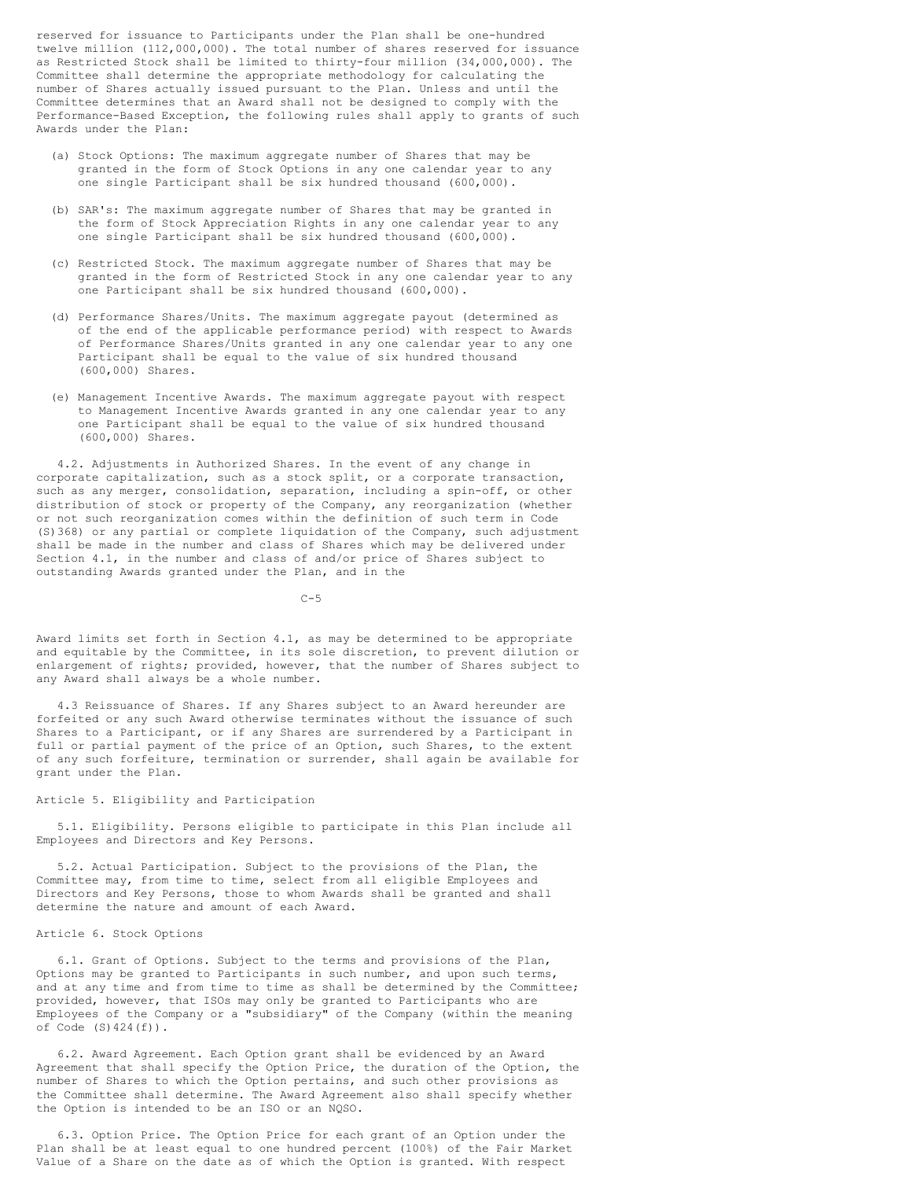reserved for issuance to Participants under the Plan shall be one-hundred twelve million (112,000,000). The total number of shares reserved for issuance as Restricted Stock shall be limited to thirty-four million (34,000,000). The Committee shall determine the appropriate methodology for calculating the number of Shares actually issued pursuant to the Plan. Unless and until the Committee determines that an Award shall not be designed to comply with the Performance-Based Exception, the following rules shall apply to grants of such Awards under the Plan:

(a) Stock Options: The maximum aggregate number of Shares that may be granted in the form of Stock Options in any one calendar year to any one single Participant shall be six hundred thousand (600,000).

(b) SAR's: The maximum aggregate number of Shares that may be granted in the form of Stock Appreciation Rights in any one calendar year to any one single Participant shall be six hundred thousand (600,000).

(c) Restricted Stock. The maximum aggregate number of Shares that may be granted in the form of Restricted Stock in any one calendar year to any one Participant shall be six hundred thousand (600,000).

(d) Performance Shares/Units. The maximum aggregate payout (determined as of the end of the applicable performance period) with respect to Awards of Performance Shares/Units granted in any one calendar year to any one Participant shall be equal to the value of six hundred thousand (600,000) Shares.

(e) Management Incentive Awards. The maximum aggregate payout with respect to Management Incentive Awards granted in any one calendar year to any one Participant shall be equal to the value of six hundred thousand (600,000) Shares.

4.2. Adjustments in Authorized Shares. In the event of any change in corporate capitalization, such as a stock split, or a corporate transaction, such as any merger, consolidation, separation, including a spin-off, or other distribution of stock or property of the Company, any reorganization (whether or not such reorganization comes within the definition of such term in Code (S)368) or any partial or complete liquidation of the Company, such adjustment shall be made in the number and class of Shares which may be delivered under Section 4.1, in the number and class of and/or price of Shares subject to outstanding Awards granted under the Plan, and in the Award limits set forth in Section 4.1, as may be determined to be appropriate and equitable by the Committee, in its sole discretion, to prevent dilution or enlargement of rights; provided, however, that the number of Shares subject to any Award shall always be a whole number.

4.3 Reissuance of Shares. If any Shares subject to an Award hereunder are forfeited or any such Award otherwise terminates without the issuance of such Shares to a Participant, or if any Shares are surrendered by a Participant in full or partial payment of the price of an Option, such Shares, to the extent of any such forfeiture, termination or surrender, shall again be available for grant under the Plan.

## Article 5. Eligibility and Participation

5.1. Eligibility. Persons eligible to participate in this Plan include all Employees and Directors and Key Persons.

5.2. Actual Participation. Subject to the provisions of the Plan, the Committee may, from time to time, select from all eligible Employees and Directors and Key Persons, those to whom Awards shall be granted and shall determine the nature and amount of each Award.

## Article 6. Stock Options

6.1. Grant of Options. Subject to the terms and provisions of the Plan, Options may be granted to Participants in such number, and upon such terms, and at any time and from time to time as shall be determined by the Committee; provided, however, that ISOs may only be granted to Participants who are Employees of the Company or a "subsidiary" of the Company (within the meaning of Code (S)424(f)).

6.2. Award Agreement. Each Option grant shall be evidenced by an Award Agreement that shall specify the Option Price, the duration of the Option, the number of Shares to which the Option pertains, and such other provisions as the Committee shall determine. The Award Agreement also shall specify whether the Option is intended to be an ISO or an NQSO.

6.3. Option Price. The Option Price for each grant of an Option under the Plan shall be at least equal to one hundred percent (100%) of the Fair Market Value of a Share on the date as of which the Option is granted. With respect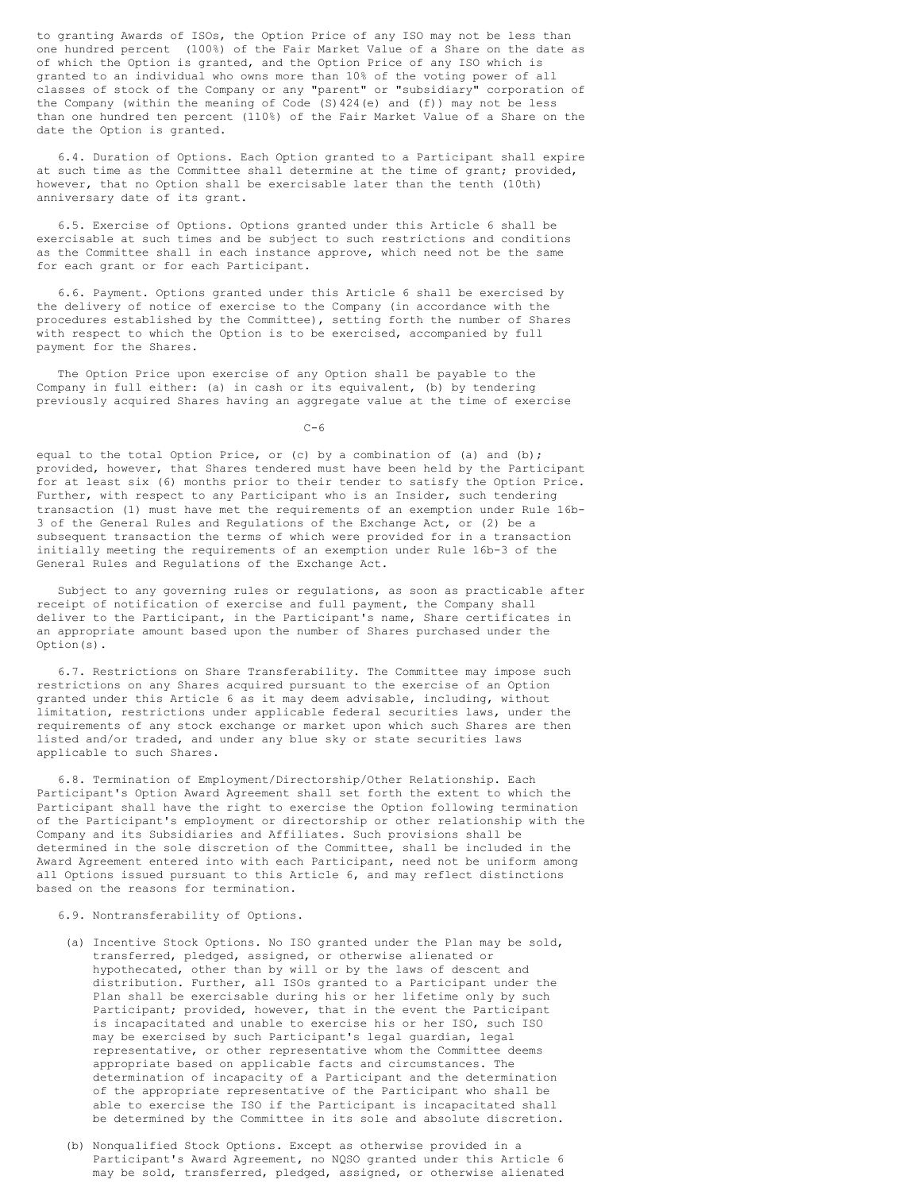to granting Awards of ISOs, the Option Price of any ISO may not be less than one hundred percent (100%) of the Fair Market Value of a Share on the date as of which the Option is granted, and the Option Price of any ISO which is granted to an individual who owns more than 10% of the voting power of all classes of stock of the Company or any "parent" or "subsidiary" corporation of the Company (within the meaning of Code (S)424(e) and (f)) may not be less than one hundred ten percent (110%) of the Fair Market Value of a Share on the date the Option is granted.

6.4. Duration of Options. Each Option granted to a Participant shall expire at such time as the Committee shall determine at the time of grant; provided, however, that no Option shall be exercisable later than the tenth (10th) anniversary date of its grant.

6.5. Exercise of Options. Options granted under this Article 6 shall be exercisable at such times and be subject to such restrictions and conditions as the Committee shall in each instance approve, which need not be the same for each grant or for each Participant.

6.6. Payment. Options granted under this Article 6 shall be exercised by the delivery of notice of exercise to the Company (in accordance with the procedures established by the Committee), setting forth the number of Shares with respect to which the Option is to be exercised, accompanied by full payment for the Shares.

The Option Price upon exercise of any Option shall be payable to the Company in full either: (a) in cash or its equivalent, (b) by tendering previously acquired Shares having an aggregate value at the time of exercise equal to the total Option Price, or (c) by a combination of (a) and (b); provided, however, that Shares tendered must have been held by the Participant for at least six (6) months prior to their tender to satisfy the Option Price. Further, with respect to any Participant who is an Insider, such tendering transaction (1) must have met the requirements of an exemption under Rule 16b-3 of the General Rules and Regulations of the Exchange Act, or (2) be a subsequent transaction the terms of which were provided for in a transaction initially meeting the requirements of an exemption under Rule 16b-3 of the General Rules and Regulations of the Exchange Act.

Subject to any governing rules or regulations, as soon as practicable after receipt of notification of exercise and full payment, the Company shall deliver to the Participant, in the Participant's name, Share certificates in an appropriate amount based upon the number of Shares purchased under the Option(s).

6.7. Restrictions on Share Transferability. The Committee may impose such restrictions on any Shares acquired pursuant to the exercise of an Option granted under this Article 6 as it may deem advisable, including, without limitation, restrictions under applicable federal securities laws, under the requirements of any stock exchange or market upon which such Shares are then listed and/or traded, and under any blue sky or state securities laws applicable to such Shares.

6.8. Termination of Employment/Directorship/Other Relationship. Each Participant's Option Award Agreement shall set forth the extent to which the Participant shall have the right to exercise the Option following termination of the Participant's employment or directorship or other relationship with the Company and its Subsidiaries and Affiliates. Such provisions shall be determined in the sole discretion of the Committee, shall be included in the Award Agreement entered into with each Participant, need not be uniform among all Options issued pursuant to this Article 6, and may reflect distinctions based on the reasons for termination.

6.9. Nontransferability of Options.

(a) Incentive Stock Options. No ISO granted under the Plan may be sold, transferred, pledged, assigned, or otherwise alienated or hypothecated, other than by will or by the laws of descent and distribution. Further, all ISOs granted to a Participant under the Plan shall be exercisable during his or her lifetime only by such Participant; provided, however, that in the event the Participant is incapacitated and unable to exercise his or her ISO, such ISO may be exercised by such Participant's legal guardian, legal representative, or other representative whom the Committee deems appropriate based on applicable facts and circumstances. The determination of incapacity of a Participant and the determination of the appropriate representative of the Participant who shall be able to exercise the ISO if the Participant is incapacitated shall be determined by the Committee in its sole and absolute discretion.

(b) Nonqualified Stock Options. Except as otherwise provided in a Participant's Award Agreement, no NQSO granted under this Article 6 may be sold, transferred, pledged, assigned, or otherwise alienated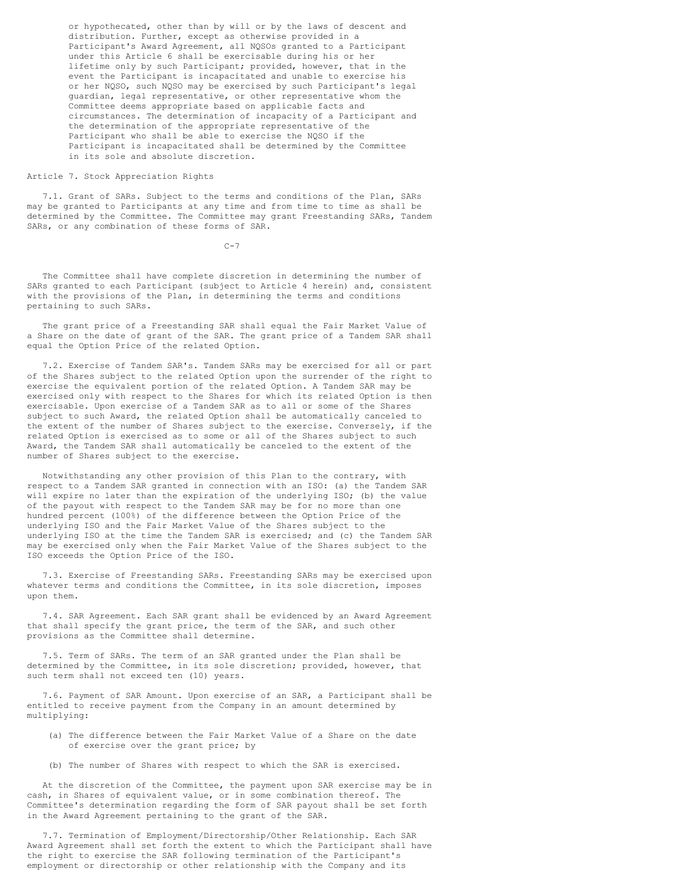or hypothecated, other than by will or by the laws of descent and distribution. Further, except as otherwise provided in a Participant's Award Agreement, all NQSOs granted to a Participant under this Article 6 shall be exercisable during his or her lifetime only by such Participant; provided, however, that in the event the Participant is incapacitated and unable to exercise his or her NQSO, such NQSO may be exercised by such Participant's legal guardian, legal representative, or other representative whom the Committee deems appropriate based on applicable facts and circumstances. The determination of incapacity of a Participant and the determination of the appropriate representative of the Participant who shall be able to exercise the NQSO if the Participant is incapacitated shall be determined by the Committee in its sole and absolute discretion.

## Article 7. Stock Appreciation Rights

7.1. Grant of SARs. Subject to the terms and conditions of the Plan, SARs may be granted to Participants at any time and from time to time as shall be determined by the Committee. The Committee may grant Freestanding SARs, Tandem SARs, or any combination of these forms of SAR.

The Committee shall have complete discretion in determining the number of SARs granted to each Participant (subject to Article 4 herein) and, consistent with the provisions of the Plan, in determining the terms and conditions pertaining to such SARs.

The grant price of a Freestanding SAR shall equal the Fair Market Value of a Share on the date of grant of the SAR. The grant price of a Tandem SAR shall equal the Option Price of the related Option.

7.2. Exercise of Tandem SAR's. Tandem SARs may be exercised for all or part of the Shares subject to the related Option upon the surrender of the right to exercise the equivalent portion of the related Option. A Tandem SAR may be exercised only with respect to the Shares for which its related Option is then exercisable. Upon exercise of a Tandem SAR as to all or some of the Shares subject to such Award, the related Option shall be automatically canceled to the extent of the number of Shares subject to the exercise. Conversely, if the related Option is exercised as to some or all of the Shares subject to such Award, the Tandem SAR shall automatically be canceled to the extent of the number of Shares subject to the exercise.

Notwithstanding any other provision of this Plan to the contrary, with respect to a Tandem SAR granted in connection with an ISO: (a) the Tandem SAR will expire no later than the expiration of the underlying ISO; (b) the value of the payout with respect to the Tandem SAR may be for no more than one hundred percent (100%) of the difference between the Option Price of the underlying ISO and the Fair Market Value of the Shares subject to the underlying ISO at the time the Tandem SAR is exercised; and (c) the Tandem SAR may be exercised only when the Fair Market Value of the Shares subject to the ISO exceeds the Option Price of the ISO.

7.3. Exercise of Freestanding SARs. Freestanding SARs may be exercised upon whatever terms and conditions the Committee, in its sole discretion, imposes upon them.

7.4. SAR Agreement. Each SAR grant shall be evidenced by an Award Agreement that shall specify the grant price, the term of the SAR, and such other provisions as the Committee shall determine.

7.5. Term of SARs. The term of an SAR granted under the Plan shall be determined by the Committee, in its sole discretion; provided, however, that such term shall not exceed ten (10) years.

7.6. Payment of SAR Amount. Upon exercise of an SAR, a Participant shall be entitled to receive payment from the Company in an amount determined by multiplying:

(a) The difference between the Fair Market Value of a Share on the date of exercise over the grant price; by

(b) The number of Shares with respect to which the SAR is exercised.

At the discretion of the Committee, the payment upon SAR exercise may be in cash, in Shares of equivalent value, or in some combination thereof. The Committee's determination regarding the form of SAR payout shall be set forth in the Award Agreement pertaining to the grant of the SAR.

7.7. Termination of Employment/Directorship/Other Relationship. Each SAR Award Agreement shall set forth the extent to which the Participant shall have the right to exercise the SAR following termination of the Participant's employment or directorship or other relationship with the Company and its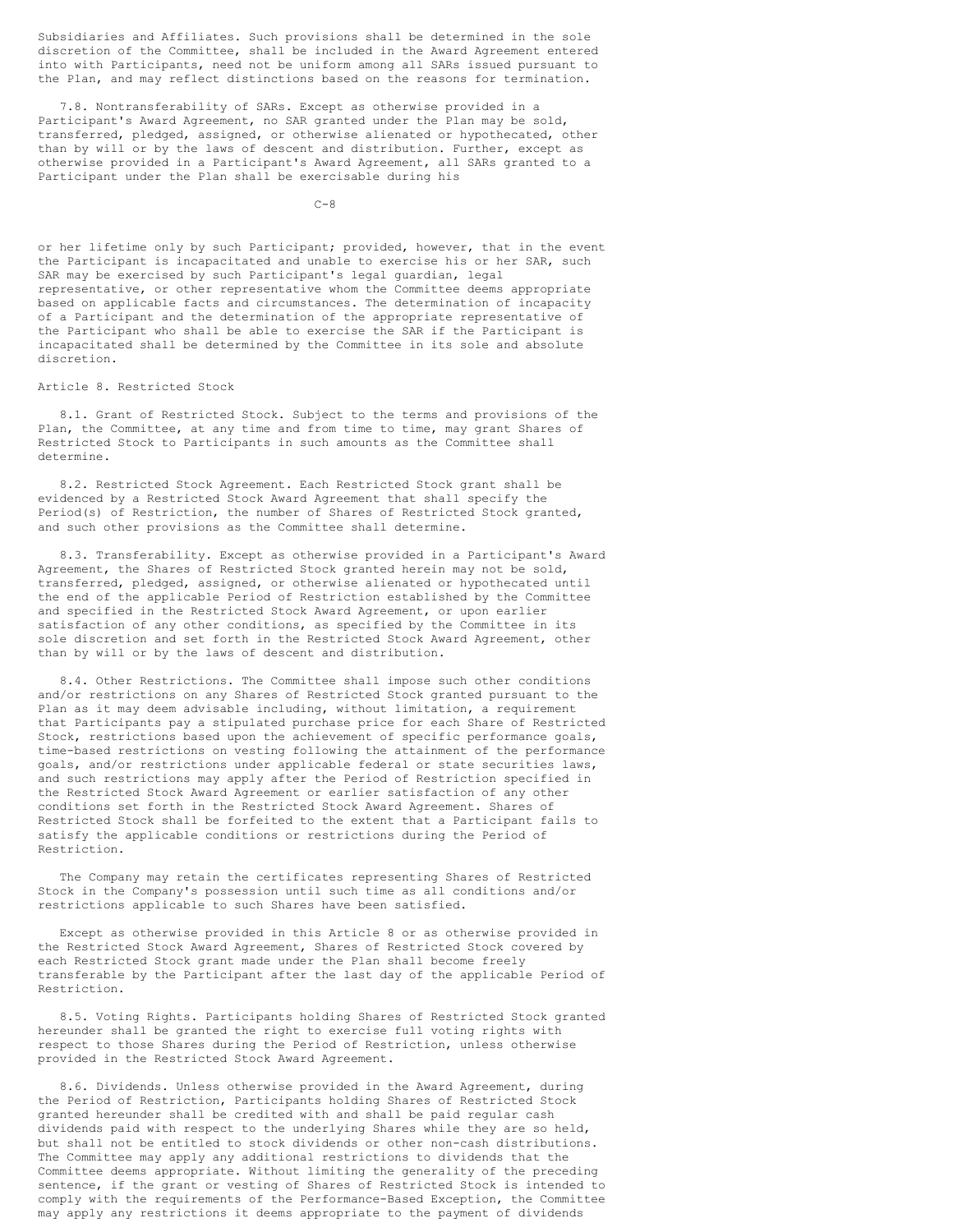Subsidiaries and Affiliates. Such provisions shall be determined in the sole discretion of the Committee, shall be included in the Award Agreement entered into with Participants, need not be uniform among all SARs issued pursuant to the Plan, and may reflect distinctions based on the reasons for termination.

7.8. Nontransferability of SARs. Except as otherwise provided in a Participant's Award Agreement, no SAR granted under the Plan may be sold, transferred, pledged, assigned, or otherwise alienated or hypothecated, other than by will or by the laws of descent and distribution. Further, except as otherwise provided in a Participant's Award Agreement, all SARs granted to a Participant under the Plan shall be exercisable during his or her lifetime only by such Participant; provided, however, that in the event the Participant is incapacitated and unable to exercise his or her SAR, such SAR may be exercised by such Participant's legal guardian, legal representative, or other representative whom the Committee deems appropriate based on applicable facts and circumstances. The determination of incapacity of a Participant and the determination of the appropriate representative of the Participant who shall be able to exercise the SAR if the Participant is incapacitated shall be determined by the Committee in its sole and absolute discretion.

## Article 8. Restricted Stock

8.1. Grant of Restricted Stock. Subject to the terms and provisions of the Plan, the Committee, at any time and from time to time, may grant Shares of Restricted Stock to Participants in such amounts as the Committee shall determine.

8.2. Restricted Stock Agreement. Each Restricted Stock grant shall be evidenced by a Restricted Stock Award Agreement that shall specify the Period(s) of Restriction, the number of Shares of Restricted Stock granted, and such other provisions as the Committee shall determine.

8.3. Transferability. Except as otherwise provided in a Participant's Award Agreement, the Shares of Restricted Stock granted herein may not be sold, transferred, pledged, assigned, or otherwise alienated or hypothecated until the end of the applicable Period of Restriction established by the Committee and specified in the Restricted Stock Award Agreement, or upon earlier satisfaction of any other conditions, as specified by the Committee in its sole discretion and set forth in the Restricted Stock Award Agreement, other than by will or by the laws of descent and distribution.

8.4. Other Restrictions. The Committee shall impose such other conditions and/or restrictions on any Shares of Restricted Stock granted pursuant to the Plan as it may deem advisable including, without limitation, a requirement that Participants pay a stipulated purchase price for each Share of Restricted Stock, restrictions based upon the achievement of specific performance goals, time-based restrictions on vesting following the attainment of the performance goals, and/or restrictions under applicable federal or state securities laws, and such restrictions may apply after the Period of Restriction specified in the Restricted Stock Award Agreement or earlier satisfaction of any other conditions set forth in the Restricted Stock Award Agreement. Shares of Restricted Stock shall be forfeited to the extent that a Participant fails to satisfy the applicable conditions or restrictions during the Period of Restriction.

The Company may retain the certificates representing Shares of Restricted Stock in the Company's possession until such time as all conditions and/or restrictions applicable to such Shares have been satisfied.

Except as otherwise provided in this Article 8 or as otherwise provided in the Restricted Stock Award Agreement, Shares of Restricted Stock covered by each Restricted Stock grant made under the Plan shall become freely transferable by the Participant after the last day of the applicable Period of Restriction.

8.5. Voting Rights. Participants holding Shares of Restricted Stock granted hereunder shall be granted the right to exercise full voting rights with respect to those Shares during the Period of Restriction, unless otherwise provided in the Restricted Stock Award Agreement.

8.6. Dividends. Unless otherwise provided in the Award Agreement, during the Period of Restriction, Participants holding Shares of Restricted Stock granted hereunder shall be credited with and shall be paid regular cash dividends paid with respect to the underlying Shares while they are so held, but shall not be entitled to stock dividends or other non-cash distributions. The Committee may apply any additional restrictions to dividends that the Committee deems appropriate. Without limiting the generality of the preceding sentence, if the grant or vesting of Shares of Restricted Stock is intended to comply with the requirements of the Performance-Based Exception, the Committee may apply any restrictions it deems appropriate to the payment of dividends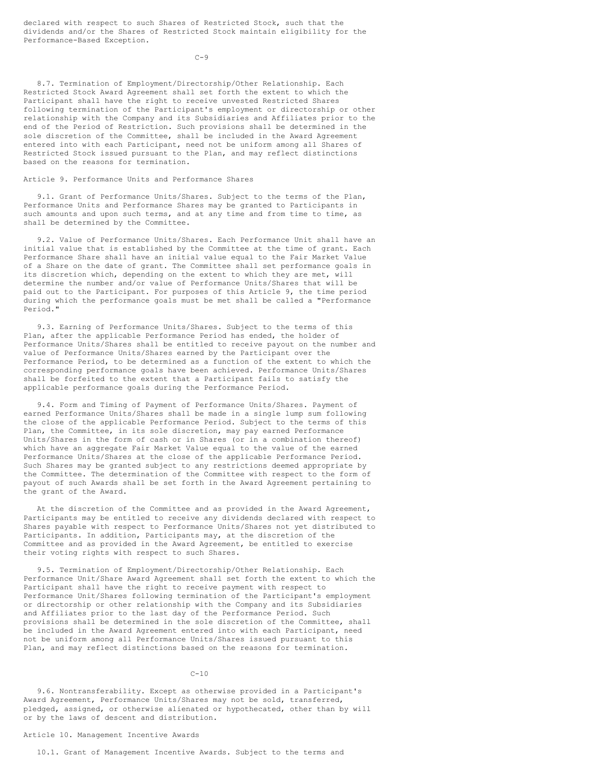declared with respect to such Shares of Restricted Stock, such that the dividends and/or the Shares of Restricted Stock maintain eligibility for the Performance-Based Exception.

8.7. Termination of Employment/Directorship/Other Relationship. Each Restricted Stock Award Agreement shall set forth the extent to which the Participant shall have the right to receive unvested Restricted Shares following termination of the Participant's employment or directorship or other relationship with the Company and its Subsidiaries and Affiliates prior to the end of the Period of Restriction. Such provisions shall be determined in the sole discretion of the Committee, shall be included in the Award Agreement entered into with each Participant, need not be uniform among all Shares of Restricted Stock issued pursuant to the Plan, and may reflect distinctions based on the reasons for termination.

## Article 9. Performance Units and Performance Shares

9.1. Grant of Performance Units/Shares. Subject to the terms of the Plan, Performance Units and Performance Shares may be granted to Participants in such amounts and upon such terms, and at any time and from time to time, as shall be determined by the Committee.

9.2. Value of Performance Units/Shares. Each Performance Unit shall have an initial value that is established by the Committee at the time of grant. Each Performance Share shall have an initial value equal to the Fair Market Value of a Share on the date of grant. The Committee shall set performance goals in its discretion which, depending on the extent to which they are met, will determine the number and/or value of Performance Units/Shares that will be paid out to the Participant. For purposes of this Article 9, the time period during which the performance goals must be met shall be called a "Performance Period."

9.3. Earning of Performance Units/Shares. Subject to the terms of this Plan, after the applicable Performance Period has ended, the holder of Performance Units/Shares shall be entitled to receive payout on the number and value of Performance Units/Shares earned by the Participant over the Performance Period, to be determined as a function of the extent to which the corresponding performance goals have been achieved. Performance Units/Shares shall be forfeited to the extent that a Participant fails to satisfy the applicable performance goals during the Performance Period.

9.4. Form and Timing of Payment of Performance Units/Shares. Payment of earned Performance Units/Shares shall be made in a single lump sum following the close of the applicable Performance Period. Subject to the terms of this Plan, the Committee, in its sole discretion, may pay earned Performance Units/Shares in the form of cash or in Shares (or in a combination thereof) which have an aggregate Fair Market Value equal to the value of the earned Performance Units/Shares at the close of the applicable Performance Period. Such Shares may be granted subject to any restrictions deemed appropriate by the Committee. The determination of the Committee with respect to the form of payout of such Awards shall be set forth in the Award Agreement pertaining to the grant of the Award.

At the discretion of the Committee and as provided in the Award Agreement, Participants may be entitled to receive any dividends declared with respect to Shares payable with respect to Performance Units/Shares not yet distributed to Participants. In addition, Participants may, at the discretion of the Committee and as provided in the Award Agreement, be entitled to exercise their voting rights with respect to such Shares.

9.5. Termination of Employment/Directorship/Other Relationship. Each Performance Unit/Share Award Agreement shall set forth the extent to which the Participant shall have the right to receive payment with respect to Performance Unit/Shares following termination of the Participant's employment or directorship or other relationship with the Company and its Subsidiaries and Affiliates prior to the last day of the Performance Period. Such provisions shall be determined in the sole discretion of the Committee, shall be included in the Award Agreement entered into with each Participant, need not be uniform among all Performance Units/Shares issued pursuant to this Plan, and may reflect distinctions based on the reasons for termination.

9.6. Nontransferability. Except as otherwise provided in a Participant's Award Agreement, Performance Units/Shares may not be sold, transferred, pledged, assigned, or otherwise alienated or hypothecated, other than by will or by the laws of descent and distribution.

## Article 10. Management Incentive Awards

10.1. Grant of Management Incentive Awards. Subject to the terms and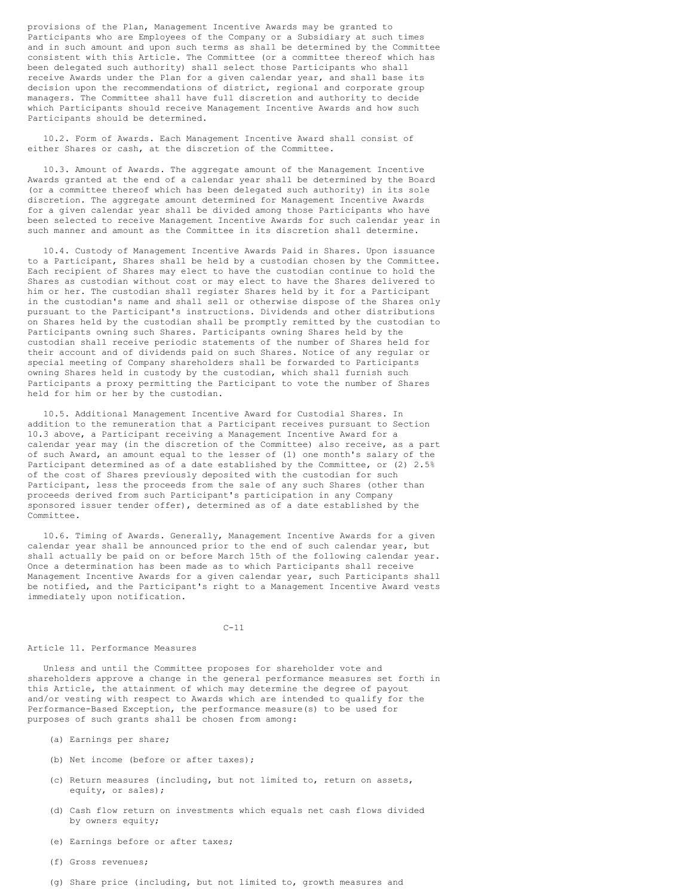provisions of the Plan, Management Incentive Awards may be granted to Participants who are Employees of the Company or a Subsidiary at such times and in such amount and upon such terms as shall be determined by the Committee consistent with this Article. The Committee (or a committee thereof which has been delegated such authority) shall select those Participants who shall receive Awards under the Plan for a given calendar year, and shall base its decision upon the recommendations of district, regional and corporate group managers. The Committee shall have full discretion and authority to decide which Participants should receive Management Incentive Awards and how such Participants should be determined.

10.2. Form of Awards. Each Management Incentive Award shall consist of either Shares or cash, at the discretion of the Committee.

10.3. Amount of Awards. The aggregate amount of the Management Incentive Awards granted at the end of a calendar year shall be determined by the Board (or a committee thereof which has been delegated such authority) in its sole discretion. The aggregate amount determined for Management Incentive Awards for a given calendar year shall be divided among those Participants who have been selected to receive Management Incentive Awards for such calendar year in such manner and amount as the Committee in its discretion shall determine.

10.4. Custody of Management Incentive Awards Paid in Shares. Upon issuance to a Participant, Shares shall be held by a custodian chosen by the Committee. Each recipient of Shares may elect to have the custodian continue to hold the Shares as custodian without cost or may elect to have the Shares delivered to him or her. The custodian shall register Shares held by it for a Participant in the custodian's name and shall sell or otherwise dispose of the Shares only pursuant to the Participant's instructions. Dividends and other distributions on Shares held by the custodian shall be promptly remitted by the custodian to Participants owning such Shares. Participants owning Shares held by the custodian shall receive periodic statements of the number of Shares held for their account and of dividends paid on such Shares. Notice of any regular or special meeting of Company shareholders shall be forwarded to Participants owning Shares held in custody by the custodian, which shall furnish such Participants a proxy permitting the Participant to vote the number of Shares held for him or her by the custodian.

10.5. Additional Management Incentive Award for Custodial Shares. In addition to the remuneration that a Participant receives pursuant to Section 10.3 above, a Participant receiving a Management Incentive Award for a calendar year may (in the discretion of the Committee) also receive, as a part of such Award, an amount equal to the lesser of (1) one month's salary of the Participant determined as of a date established by the Committee, or (2) 2.5% of the cost of Shares previously deposited with the custodian for such Participant, less the proceeds from the sale of any such Shares (other than proceeds derived from such Participant's participation in any Company sponsored issuer tender offer), determined as of a date established by the Committee.

10.6. Timing of Awards. Generally, Management Incentive Awards for a given calendar year shall be announced prior to the end of such calendar year, but shall actually be paid on or before March 15th of the following calendar year. Once a determination has been made as to which Participants shall receive Management Incentive Awards for a given calendar year, such Participants shall be notified, and the Participant's right to a Management Incentive Award vests immediately upon notification.

## Article 11. Performance Measures

Unless and until the Committee proposes for shareholder vote and shareholders approve a change in the general performance measures set forth in this Article, the attainment of which may determine the degree of payout and/or vesting with respect to Awards which are intended to qualify for the Performance-Based Exception, the performance measure(s) to be used for purposes of such grants shall be chosen from among:

(a) Earnings per share;

(b) Net income (before or after taxes);

(c) Return measures (including, but not limited to, return on assets, equity, or sales);

(d) Cash flow return on investments which equals net cash flows divided by owners equity;

(e) Earnings before or after taxes;

(f) Gross revenues;

(g) Share price (including, but not limited to, growth measures and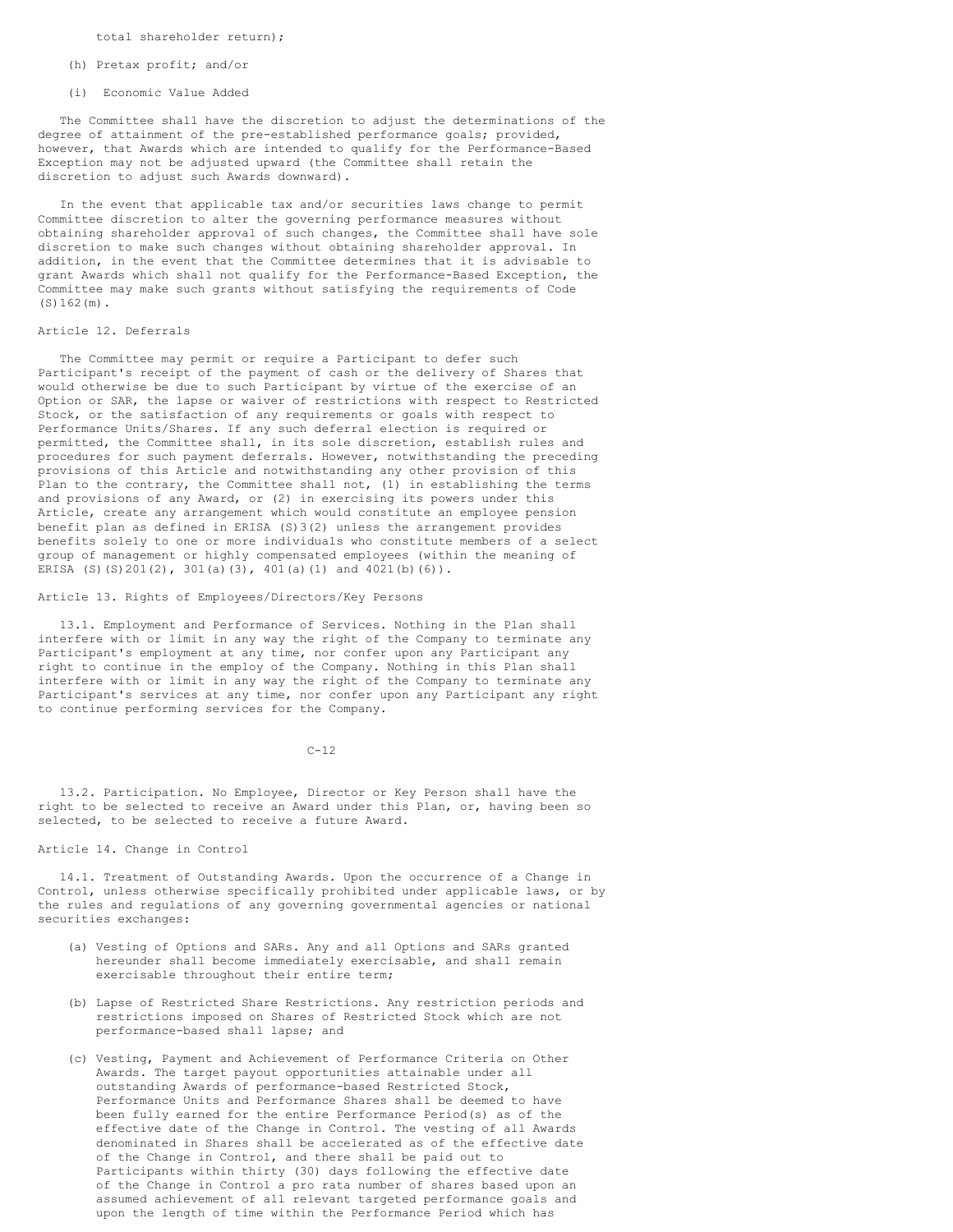total shareholder return);

(h) Pretax profit; and/or

(i) Economic Value Added

The Committee shall have the discretion to adjust the determinations of the degree of attainment of the pre-established performance goals; provided, however, that Awards which are intended to qualify for the Performance-Based Exception may not be adjusted upward (the Committee shall retain the discretion to adjust such Awards downward).

In the event that applicable tax and/or securities laws change to permit Committee discretion to alter the governing performance measures without obtaining shareholder approval of such changes, the Committee shall have sole discretion to make such changes without obtaining shareholder approval. In addition, in the event that the Committee determines that it is advisable to grant Awards which shall not qualify for the Performance-Based Exception, the Committee may make such grants without satisfying the requirements of Code (S)162(m).

## Article 12. Deferrals

The Committee may permit or require a Participant to defer such Participant's receipt of the payment of cash or the delivery of Shares that would otherwise be due to such Participant by virtue of the exercise of an Option or SAR, the lapse or waiver of restrictions with respect to Restricted Stock, or the satisfaction of any requirements or goals with respect to Performance Units/Shares. If any such deferral election is required or permitted, the Committee shall, in its sole discretion, establish rules and procedures for such payment deferrals. However, notwithstanding the preceding provisions of this Article and notwithstanding any other provision of this Plan to the contrary, the Committee shall not, (1) in establishing the terms and provisions of any Award, or (2) in exercising its powers under this Article, create any arrangement which would constitute an employee pension benefit plan as defined in ERISA (S)3(2) unless the arrangement provides benefits solely to one or more individuals who constitute members of a select group of management or highly compensated employees (within the meaning of ERISA (S)(S)201(2), 301(a)(3), 401(a)(1) and 4021(b)(6)).

## Article 13. Rights of Employees/Directors/Key Persons

13.1. Employment and Performance of Services. Nothing in the Plan shall interfere with or limit in any way the right of the Company to terminate any Participant's employment at any time, nor confer upon any Participant any right to continue in the employ of the Company. Nothing in this Plan shall interfere with or limit in any way the right of the Company to terminate any Participant's services at any time, nor confer upon any Participant any right to continue performing services for the Company.

13.2. Participation. No Employee, Director or Key Person shall have the right to be selected to receive an Award under this Plan, or, having been so selected, to be selected to receive a future Award.

## Article 14. Change in Control

14.1. Treatment of Outstanding Awards. Upon the occurrence of a Change in Control, unless otherwise specifically prohibited under applicable laws, or by the rules and regulations of any governing governmental agencies or national securities exchanges:

(a) Vesting of Options and SARs. Any and all Options and SARs granted hereunder shall become immediately exercisable, and shall remain exercisable throughout their entire term;

(b) Lapse of Restricted Share Restrictions. Any restriction periods and restrictions imposed on Shares of Restricted Stock which are not performance-based shall lapse; and

(c) Vesting, Payment and Achievement of Performance Criteria on Other Awards. The target payout opportunities attainable under all outstanding Awards of performance-based Restricted Stock, Performance Units and Performance Shares shall be deemed to have been fully earned for the entire Performance Period(s) as of the effective date of the Change in Control. The vesting of all Awards denominated in Shares shall be accelerated as of the effective date of the Change in Control, and there shall be paid out to Participants within thirty (30) days following the effective date of the Change in Control a pro rata number of shares based upon an assumed achievement of all relevant targeted performance goals and upon the length of time within the Performance Period which has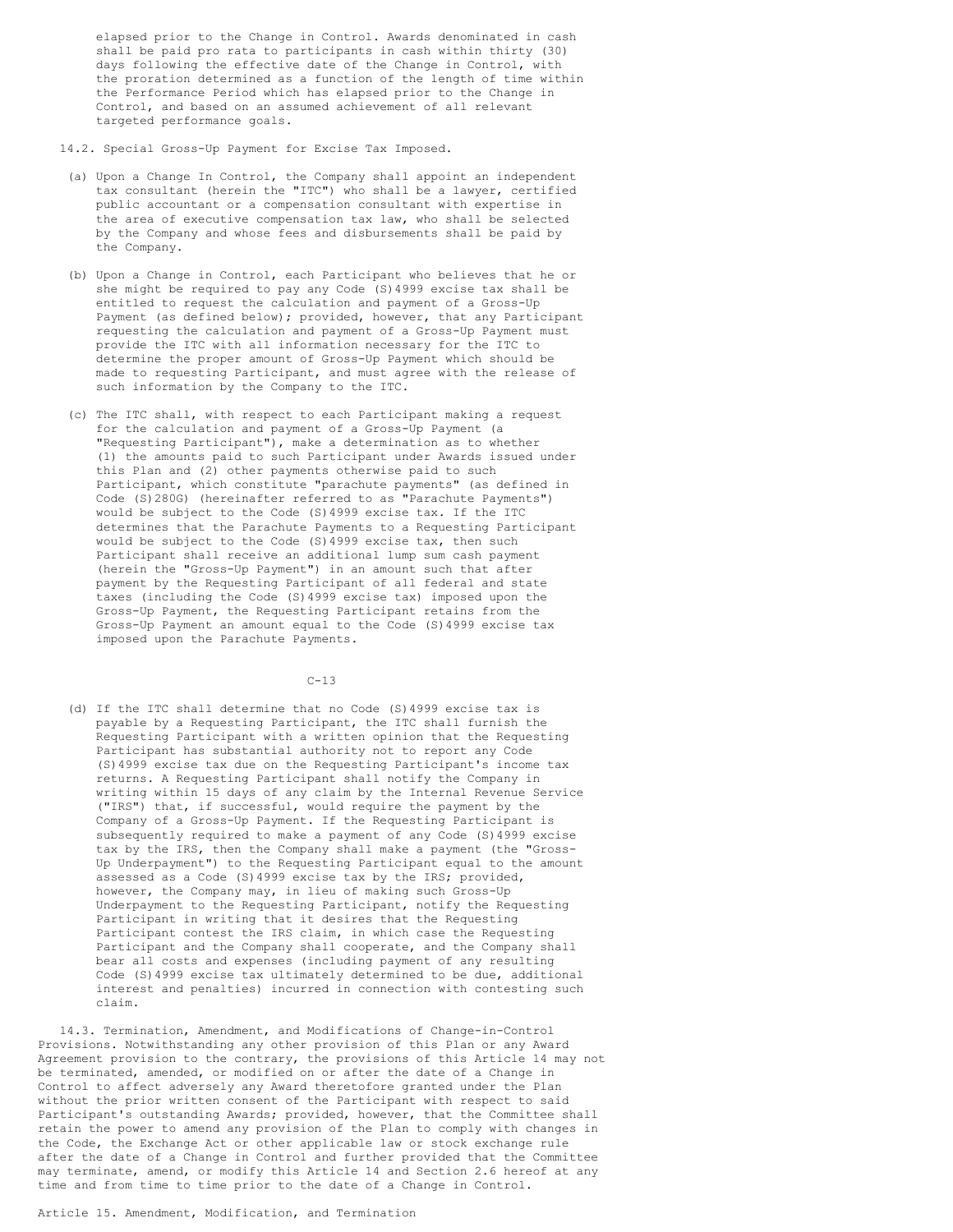elapsed prior to the Change in Control. Awards denominated in cash shall be paid pro rata to participants in cash within thirty (30) days following the effective date of the Change in Control, with the proration determined as a function of the length of time within the Performance Period which has elapsed prior to the Change in Control, and based on an assumed achievement of all relevant targeted performance goals.

14.2. Special Gross-Up Payment for Excise Tax Imposed.

(a) Upon a Change In Control, the Company shall appoint an independent tax consultant (herein the "ITC") who shall be a lawyer, certified public accountant or a compensation consultant with expertise in the area of executive compensation tax law, who shall be selected by the Company and whose fees and disbursements shall be paid by the Company.

(b) Upon a Change in Control, each Participant who believes that he or she might be required to pay any Code (S)4999 excise tax shall be entitled to request the calculation and payment of a Gross-Up Payment (as defined below); provided, however, that any Participant requesting the calculation and payment of a Gross-Up Payment must provide the ITC with all information necessary for the ITC to determine the proper amount of Gross-Up Payment which should be made to requesting Participant, and must agree with the release of such information by the Company to the ITC.

(c) The ITC shall, with respect to each Participant making a request for the calculation and payment of a Gross-Up Payment (a "Requesting Participant"), make a determination as to whether (1) the amounts paid to such Participant under Awards issued under this Plan and (2) other payments otherwise paid to such Participant, which constitute "parachute payments" (as defined in Code (S)280G) (hereinafter referred to as "Parachute Payments") would be subject to the Code (S)4999 excise tax. If the ITC determines that the Parachute Payments to a Requesting Participant would be subject to the Code (S)4999 excise tax, then such Participant shall receive an additional lump sum cash payment (herein the "Gross-Up Payment") in an amount such that after payment by the Requesting Participant of all federal and state taxes (including the Code (S)4999 excise tax) imposed upon the Gross-Up Payment, the Requesting Participant retains from the Gross-Up Payment an amount equal to the Code (S)4999 excise tax imposed upon the Parachute Payments.

(d) If the ITC shall determine that no Code (S)4999 excise tax is payable by a Requesting Participant, the ITC shall furnish the Requesting Participant with a written opinion that the Requesting Participant has substantial authority not to report any Code (S)4999 excise tax due on the Requesting Participant's income tax returns. A Requesting Participant shall notify the Company in writing within 15 days of any claim by the Internal Revenue Service ("IRS") that, if successful, would require the payment by the Company of a Gross-Up Payment. If the Requesting Participant is subsequently required to make a payment of any Code (S)4999 excise tax by the IRS, then the Company shall make a payment (the "Gross-Up Underpayment") to the Requesting Participant equal to the amount assessed as a Code (S)4999 excise tax by the IRS; provided, however, the Company may, in lieu of making such Gross-Up Underpayment to the Requesting Participant, notify the Requesting Participant in writing that it desires that the Requesting Participant contest the IRS claim, in which case the Requesting Participant and the Company shall cooperate, and the Company shall bear all costs and expenses (including payment of any resulting Code (S)4999 excise tax ultimately determined to be due, additional interest and penalties) incurred in connection with contesting such claim.

14.3. Termination, Amendment, and Modifications of Change-in-Control Provisions. Notwithstanding any other provision of this Plan or any Award Agreement provision to the contrary, the provisions of this Article 14 may not be terminated, amended, or modified on or after the date of a Change in Control to affect adversely any Award theretofore granted under the Plan without the prior written consent of the Participant with respect to said Participant's outstanding Awards; provided, however, that the Committee shall retain the power to amend any provision of the Plan to comply with changes in the Code, the Exchange Act or other applicable law or stock exchange rule after the date of a Change in Control and further provided that the Committee may terminate, amend, or modify this Article 14 and Section 2.6 hereof at any time and from time to time prior to the date of a Change in Control.

## Article 15. Amendment, Modification, and Termination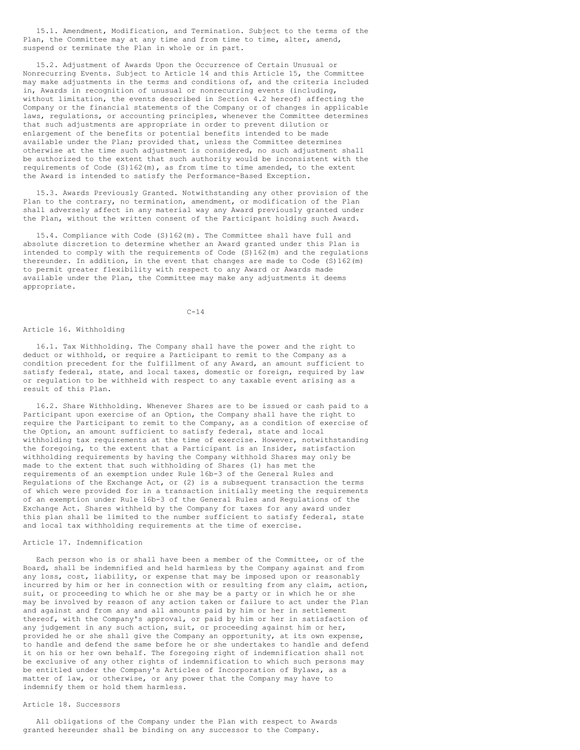15.1. Amendment, Modification, and Termination. Subject to the terms of the Plan, the Committee may at any time and from time to time, alter, amend, suspend or terminate the Plan in whole or in part.

15.2. Adjustment of Awards Upon the Occurrence of Certain Unusual or Nonrecurring Events. Subject to Article 14 and this Article 15, the Committee may make adjustments in the terms and conditions of, and the criteria included in, Awards in recognition of unusual or nonrecurring events (including, without limitation, the events described in Section 4.2 hereof) affecting the Company or the financial statements of the Company or of changes in applicable laws, regulations, or accounting principles, whenever the Committee determines that such adjustments are appropriate in order to prevent dilution or enlargement of the benefits or potential benefits intended to be made available under the Plan; provided that, unless the Committee determines otherwise at the time such adjustment is considered, no such adjustment shall be authorized to the extent that such authority would be inconsistent with the requirements of Code (S)162(m), as from time to time amended, to the extent the Award is intended to satisfy the Performance-Based Exception.

15.3. Awards Previously Granted. Notwithstanding any other provision of the Plan to the contrary, no termination, amendment, or modification of the Plan shall adversely affect in any material way any Award previously granted under the Plan, without the written consent of the Participant holding such Award.

15.4. Compliance with Code (S)162(m). The Committee shall have full and absolute discretion to determine whether an Award granted under this Plan is intended to comply with the requirements of Code (S)162(m) and the regulations thereunder. In addition, in the event that changes are made to Code (S)162(m) to permit greater flexibility with respect to any Award or Awards made available under the Plan, the Committee may make any adjustments it deems appropriate.

## Article 16. Withholding

16.1. Tax Withholding. The Company shall have the power and the right to deduct or withhold, or require a Participant to remit to the Company as a condition precedent for the fulfillment of any Award, an amount sufficient to satisfy federal, state, and local taxes, domestic or foreign, required by law or regulation to be withheld with respect to any taxable event arising as a result of this Plan.

16.2. Share Withholding. Whenever Shares are to be issued or cash paid to a Participant upon exercise of an Option, the Company shall have the right to require the Participant to remit to the Company, as a condition of exercise of the Option, an amount sufficient to satisfy federal, state and local withholding tax requirements at the time of exercise. However, notwithstanding the foregoing, to the extent that a Participant is an Insider, satisfaction withholding requirements by having the Company withhold Shares may only be made to the extent that such withholding of Shares (1) has met the requirements of an exemption under Rule 16b-3 of the General Rules and Regulations of the Exchange Act, or (2) is a subsequent transaction the terms of which were provided for in a transaction initially meeting the requirements of an exemption under Rule 16b-3 of the General Rules and Regulations of the Exchange Act. Shares withheld by the Company for taxes for any award under this plan shall be limited to the number sufficient to satisfy federal, state and local tax withholding requirements at the time of exercise.

## Article 17. Indemnification

Each person who is or shall have been a member of the Committee, or of the Board, shall be indemnified and held harmless by the Company against and from any loss, cost, liability, or expense that may be imposed upon or reasonably incurred by him or her in connection with or resulting from any claim, action, suit, or proceeding to which he or she may be a party or in which he or she may be involved by reason of any action taken or failure to act under the Plan and against and from any and all amounts paid by him or her in settlement thereof, with the Company's approval, or paid by him or her in satisfaction of any judgement in any such action, suit, or proceeding against him or her, provided he or she shall give the Company an opportunity, at its own expense, to handle and defend the same before he or she undertakes to handle and defend it on his or her own behalf. The foregoing right of indemnification shall not be exclusive of any other rights of indemnification to which such persons may be entitled under the Company's Articles of Incorporation of Bylaws, as a matter of law, or otherwise, or any power that the Company may have to indemnify them or hold them harmless.

## Article 18. Successors

All obligations of the Company under the Plan with respect to Awards granted hereunder shall be binding on any successor to the Company.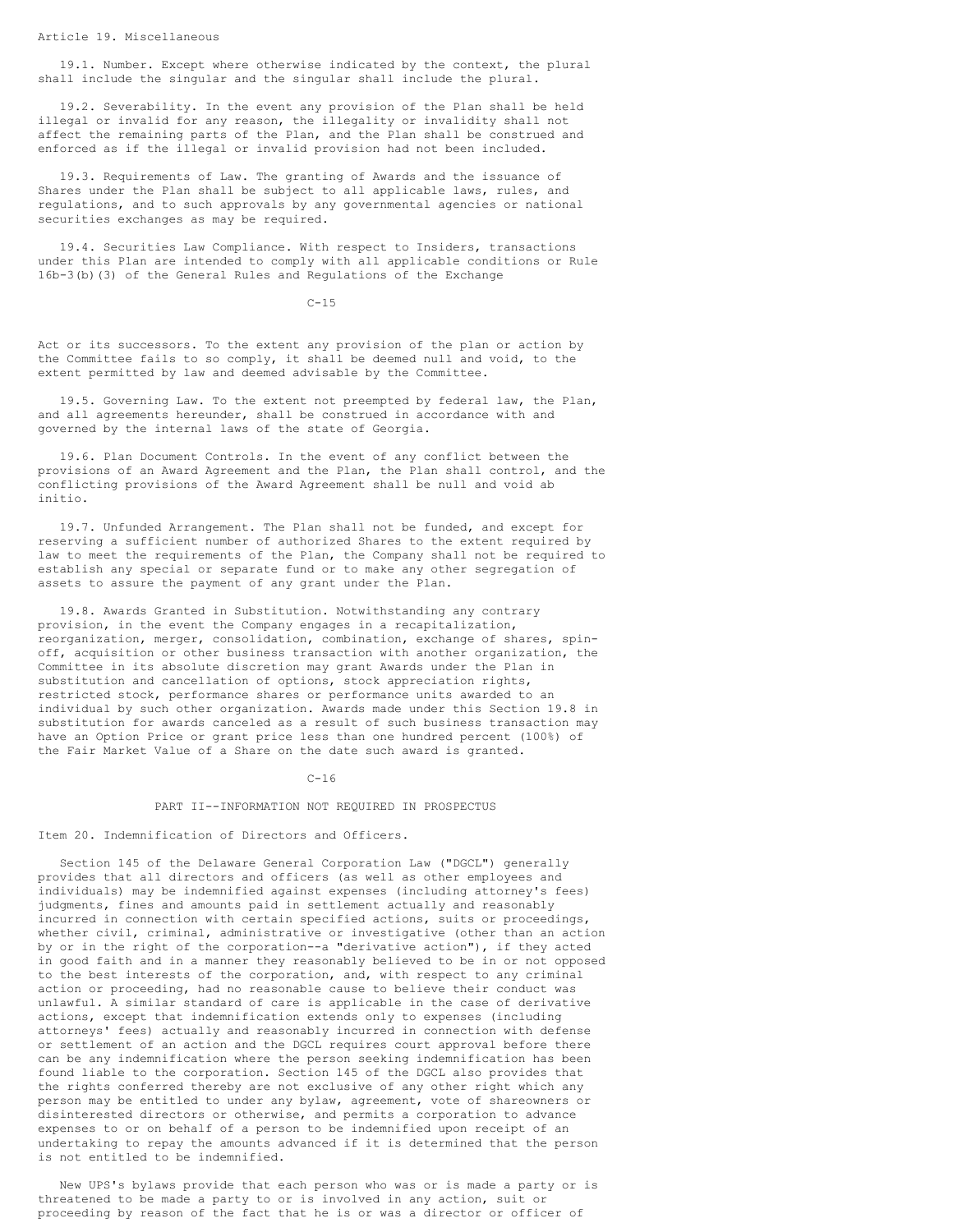Article 19. Miscellaneous

19.1. Number. Except where otherwise indicated by the context, the plural shall include the singular and the singular shall include the plural.

19.2. Severability. In the event any provision of the Plan shall be held illegal or invalid for any reason, the illegality or invalidity shall not affect the remaining parts of the Plan, and the Plan shall be construed and enforced as if the illegal or invalid provision had not been included.

19.3. Requirements of Law. The granting of Awards and the issuance of Shares under the Plan shall be subject to all applicable laws, rules, and regulations, and to such approvals by any governmental agencies or national securities exchanges as may be required.

19.4. Securities Law Compliance. With respect to Insiders, transactions under this Plan are intended to comply with all applicable conditions or Rule 16b-3(b)(3) of the General Rules and Regulations of the Exchange Act or its successors. To the extent any provision of the plan or action by the Committee fails to so comply, it shall be deemed null and void, to the extent permitted by law and deemed advisable by the Committee.

19.5. Governing Law. To the extent not preempted by federal law, the Plan, and all agreements hereunder, shall be construed in accordance with and governed by the internal laws of the state of Georgia.

19.6. Plan Document Controls. In the event of any conflict between the provisions of an Award Agreement and the Plan, the Plan shall control, and the conflicting provisions of the Award Agreement shall be null and void ab initio.

19.7. Unfunded Arrangement. The Plan shall not be funded, and except for reserving a sufficient number of authorized Shares to the extent required by law to meet the requirements of the Plan, the Company shall not be required to establish any special or separate fund or to make any other segregation of assets to assure the payment of any grant under the Plan.

19.8. Awards Granted in Substitution. Notwithstanding any contrary provision, in the event the Company engages in a recapitalization, reorganization, merger, consolidation, combination, exchange of shares, spin-off, acquisition or other business transaction with another organization, the Committee in its absolute discretion may grant Awards under the Plan in substitution and cancellation of options, stock appreciation rights, restricted stock, performance shares or performance units awarded to an individual by such other organization. Awards made under this Section 19.8 in substitution for awards canceled as a result of such business transaction may have an Option Price or grant price less than one hundred percent (100%) of the Fair Market Value of a Share on the date such award is granted.

## PART II--INFORMATION NOT REQUIRED IN PROSPECTUS

Item 20. Indemnification of Directors and Officers.

Section 145 of the Delaware General Corporation Law ("DGCL") generally provides that all directors and officers (as well as other employees and individuals) may be indemnified against expenses (including attorney's fees) judgments, fines and amounts paid in settlement actually and reasonably incurred in connection with certain specified actions, suits or proceedings, whether civil, criminal, administrative or investigative (other than an action by or in the right of the corporation--a "derivative action"), if they acted in good faith and in a manner they reasonably believed to be in or not opposed to the best interests of the corporation, and, with respect to any criminal action or proceeding, had no reasonable cause to believe their conduct was unlawful. A similar standard of care is applicable in the case of derivative actions, except that indemnification extends only to expenses (including attorneys' fees) actually and reasonably incurred in connection with defense or settlement of an action and the DGCL requires court approval before there can be any indemnification where the person seeking indemnification has been found liable to the corporation. Section 145 of the DGCL also provides that the rights conferred thereby are not exclusive of any other right which any person may be entitled to under any bylaw, agreement, vote of shareowners or disinterested directors or otherwise, and permits a corporation to advance expenses to or on behalf of a person to be indemnified upon receipt of an undertaking to repay the amounts advanced if it is determined that the person is not entitled to be indemnified.

New UPS's bylaws provide that each person who was or is made a party to or is threatened to be made a party to or is involved in any action, suit or proceeding by reason of the fact that he is or was a director or officer of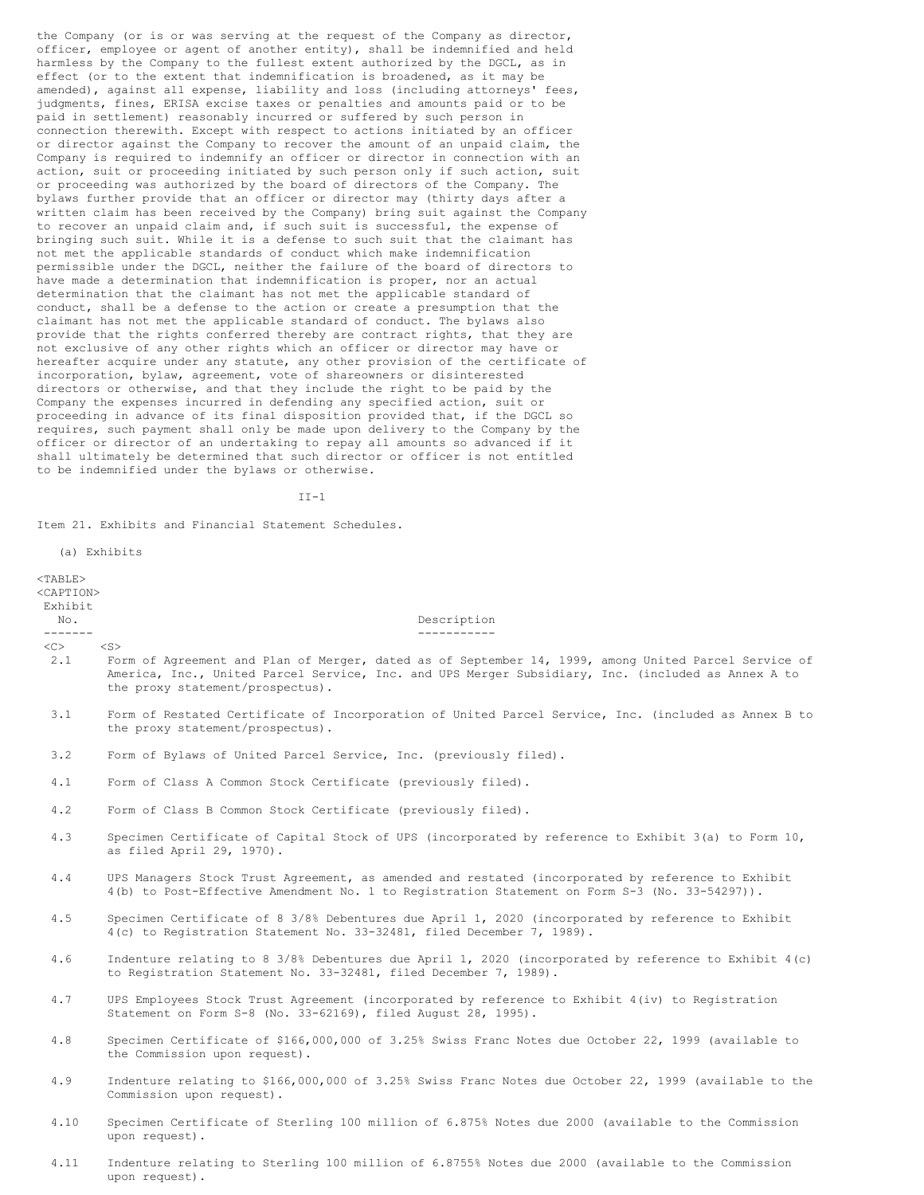the Company (or is or was serving at the request of the Company as director, officer, employee or agent of another entity), shall be indemnified and held harmless by the Company to the fullest extent authorized by the DGCL, as in effect (or to the extent that indemnification is broadened, as it may be amended), against all expense, liability and loss (including attorneys' fees, judgments, fines, ERISA excise taxes or penalties and amounts paid or to be paid in settlement) reasonably incurred or suffered by such person in connection therewith. Except with respect to actions initiated by an officer or director against the Company to recover the amount of an unpaid claim, the Company is required to indemnify an officer or director in connection with an action, suit or proceeding initiated by such person only if such action, suit or proceeding was authorized by the board of directors of the Company. The bylaws further provide that an officer or director may (thirty days after a written claim has been received by the Company) bring suit against the Company to recover an unpaid claim and, if such suit is successful, the expense of bringing such suit. While it is a defense to such suit that the claimant has not met the applicable standards of conduct which make indemnification permissible under the DGCL, neither the failure of the board of directors to have made a determination that indemnification is proper, nor an actual determination that the claimant has not met the applicable standard of conduct, shall be a defense to the action or create a presumption that the claimant has not met the applicable standard of conduct. The bylaws also provide that the rights conferred thereby are contract rights, that they are not exclusive of any other rights which an officer or director may have or hereafter acquire under any statute, any other provision of the certificate of incorporation, bylaw, agreement, vote of shareowners or disinterested directors or otherwise, and that they include the right to be paid by the Company the expenses incurred in defending any specified action, suit or proceeding in advance of its final disposition provided that, if the DGCL so requires, such payment shall only be made upon delivery to the Company by the officer or director of an undertaking to repay all amounts so advanced if it shall ultimately be determined that such director or officer is not entitled to be indemnified under the bylaws or otherwise.

Item 21. Exhibits and Financial Statement Schedules.

(a) Exhibits

| Exhibit No. | Description |
|---|---|
| 2.1 | Form of Agreement and Plan of Merger, dated as of September 14, 1999, among United Parcel Service of America, Inc., United Parcel Service, Inc. and UPS Merger Subsidiary, Inc. (included as Annex A to the proxy statement/prospectus). |
| 3.1 | Form of Restated Certificate of Incorporation of United Parcel Service, Inc. (included as Annex B to the proxy statement/prospectus). |
| 3.2 | Form of Bylaws of United Parcel Service, Inc. (previously filed). |
| 4.1 | Form of Class A Common Stock Certificate (previously filed). |
| 4.2 | Form of Class B Common Stock Certificate (previously filed). |
| 4.3 | Specimen Certificate of Capital Stock of UPS (incorporated by reference to Exhibit 3(a) to Form 10, as filed April 29, 1970). |
| 4.4 | UPS Managers Stock Trust Agreement, as amended and restated (incorporated by reference to Exhibit 4(b) to Post-Effective Amendment No. 1 to Registration Statement on Form S-3 (No. 33-54297)). |
| 4.5 | Specimen Certificate of 8 3/8% Debentures due April 1, 2020 (incorporated by reference to Exhibit 4(c) to Registration Statement No. 33-32481, filed December 7, 1989). |
| 4.6 | Indenture relating to 8 3/8% Debentures due April 1, 2020 (incorporated by reference to Exhibit 4(c) to Registration Statement No. 33-32481, filed December 7, 1989). |
| 4.7 | UPS Employees Stock Trust Agreement (incorporated by reference to Exhibit 4(iv) to Registration Statement on Form S-8 (No. 33-62169), filed August 28, 1995). |
| 4.8 | Specimen Certificate of $166,000,000 of 3.25% Swiss Franc Notes due October 22, 1999 (available to the Commission upon request). |
| 4.9 | Indenture relating to $166,000,000 of 3.25% Swiss Franc Notes due October 22, 1999 (available to the Commission upon request). |
| 4.10 | Specimen Certificate of Sterling 100 million of 6.875% Notes due 2000 (available to the Commission upon request). |
| 4.11 | Indenture relating to Sterling 100 million of 6.8755% Notes due 2000 (available to the Commission upon request). |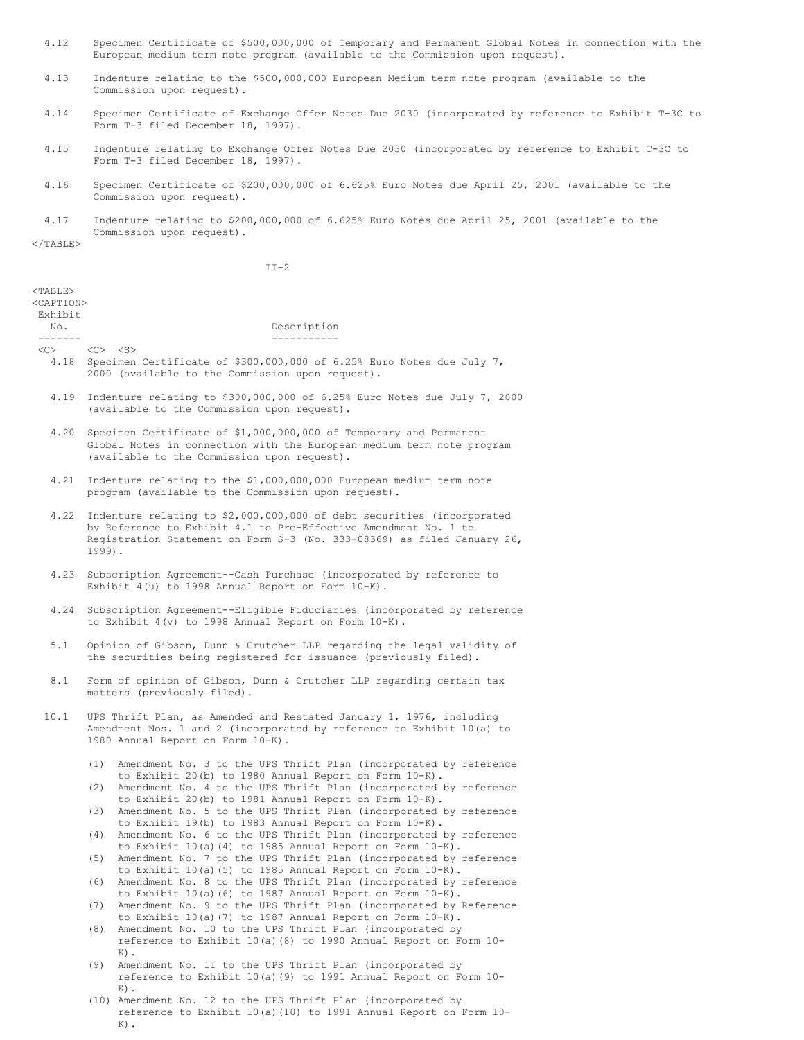| Exhibit No. | Description |
|---|---|
| 4.12 | Specimen Certificate of $500,000,000 of Temporary and Permanent Global Notes in connection with the European medium term note program (available to the Commission upon request). |
| 4.13 | Indenture relating to the $500,000,000 European Medium term note program (available to the Commission upon request). |
| 4.14 | Specimen Certificate of Exchange Offer Notes Due 2030 (incorporated by reference to Exhibit T-3C to Form T-3 filed December 18, 1997). |
| 4.15 | Indenture relating to Exchange Offer Notes Due 2030 (incorporated by reference to Exhibit T-3C to Form T-3 filed December 18, 1997). |
| 4.16 | Specimen Certificate of $200,000,000 of 6.625% Euro Notes due April 25, 2001 (available to the Commission upon request). |
| 4.17 | Indenture relating to $200,000,000 of 6.625% Euro Notes due April 25, 2001 (available to the Commission upon request). |

| Exhibit No. | Description |
|---|---|
| 4.18 | Specimen Certificate of $300,000,000 of 6.25% Euro Notes due July 7, 2000 (available to the Commission upon request). |
| 4.19 | Indenture relating to $300,000,000 of 6.25% Euro Notes due July 7, 2000 (available to the Commission upon request). |
| 4.20 | Specimen Certificate of $1,000,000,000 of Temporary and Permanent Global Notes in connection with the European medium term note program (available to the Commission upon request). |
| 4.21 | Indenture relating to the $1,000,000,000 European medium term note program (available to the Commission upon request). |
| 4.22 | Indenture relating to $2,000,000,000 of debt securities (incorporated by Reference to Exhibit 4.1 to Pre-Effective Amendment No. 1 to Registration Statement on Form S-3 (No. 333-08369) as filed January 26, 1999). |
| 4.23 | Subscription Agreement--Cash Purchase (incorporated by reference to Exhibit 4(u) to 1998 Annual Report on Form 10-K). |
| 4.24 | Subscription Agreement--Eligible Fiduciaries (incorporated by reference to Exhibit 4(v) to 1998 Annual Report on Form 10-K). |
| 5.1 | Opinion of Gibson, Dunn & Crutcher LLP regarding the legal validity of the securities being registered for issuance (previously filed). |
| 8.1 | Form of opinion of Gibson, Dunn & Crutcher LLP regarding certain tax matters (previously filed). |
| 10.1 | UPS Thrift Plan, as Amended and Restated January 1, 1976, including Amendment Nos. 1 and 2 (incorporated by reference to Exhibit 10(a) to 1980 Annual Report on Form 10-K). |
| | (1) Amendment No. 3 to the UPS Thrift Plan (incorporated by reference to Exhibit 20(b) to 1980 Annual Report on Form 10-K). |
| | (2) Amendment No. 4 to the UPS Thrift Plan (incorporated by reference to Exhibit 20(b) to 1981 Annual Report on Form 10-K). |
| | (3) Amendment No. 5 to the UPS Thrift Plan (incorporated by reference to Exhibit 19(b) to 1983 Annual Report on Form 10-K). |
| | (4) Amendment No. 6 to the UPS Thrift Plan (incorporated by reference to Exhibit 10(a)(4) to 1985 Annual Report on Form 10-K). |
| | (5) Amendment No. 7 to the UPS Thrift Plan (incorporated by reference to Exhibit 10(a)(5) to 1985 Annual Report on Form 10-K). |
| | (6) Amendment No. 8 to the UPS Thrift Plan (incorporated by reference to Exhibit 10(a)(6) to 1987 Annual Report on Form 10-K). |
| | (7) Amendment No. 9 to the UPS Thrift Plan (incorporated by Reference to Exhibit 10(a)(7) to 1987 Annual Report on Form 10-K). |
| | (8) Amendment No. 10 to the UPS Thrift Plan (incorporated by reference to Exhibit 10(a)(8) to 1990 Annual Report on Form 10-K). |
| | (9) Amendment No. 11 to the UPS Thrift Plan (incorporated by reference to Exhibit 10(a)(9) to 1991 Annual Report on Form 10-K). |
| | (10) Amendment No. 12 to the UPS Thrift Plan (incorporated by reference to Exhibit 10(a)(10) to 1991 Annual Report on Form 10-K). |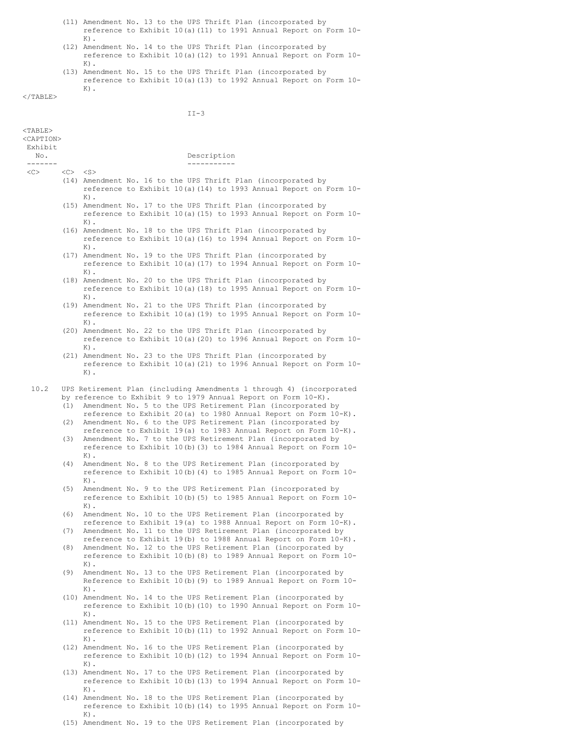(11) Amendment No. 13 to the UPS Thrift Plan (incorporated by reference to Exhibit 10(a)(11) to 1991 Annual Report on Form 10-K).

(12) Amendment No. 14 to the UPS Thrift Plan (incorporated by reference to Exhibit 10(a)(12) to 1991 Annual Report on Form 10-K).

(13) Amendment No. 15 to the UPS Thrift Plan (incorporated by reference to Exhibit 10(a)(13) to 1992 Annual Report on Form 10-K).

| Exhibit No. | | Description |
|---|---|---|
| | (14) | Amendment No. 16 to the UPS Thrift Plan (incorporated by reference to Exhibit 10(a)(14) to 1993 Annual Report on Form 10-K). |
| | (15) | Amendment No. 17 to the UPS Thrift Plan (incorporated by reference to Exhibit 10(a)(15) to 1993 Annual Report on Form 10-K). |
| | (16) | Amendment No. 18 to the UPS Thrift Plan (incorporated by reference to Exhibit 10(a)(16) to 1994 Annual Report on Form 10-K). |
| | (17) | Amendment No. 19 to the UPS Thrift Plan (incorporated by reference to Exhibit 10(a)(17) to 1994 Annual Report on Form 10-K). |
| | (18) | Amendment No. 20 to the UPS Thrift Plan (incorporated by reference to Exhibit 10(a)(18) to 1995 Annual Report on Form 10-K). |
| | (19) | Amendment No. 21 to the UPS Thrift Plan (incorporated by reference to Exhibit 10(a)(19) to 1995 Annual Report on Form 10-K). |
| | (20) | Amendment No. 22 to the UPS Thrift Plan (incorporated by reference to Exhibit 10(a)(20) to 1996 Annual Report on Form 10-K). |
| | (21) | Amendment No. 23 to the UPS Thrift Plan (incorporated by reference to Exhibit 10(a)(21) to 1996 Annual Report on Form 10-K). |
| 10.2 | | UPS Retirement Plan (including Amendments 1 through 4) (incorporated by reference to Exhibit 9 to 1979 Annual Report on Form 10-K). |
| | (1) | Amendment No. 5 to the UPS Retirement Plan (incorporated by reference to Exhibit 20(a) to 1980 Annual Report on Form 10-K). |
| | (2) | Amendment No. 6 to the UPS Retirement Plan (incorporated by reference to Exhibit 19(a) to 1983 Annual Report on Form 10-K). |
| | (3) | Amendment No. 7 to the UPS Retirement Plan (incorporated by reference to Exhibit 10(b)(3) to 1984 Annual Report on Form 10-K). |
| | (4) | Amendment No. 8 to the UPS Retirement Plan (incorporated by reference to Exhibit 10(b)(4) to 1985 Annual Report on Form 10-K). |
| | (5) | Amendment No. 9 to the UPS Retirement Plan (incorporated by reference to Exhibit 10(b)(5) to 1985 Annual Report on Form 10-K). |
| | (6) | Amendment No. 10 to the UPS Retirement Plan (incorporated by reference to Exhibit 19(a) to 1988 Annual Report on Form 10-K). |
| | (7) | Amendment No. 11 to the UPS Retirement Plan (incorporated by reference to Exhibit 19(b) to 1988 Annual Report on Form 10-K). |
| | (8) | Amendment No. 12 to the UPS Retirement Plan (incorporated by reference to Exhibit 10(b)(8) to 1989 Annual Report on Form 10-K). |
| | (9) | Amendment No. 13 to the UPS Retirement Plan (incorporated by Reference to Exhibit 10(b)(9) to 1989 Annual Report on Form 10-K). |
| | (10) | Amendment No. 14 to the UPS Retirement Plan (incorporated by reference to Exhibit 10(b)(10) to 1990 Annual Report on Form 10-K). |
| | (11) | Amendment No. 15 to the UPS Retirement Plan (incorporated by reference to Exhibit 10(b)(11) to 1992 Annual Report on Form 10-K). |
| | (12) | Amendment No. 16 to the UPS Retirement Plan (incorporated by reference to Exhibit 10(b)(12) to 1994 Annual Report on Form 10-K). |
| | (13) | Amendment No. 17 to the UPS Retirement Plan (incorporated by reference to Exhibit 10(b)(13) to 1994 Annual Report on Form 10-K). |
| | (14) | Amendment No. 18 to the UPS Retirement Plan (incorporated by reference to Exhibit 10(b)(14) to 1995 Annual Report on Form 10-K). |
| | (15) | Amendment No. 19 to the UPS Retirement Plan (incorporated by |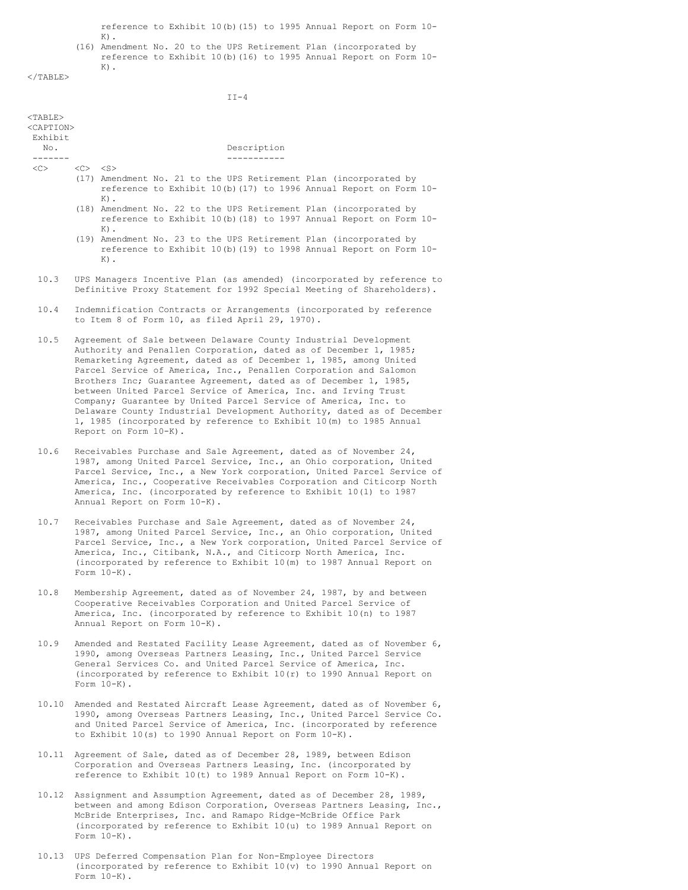| Exhibit No. | | Description |
| --- | --- | --- |
| | (15) | ...reference to Exhibit 10(b)(15) to 1995 Annual Report on Form 10-K). |
| | (16) | Amendment No. 20 to the UPS Retirement Plan (incorporated by reference to Exhibit 10(b)(16) to 1995 Annual Report on Form 10-K). |
| | (17) | Amendment No. 21 to the UPS Retirement Plan (incorporated by reference to Exhibit 10(b)(17) to 1996 Annual Report on Form 10-K). |
| | (18) | Amendment No. 22 to the UPS Retirement Plan (incorporated by reference to Exhibit 10(b)(18) to 1997 Annual Report on Form 10-K). |
| | (19) | Amendment No. 23 to the UPS Retirement Plan (incorporated by reference to Exhibit 10(b)(19) to 1998 Annual Report on Form 10-K). |
| 10.3 | | UPS Managers Incentive Plan (as amended) (incorporated by reference to Definitive Proxy Statement for 1992 Special Meeting of Shareholders). |
| 10.4 | | Indemnification Contracts or Arrangements (incorporated by reference to Item 8 of Form 10, as filed April 29, 1970). |
| 10.5 | | Agreement of Sale between Delaware County Industrial Development Authority and Penallen Corporation, dated as of December 1, 1985; Remarketing Agreement, dated as of December 1, 1985, among United Parcel Service of America, Inc., Penallen Corporation and Salomon Brothers Inc; Guarantee Agreement, dated as of December 1, 1985, between United Parcel Service of America, Inc. and Irving Trust Company; Guarantee by United Parcel Service of America, Inc. to Delaware County Industrial Development Authority, dated as of December 1, 1985 (incorporated by reference to Exhibit 10(m) to 1985 Annual Report on Form 10-K). |
| 10.6 | | Receivables Purchase and Sale Agreement, dated as of November 24, 1987, among United Parcel Service, Inc., an Ohio corporation, United Parcel Service, Inc., a New York corporation, United Parcel Service of America, Inc., Cooperative Receivables Corporation and Citicorp North America, Inc. (incorporated by reference to Exhibit 10(l) to 1987 Annual Report on Form 10-K). |
| 10.7 | | Receivables Purchase and Sale Agreement, dated as of November 24, 1987, among United Parcel Service, Inc., an Ohio corporation, United Parcel Service, Inc., a New York corporation, United Parcel Service of America, Inc., Citibank, N.A., and Citicorp North America, Inc. (incorporated by reference to Exhibit 10(m) to 1987 Annual Report on Form 10-K). |
| 10.8 | | Membership Agreement, dated as of November 24, 1987, by and between Cooperative Receivables Corporation and United Parcel Service of America, Inc. (incorporated by reference to Exhibit 10(n) to 1987 Annual Report on Form 10-K). |
| 10.9 | | Amended and Restated Facility Lease Agreement, dated as of November 6, 1990, among Overseas Partners Leasing, Inc., United Parcel Service General Services Co. and United Parcel Service of America, Inc. (incorporated by reference to Exhibit 10(r) to 1990 Annual Report on Form 10-K). |
| 10.10 | | Amended and Restated Aircraft Lease Agreement, dated as of November 6, 1990, among Overseas Partners Leasing, Inc., United Parcel Service Co. and United Parcel Service of America, Inc. (incorporated by reference to Exhibit 10(s) to 1990 Annual Report on Form 10-K). |
| 10.11 | | Agreement of Sale, dated as of December 28, 1989, between Edison Corporation and Overseas Partners Leasing, Inc. (incorporated by reference to Exhibit 10(t) to 1989 Annual Report on Form 10-K). |
| 10.12 | | Assignment and Assumption Agreement, dated as of December 28, 1989, between and among Edison Corporation, Overseas Partners Leasing, Inc., McBride Enterprises, Inc. and Ramapo Ridge-McBride Office Park (incorporated by reference to Exhibit 10(u) to 1989 Annual Report on Form 10-K). |
| 10.13 | | UPS Deferred Compensation Plan for Non-Employee Directors (incorporated by reference to Exhibit 10(v) to 1990 Annual Report on Form 10-K). |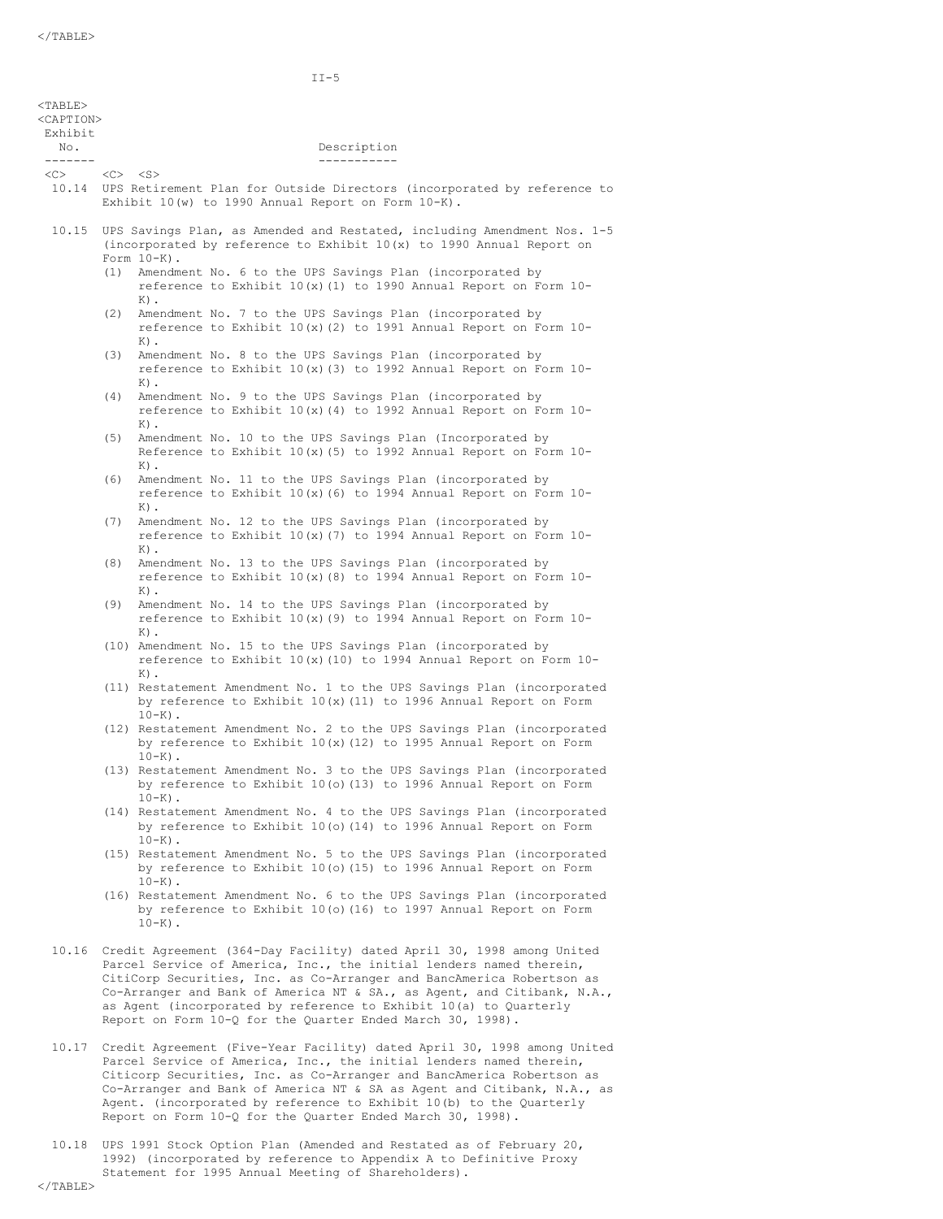| Exhibit No. | Description |
| --- | --- |
| 10.14 | UPS Retirement Plan for Outside Directors (incorporated by reference to Exhibit 10(w) to 1990 Annual Report on Form 10-K). |
| 10.15 | UPS Savings Plan, as Amended and Restated, including Amendment Nos. 1-5 (incorporated by reference to Exhibit 10(x) to 1990 Annual Report on Form 10-K). |
| | (1) Amendment No. 6 to the UPS Savings Plan (incorporated by reference to Exhibit 10(x)(1) to 1990 Annual Report on Form 10-K). |
| | (2) Amendment No. 7 to the UPS Savings Plan (incorporated by reference to Exhibit 10(x)(2) to 1991 Annual Report on Form 10-K). |
| | (3) Amendment No. 8 to the UPS Savings Plan (incorporated by reference to Exhibit 10(x)(3) to 1992 Annual Report on Form 10-K). |
| | (4) Amendment No. 9 to the UPS Savings Plan (incorporated by reference to Exhibit 10(x)(4) to 1992 Annual Report on Form 10-K). |
| | (5) Amendment No. 10 to the UPS Savings Plan (Incorporated by Reference to Exhibit 10(x)(5) to 1992 Annual Report on Form 10-K). |
| | (6) Amendment No. 11 to the UPS Savings Plan (incorporated by reference to Exhibit 10(x)(6) to 1994 Annual Report on Form 10-K). |
| | (7) Amendment No. 12 to the UPS Savings Plan (incorporated by reference to Exhibit 10(x)(7) to 1994 Annual Report on Form 10-K). |
| | (8) Amendment No. 13 to the UPS Savings Plan (incorporated by reference to Exhibit 10(x)(8) to 1994 Annual Report on Form 10-K). |
| | (9) Amendment No. 14 to the UPS Savings Plan (incorporated by reference to Exhibit 10(x)(9) to 1994 Annual Report on Form 10-K). |
| | (10) Amendment No. 15 to the UPS Savings Plan (incorporated by reference to Exhibit 10(x)(10) to 1994 Annual Report on Form 10-K). |
| | (11) Restatement Amendment No. 1 to the UPS Savings Plan (incorporated by reference to Exhibit 10(x)(11) to 1996 Annual Report on Form 10-K). |
| | (12) Restatement Amendment No. 2 to the UPS Savings Plan (incorporated by reference to Exhibit 10(x)(12) to 1995 Annual Report on Form 10-K). |
| | (13) Restatement Amendment No. 3 to the UPS Savings Plan (incorporated by reference to Exhibit 10(o)(13) to 1996 Annual Report on Form 10-K). |
| | (14) Restatement Amendment No. 4 to the UPS Savings Plan (incorporated by reference to Exhibit 10(o)(14) to 1996 Annual Report on Form 10-K). |
| | (15) Restatement Amendment No. 5 to the UPS Savings Plan (incorporated by reference to Exhibit 10(o)(15) to 1996 Annual Report on Form 10-K). |
| | (16) Restatement Amendment No. 6 to the UPS Savings Plan (incorporated by reference to Exhibit 10(o)(16) to 1997 Annual Report on Form 10-K). |
| 10.16 | Credit Agreement (364-Day Facility) dated April 30, 1998 among United Parcel Service of America, Inc., the initial lenders named therein, CitiCorp Securities, Inc. as Co-Arranger and BancAmerica Robertson as Co-Arranger and Bank of America NT & SA., as Agent, and Citibank, N.A., as Agent (incorporated by reference to Exhibit 10(a) to Quarterly Report on Form 10-Q for the Quarter Ended March 30, 1998). |
| 10.17 | Credit Agreement (Five-Year Facility) dated April 30, 1998 among United Parcel Service of America, Inc., the initial lenders named therein, Citicorp Securities, Inc. as Co-Arranger and BancAmerica Robertson as Co-Arranger and Bank of America NT & SA as Agent and Citibank, N.A., as Agent. (incorporated by reference to Exhibit 10(b) to the Quarterly Report on Form 10-Q for the Quarter Ended March 30, 1998). |
| 10.18 | UPS 1991 Stock Option Plan (Amended and Restated as of February 20, 1992) (incorporated by reference to Appendix A to Definitive Proxy Statement for 1995 Annual Meeting of Shareholders). |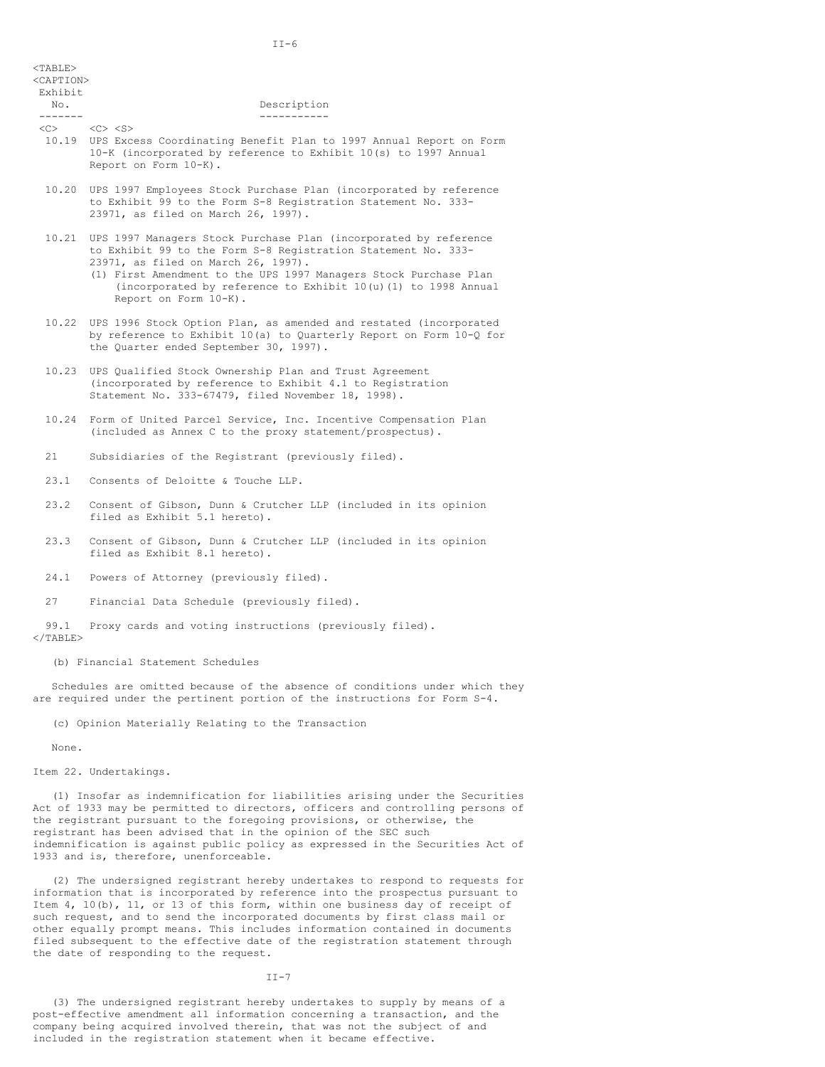| Exhibit No. | Description |
| --- | --- |
| 10.19 | UPS Excess Coordinating Benefit Plan to 1997 Annual Report on Form 10-K (incorporated by reference to Exhibit 10(s) to 1997 Annual Report on Form 10-K). |
| 10.20 | UPS 1997 Employees Stock Purchase Plan (incorporated by reference to Exhibit 99 to the Form S-8 Registration Statement No. 333-23971, as filed on March 26, 1997). |
| 10.21 | UPS 1997 Managers Stock Purchase Plan (incorporated by reference to Exhibit 99 to the Form S-8 Registration Statement No. 333-23971, as filed on March 26, 1997). (1) First Amendment to the UPS 1997 Managers Stock Purchase Plan (incorporated by reference to Exhibit 10(u)(1) to 1998 Annual Report on Form 10-K). |
| 10.22 | UPS 1996 Stock Option Plan, as amended and restated (incorporated by reference to Exhibit 10(a) to Quarterly Report on Form 10-Q for the Quarter ended September 30, 1997). |
| 10.23 | UPS Qualified Stock Ownership Plan and Trust Agreement (incorporated by reference to Exhibit 4.1 to Registration Statement No. 333-67479, filed November 18, 1998). |
| 10.24 | Form of United Parcel Service, Inc. Incentive Compensation Plan (included as Annex C to the proxy statement/prospectus). |
| 21 | Subsidiaries of the Registrant (previously filed). |
| 23.1 | Consents of Deloitte & Touche LLP. |
| 23.2 | Consent of Gibson, Dunn & Crutcher LLP (included in its opinion filed as Exhibit 5.1 hereto). |
| 23.3 | Consent of Gibson, Dunn & Crutcher LLP (included in its opinion filed as Exhibit 8.1 hereto). |
| 24.1 | Powers of Attorney (previously filed). |
| 27 | Financial Data Schedule (previously filed). |
| 99.1 | Proxy cards and voting instructions (previously filed). |

(b) Financial Statement Schedules

Schedules are omitted because of the absence of conditions under which they are required under the pertinent portion of the instructions for Form S-4.

(c) Opinion Materially Relating to the Transaction

None.

Item 22. Undertakings.

(1) Insofar as indemnification for liabilities arising under the Securities Act of 1933 may be permitted to directors, officers and controlling persons of the registrant pursuant to the foregoing provisions, or otherwise, the registrant has been advised that in the opinion of the SEC such indemnification is against public policy as expressed in the Securities Act of 1933 and is, therefore, unenforceable.

(2) The undersigned registrant hereby undertakes to respond to requests for information that is incorporated by reference into the prospectus pursuant to Item 4, 10(b), 11, or 13 of this form, within one business day of receipt of such request, and to send the incorporated documents by first class mail or other equally prompt means. This includes information contained in documents filed subsequent to the effective date of the registration statement through the date of responding to the request.

(3) The undersigned registrant hereby undertakes to supply by means of a post-effective amendment all information concerning a transaction, and the company being acquired involved therein, that was not the subject of and included in the registration statement when it became effective.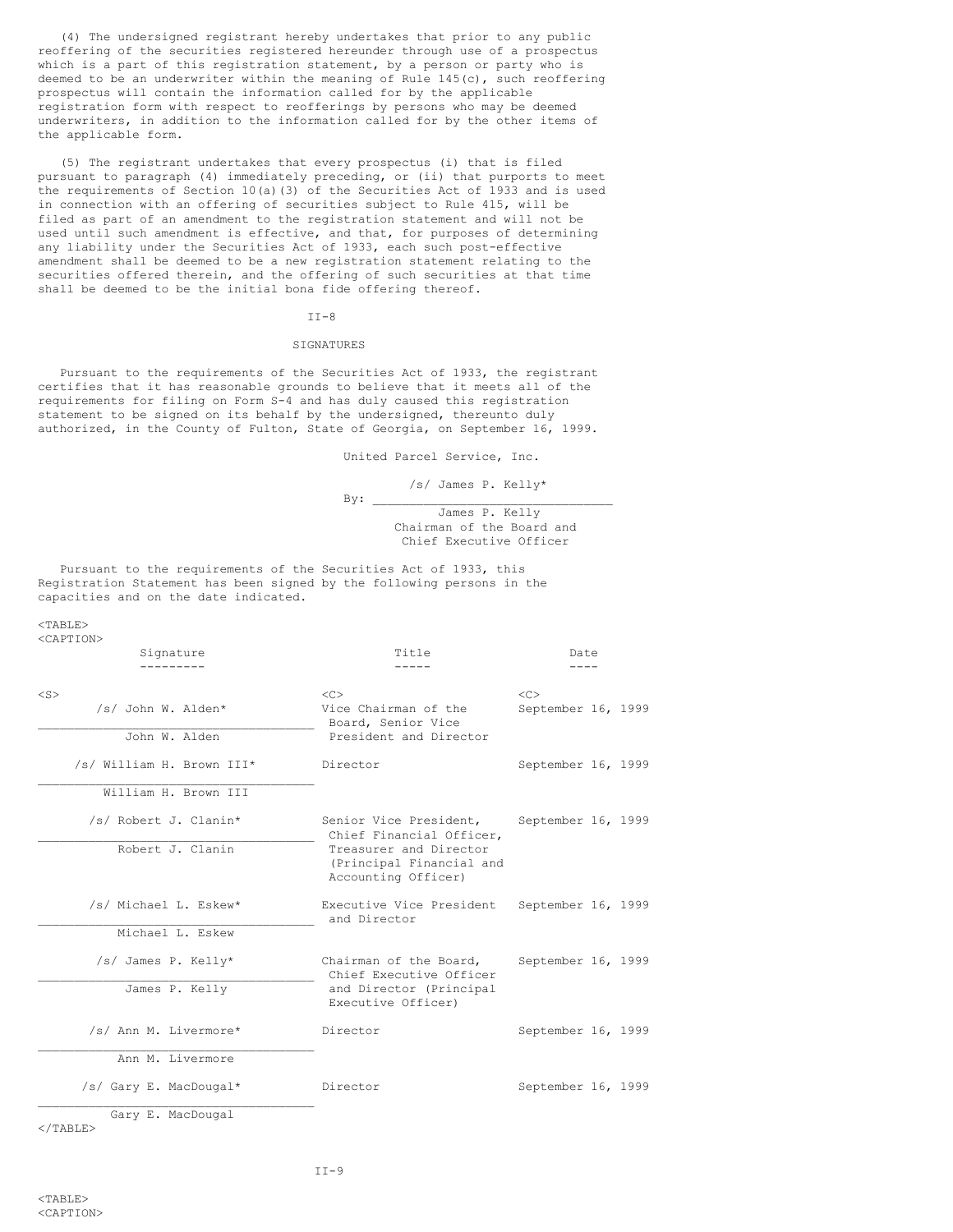(4) The undersigned registrant hereby undertakes that prior to any public reoffering of the securities registered hereunder through use of a prospectus which is a part of this registration statement, by a person or party who is deemed to be an underwriter within the meaning of Rule 145(c), such reoffering prospectus will contain the information called for by the applicable registration form with respect to reofferings by persons who may be deemed underwriters, in addition to the information called for by the other items of the applicable form.

(5) The registrant undertakes that every prospectus (i) that is filed pursuant to paragraph (4) immediately preceding, or (ii) that purports to meet the requirements of Section 10(a)(3) of the Securities Act of 1933 and is used in connection with an offering of securities subject to Rule 415, will be filed as part of an amendment to the registration statement and will not be used until such amendment is effective, and that, for purposes of determining any liability under the Securities Act of 1933, each such post-effective amendment shall be deemed to be a new registration statement relating to the securities offered therein, and the offering of such securities at that time shall be deemed to be the initial bona fide offering thereof.

## SIGNATURES

Pursuant to the requirements of the Securities Act of 1933, the registrant certifies that it has reasonable grounds to believe that it meets all of the requirements for filing on Form S-4 and has duly caused this registration statement to be signed on its behalf by the undersigned, thereunto duly authorized, in the County of Fulton, State of Georgia, on September 16, 1999.

United Parcel Service, Inc.

By: /s/ James P. Kelly*
James P. Kelly
Chairman of the Board and
Chief Executive Officer

Pursuant to the requirements of the Securities Act of 1933, this Registration Statement has been signed by the following persons in the capacities and on the date indicated.

| Signature | Title | Date |
|---|---|---|
| /s/ John W. Alden* <br> John W. Alden | Vice Chairman of the Board, Senior Vice President and Director | September 16, 1999 |
| /s/ William H. Brown III* <br> William H. Brown III | Director | September 16, 1999 |
| /s/ Robert J. Clanin* <br> Robert J. Clanin | Senior Vice President, Chief Financial Officer, Treasurer and Director (Principal Financial and Accounting Officer) | September 16, 1999 |
| /s/ Michael L. Eskew* <br> Michael L. Eskew | Executive Vice President and Director | September 16, 1999 |
| /s/ James P. Kelly* <br> James P. Kelly | Chairman of the Board, Chief Executive Officer and Director (Principal Executive Officer) | September 16, 1999 |
| /s/ Ann M. Livermore* <br> Ann M. Livermore | Director | September 16, 1999 |
| /s/ Gary E. MacDougal* <br> Gary E. MacDougal | Director | September 16, 1999 |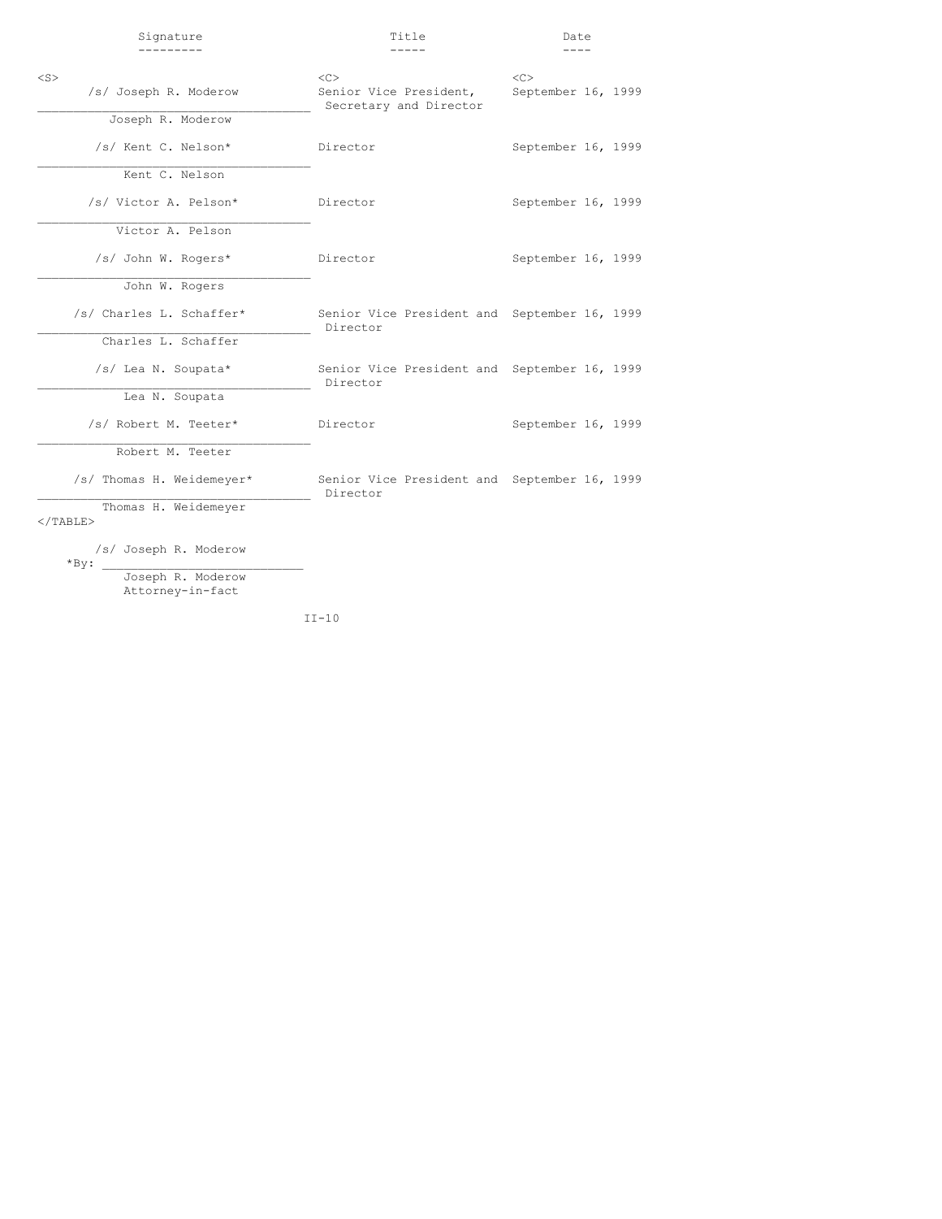| Signature | Title | Date |
|---|---|---|
| /s/ Joseph R. Moderow<br>Joseph R. Moderow | Senior Vice President, Secretary and Director | September 16, 1999 |
| /s/ Kent C. Nelson*<br>Kent C. Nelson | Director | September 16, 1999 |
| /s/ Victor A. Pelson*<br>Victor A. Pelson | Director | September 16, 1999 |
| /s/ John W. Rogers*<br>John W. Rogers | Director | September 16, 1999 |
| /s/ Charles L. Schaffer*<br>Charles L. Schaffer | Senior Vice President and Director | September 16, 1999 |
| /s/ Lea N. Soupata*<br>Lea N. Soupata | Senior Vice President and Director | September 16, 1999 |
| /s/ Robert M. Teeter*<br>Robert M. Teeter | Director | September 16, 1999 |
| /s/ Thomas H. Weidemeyer*<br>Thomas H. Weidemeyer | Senior Vice President and Director | September 16, 1999 |

*By: /s/ Joseph R. Moderow
Joseph R. Moderow
Attorney-in-fact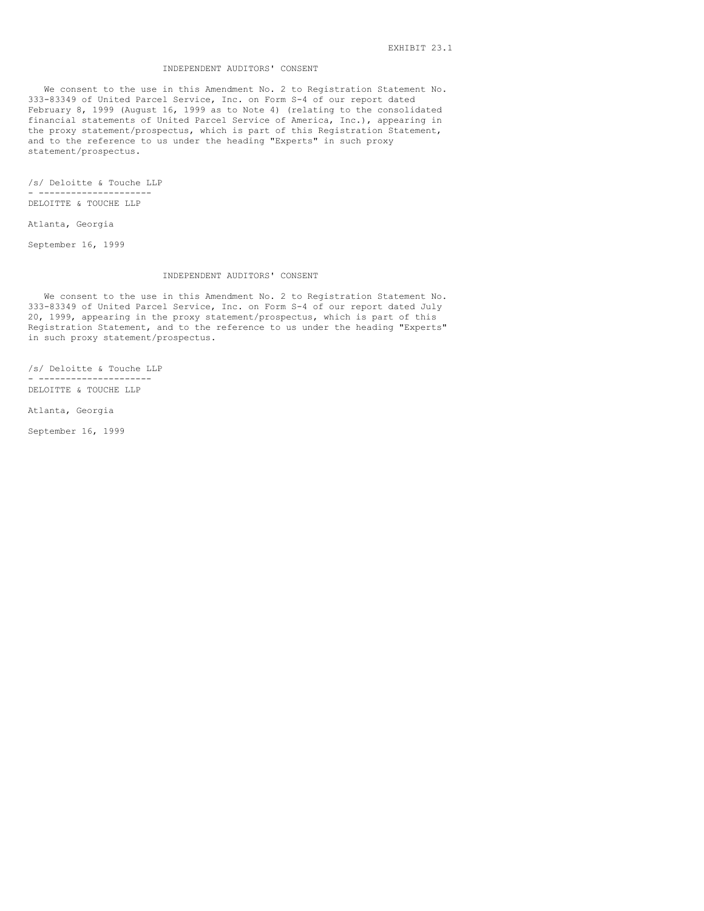EXHIBIT 23.1

## INDEPENDENT AUDITORS' CONSENT

We consent to the use in this Amendment No. 2 to Registration Statement No. 333-83349 of United Parcel Service, Inc. on Form S-4 of our report dated February 8, 1999 (August 16, 1999 as to Note 4) (relating to the consolidated financial statements of United Parcel Service of America, Inc.), appearing in the proxy statement/prospectus, which is part of this Registration Statement, and to the reference to us under the heading "Experts" in such proxy statement/prospectus.

/s/ Deloitte & Touche LLP

---

DELOITTE & TOUCHE LLP

Atlanta, Georgia

September 16, 1999

## INDEPENDENT AUDITORS' CONSENT

We consent to the use in this Amendment No. 2 to Registration Statement No. 333-83349 of United Parcel Service, Inc. on Form S-4 of our report dated July 20, 1999, appearing in the proxy statement/prospectus, which is part of this Registration Statement, and to the reference to us under the heading "Experts" in such proxy statement/prospectus.

/s/ Deloitte & Touche LLP

---

DELOITTE & TOUCHE LLP

Atlanta, Georgia

September 16, 1999